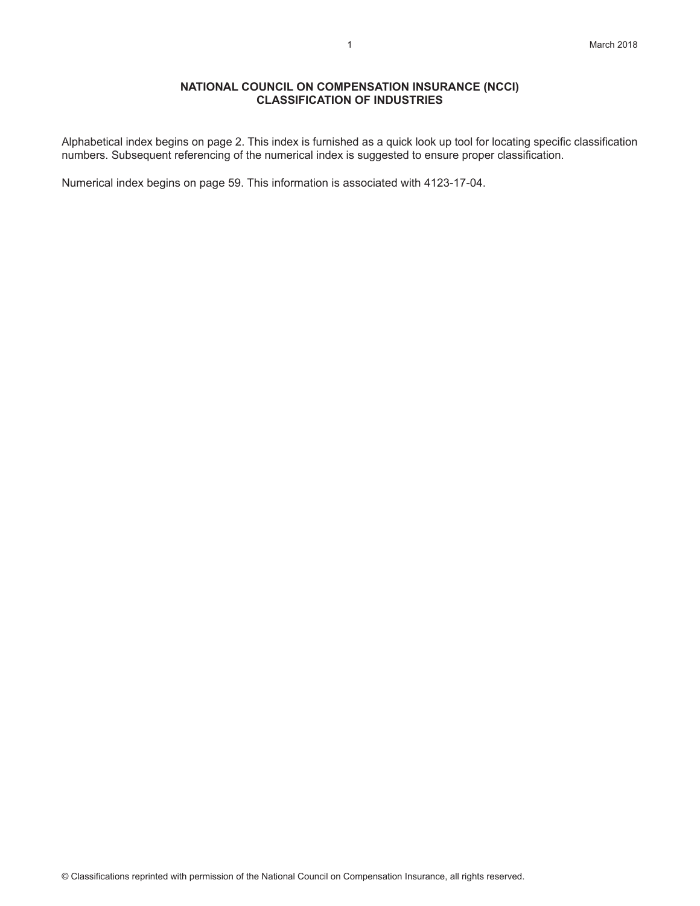# NATIONAL COUNCIL ON COMPENSATION INSURANCE (NCCI)
# CLASSIFICATION OF INDUSTRIES

Alphabetical index begins on page 2. This index is furnished as a quick look up tool for locating specific classification numbers. Subsequent referencing of the numerical index is suggested to ensure proper classification.

Numerical index begins on page 59. This information is associated with 4123-17-04.

© Classifications reprinted with permission of the National Council on Compensation Insurance, all rights reserved.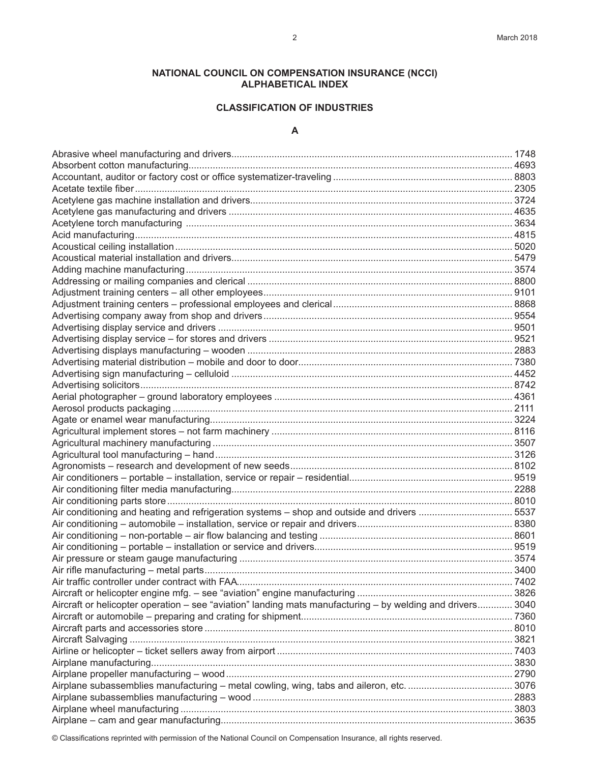**NATIONAL COUNCIL ON COMPENSATION INSURANCE (NCCI)**
**ALPHABETICAL INDEX**

**CLASSIFICATION OF INDUSTRIES**

**A**

| Classification | Code |
|---|---|
| Abrasive wheel manufacturing and drivers | 1748 |
| Absorbent cotton manufacturing | 4693 |
| Accountant, auditor or factory cost or office systematizer-traveling | 8803 |
| Acetate textile fiber | 2305 |
| Acetylene gas machine installation and drivers | 3724 |
| Acetylene gas manufacturing and drivers | 4635 |
| Acetylene torch manufacturing | 3634 |
| Acid manufacturing | 4815 |
| Acoustical ceiling installation | 5020 |
| Acoustical material installation and drivers | 5479 |
| Adding machine manufacturing | 3574 |
| Addressing or mailing companies and clerical | 8800 |
| Adjustment training centers – all other employees | 9101 |
| Adjustment training centers – professional employees and clerical | 8868 |
| Advertising company away from shop and drivers | 9554 |
| Advertising display service and drivers | 9501 |
| Advertising display service – for stores and drivers | 9521 |
| Advertising displays manufacturing – wooden | 2883 |
| Advertising material distribution – mobile and door to door | 7380 |
| Advertising sign manufacturing – celluloid | 4452 |
| Advertising solicitors | 8742 |
| Aerial photographer – ground laboratory employees | 4361 |
| Aerosol products packaging | 2111 |
| Agate or enamel wear manufacturing | 3224 |
| Agricultural implement stores – not farm machinery | 8116 |
| Agricultural machinery manufacturing | 3507 |
| Agricultural tool manufacturing – hand | 3126 |
| Agronomists – research and development of new seeds | 8102 |
| Air conditioners – portable – installation, service or repair – residential | 9519 |
| Air conditioning filter media manufacturing | 2288 |
| Air conditioning parts store | 8010 |
| Air conditioning and heating and refrigeration systems – shop and outside and drivers | 5537 |
| Air conditioning – automobile – installation, service or repair and drivers | 8380 |
| Air conditioning – non-portable – air flow balancing and testing | 8601 |
| Air conditioning – portable – installation or service and drivers | 9519 |
| Air pressure or steam gauge manufacturing | 3574 |
| Air rifle manufacturing – metal parts | 3400 |
| Air traffic controller under contract with FAA | 7402 |
| Aircraft or helicopter engine mfg. – see "aviation" engine manufacturing | 3826 |
| Aircraft or helicopter operation – see "aviation" landing mats manufacturing – by welding and drivers | 3040 |
| Aircraft or automobile – preparing and crating for shipment | 7360 |
| Aircraft parts and accessories store | 8010 |
| Aircraft Salvaging | 3821 |
| Airline or helicopter – ticket sellers away from airport | 7403 |
| Airplane manufacturing | 3830 |
| Airplane propeller manufacturing – wood | 2790 |
| Airplane subassemblies manufacturing – metal cowling, wing, tabs and aileron, etc. | 3076 |
| Airplane subassemblies manufacturing – wood | 2883 |
| Airplane wheel manufacturing | 3803 |
| Airplane – cam and gear manufacturing | 3635 |

© Classifications reprinted with permission of the National Council on Compensation Insurance, all rights reserved.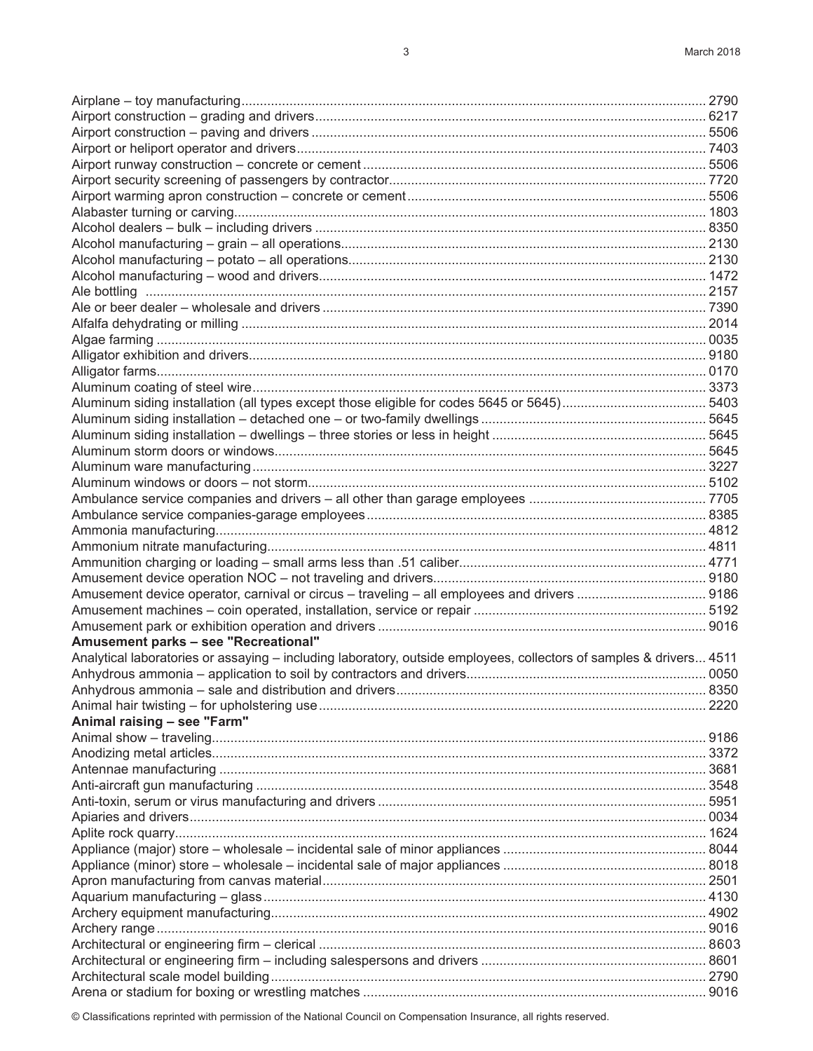Airplane – toy manufacturing ............ 2790
Airport construction – grading and drivers ............ 6217
Airport construction – paving and drivers ............ 5506
Airport or heliport operator and drivers ............ 7403
Airport runway construction – concrete or cement ............ 5506
Airport security screening of passengers by contractor ............ 7720
Airport warming apron construction – concrete or cement ............ 5506
Alabaster turning or carving ............ 1803
Alcohol dealers – bulk – including drivers ............ 8350
Alcohol manufacturing – grain – all operations ............ 2130
Alcohol manufacturing – potato – all operations ............ 2130
Alcohol manufacturing – wood and drivers ............ 1472
Ale bottling ............ 2157
Ale or beer dealer – wholesale and drivers ............ 7390
Alfalfa dehydrating or milling ............ 2014
Algae farming ............ 0035
Alligator exhibition and drivers ............ 9180
Alligator farms ............ 0170
Aluminum coating of steel wire ............ 3373
Aluminum siding installation (all types except those eligible for codes 5645 or 5645) ............ 5403
Aluminum siding installation – detached one – or two-family dwellings ............ 5645
Aluminum siding installation – dwellings – three stories or less in height ............ 5645
Aluminum storm doors or windows ............ 5645
Aluminum ware manufacturing ............ 3227
Aluminum windows or doors – not storm ............ 5102
Ambulance service companies and drivers – all other than garage employees ............ 7705
Ambulance service companies-garage employees ............ 8385
Ammonia manufacturing ............ 4812
Ammonium nitrate manufacturing ............ 4811
Ammunition charging or loading – small arms less than .51 caliber ............ 4771
Amusement device operation NOC – not traveling and drivers ............ 9180
Amusement device operator, carnival or circus – traveling – all employees and drivers ............ 9186
Amusement machines – coin operated, installation, service or repair ............ 5192
Amusement park or exhibition operation and drivers ............ 9016

**Amusement parks – see "Recreational"**

Analytical laboratories or assaying – including laboratory, outside employees, collectors of samples & drivers ... 4511
Anhydrous ammonia – application to soil by contractors and drivers ............ 0050
Anhydrous ammonia – sale and distribution and drivers ............ 8350
Animal hair twisting – for upholstering use ............ 2220

**Animal raising – see "Farm"**

Animal show – traveling ............ 9186
Anodizing metal articles ............ 3372
Antennae manufacturing ............ 3681
Anti-aircraft gun manufacturing ............ 3548
Anti-toxin, serum or virus manufacturing and drivers ............ 5951
Apiaries and drivers ............ 0034
Aplite rock quarry ............ 1624
Appliance (major) store – wholesale – incidental sale of minor appliances ............ 8044
Appliance (minor) store – wholesale – incidental sale of major appliances ............ 8018
Apron manufacturing from canvas material ............ 2501
Aquarium manufacturing – glass ............ 4130
Archery equipment manufacturing ............ 4902
Archery range ............ 9016
Architectural or engineering firm – clerical ............ 8603
Architectural or engineering firm – including salespersons and drivers ............ 8601
Architectural scale model building ............ 2790
Arena or stadium for boxing or wrestling matches ............ 9016

© Classifications reprinted with permission of the National Council on Compensation Insurance, all rights reserved.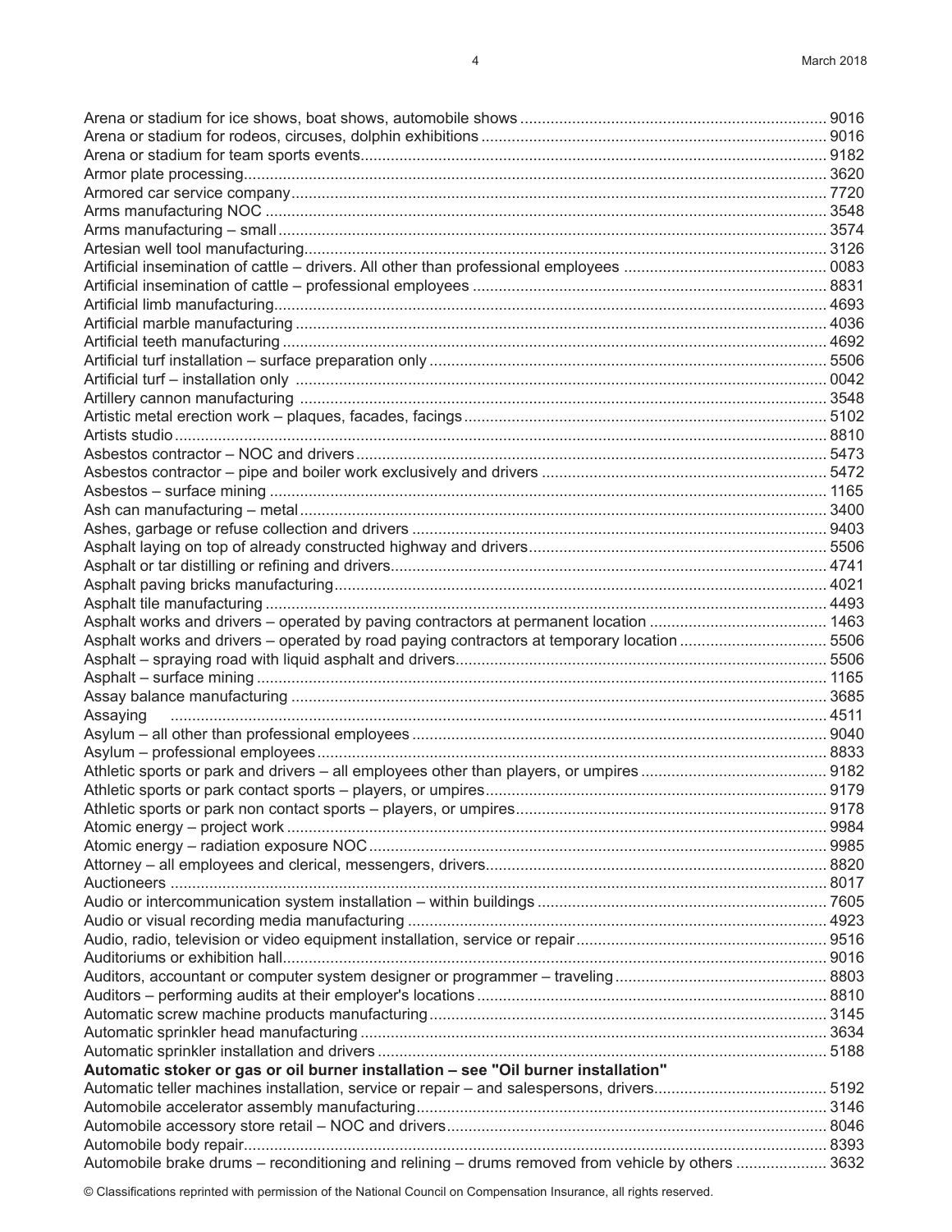Arena or stadium for ice shows, boat shows, automobile shows ........ 9016
Arena or stadium for rodeos, circuses, dolphin exhibitions ........ 9016
Arena or stadium for team sports events........ 9182
Armor plate processing........ 3620
Armored car service company........ 7720
Arms manufacturing NOC ........ 3548
Arms manufacturing – small ........ 3574
Artesian well tool manufacturing........ 3126
Artificial insemination of cattle – drivers. All other than professional employees ........ 0083
Artificial insemination of cattle – professional employees ........ 8831
Artificial limb manufacturing........ 4693
Artificial marble manufacturing ........ 4036
Artificial teeth manufacturing ........ 4692
Artificial turf installation – surface preparation only ........ 5506
Artificial turf – installation only ........ 0042
Artillery cannon manufacturing ........ 3548
Artistic metal erection work – plaques, facades, facings........ 5102
Artists studio........ 8810
Asbestos contractor – NOC and drivers........ 5473
Asbestos contractor – pipe and boiler work exclusively and drivers ........ 5472
Asbestos – surface mining ........ 1165
Ash can manufacturing – metal........ 3400
Ashes, garbage or refuse collection and drivers ........ 9403
Asphalt laying on top of already constructed highway and drivers........ 5506
Asphalt or tar distilling or refining and drivers........ 4741
Asphalt paving bricks manufacturing........ 4021
Asphalt tile manufacturing ........ 4493
Asphalt works and drivers – operated by paving contractors at permanent location ........ 1463
Asphalt works and drivers – operated by road paying contractors at temporary location ........ 5506
Asphalt – spraying road with liquid asphalt and drivers........ 5506
Asphalt – surface mining ........ 1165
Assay balance manufacturing ........ 3685
Assaying ........ 4511
Asylum – all other than professional employees ........ 9040
Asylum – professional employees........ 8833
Athletic sports or park and drivers – all employees other than players, or umpires ........ 9182
Athletic sports or park contact sports – players, or umpires........ 9179
Athletic sports or park non contact sports – players, or umpires........ 9178
Atomic energy – project work ........ 9984
Atomic energy – radiation exposure NOC........ 9985
Attorney – all employees and clerical, messengers, drivers........ 8820
Auctioneers ........ 8017
Audio or intercommunication system installation – within buildings ........ 7605
Audio or visual recording media manufacturing ........ 4923
Audio, radio, television or video equipment installation, service or repair........ 9516
Auditoriums or exhibition hall........ 9016
Auditors, accountant or computer system designer or programmer – traveling........ 8803
Auditors – performing audits at their employer's locations ........ 8810
Automatic screw machine products manufacturing........ 3145
Automatic sprinkler head manufacturing ........ 3634
Automatic sprinkler installation and drivers ........ 5188
**Automatic stoker or gas or oil burner installation – see "Oil burner installation"**
Automatic teller machines installation, service or repair – and salespersons, drivers........ 5192
Automobile accelerator assembly manufacturing........ 3146
Automobile accessory store retail – NOC and drivers........ 8046
Automobile body repair........ 8393
Automobile brake drums – reconditioning and relining – drums removed from vehicle by others ........ 3632

© Classifications reprinted with permission of the National Council on Compensation Insurance, all rights reserved.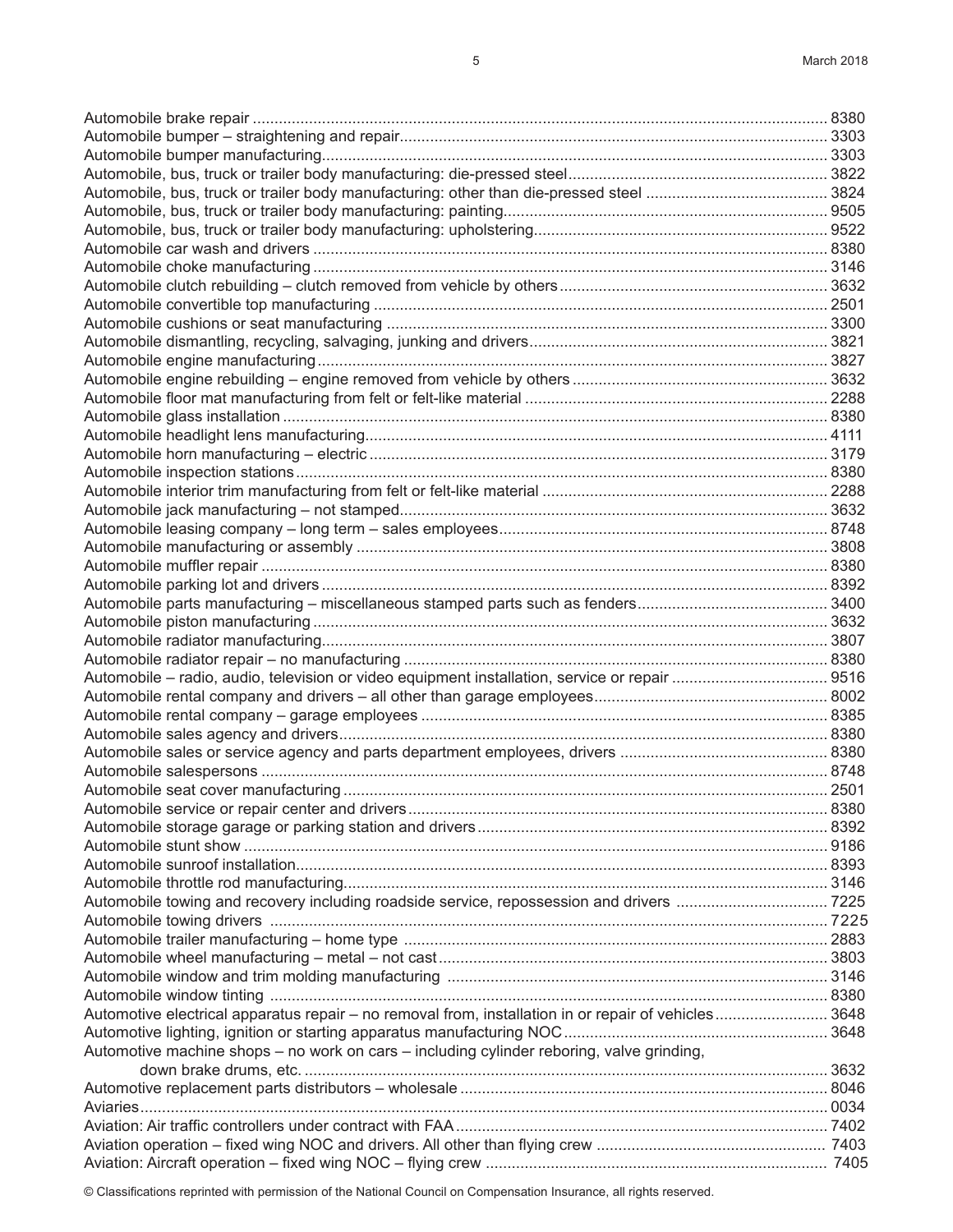| Classification | Code |
|---|---|
| Automobile brake repair | 8380 |
| Automobile bumper – straightening and repair | 3303 |
| Automobile bumper manufacturing | 3303 |
| Automobile, bus, truck or trailer body manufacturing: die-pressed steel | 3822 |
| Automobile, bus, truck or trailer body manufacturing: other than die-pressed steel | 3824 |
| Automobile, bus, truck or trailer body manufacturing: painting | 9505 |
| Automobile, bus, truck or trailer body manufacturing: upholstering | 9522 |
| Automobile car wash and drivers | 8380 |
| Automobile choke manufacturing | 3146 |
| Automobile clutch rebuilding – clutch removed from vehicle by others | 3632 |
| Automobile convertible top manufacturing | 2501 |
| Automobile cushions or seat manufacturing | 3300 |
| Automobile dismantling, recycling, salvaging, junking and drivers | 3821 |
| Automobile engine manufacturing | 3827 |
| Automobile engine rebuilding – engine removed from vehicle by others | 3632 |
| Automobile floor mat manufacturing from felt or felt-like material | 2288 |
| Automobile glass installation | 8380 |
| Automobile headlight lens manufacturing | 4111 |
| Automobile horn manufacturing – electric | 3179 |
| Automobile inspection stations | 8380 |
| Automobile interior trim manufacturing from felt or felt-like material | 2288 |
| Automobile jack manufacturing – not stamped | 3632 |
| Automobile leasing company – long term – sales employees | 8748 |
| Automobile manufacturing or assembly | 3808 |
| Automobile muffler repair | 8380 |
| Automobile parking lot and drivers | 8392 |
| Automobile parts manufacturing – miscellaneous stamped parts such as fenders | 3400 |
| Automobile piston manufacturing | 3632 |
| Automobile radiator manufacturing | 3807 |
| Automobile radiator repair – no manufacturing | 8380 |
| Automobile – radio, audio, television or video equipment installation, service or repair | 9516 |
| Automobile rental company and drivers – all other than garage employees | 8002 |
| Automobile rental company – garage employees | 8385 |
| Automobile sales agency and drivers | 8380 |
| Automobile sales or service agency and parts department employees, drivers | 8380 |
| Automobile salespersons | 8748 |
| Automobile seat cover manufacturing | 2501 |
| Automobile service or repair center and drivers | 8380 |
| Automobile storage garage or parking station and drivers | 8392 |
| Automobile stunt show | 9186 |
| Automobile sunroof installation | 8393 |
| Automobile throttle rod manufacturing | 3146 |
| Automobile towing and recovery including roadside service, repossession and drivers | 7225 |
| Automobile towing drivers | 7225 |
| Automobile trailer manufacturing – home type | 2883 |
| Automobile wheel manufacturing – metal – not cast | 3803 |
| Automobile window and trim molding manufacturing | 3146 |
| Automobile window tinting | 8380 |
| Automotive electrical apparatus repair – no removal from, installation in or repair of vehicles | 3648 |
| Automotive lighting, ignition or starting apparatus manufacturing NOC | 3648 |
| Automotive machine shops – no work on cars – including cylinder reboring, valve grinding, down brake drums, etc. | 3632 |
| Automotive replacement parts distributors – wholesale | 8046 |
| Aviaries | 0034 |
| Aviation: Air traffic controllers under contract with FAA | 7402 |
| Aviation operation – fixed wing NOC and drivers. All other than flying crew | 7403 |
| Aviation: Aircraft operation – fixed wing NOC – flying crew | 7405 |

© Classifications reprinted with permission of the National Council on Compensation Insurance, all rights reserved.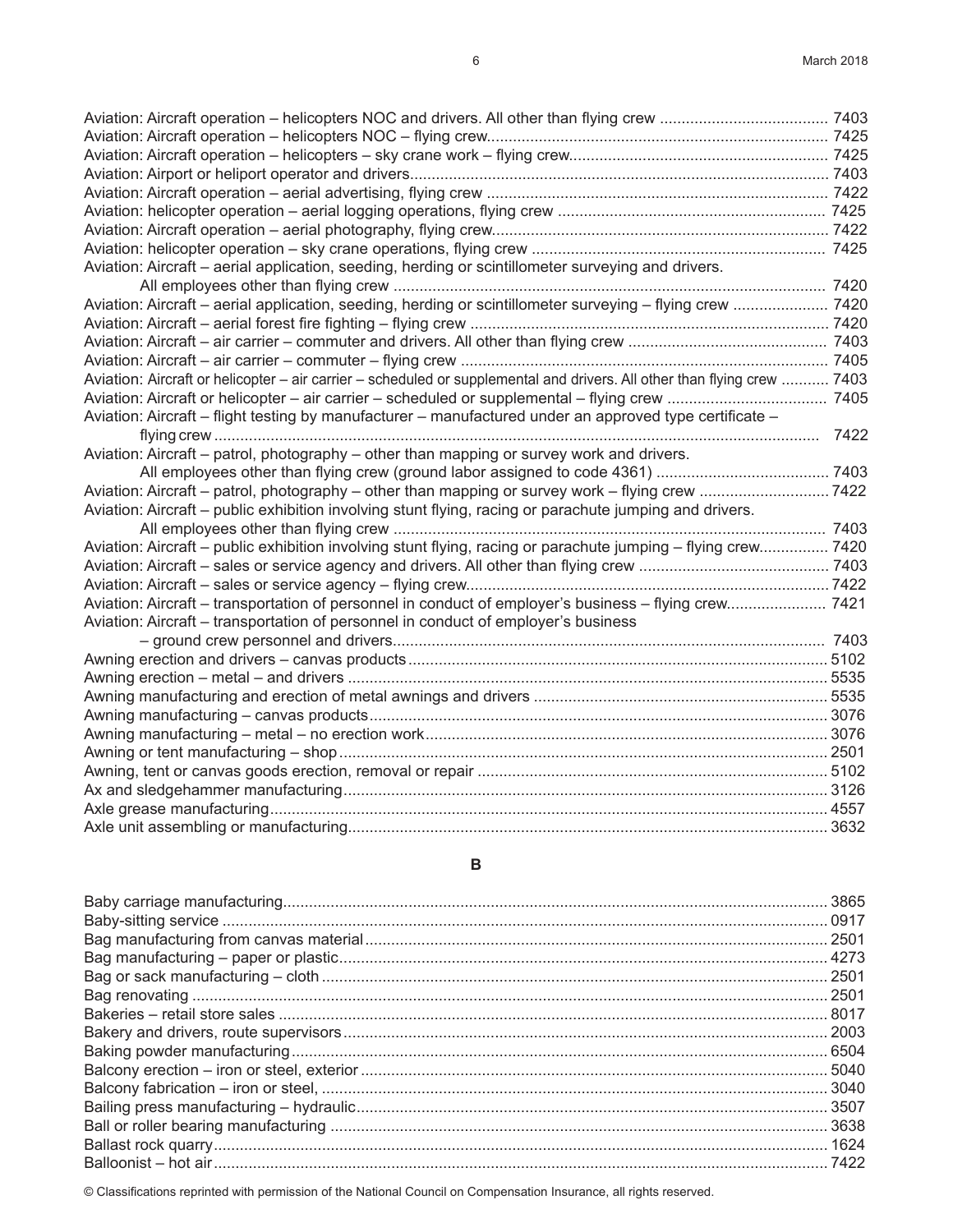Aviation: Aircraft operation – helicopters NOC and drivers. All other than flying crew ....................................... 7403
Aviation: Aircraft operation – helicopters NOC – flying crew.............................................................................. 7425
Aviation: Aircraft operation – helicopters – sky crane work – flying crew............................................................ 7425
Aviation: Airport or heliport operator and drivers................................................................................................ 7403
Aviation: Aircraft operation – aerial advertising, flying crew .............................................................................. 7422
Aviation: helicopter operation – aerial logging operations, flying crew .............................................................. 7425
Aviation: Aircraft operation – aerial photography, flying crew............................................................................. 7422
Aviation: helicopter operation – sky crane operations, flying crew .................................................................... 7425
Aviation: Aircraft – aerial application, seeding, herding or scintillometer surveying and drivers.
    All employees other than flying crew ................................................................................................... 7420
Aviation: Aircraft – aerial application, seeding, herding or scintillometer surveying – flying crew ...................... 7420
Aviation: Aircraft – aerial forest fire fighting – flying crew .................................................................................. 7420
Aviation: Aircraft – air carrier – commuter and drivers. All other than flying crew ............................................. 7403
Aviation: Aircraft – air carrier – commuter – flying crew ..................................................................................... 7405
Aviation: Aircraft or helicopter – air carrier – scheduled or supplemental and drivers. All other than flying crew ........... 7403
Aviation: Aircraft or helicopter – air carrier – scheduled or supplemental – flying crew ..................................... 7405
Aviation: Aircraft – flight testing by manufacturer – manufactured under an approved type certificate –
    flying crew ............................................................................................................................................. 7422
Aviation: Aircraft – patrol, photography – other than mapping or survey work and drivers.
    All employees other than flying crew (ground labor assigned to code 4361) ........................................ 7403
Aviation: Aircraft – patrol, photography – other than mapping or survey work – flying crew .............................. 7422
Aviation: Aircraft – public exhibition involving stunt flying, racing or parachute jumping and drivers.
    All employees other than flying crew ................................................................................................... 7403
Aviation: Aircraft – public exhibition involving stunt flying, racing or parachute jumping – flying crew................ 7420
Aviation: Aircraft – sales or service agency and drivers. All other than flying crew ............................................ 7403
Aviation: Aircraft – sales or service agency – flying crew................................................................................... 7422
Aviation: Aircraft – transportation of personnel in conduct of employer's business – flying crew....................... 7421
Aviation: Aircraft – transportation of personnel in conduct of employer's business
    – ground crew personnel and drivers................................................................................................... 7403
Awning erection and drivers – canvas products ................................................................................................ 5102
Awning erection – metal – and drivers .............................................................................................................. 5535
Awning manufacturing and erection of metal awnings and drivers .................................................................... 5535
Awning manufacturing – canvas products......................................................................................................... 3076
Awning manufacturing – metal – no erection work............................................................................................ 3076
Awning or tent manufacturing – shop ................................................................................................................ 2501
Awning, tent or canvas goods erection, removal or repair ................................................................................ 5102
Ax and sledgehammer manufacturing............................................................................................................... 3126
Axle grease manufacturing................................................................................................................................ 4557
Axle unit assembling or manufacturing.............................................................................................................. 3632

## B

Baby carriage manufacturing............................................................................................................................. 3865
Baby-sitting service ........................................................................................................................................... 0917
Bag manufacturing from canvas material .......................................................................................................... 2501
Bag manufacturing – paper or plastic................................................................................................................ 4273
Bag or sack manufacturing – cloth .................................................................................................................... 2501
Bag renovating .................................................................................................................................................. 2501
Bakeries – retail store sales .............................................................................................................................. 8017
Bakery and drivers, route supervisors ............................................................................................................... 2003
Baking powder manufacturing ........................................................................................................................... 6504
Balcony erection – iron or steel, exterior ........................................................................................................... 5040
Balcony fabrication – iron or steel, .................................................................................................................... 3040
Bailing press manufacturing – hydraulic............................................................................................................ 3507
Ball or roller bearing manufacturing .................................................................................................................. 3638
Ballast rock quarry............................................................................................................................................. 1624
Balloonist – hot air............................................................................................................................................. 7422

© Classifications reprinted with permission of the National Council on Compensation Insurance, all rights reserved.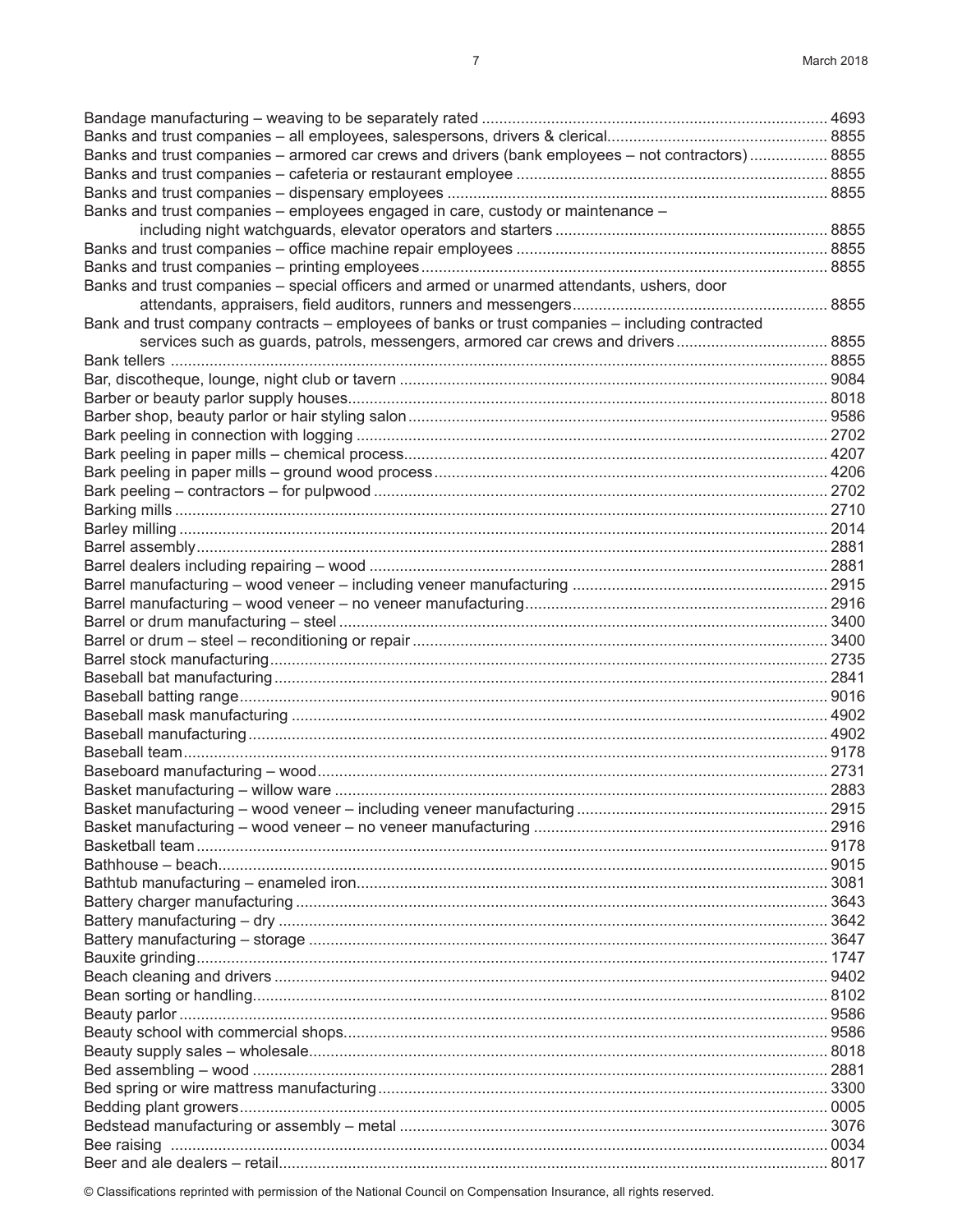| Classification | Code |
|---|---|
| Bandage manufacturing – weaving to be separately rated | 4693 |
| Banks and trust companies – all employees, salespersons, drivers & clerical | 8855 |
| Banks and trust companies – armored car crews and drivers (bank employees – not contractors) | 8855 |
| Banks and trust companies – cafeteria or restaurant employee | 8855 |
| Banks and trust companies – dispensary employees | 8855 |
| Banks and trust companies – employees engaged in care, custody or maintenance – including night watchguards, elevator operators and starters | 8855 |
| Banks and trust companies – office machine repair employees | 8855 |
| Banks and trust companies – printing employees | 8855 |
| Banks and trust companies – special officers and armed or unarmed attendants, ushers, door attendants, appraisers, field auditors, runners and messengers | 8855 |
| Bank and trust company contracts – employees of banks or trust companies – including contracted services such as guards, patrols, messengers, armored car crews and drivers | 8855 |
| Bank tellers | 8855 |
| Bar, discotheque, lounge, night club or tavern | 9084 |
| Barber or beauty parlor supply houses | 8018 |
| Barber shop, beauty parlor or hair styling salon | 9586 |
| Bark peeling in connection with logging | 2702 |
| Bark peeling in paper mills – chemical process | 4207 |
| Bark peeling in paper mills – ground wood process | 4206 |
| Bark peeling – contractors – for pulpwood | 2702 |
| Barking mills | 2710 |
| Barley milling | 2014 |
| Barrel assembly | 2881 |
| Barrel dealers including repairing – wood | 2881 |
| Barrel manufacturing – wood veneer – including veneer manufacturing | 2915 |
| Barrel manufacturing – wood veneer – no veneer manufacturing | 2916 |
| Barrel or drum manufacturing – steel | 3400 |
| Barrel or drum – steel – reconditioning or repair | 3400 |
| Barrel stock manufacturing | 2735 |
| Baseball bat manufacturing | 2841 |
| Baseball batting range | 9016 |
| Baseball mask manufacturing | 4902 |
| Baseball manufacturing | 4902 |
| Baseball team | 9178 |
| Baseboard manufacturing – wood | 2731 |
| Basket manufacturing – willow ware | 2883 |
| Basket manufacturing – wood veneer – including veneer manufacturing | 2915 |
| Basket manufacturing – wood veneer – no veneer manufacturing | 2916 |
| Basketball team | 9178 |
| Bathhouse – beach | 9015 |
| Bathtub manufacturing – enameled iron | 3081 |
| Battery charger manufacturing | 3643 |
| Battery manufacturing – dry | 3642 |
| Battery manufacturing – storage | 3647 |
| Bauxite grinding | 1747 |
| Beach cleaning and drivers | 9402 |
| Bean sorting or handling | 8102 |
| Beauty parlor | 9586 |
| Beauty school with commercial shops | 9586 |
| Beauty supply sales – wholesale | 8018 |
| Bed assembling – wood | 2881 |
| Bed spring or wire mattress manufacturing | 3300 |
| Bedding plant growers | 0005 |
| Bedstead manufacturing or assembly – metal | 3076 |
| Bee raising | 0034 |
| Beer and ale dealers – retail | 8017 |

© Classifications reprinted with permission of the National Council on Compensation Insurance, all rights reserved.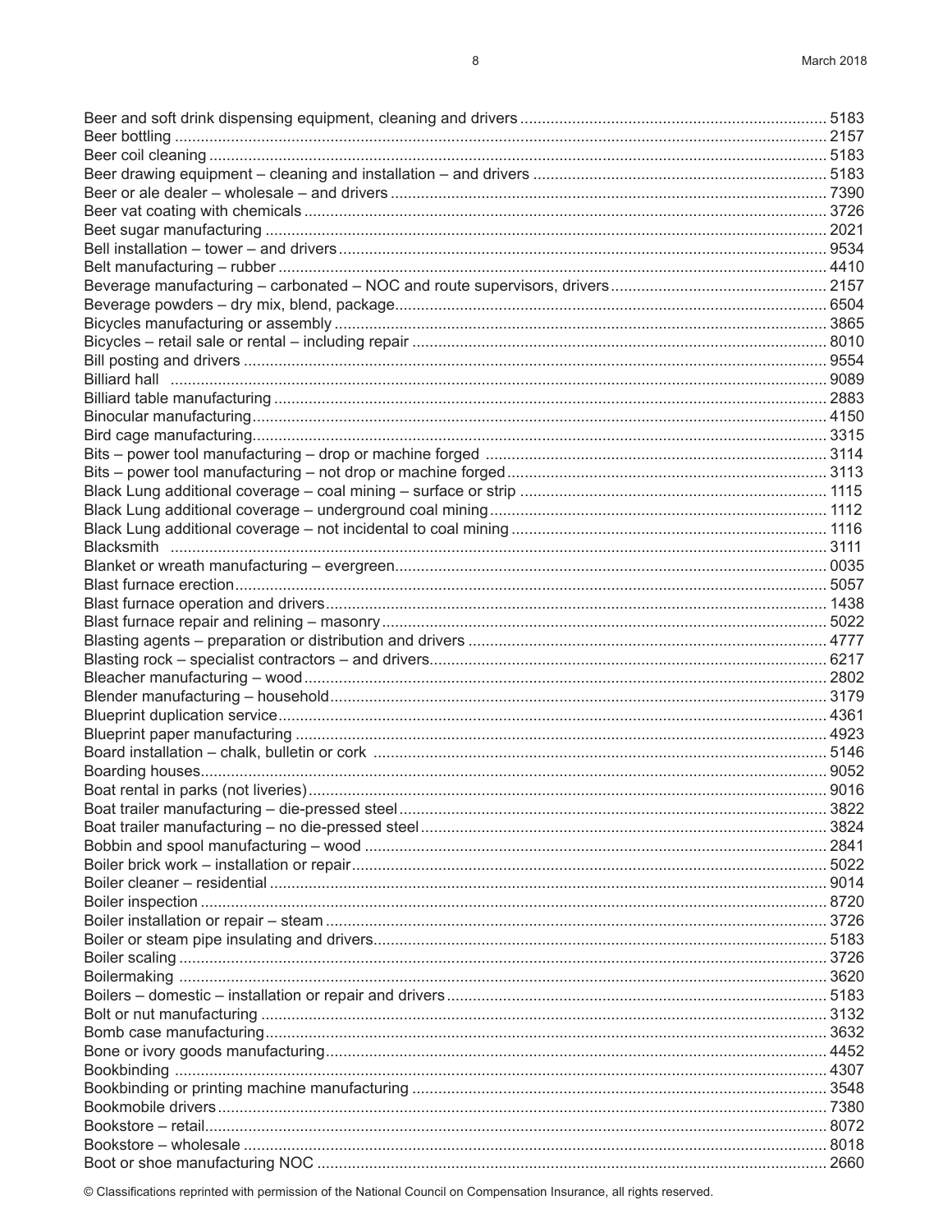| | |
|---|---|
| Beer and soft drink dispensing equipment, cleaning and drivers | 5183 |
| Beer bottling | 2157 |
| Beer coil cleaning | 5183 |
| Beer drawing equipment – cleaning and installation – and drivers | 5183 |
| Beer or ale dealer – wholesale – and drivers | 7390 |
| Beer vat coating with chemicals | 3726 |
| Beet sugar manufacturing | 2021 |
| Bell installation – tower – and drivers | 9534 |
| Belt manufacturing – rubber | 4410 |
| Beverage manufacturing – carbonated – NOC and route supervisors, drivers | 2157 |
| Beverage powders – dry mix, blend, package | 6504 |
| Bicycles manufacturing or assembly | 3865 |
| Bicycles – retail sale or rental – including repair | 8010 |
| Bill posting and drivers | 9554 |
| Billiard hall | 9089 |
| Billiard table manufacturing | 2883 |
| Binocular manufacturing | 4150 |
| Bird cage manufacturing | 3315 |
| Bits – power tool manufacturing – drop or machine forged | 3114 |
| Bits – power tool manufacturing – not drop or machine forged | 3113 |
| Black Lung additional coverage – coal mining – surface or strip | 1115 |
| Black Lung additional coverage – underground coal mining | 1112 |
| Black Lung additional coverage – not incidental to coal mining | 1116 |
| Blacksmith | 3111 |
| Blanket or wreath manufacturing – evergreen | 0035 |
| Blast furnace erection | 5057 |
| Blast furnace operation and drivers | 1438 |
| Blast furnace repair and relining – masonry | 5022 |
| Blasting agents – preparation or distribution and drivers | 4777 |
| Blasting rock – specialist contractors – and drivers | 6217 |
| Bleacher manufacturing – wood | 2802 |
| Blender manufacturing – household | 3179 |
| Blueprint duplication service | 4361 |
| Blueprint paper manufacturing | 4923 |
| Board installation – chalk, bulletin or cork | 5146 |
| Boarding houses | 9052 |
| Boat rental in parks (not liveries) | 9016 |
| Boat trailer manufacturing – die-pressed steel | 3822 |
| Boat trailer manufacturing – no die-pressed steel | 3824 |
| Bobbin and spool manufacturing – wood | 2841 |
| Boiler brick work – installation or repair | 5022 |
| Boiler cleaner – residential | 9014 |
| Boiler inspection | 8720 |
| Boiler installation or repair – steam | 3726 |
| Boiler or steam pipe insulating and drivers | 5183 |
| Boiler scaling | 3726 |
| Boilermaking | 3620 |
| Boilers – domestic – installation or repair and drivers | 5183 |
| Bolt or nut manufacturing | 3132 |
| Bomb case manufacturing | 3632 |
| Bone or ivory goods manufacturing | 4452 |
| Bookbinding | 4307 |
| Bookbinding or printing machine manufacturing | 3548 |
| Bookmobile drivers | 7380 |
| Bookstore – retail | 8072 |
| Bookstore – wholesale | 8018 |
| Boot or shoe manufacturing NOC | 2660 |

© Classifications reprinted with permission of the National Council on Compensation Insurance, all rights reserved.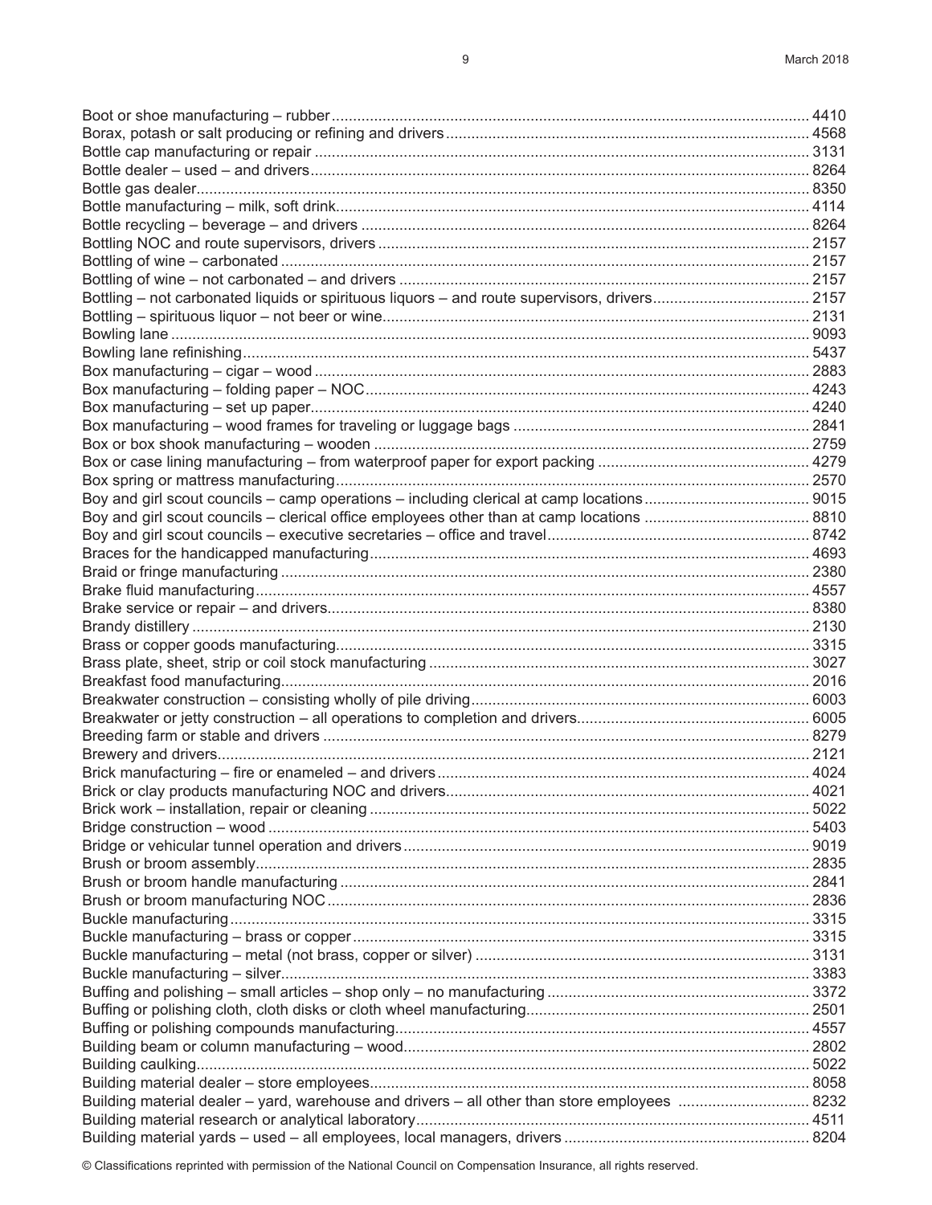| | |
|---|---|
| Boot or shoe manufacturing – rubber | 4410 |
| Borax, potash or salt producing or refining and drivers | 4568 |
| Bottle cap manufacturing or repair | 3131 |
| Bottle dealer – used – and drivers | 8264 |
| Bottle gas dealer | 8350 |
| Bottle manufacturing – milk, soft drink | 4114 |
| Bottle recycling – beverage – and drivers | 8264 |
| Bottling NOC and route supervisors, drivers | 2157 |
| Bottling of wine – carbonated | 2157 |
| Bottling of wine – not carbonated – and drivers | 2157 |
| Bottling – not carbonated liquids or spirituous liquors – and route supervisors, drivers | 2157 |
| Bottling – spirituous liquor – not beer or wine | 2131 |
| Bowling lane | 9093 |
| Bowling lane refinishing | 5437 |
| Box manufacturing – cigar – wood | 2883 |
| Box manufacturing – folding paper – NOC | 4243 |
| Box manufacturing – set up paper | 4240 |
| Box manufacturing – wood frames for traveling or luggage bags | 2841 |
| Box or box shook manufacturing – wooden | 2759 |
| Box or case lining manufacturing – from waterproof paper for export packing | 4279 |
| Box spring or mattress manufacturing | 2570 |
| Boy and girl scout councils – camp operations – including clerical at camp locations | 9015 |
| Boy and girl scout councils – clerical office employees other than at camp locations | 8810 |
| Boy and girl scout councils – executive secretaries – office and travel | 8742 |
| Braces for the handicapped manufacturing | 4693 |
| Braid or fringe manufacturing | 2380 |
| Brake fluid manufacturing | 4557 |
| Brake service or repair – and drivers | 8380 |
| Brandy distillery | 2130 |
| Brass or copper goods manufacturing | 3315 |
| Brass plate, sheet, strip or coil stock manufacturing | 3027 |
| Breakfast food manufacturing | 2016 |
| Breakwater construction – consisting wholly of pile driving | 6003 |
| Breakwater or jetty construction – all operations to completion and drivers | 6005 |
| Breeding farm or stable and drivers | 8279 |
| Brewery and drivers | 2121 |
| Brick manufacturing – fire or enameled – and drivers | 4024 |
| Brick or clay products manufacturing NOC and drivers | 4021 |
| Brick work – installation, repair or cleaning | 5022 |
| Bridge construction – wood | 5403 |
| Bridge or vehicular tunnel operation and drivers | 9019 |
| Brush or broom assembly | 2835 |
| Brush or broom handle manufacturing | 2841 |
| Brush or broom manufacturing NOC | 2836 |
| Buckle manufacturing | 3315 |
| Buckle manufacturing – brass or copper | 3315 |
| Buckle manufacturing – metal (not brass, copper or silver) | 3131 |
| Buckle manufacturing – silver | 3383 |
| Buffing and polishing – small articles – shop only – no manufacturing | 3372 |
| Buffing or polishing cloth, cloth disks or cloth wheel manufacturing | 2501 |
| Buffing or polishing compounds manufacturing | 4557 |
| Building beam or column manufacturing – wood | 2802 |
| Building caulking | 5022 |
| Building material dealer – store employees | 8058 |
| Building material dealer – yard, warehouse and drivers – all other than store employees | 8232 |
| Building material research or analytical laboratory | 4511 |
| Building material yards – used – all employees, local managers, drivers | 8204 |

© Classifications reprinted with permission of the National Council on Compensation Insurance, all rights reserved.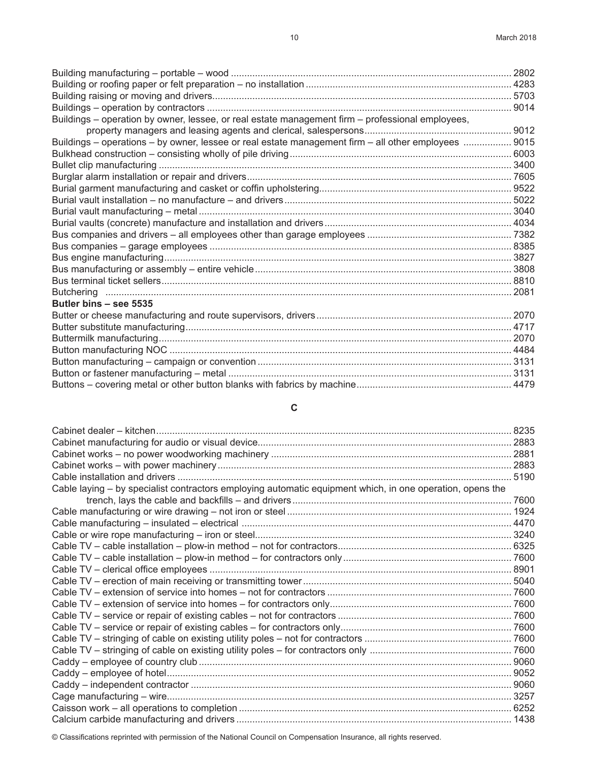Building manufacturing – portable – wood ........................................................................................................ 2802
Building or roofing paper or felt preparation – no installation ............................................................................ 4283
Building raising or moving and drivers............................................................................................................... 5703
Buildings – operation by contractors ................................................................................................................. 9014
Buildings – operation by owner, lessee, or real estate management firm – professional employees, property managers and leasing agents and clerical, salespersons....................................................... 9012
Buildings – operations – by owner, lessee or real estate management firm – all other employees ................. 9015
Bulkhead construction – consisting wholly of pile driving .................................................................................. 6003
Bullet clip manufacturing ................................................................................................................................... 3400
Burglar alarm installation or repair and drivers.................................................................................................. 7605
Burial garment manufacturing and casket or coffin upholstering........................................................................ 9522
Burial vault installation – no manufacture – and drivers .................................................................................... 5022
Burial vault manufacturing – metal .................................................................................................................... 3040
Burial vaults (concrete) manufacture and installation and drivers ..................................................................... 4034
Bus companies and drivers – all employees other than garage employees ..................................................... 7382
Bus companies – garage employees ................................................................................................................ 8385
Bus engine manufacturing................................................................................................................................. 3827
Bus manufacturing or assembly – entire vehicle ............................................................................................... 3808
Bus terminal ticket sellers.................................................................................................................................. 8810
Butchering ....................................................................................................................................................... 2081

**Butler bins – see 5535**

Butter or cheese manufacturing and route supervisors, drivers ......................................................................... 2070
Butter substitute manufacturing......................................................................................................................... 4717
Buttermilk manufacturing................................................................................................................................... 2070
Button manufacturing NOC .............................................................................................................................. 4484
Button manufacturing – campaign or convention .............................................................................................. 3131
Button or fastener manufacturing – metal ......................................................................................................... 3131
Buttons – covering metal or other button blanks with fabrics by machine.......................................................... 4479

## C

Cabinet dealer – kitchen.................................................................................................................................... 8235
Cabinet manufacturing for audio or visual device.............................................................................................. 2883
Cabinet works – no power woodworking machinery ......................................................................................... 2881
Cabinet works – with power machinery ............................................................................................................. 2883
Cable installation and drivers ............................................................................................................................ 5190
Cable laying – by specialist contractors employing automatic equipment which, in one operation, opens the trench, lays the cable and backfills – and drivers .................................................................................. 7600
Cable manufacturing or wire drawing – not iron or steel ................................................................................... 1924
Cable manufacturing – insulated – electrical .................................................................................................... 4470
Cable or wire rope manufacturing – iron or steel............................................................................................... 3240
Cable TV – cable installation – plow-in method – not for contractors................................................................ 6325
Cable TV – cable installation – plow-in method – for contractors only .............................................................. 7600
Cable TV – clerical office employees ................................................................................................................ 8901
Cable TV – erection of main receiving or transmitting tower ............................................................................. 5040
Cable TV – extension of service into homes – not for contractors .................................................................... 7600
Cable TV – extension of service into homes – for contractors only................................................................... 7600
Cable TV – service or repair of existing cables – not for contractors ................................................................ 7600
Cable TV – service or repair of existing cables – for contractors only............................................................... 7600
Cable TV – stringing of cable on existing utility poles – not for contractors ...................................................... 7600
Cable TV – stringing of cable on existing utility poles – for contractors only ..................................................... 7600
Caddy – employee of country club .................................................................................................................... 9060
Caddy – employee of hotel................................................................................................................................ 9052
Caddy – independent contractor ....................................................................................................................... 9060
Cage manufacturing – wire................................................................................................................................ 3257
Caisson work – all operations to completion ..................................................................................................... 6252
Calcium carbide manufacturing and drivers ...................................................................................................... 1438

© Classifications reprinted with permission of the National Council on Compensation Insurance, all rights reserved.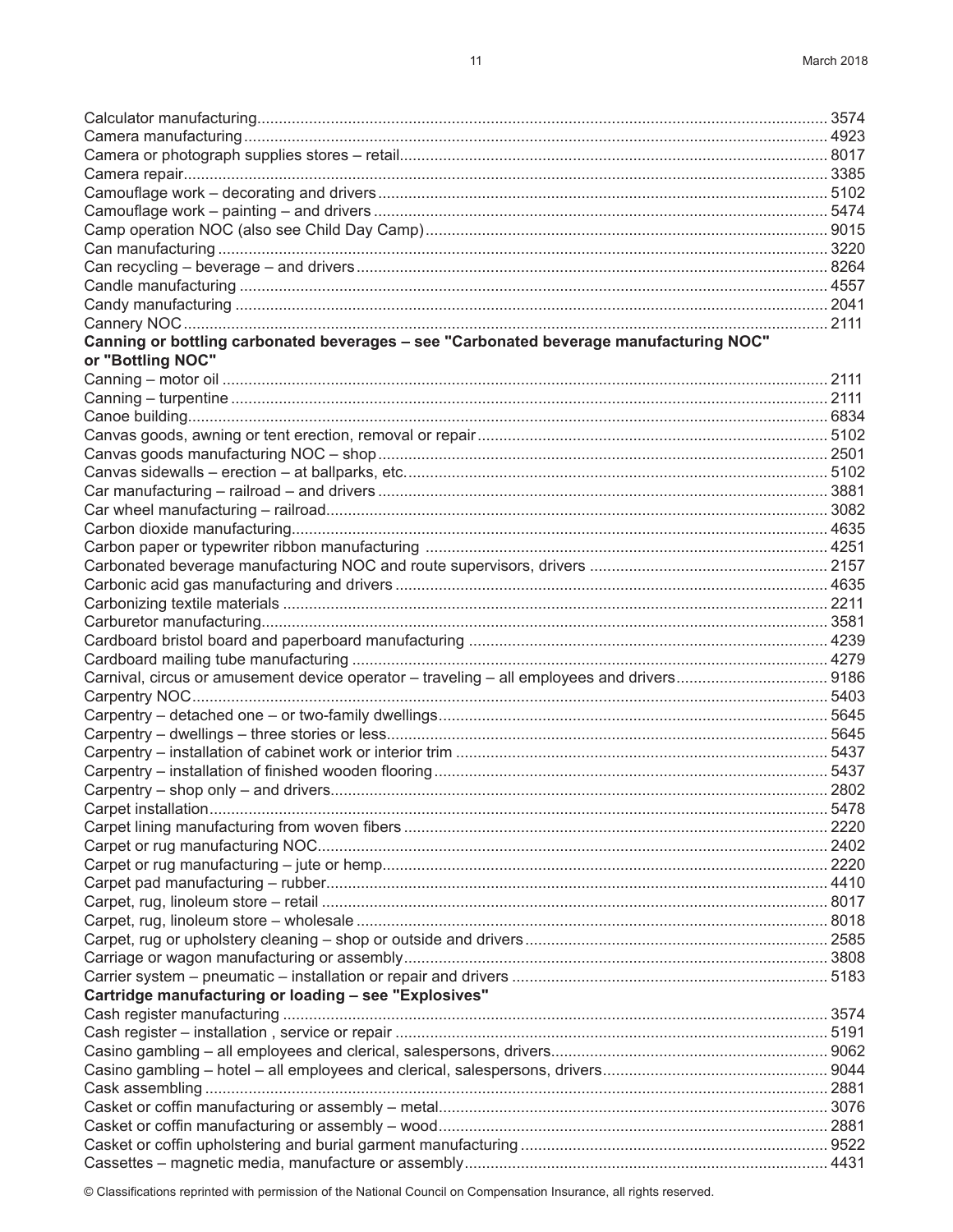Calculator manufacturing.................................................................................................................................. 3574
Camera manufacturing..................................................................................................................................... 4923
Camera or photograph supplies stores – retail................................................................................................. 8017
Camera repair................................................................................................................................................... 3385
Camouflage work – decorating and drivers...................................................................................................... 5102
Camouflage work – painting – and drivers....................................................................................................... 5474
Camp operation NOC (also see Child Day Camp)............................................................................................ 9015
Can manufacturing........................................................................................................................................... 3220
Can recycling – beverage – and drivers........................................................................................................... 8264
Candle manufacturing...................................................................................................................................... 4557
Candy manufacturing....................................................................................................................................... 2041
Cannery NOC................................................................................................................................................... 2111
**Canning or bottling carbonated beverages – see "Carbonated beverage manufacturing NOC" or "Bottling NOC"**
Canning – motor oil.......................................................................................................................................... 2111
Canning – turpentine........................................................................................................................................ 2111
Canoe building.................................................................................................................................................. 6834
Canvas goods, awning or tent erection, removal or repair............................................................................... 5102
Canvas goods manufacturing NOC – shop....................................................................................................... 2501
Canvas sidewalls – erection – at ballparks, etc................................................................................................ 5102
Car manufacturing – railroad – and drivers...................................................................................................... 3881
Car wheel manufacturing – railroad.................................................................................................................. 3082
Carbon dioxide manufacturing.......................................................................................................................... 4635
Carbon paper or typewriter ribbon manufacturing............................................................................................ 4251
Carbonated beverage manufacturing NOC and route supervisors, drivers...................................................... 2157
Carbonic acid gas manufacturing and drivers.................................................................................................. 4635
Carbonizing textile materials............................................................................................................................ 2211
Carburetor manufacturing................................................................................................................................. 3581
Cardboard bristol board and paperboard manufacturing.................................................................................. 4239
Cardboard mailing tube manufacturing............................................................................................................ 4279
Carnival, circus or amusement device operator – traveling – all employees and drivers.................................. 9186
Carpentry NOC................................................................................................................................................. 5403
Carpentry – detached one – or two-family dwellings........................................................................................ 5645
Carpentry – dwellings – three stories or less.................................................................................................... 5645
Carpentry – installation of cabinet work or interior trim.................................................................................... 5437
Carpentry – installation of finished wooden flooring......................................................................................... 5437
Carpentry – shop only – and drivers................................................................................................................. 2802
Carpet installation............................................................................................................................................. 5478
Carpet lining manufacturing from woven fibers................................................................................................ 2220
Carpet or rug manufacturing NOC.................................................................................................................... 2402
Carpet or rug manufacturing – jute or hemp..................................................................................................... 2220
Carpet pad manufacturing – rubber.................................................................................................................. 4410
Carpet, rug, linoleum store – retail................................................................................................................... 8017
Carpet, rug, linoleum store – wholesale........................................................................................................... 8018
Carpet, rug or upholstery cleaning – shop or outside and drivers..................................................................... 2585
Carriage or wagon manufacturing or assembly................................................................................................ 3808
Carrier system – pneumatic – installation or repair and drivers........................................................................ 5183
**Cartridge manufacturing or loading – see "Explosives"**
Cash register manufacturing............................................................................................................................ 3574
Cash register – installation , service or repair.................................................................................................. 5191
Casino gambling – all employees and clerical, salespersons, drivers............................................................... 9062
Casino gambling – hotel – all employees and clerical, salespersons, drivers................................................... 9044
Cask assembling............................................................................................................................................... 2881
Casket or coffin manufacturing or assembly – metal......................................................................................... 3076
Casket or coffin manufacturing or assembly – wood........................................................................................ 2881
Casket or coffin upholstering and burial garment manufacturing...................................................................... 9522
Cassettes – magnetic media, manufacture or assembly................................................................................... 4431

© Classifications reprinted with permission of the National Council on Compensation Insurance, all rights reserved.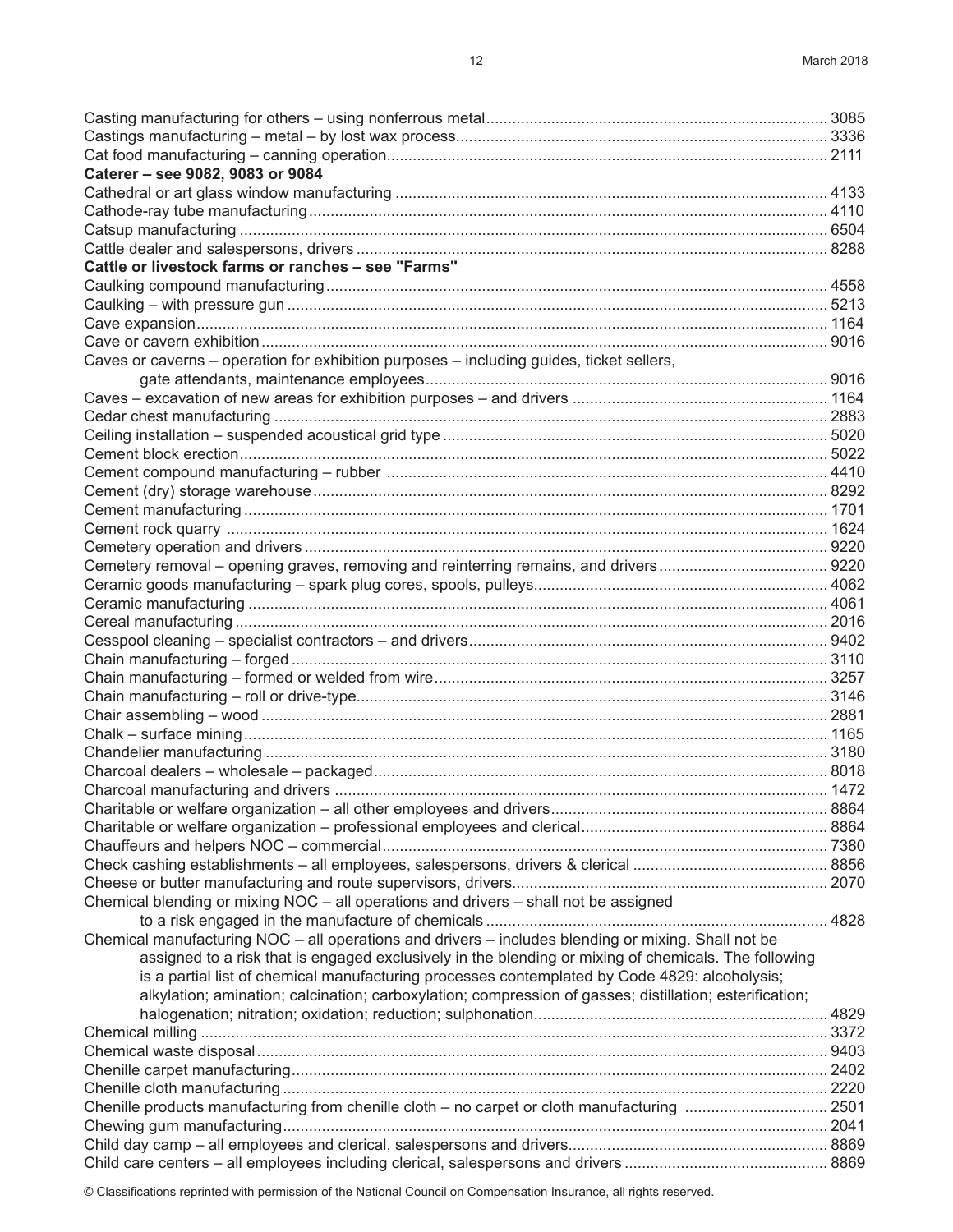Casting manufacturing for others – using nonferrous metal.............................................................................. 3085
Castings manufacturing – metal – by lost wax process..................................................................................... 3336
Cat food manufacturing – canning operation..................................................................................................... 2111
**Caterer – see 9082, 9083 or 9084**
Cathedral or art glass window manufacturing .................................................................................................. 4133
Cathode-ray tube manufacturing....................................................................................................................... 4110
Catsup manufacturing ....................................................................................................................................... 6504
Cattle dealer and salespersons, drivers ............................................................................................................ 8288
**Cattle or livestock farms or ranches – see "Farms"**
Caulking compound manufacturing.................................................................................................................. 4558
Caulking – with pressure gun ............................................................................................................................ 5213
Cave expansion................................................................................................................................................. 1164
Cave or cavern exhibition.................................................................................................................................. 9016
Caves or caverns – operation for exhibition purposes – including guides, ticket sellers,
gate attendants, maintenance employees............................................................................................ 9016
Caves – excavation of new areas for exhibition purposes – and drivers ........................................................... 1164
Cedar chest manufacturing ............................................................................................................................... 2883
Ceiling installation – suspended acoustical grid type ........................................................................................ 5020
Cement block erection....................................................................................................................................... 5022
Cement compound manufacturing – rubber ..................................................................................................... 4410
Cement (dry) storage warehouse...................................................................................................................... 8292
Cement manufacturing ...................................................................................................................................... 1701
Cement rock quarry .......................................................................................................................................... 1624
Cemetery operation and drivers ........................................................................................................................ 9220
Cemetery removal – opening graves, removing and reinterring remains, and drivers....................................... 9220
Ceramic goods manufacturing – spark plug cores, spools, pulleys................................................................... 4062
Ceramic manufacturing ..................................................................................................................................... 4061
Cereal manufacturing........................................................................................................................................ 2016
Cesspool cleaning – specialist contractors – and drivers.................................................................................. 9402
Chain manufacturing – forged........................................................................................................................... 3110
Chain manufacturing – formed or welded from wire.......................................................................................... 3257
Chain manufacturing – roll or drive-type............................................................................................................ 3146
Chair assembling – wood.................................................................................................................................. 2881
Chalk – surface mining...................................................................................................................................... 1165
Chandelier manufacturing ................................................................................................................................. 3180
Charcoal dealers – wholesale – packaged........................................................................................................ 8018
Charcoal manufacturing and drivers ................................................................................................................. 1472
Charitable or welfare organization – all other employees and drivers............................................................... 8864
Charitable or welfare organization – professional employees and clerical........................................................ 8864
Chauffeurs and helpers NOC – commercial...................................................................................................... 7380
Check cashing establishments – all employees, salespersons, drivers & clerical ............................................. 8856
Cheese or butter manufacturing and route supervisors, drivers........................................................................ 2070
Chemical blending or mixing NOC – all operations and drivers – shall not be assigned
to a risk engaged in the manufacture of chemicals ............................................................................... 4828
Chemical manufacturing NOC – all operations and drivers – includes blending or mixing. Shall not be
assigned to a risk that is engaged exclusively in the blending or mixing of chemicals. The following
is a partial list of chemical manufacturing processes contemplated by Code 4829: alcoholysis;
alkylation; amination; calcination; carboxylation; compression of gasses; distillation; esterification;
halogenation; nitration; oxidation; reduction; sulphonation.................................................................... 4829
Chemical milling ................................................................................................................................................ 3372
Chemical waste disposal................................................................................................................................... 9403
Chenille carpet manufacturing........................................................................................................................... 2402
Chenille cloth manufacturing ............................................................................................................................. 2220
Chenille products manufacturing from chenille cloth – no carpet or cloth manufacturing ................................. 2501
Chewing gum manufacturing............................................................................................................................. 2041
Child day camp – all employees and clerical, salespersons and drivers............................................................ 8869
Child care centers – all employees including clerical, salespersons and drivers ............................................... 8869

© Classifications reprinted with permission of the National Council on Compensation Insurance, all rights reserved.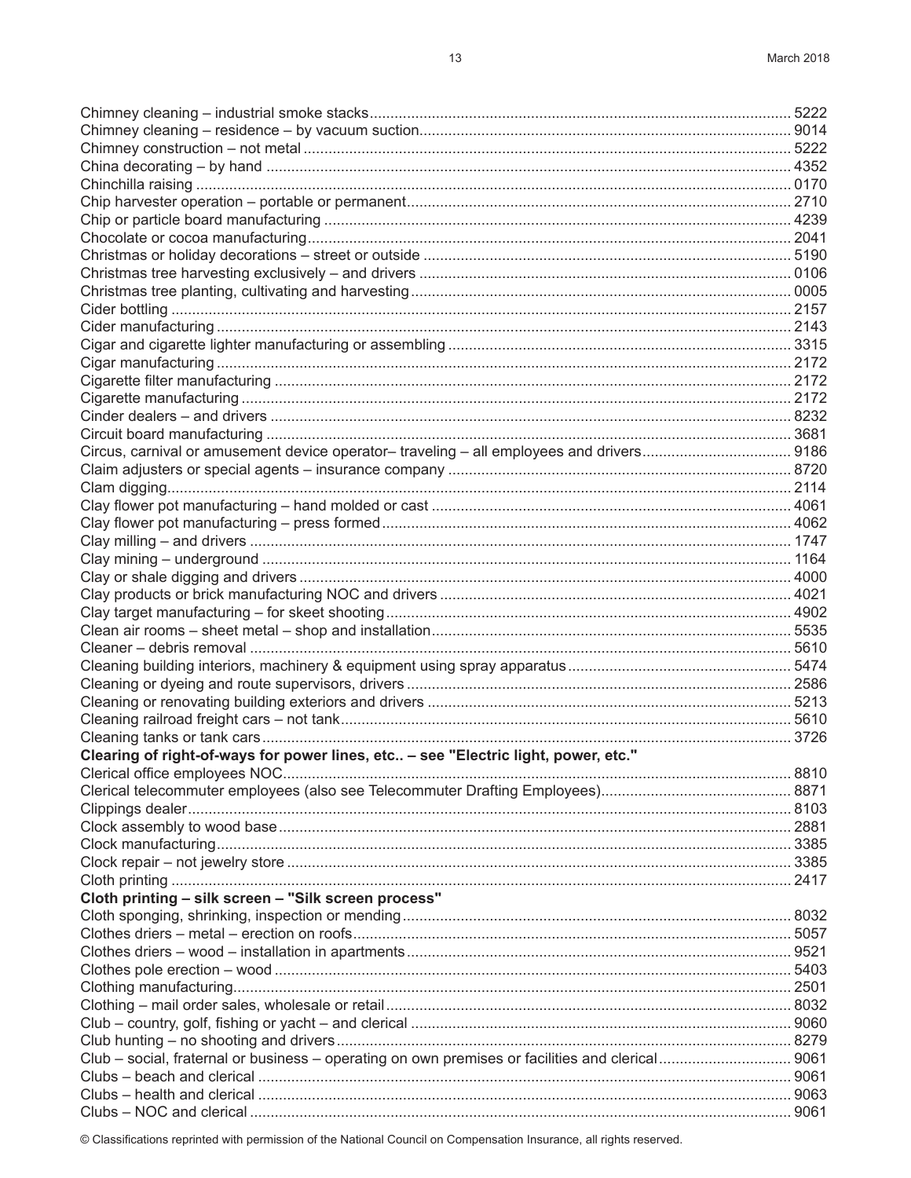| Classification | Code |
|---|---|
| Chimney cleaning – industrial smoke stacks | 5222 |
| Chimney cleaning – residence – by vacuum suction | 9014 |
| Chimney construction – not metal | 5222 |
| China decorating – by hand | 4352 |
| Chinchilla raising | 0170 |
| Chip harvester operation – portable or permanent | 2710 |
| Chip or particle board manufacturing | 4239 |
| Chocolate or cocoa manufacturing | 2041 |
| Christmas or holiday decorations – street or outside | 5190 |
| Christmas tree harvesting exclusively – and drivers | 0106 |
| Christmas tree planting, cultivating and harvesting | 0005 |
| Cider bottling | 2157 |
| Cider manufacturing | 2143 |
| Cigar and cigarette lighter manufacturing or assembling | 3315 |
| Cigar manufacturing | 2172 |
| Cigarette filter manufacturing | 2172 |
| Cigarette manufacturing | 2172 |
| Cinder dealers – and drivers | 8232 |
| Circuit board manufacturing | 3681 |
| Circus, carnival or amusement device operator– traveling – all employees and drivers | 9186 |
| Claim adjusters or special agents – insurance company | 8720 |
| Clam digging | 2114 |
| Clay flower pot manufacturing – hand molded or cast | 4061 |
| Clay flower pot manufacturing – press formed | 4062 |
| Clay milling – and drivers | 1747 |
| Clay mining – underground | 1164 |
| Clay or shale digging and drivers | 4000 |
| Clay products or brick manufacturing NOC and drivers | 4021 |
| Clay target manufacturing – for skeet shooting | 4902 |
| Clean air rooms – sheet metal – shop and installation | 5535 |
| Cleaner – debris removal | 5610 |
| Cleaning building interiors, machinery & equipment using spray apparatus | 5474 |
| Cleaning or dyeing and route supervisors, drivers | 2586 |
| Cleaning or renovating building exteriors and drivers | 5213 |
| Cleaning railroad freight cars – not tank | 5610 |
| Cleaning tanks or tank cars | 3726 |
| **Clearing of right-of-ways for power lines, etc.. – see "Electric light, power, etc."** | |
| Clerical office employees NOC | 8810 |
| Clerical telecommuter employees (also see Telecommuter Drafting Employees) | 8871 |
| Clippings dealer | 8103 |
| Clock assembly to wood base | 2881 |
| Clock manufacturing | 3385 |
| Clock repair – not jewelry store | 3385 |
| Cloth printing | 2417 |
| **Cloth printing – silk screen – "Silk screen process"** | |
| Cloth sponging, shrinking, inspection or mending | 8032 |
| Clothes driers – metal – erection on roofs | 5057 |
| Clothes driers – wood – installation in apartments | 9521 |
| Clothes pole erection – wood | 5403 |
| Clothing manufacturing | 2501 |
| Clothing – mail order sales, wholesale or retail | 8032 |
| Club – country, golf, fishing or yacht – and clerical | 9060 |
| Club hunting – no shooting and drivers | 8279 |
| Club – social, fraternal or business – operating on own premises or facilities and clerical | 9061 |
| Clubs – beach and clerical | 9061 |
| Clubs – health and clerical | 9063 |
| Clubs – NOC and clerical | 9061 |

© Classifications reprinted with permission of the National Council on Compensation Insurance, all rights reserved.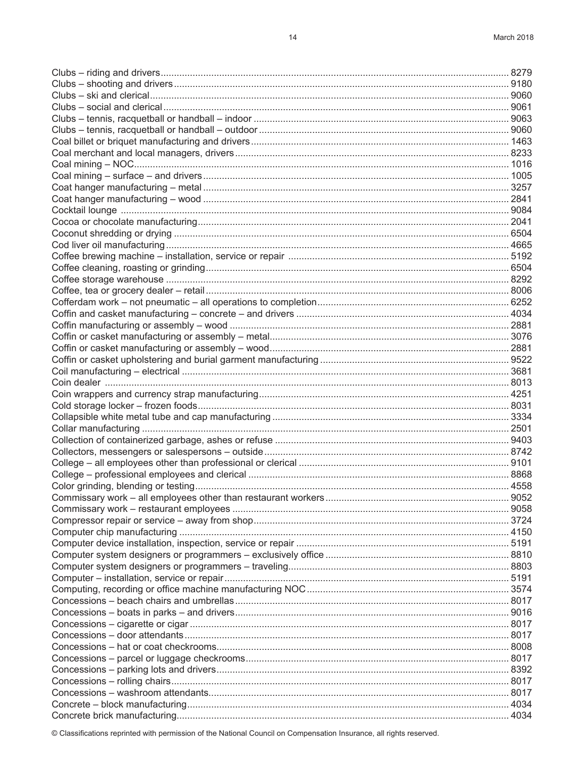| | |
|---|---|
| Clubs – riding and drivers | 8279 |
| Clubs – shooting and drivers | 9180 |
| Clubs – ski and clerical | 9060 |
| Clubs – social and clerical | 9061 |
| Clubs – tennis, racquetball or handball – indoor | 9063 |
| Clubs – tennis, racquetball or handball – outdoor | 9060 |
| Coal billet or briquet manufacturing and drivers | 1463 |
| Coal merchant and local managers, drivers | 8233 |
| Coal mining – NOC | 1016 |
| Coal mining – surface – and drivers | 1005 |
| Coat hanger manufacturing – metal | 3257 |
| Coat hanger manufacturing – wood | 2841 |
| Cocktail lounge | 9084 |
| Cocoa or chocolate manufacturing | 2041 |
| Coconut shredding or drying | 6504 |
| Cod liver oil manufacturing | 4665 |
| Coffee brewing machine – installation, service or repair | 5192 |
| Coffee cleaning, roasting or grinding | 6504 |
| Coffee storage warehouse | 8292 |
| Coffee, tea or grocery dealer – retail | 8006 |
| Cofferdam work – not pneumatic – all operations to completion | 6252 |
| Coffin and casket manufacturing – concrete – and drivers | 4034 |
| Coffin manufacturing or assembly – wood | 2881 |
| Coffin or casket manufacturing or assembly – metal | 3076 |
| Coffin or casket manufacturing or assembly – wood | 2881 |
| Coffin or casket upholstering and burial garment manufacturing | 9522 |
| Coil manufacturing – electrical | 3681 |
| Coin dealer | 8013 |
| Coin wrappers and currency strap manufacturing | 4251 |
| Cold storage locker – frozen foods | 8031 |
| Collapsible white metal tube and cap manufacturing | 3334 |
| Collar manufacturing | 2501 |
| Collection of containerized garbage, ashes or refuse | 9403 |
| Collectors, messengers or salespersons – outside | 8742 |
| College – all employees other than professional or clerical | 9101 |
| College – professional employees and clerical | 8868 |
| Color grinding, blending or testing | 4558 |
| Commissary work – all employees other than restaurant workers | 9052 |
| Commissary work – restaurant employees | 9058 |
| Compressor repair or service – away from shop | 3724 |
| Computer chip manufacturing | 4150 |
| Computer device installation, inspection, service or repair | 5191 |
| Computer system designers or programmers – exclusively office | 8810 |
| Computer system designers or programmers – traveling | 8803 |
| Computer – installation, service or repair | 5191 |
| Computing, recording or office machine manufacturing NOC | 3574 |
| Concessions – beach chairs and umbrellas | 8017 |
| Concessions – boats in parks – and drivers | 9016 |
| Concessions – cigarette or cigar | 8017 |
| Concessions – door attendants | 8017 |
| Concessions – hat or coat checkrooms | 8008 |
| Concessions – parcel or luggage checkrooms | 8017 |
| Concessions – parking lots and drivers | 8392 |
| Concessions – rolling chairs | 8017 |
| Concessions – washroom attendants | 8017 |
| Concrete – block manufacturing | 4034 |
| Concrete brick manufacturing | 4034 |

© Classifications reprinted with permission of the National Council on Compensation Insurance, all rights reserved.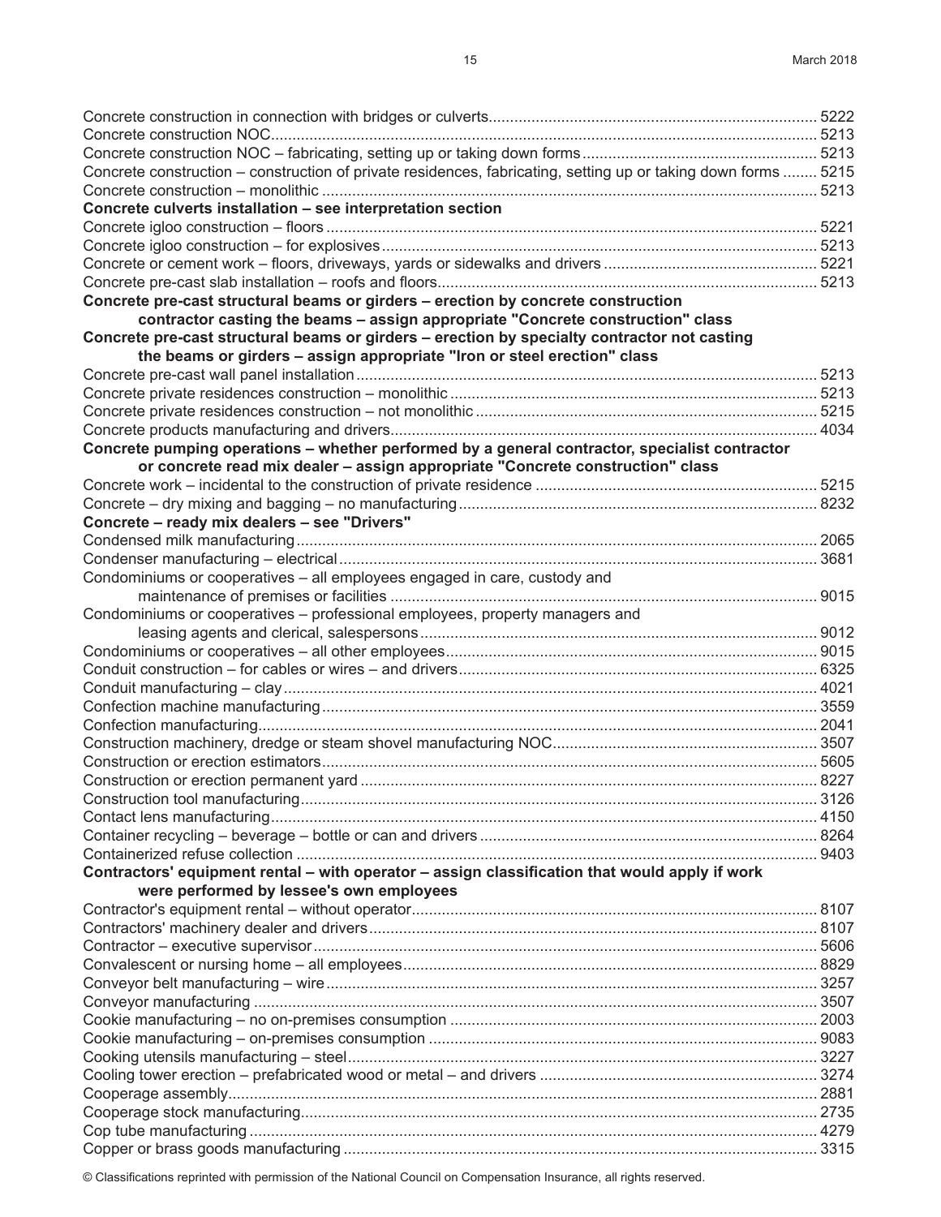Concrete construction in connection with bridges or culverts........................................................................... 5222
Concrete construction NOC.............................................................................................................. 5213
Concrete construction NOC – fabricating, setting up or taking down forms...................................................... 5213
Concrete construction – construction of private residences, fabricating, setting up or taking down forms ........ 5215
Concrete construction – monolithic ................................................................................................. 5213
**Concrete culverts installation – see interpretation section**
Concrete igloo construction – floors ................................................................................................ 5221
Concrete igloo construction – for explosives.................................................................................... 5213
Concrete or cement work – floors, driveways, yards or sidewalks and drivers ................................................ 5221
Concrete pre-cast slab installation – roofs and floors........................................................................ 5213
**Concrete pre-cast structural beams or girders – erection by concrete construction contractor casting the beams – assign appropriate "Concrete construction" class**
**Concrete pre-cast structural beams or girders – erection by specialty contractor not casting the beams or girders – assign appropriate "Iron or steel erection" class**
Concrete pre-cast wall panel installation.......................................................................................... 5213
Concrete private residences construction – monolithic ..................................................................... 5213
Concrete private residences construction – not monolithic ............................................................... 5215
Concrete products manufacturing and drivers.................................................................................. 4034
**Concrete pumping operations – whether performed by a general contractor, specialist contractor or concrete read mix dealer – assign appropriate "Concrete construction" class**
Concrete work – incidental to the construction of private residence ................................................. 5215
Concrete – dry mixing and bagging – no manufacturing................................................................... 8232
**Concrete – ready mix dealers – see "Drivers"**
Condensed milk manufacturing......................................................................................................... 2065
Condenser manufacturing – electrical............................................................................................... 3681
Condominiums or cooperatives – all employees engaged in care, custody and maintenance of premises or facilities ................................................................................................... 9015
Condominiums or cooperatives – professional employees, property managers and leasing agents and clerical, salespersons............................................................................ 9012
Condominiums or cooperatives – all other employees...................................................................... 9015
Conduit construction – for cables or wires – and drivers.................................................................. 6325
Conduit manufacturing – clay............................................................................................................ 4021
Confection machine manufacturing.................................................................................................. 3559
Confection manufacturing.................................................................................................................. 2041
Construction machinery, dredge or steam shovel manufacturing NOC............................................. 3507
Construction or erection estimators.................................................................................................. 5605
Construction or erection permanent yard ......................................................................................... 8227
Construction tool manufacturing........................................................................................................ 3126
Contact lens manufacturing............................................................................................................... 4150
Container recycling – beverage – bottle or can and drivers ............................................................. 8264
Containerized refuse collection ........................................................................................................ 9403
**Contractors' equipment rental – with operator – assign classification that would apply if work were performed by lessee's own employees**
Contractor's equipment rental – without operator.............................................................................. 8107
Contractors' machinery dealer and drivers........................................................................................ 8107
Contractor – executive supervisor..................................................................................................... 5606
Convalescent or nursing home – all employees................................................................................ 8829
Conveyor belt manufacturing – wire.................................................................................................. 3257
Conveyor manufacturing .................................................................................................................. 3507
Cookie manufacturing – no on-premises consumption ..................................................................... 2003
Cookie manufacturing – on-premises consumption .......................................................................... 9083
Cooking utensils manufacturing – steel............................................................................................. 3227
Cooling tower erection – prefabricated wood or metal – and drivers ................................................ 3274
Cooperage assembly......................................................................................................................... 2881
Cooperage stock manufacturing........................................................................................................ 2735
Cop tube manufacturing ................................................................................................................... 4279
Copper or brass goods manufacturing ............................................................................................. 3315

© Classifications reprinted with permission of the National Council on Compensation Insurance, all rights reserved.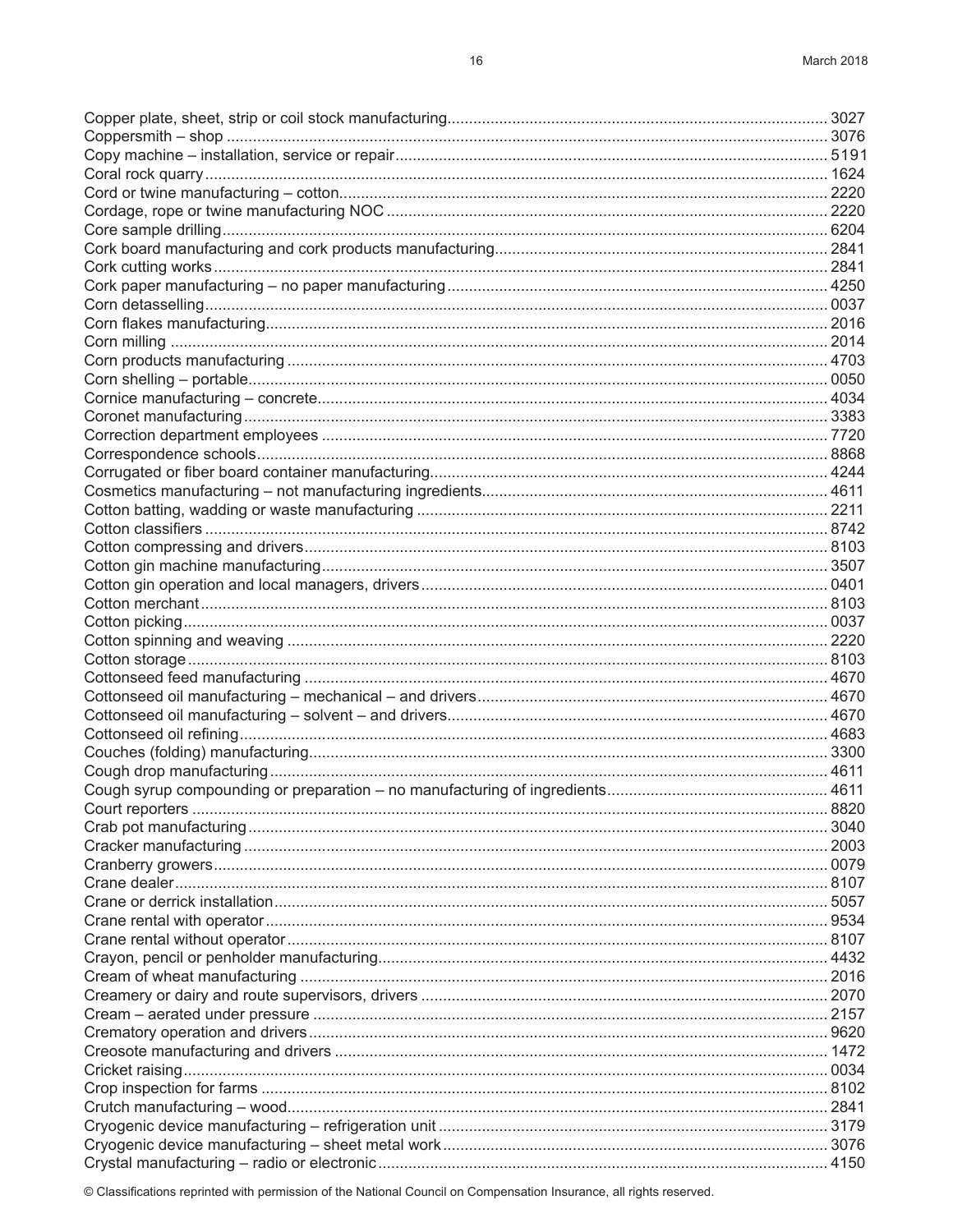| | |
|---|---|
| Copper plate, sheet, strip or coil stock manufacturing | 3027 |
| Coppersmith – shop | 3076 |
| Copy machine – installation, service or repair | 5191 |
| Coral rock quarry | 1624 |
| Cord or twine manufacturing – cotton | 2220 |
| Cordage, rope or twine manufacturing NOC | 2220 |
| Core sample drilling | 6204 |
| Cork board manufacturing and cork products manufacturing | 2841 |
| Cork cutting works | 2841 |
| Cork paper manufacturing – no paper manufacturing | 4250 |
| Corn detasselling | 0037 |
| Corn flakes manufacturing | 2016 |
| Corn milling | 2014 |
| Corn products manufacturing | 4703 |
| Corn shelling – portable | 0050 |
| Cornice manufacturing – concrete | 4034 |
| Coronet manufacturing | 3383 |
| Correction department employees | 7720 |
| Correspondence schools | 8868 |
| Corrugated or fiber board container manufacturing | 4244 |
| Cosmetics manufacturing – not manufacturing ingredients | 4611 |
| Cotton batting, wadding or waste manufacturing | 2211 |
| Cotton classifiers | 8742 |
| Cotton compressing and drivers | 8103 |
| Cotton gin machine manufacturing | 3507 |
| Cotton gin operation and local managers, drivers | 0401 |
| Cotton merchant | 8103 |
| Cotton picking | 0037 |
| Cotton spinning and weaving | 2220 |
| Cotton storage | 8103 |
| Cottonseed feed manufacturing | 4670 |
| Cottonseed oil manufacturing – mechanical – and drivers | 4670 |
| Cottonseed oil manufacturing – solvent – and drivers | 4670 |
| Cottonseed oil refining | 4683 |
| Couches (folding) manufacturing | 3300 |
| Cough drop manufacturing | 4611 |
| Cough syrup compounding or preparation – no manufacturing of ingredients | 4611 |
| Court reporters | 8820 |
| Crab pot manufacturing | 3040 |
| Cracker manufacturing | 2003 |
| Cranberry growers | 0079 |
| Crane dealer | 8107 |
| Crane or derrick installation | 5057 |
| Crane rental with operator | 9534 |
| Crane rental without operator | 8107 |
| Crayon, pencil or penholder manufacturing | 4432 |
| Cream of wheat manufacturing | 2016 |
| Creamery or dairy and route supervisors, drivers | 2070 |
| Cream – aerated under pressure | 2157 |
| Crematory operation and drivers | 9620 |
| Creosote manufacturing and drivers | 1472 |
| Cricket raising | 0034 |
| Crop inspection for farms | 8102 |
| Crutch manufacturing – wood | 2841 |
| Cryogenic device manufacturing – refrigeration unit | 3179 |
| Cryogenic device manufacturing – sheet metal work | 3076 |
| Crystal manufacturing – radio or electronic | 4150 |

© Classifications reprinted with permission of the National Council on Compensation Insurance, all rights reserved.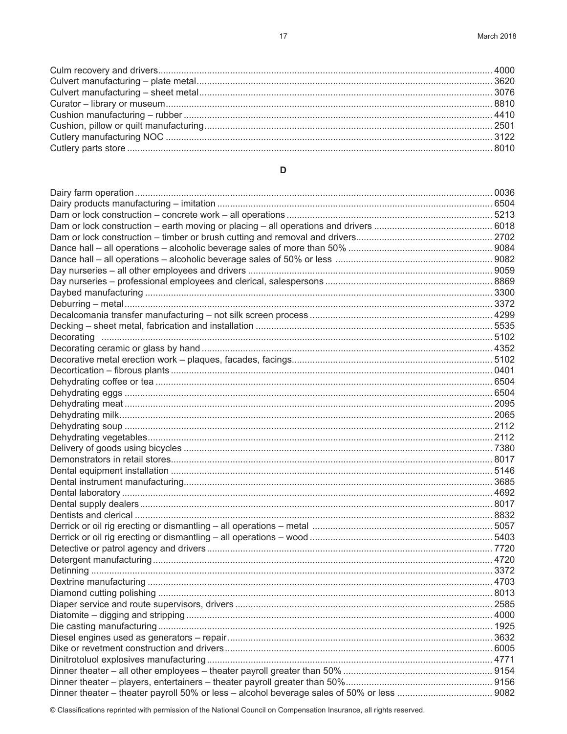Culm recovery and drivers................................................................ 4000
Culvert manufacturing – plate metal................................................................ 3620
Culvert manufacturing – sheet metal................................................................ 3076
Curator – library or museum................................................................ 8810
Cushion manufacturing – rubber ................................................................ 4410
Cushion, pillow or quilt manufacturing................................................................ 2501
Cutlery manufacturing NOC ................................................................ 3122
Cutlery parts store ................................................................ 8010

## D

Dairy farm operation................................................................ 0036
Dairy products manufacturing – imitation ................................................................ 6504
Dam or lock construction – concrete work – all operations ................................................................ 5213
Dam or lock construction – earth moving or placing – all operations and drivers ................................................................ 6018
Dam or lock construction – timber or brush cutting and removal and drivers................................................................ 2702
Dance hall – all operations – alcoholic beverage sales of more than 50% ................................................................ 9084
Dance hall – all operations – alcoholic beverage sales of 50% or less ................................................................ 9082
Day nurseries – all other employees and drivers ................................................................ 9059
Day nurseries – professional employees and clerical, salespersons ................................................................ 8869
Daybed manufacturing ................................................................ 3300
Deburring – metal................................................................ 3372
Decalcomania transfer manufacturing – not silk screen process ................................................................ 4299
Decking – sheet metal, fabrication and installation ................................................................ 5535
Decorating ................................................................ 5102
Decorating ceramic or glass by hand ................................................................ 4352
Decorative metal erection work – plaques, facades, facings................................................................ 5102
Decortication – fibrous plants ................................................................ 0401
Dehydrating coffee or tea ................................................................ 6504
Dehydrating eggs ................................................................ 6504
Dehydrating meat ................................................................ 2095
Dehydrating milk................................................................ 2065
Dehydrating soup ................................................................ 2112
Dehydrating vegetables................................................................ 2112
Delivery of goods using bicycles ................................................................ 7380
Demonstrators in retail stores................................................................ 8017
Dental equipment installation ................................................................ 5146
Dental instrument manufacturing................................................................ 3685
Dental laboratory ................................................................ 4692
Dental supply dealers................................................................ 8017
Dentists and clerical ................................................................ 8832
Derrick or oil rig erecting or dismantling – all operations – metal ................................................................ 5057
Derrick or oil rig erecting or dismantling – all operations – wood ................................................................ 5403
Detective or patrol agency and drivers................................................................ 7720
Detergent manufacturing................................................................ 4720
Detinning ................................................................ 3372
Dextrine manufacturing ................................................................ 4703
Diamond cutting polishing ................................................................ 8013
Diaper service and route supervisors, drivers ................................................................ 2585
Diatomite – digging and stripping ................................................................ 4000
Die casting manufacturing................................................................ 1925
Diesel engines used as generators – repair................................................................ 3632
Dike or revetment construction and drivers................................................................ 6005
Dinitrotoluol explosives manufacturing................................................................ 4771
Dinner theater – all other employees – theater payroll greater than 50% ................................................................ 9154
Dinner theater – players, entertainers – theater payroll greater than 50%................................................................ 9156
Dinner theater – theater payroll 50% or less – alcohol beverage sales of 50% or less ................................................................ 9082

© Classifications reprinted with permission of the National Council on Compensation Insurance, all rights reserved.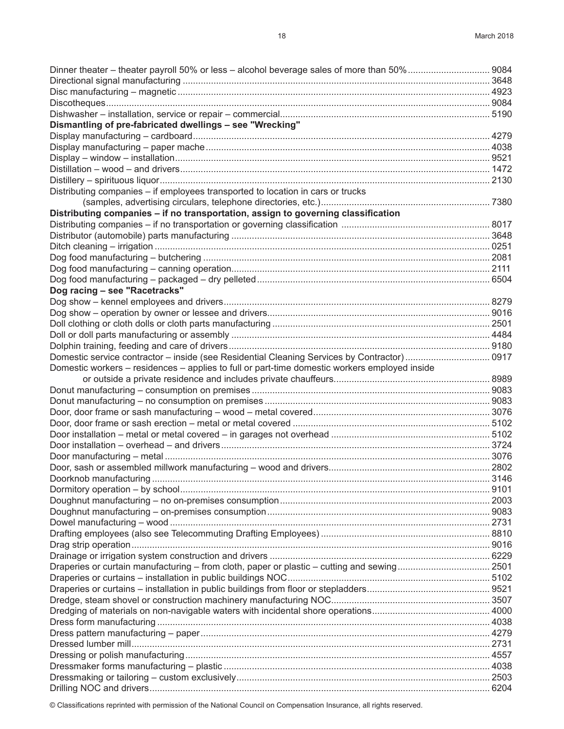| Description | Code |
| --- | --- |
| Dinner theater – theater payroll 50% or less – alcohol beverage sales of more than 50% | 9084 |
| Directional signal manufacturing | 3648 |
| Disc manufacturing – magnetic | 4923 |
| Discotheques | 9084 |
| Dishwasher – installation, service or repair – commercial | 5190 |
| **Dismantling of pre-fabricated dwellings – see "Wrecking"** | |
| Display manufacturing – cardboard | 4279 |
| Display manufacturing – paper mache | 4038 |
| Display – window – installation | 9521 |
| Distillation – wood – and drivers | 1472 |
| Distillery – spirituous liquor | 2130 |
| Distributing companies – if employees transported to location in cars or trucks (samples, advertising circulars, telephone directories, etc.) | 7380 |
| **Distributing companies – if no transportation, assign to governing classification** | |
| Distributing companies – if no transportation or governing classification | 8017 |
| Distributor (automobile) parts manufacturing | 3648 |
| Ditch cleaning – irrigation | 0251 |
| Dog food manufacturing – butchering | 2081 |
| Dog food manufacturing – canning operation | 2111 |
| Dog food manufacturing – packaged – dry pelleted | 6504 |
| **Dog racing – see "Racetracks"** | |
| Dog show – kennel employees and drivers | 8279 |
| Dog show – operation by owner or lessee and drivers | 9016 |
| Doll clothing or cloth dolls or cloth parts manufacturing | 2501 |
| Doll or doll parts manufacturing or assembly | 4484 |
| Dolphin training, feeding and care of drivers | 9180 |
| Domestic service contractor – inside (see Residential Cleaning Services by Contractor) | 0917 |
| Domestic workers – residences – applies to full or part-time domestic workers employed inside or outside a private residence and includes private chauffeurs | 8989 |
| Donut manufacturing – consumption on premises | 9083 |
| Donut manufacturing – no consumption on premises | 9083 |
| Door, door frame or sash manufacturing – wood – metal covered | 3076 |
| Door, door frame or sash erection – metal or metal covered | 5102 |
| Door installation – metal or metal covered – in garages not overhead | 5102 |
| Door installation – overhead – and drivers | 3724 |
| Door manufacturing – metal | 3076 |
| Door, sash or assembled millwork manufacturing – wood and drivers | 2802 |
| Doorknob manufacturing | 3146 |
| Dormitory operation – by school | 9101 |
| Doughnut manufacturing – no on-premises consumption | 2003 |
| Doughnut manufacturing – on-premises consumption | 9083 |
| Dowel manufacturing – wood | 2731 |
| Drafting employees (also see Telecommuting Drafting Employees) | 8810 |
| Drag strip operation | 9016 |
| Drainage or irrigation system construction and drivers | 6229 |
| Draperies or curtain manufacturing – from cloth, paper or plastic – cutting and sewing | 2501 |
| Draperies or curtains – installation in public buildings NOC | 5102 |
| Draperies or curtains – installation in public buildings from floor or stepladders | 9521 |
| Dredge, steam shovel or construction machinery manufacturing NOC | 3507 |
| Dredging of materials on non-navigable waters with incidental shore operations | 4000 |
| Dress form manufacturing | 4038 |
| Dress pattern manufacturing – paper | 4279 |
| Dressed lumber mill | 2731 |
| Dressing or polish manufacturing | 4557 |
| Dressmaker forms manufacturing – plastic | 4038 |
| Dressmaking or tailoring – custom exclusively | 2503 |
| Drilling NOC and drivers | 6204 |

© Classifications reprinted with permission of the National Council on Compensation Insurance, all rights reserved.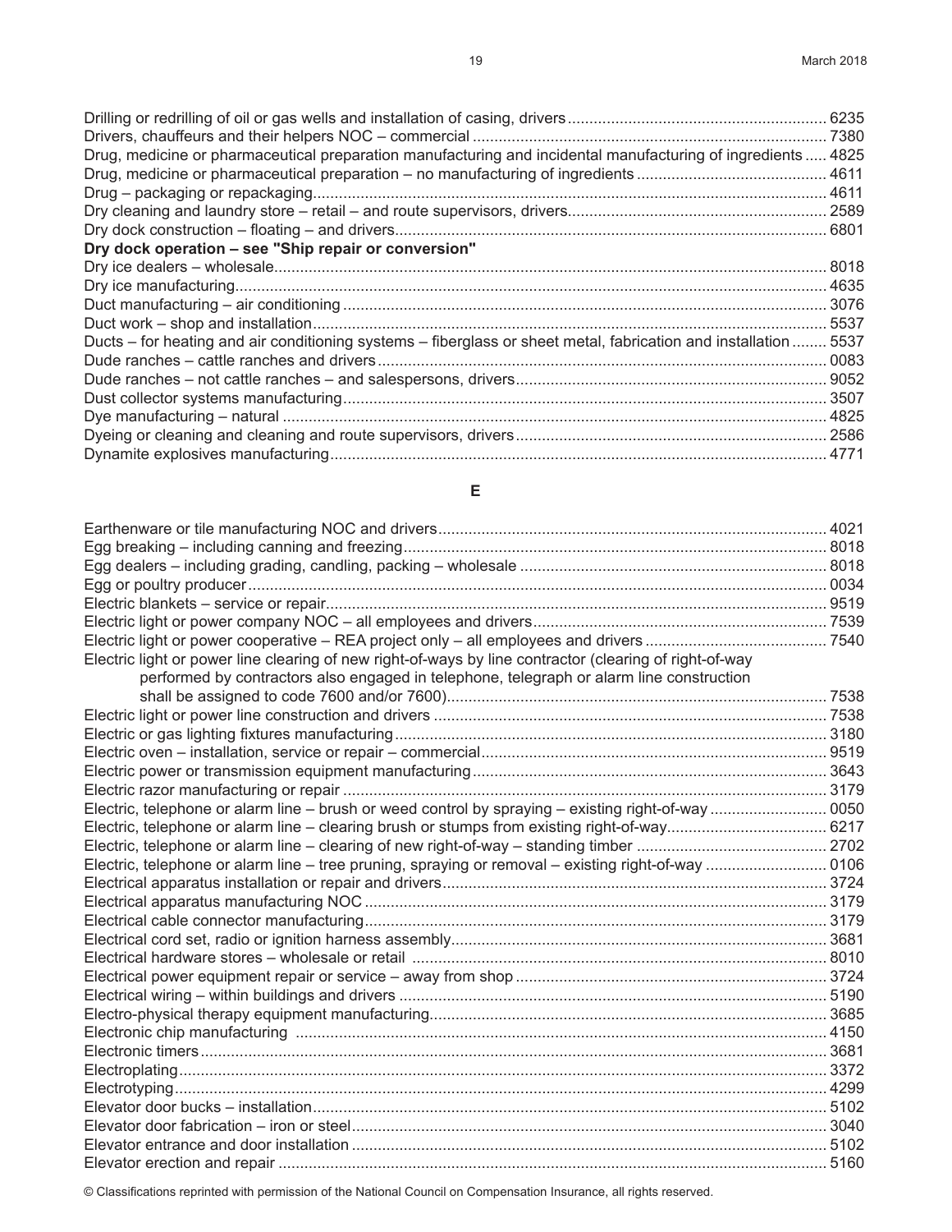Drilling or redrilling of oil or gas wells and installation of casing, drivers ........ 6235
Drivers, chauffeurs and their helpers NOC – commercial ........ 7380
Drug, medicine or pharmaceutical preparation manufacturing and incidental manufacturing of ingredients ........ 4825
Drug, medicine or pharmaceutical preparation – no manufacturing of ingredients ........ 4611
Drug – packaging or repackaging ........ 4611
Dry cleaning and laundry store – retail – and route supervisors, drivers ........ 2589
Dry dock construction – floating – and drivers ........ 6801
**Dry dock operation – see "Ship repair or conversion"**
Dry ice dealers – wholesale ........ 8018
Dry ice manufacturing ........ 4635
Duct manufacturing – air conditioning ........ 3076
Duct work – shop and installation ........ 5537
Ducts – for heating and air conditioning systems – fiberglass or sheet metal, fabrication and installation ........ 5537
Dude ranches – cattle ranches and drivers ........ 0083
Dude ranches – not cattle ranches – and salespersons, drivers ........ 9052
Dust collector systems manufacturing ........ 3507
Dye manufacturing – natural ........ 4825
Dyeing or cleaning and cleaning and route supervisors, drivers ........ 2586
Dynamite explosives manufacturing ........ 4771

## E

Earthenware or tile manufacturing NOC and drivers ........ 4021
Egg breaking – including canning and freezing ........ 8018
Egg dealers – including grading, candling, packing – wholesale ........ 8018
Egg or poultry producer ........ 0034
Electric blankets – service or repair ........ 9519
Electric light or power company NOC – all employees and drivers ........ 7539
Electric light or power cooperative – REA project only – all employees and drivers ........ 7540
Electric light or power line clearing of new right-of-ways by line contractor (clearing of right-of-way performed by contractors also engaged in telephone, telegraph or alarm line construction shall be assigned to code 7600 and/or 7600) ........ 7538
Electric light or power line construction and drivers ........ 7538
Electric or gas lighting fixtures manufacturing ........ 3180
Electric oven – installation, service or repair – commercial ........ 9519
Electric power or transmission equipment manufacturing ........ 3643
Electric razor manufacturing or repair ........ 3179
Electric, telephone or alarm line – brush or weed control by spraying – existing right-of-way ........ 0050
Electric, telephone or alarm line – clearing brush or stumps from existing right-of-way ........ 6217
Electric, telephone or alarm line – clearing of new right-of-way – standing timber ........ 2702
Electric, telephone or alarm line – tree pruning, spraying or removal – existing right-of-way ........ 0106
Electrical apparatus installation or repair and drivers ........ 3724
Electrical apparatus manufacturing NOC ........ 3179
Electrical cable connector manufacturing ........ 3179
Electrical cord set, radio or ignition harness assembly ........ 3681
Electrical hardware stores – wholesale or retail ........ 8010
Electrical power equipment repair or service – away from shop ........ 3724
Electrical wiring – within buildings and drivers ........ 5190
Electro-physical therapy equipment manufacturing ........ 3685
Electronic chip manufacturing ........ 4150
Electronic timers ........ 3681
Electroplating ........ 3372
Electrotyping ........ 4299
Elevator door bucks – installation ........ 5102
Elevator door fabrication – iron or steel ........ 3040
Elevator entrance and door installation ........ 5102
Elevator erection and repair ........ 5160

© Classifications reprinted with permission of the National Council on Compensation Insurance, all rights reserved.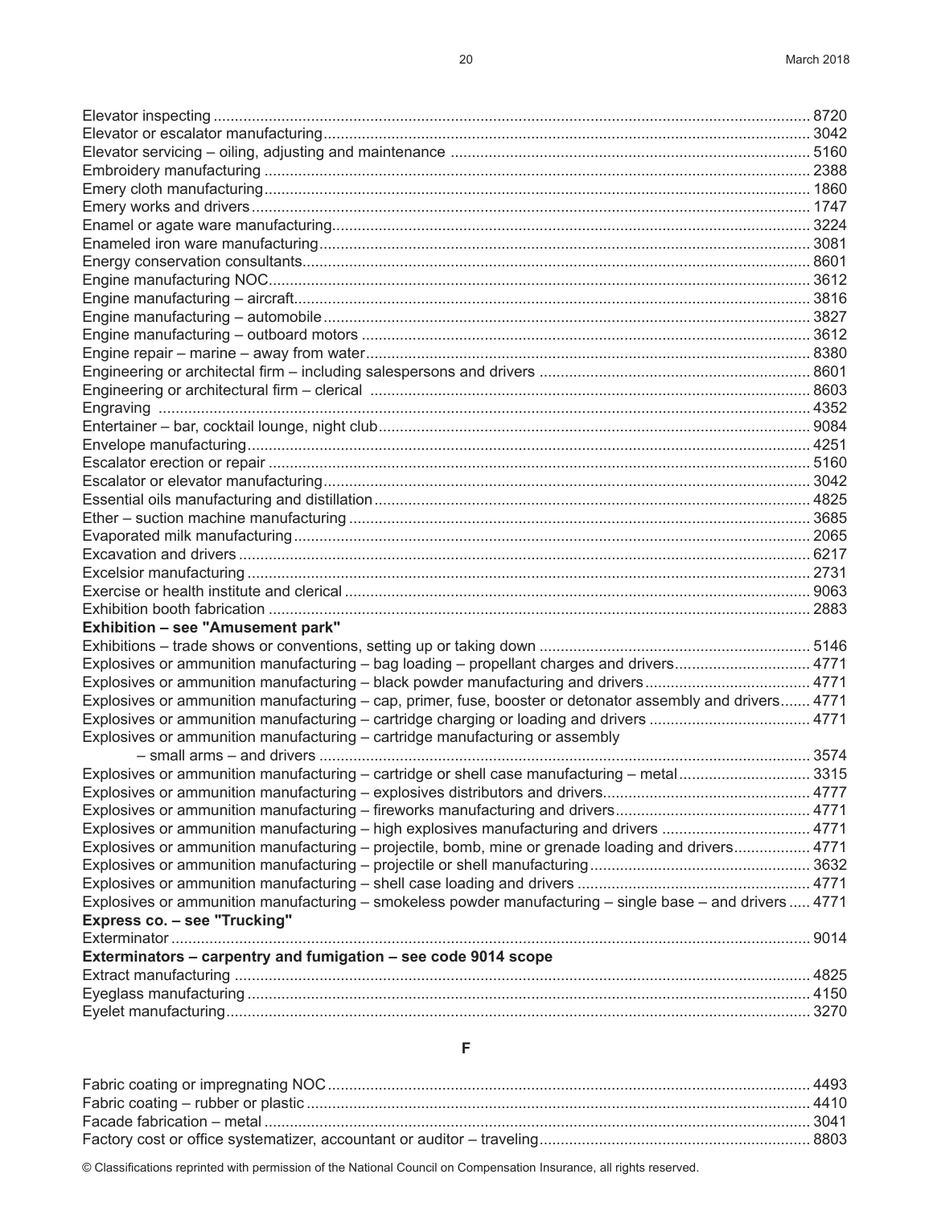Elevator inspecting ........................................................ 8720
Elevator or escalator manufacturing ........................................................ 3042
Elevator servicing – oiling, adjusting and maintenance ........................................................ 5160
Embroidery manufacturing ........................................................ 2388
Emery cloth manufacturing ........................................................ 1860
Emery works and drivers ........................................................ 1747
Enamel or agate ware manufacturing ........................................................ 3224
Enameled iron ware manufacturing ........................................................ 3081
Energy conservation consultants ........................................................ 8601
Engine manufacturing NOC ........................................................ 3612
Engine manufacturing – aircraft ........................................................ 3816
Engine manufacturing – automobile ........................................................ 3827
Engine manufacturing – outboard motors ........................................................ 3612
Engine repair – marine – away from water ........................................................ 8380
Engineering or architectal firm – including salespersons and drivers ........................................................ 8601
Engineering or architectural firm – clerical ........................................................ 8603
Engraving ........................................................ 4352
Entertainer – bar, cocktail lounge, night club ........................................................ 9084
Envelope manufacturing ........................................................ 4251
Escalator erection or repair ........................................................ 5160
Escalator or elevator manufacturing ........................................................ 3042
Essential oils manufacturing and distillation ........................................................ 4825
Ether – suction machine manufacturing ........................................................ 3685
Evaporated milk manufacturing ........................................................ 2065
Excavation and drivers ........................................................ 6217
Excelsior manufacturing ........................................................ 2731
Exercise or health institute and clerical ........................................................ 9063
Exhibition booth fabrication ........................................................ 2883
**Exhibition – see "Amusement park"**
Exhibitions – trade shows or conventions, setting up or taking down ........................................................ 5146
Explosives or ammunition manufacturing – bag loading – propellant charges and drivers ........................................................ 4771
Explosives or ammunition manufacturing – black powder manufacturing and drivers ........................................................ 4771
Explosives or ammunition manufacturing – cap, primer, fuse, booster or detonator assembly and drivers ........................................................ 4771
Explosives or ammunition manufacturing – cartridge charging or loading and drivers ........................................................ 4771
Explosives or ammunition manufacturing – cartridge manufacturing or assembly – small arms – and drivers ........................................................ 3574
Explosives or ammunition manufacturing – cartridge or shell case manufacturing – metal ........................................................ 3315
Explosives or ammunition manufacturing – explosives distributors and drivers ........................................................ 4777
Explosives or ammunition manufacturing – fireworks manufacturing and drivers ........................................................ 4771
Explosives or ammunition manufacturing – high explosives manufacturing and drivers ........................................................ 4771
Explosives or ammunition manufacturing – projectile, bomb, mine or grenade loading and drivers ........................................................ 4771
Explosives or ammunition manufacturing – projectile or shell manufacturing ........................................................ 3632
Explosives or ammunition manufacturing – shell case loading and drivers ........................................................ 4771
Explosives or ammunition manufacturing – smokeless powder manufacturing – single base – and drivers ........................................................ 4771
**Express co. – see "Trucking"**
Exterminator ........................................................ 9014
**Exterminators – carpentry and fumigation – see code 9014 scope**
Extract manufacturing ........................................................ 4825
Eyeglass manufacturing ........................................................ 4150
Eyelet manufacturing ........................................................ 3270

## F

Fabric coating or impregnating NOC ........................................................ 4493
Fabric coating – rubber or plastic ........................................................ 4410
Facade fabrication – metal ........................................................ 3041
Factory cost or office systematizer, accountant or auditor – traveling ........................................................ 8803

© Classifications reprinted with permission of the National Council on Compensation Insurance, all rights reserved.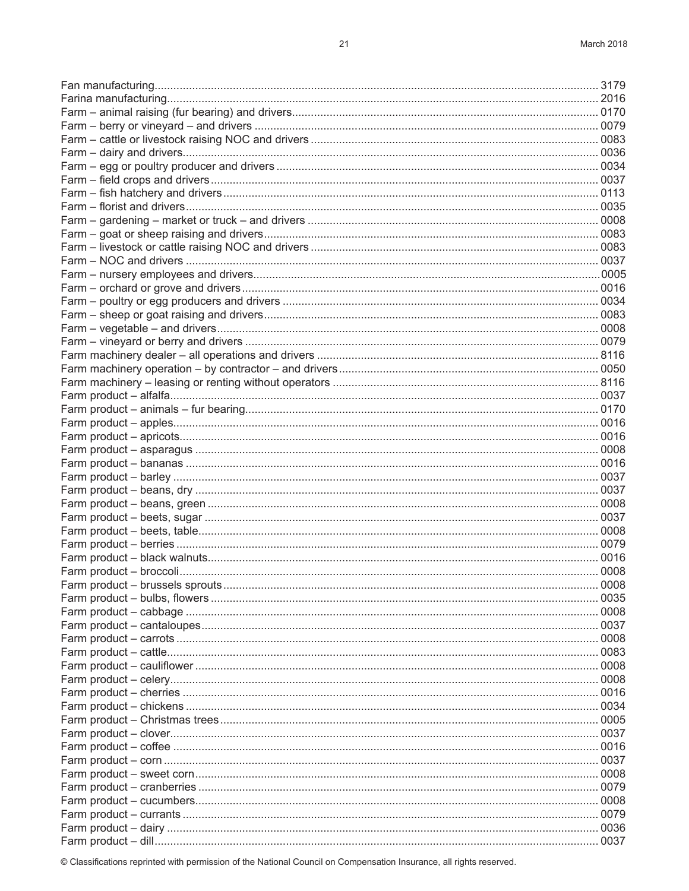| | |
|---|---|
| Fan manufacturing | 3179 |
| Farina manufacturing | 2016 |
| Farm – animal raising (fur bearing) and drivers | 0170 |
| Farm – berry or vineyard – and drivers | 0079 |
| Farm – cattle or livestock raising NOC and drivers | 0083 |
| Farm – dairy and drivers | 0036 |
| Farm – egg or poultry producer and drivers | 0034 |
| Farm – field crops and drivers | 0037 |
| Farm – fish hatchery and drivers | 0113 |
| Farm – florist and drivers | 0035 |
| Farm – gardening – market or truck – and drivers | 0008 |
| Farm – goat or sheep raising and drivers | 0083 |
| Farm – livestock or cattle raising NOC and drivers | 0083 |
| Farm – NOC and drivers | 0037 |
| Farm – nursery employees and drivers | 0005 |
| Farm – orchard or grove and drivers | 0016 |
| Farm – poultry or egg producers and drivers | 0034 |
| Farm – sheep or goat raising and drivers | 0083 |
| Farm – vegetable – and drivers | 0008 |
| Farm – vineyard or berry and drivers | 0079 |
| Farm machinery dealer – all operations and drivers | 8116 |
| Farm machinery operation – by contractor – and drivers | 0050 |
| Farm machinery – leasing or renting without operators | 8116 |
| Farm product – alfalfa | 0037 |
| Farm product – animals – fur bearing | 0170 |
| Farm product – apples | 0016 |
| Farm product – apricots | 0016 |
| Farm product – asparagus | 0008 |
| Farm product – bananas | 0016 |
| Farm product – barley | 0037 |
| Farm product – beans, dry | 0037 |
| Farm product – beans, green | 0008 |
| Farm product – beets, sugar | 0037 |
| Farm product – beets, table | 0008 |
| Farm product – berries | 0079 |
| Farm product – black walnuts | 0016 |
| Farm product – broccoli | 0008 |
| Farm product – brussels sprouts | 0008 |
| Farm product – bulbs, flowers | 0035 |
| Farm product – cabbage | 0008 |
| Farm product – cantaloupes | 0037 |
| Farm product – carrots | 0008 |
| Farm product – cattle | 0083 |
| Farm product – cauliflower | 0008 |
| Farm product – celery | 0008 |
| Farm product – cherries | 0016 |
| Farm product – chickens | 0034 |
| Farm product – Christmas trees | 0005 |
| Farm product – clover | 0037 |
| Farm product – coffee | 0016 |
| Farm product – corn | 0037 |
| Farm product – sweet corn | 0008 |
| Farm product – cranberries | 0079 |
| Farm product – cucumbers | 0008 |
| Farm product – currants | 0079 |
| Farm product – dairy | 0036 |
| Farm product – dill | 0037 |

© Classifications reprinted with permission of the National Council on Compensation Insurance, all rights reserved.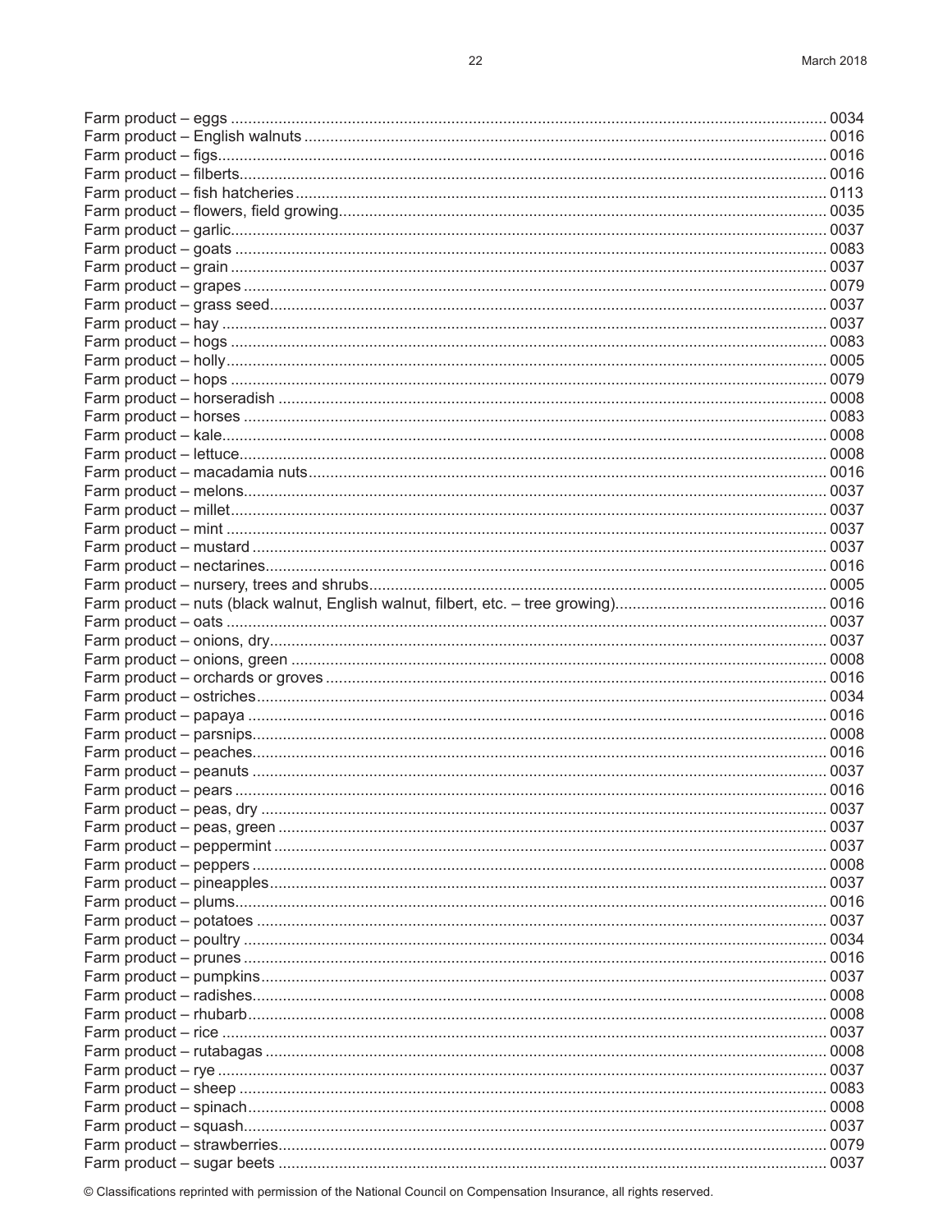Farm product – eggs ........................................................ 0034
Farm product – English walnuts ........................................ 0016
Farm product – figs.......................................................... 0016
Farm product – filberts..................................................... 0016
Farm product – fish hatcheries ......................................... 0113
Farm product – flowers, field growing.............................. 0035
Farm product – garlic....................................................... 0037
Farm product – goats ...................................................... 0083
Farm product – grain ....................................................... 0037
Farm product – grapes .................................................... 0079
Farm product – grass seed.............................................. 0037
Farm product – hay ......................................................... 0037
Farm product – hogs ....................................................... 0083
Farm product – holly........................................................ 0005
Farm product – hops ....................................................... 0079
Farm product – horseradish ............................................. 0008
Farm product – horses .................................................... 0083
Farm product – kale......................................................... 0008
Farm product – lettuce..................................................... 0008
Farm product – macadamia nuts...................................... 0016
Farm product – melons.................................................... 0037
Farm product – millet....................................................... 0037
Farm product – mint ........................................................ 0037
Farm product – mustard .................................................. 0037
Farm product – nectarines............................................... 0016
Farm product – nursery, trees and shrubs....................... 0005
Farm product – nuts (black walnut, English walnut, filbert, etc. – tree growing)................ 0016
Farm product – oats ........................................................ 0037
Farm product – onions, dry.............................................. 0037
Farm product – onions, green ......................................... 0008
Farm product – orchards or groves ................................. 0016
Farm product – ostriches................................................. 0034
Farm product – papaya ................................................... 0016
Farm product – parsnips.................................................. 0008
Farm product – peaches.................................................. 0016
Farm product – peanuts .................................................. 0037
Farm product – pears ...................................................... 0016
Farm product – peas, dry ................................................ 0037
Farm product – peas, green ............................................ 0037
Farm product – peppermint ............................................. 0037
Farm product – peppers .................................................. 0008
Farm product – pineapples.............................................. 0037
Farm product – plums...................................................... 0016
Farm product – potatoes ................................................. 0037
Farm product – poultry .................................................... 0034
Farm product – prunes .................................................... 0016
Farm product – pumpkins................................................ 0037
Farm product – radishes.................................................. 0008
Farm product – rhubarb................................................... 0008
Farm product – rice ......................................................... 0037
Farm product – rutabagas ............................................... 0008
Farm product – rye .......................................................... 0037
Farm product – sheep ...................................................... 0083
Farm product – spinach................................................... 0008
Farm product – squash.................................................... 0037
Farm product – strawberries............................................ 0079
Farm product – sugar beets ............................................ 0037

© Classifications reprinted with permission of the National Council on Compensation Insurance, all rights reserved.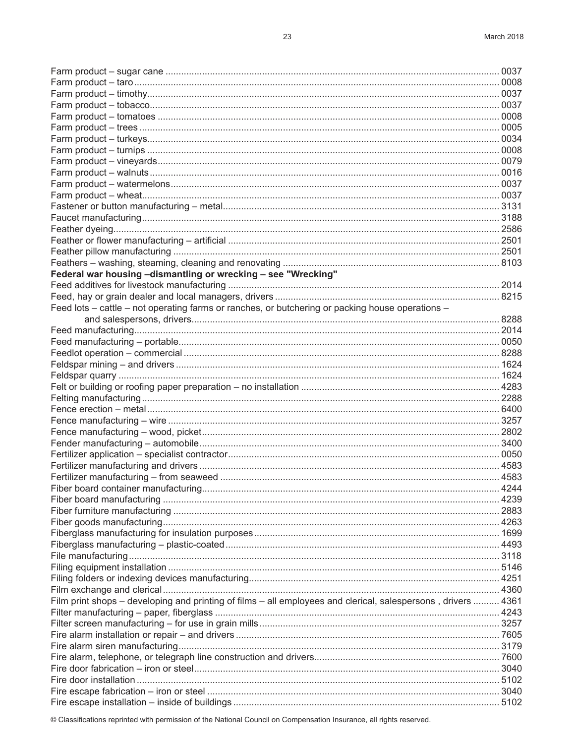Farm product – sugar cane .................................................................................................................. 0037
Farm product – taro ............................................................................................................................ 0008
Farm product – timothy ....................................................................................................................... 0037
Farm product – tobacco ...................................................................................................................... 0037
Farm product – tomatoes .................................................................................................................... 0008
Farm product – trees .......................................................................................................................... 0005
Farm product – turkeys ....................................................................................................................... 0034
Farm product – turnips ........................................................................................................................ 0008
Farm product – vineyards ................................................................................................................... 0079
Farm product – walnuts ...................................................................................................................... 0016
Farm product – watermelons .............................................................................................................. 0037
Farm product – wheat ......................................................................................................................... 0037
Fastener or button manufacturing – metal ........................................................................................... 3131
Faucet manufacturing ......................................................................................................................... 3188
Feather dyeing .................................................................................................................................... 2586
Feather or flower manufacturing – artificial ......................................................................................... 2501
Feather pillow manufacturing .............................................................................................................. 2501
Feathers – washing, steaming, cleaning and renovating ..................................................................... 8103
**Federal war housing –dismantling or wrecking – see "Wrecking"**
Feed additives for livestock manufacturing ......................................................................................... 2014
Feed, hay or grain dealer and local managers, drivers ........................................................................ 8215
Feed lots – cattle – not operating farms or ranches, or butchering or packing house operations –
and salespersons, drivers .................................................................................................................... 8288
Feed manufacturing ............................................................................................................................. 2014
Feed manufacturing – portable ............................................................................................................ 0050
Feedlot operation – commercial .......................................................................................................... 8288
Feldspar mining – and drivers ............................................................................................................. 1624
Feldspar quarry ................................................................................................................................... 1624
Felt or building or roofing paper preparation – no installation ............................................................. 4283
Felting manufacturing .......................................................................................................................... 2288
Fence erection – metal ........................................................................................................................ 6400
Fence manufacturing – wire ................................................................................................................ 3257
Fence manufacturing – wood, picket ................................................................................................... 2802
Fender manufacturing – automobile .................................................................................................... 3400
Fertilizer application – specialist contractor ......................................................................................... 0050
Fertilizer manufacturing and drivers .................................................................................................... 4583
Fertilizer manufacturing – from seaweed ............................................................................................ 4583
Fiber board container manufacturing ................................................................................................... 4244
Fiber board manufacturing .................................................................................................................. 4239
Fiber furniture manufacturing .............................................................................................................. 2883
Fiber goods manufacturing .................................................................................................................. 4263
Fiberglass manufacturing for insulation purposes ............................................................................... 1699
Fiberglass manufacturing – plastic-coated .......................................................................................... 4493
File manufacturing ............................................................................................................................... 3118
Filing equipment installation ................................................................................................................ 5146
Filing folders or indexing devices manufacturing ................................................................................. 4251
Film exchange and clerical .................................................................................................................. 4360
Film print shops – developing and printing of films – all employees and clerical, salespersons , drivers .......... 4361
Filter manufacturing – paper, fiberglass .............................................................................................. 4243
Filter screen manufacturing – for use in grain mills ............................................................................. 3257
Fire alarm installation or repair – and drivers ...................................................................................... 7605
Fire alarm siren manufacturing ............................................................................................................ 3179
Fire alarm, telephone, or telegraph line construction and drivers ........................................................ 7600
Fire door fabrication – iron or steel ...................................................................................................... 3040
Fire door installation ............................................................................................................................ 5102
Fire escape fabrication – iron or steel ................................................................................................. 3040
Fire escape installation – inside of buildings ....................................................................................... 5102

© Classifications reprinted with permission of the National Council on Compensation Insurance, all rights reserved.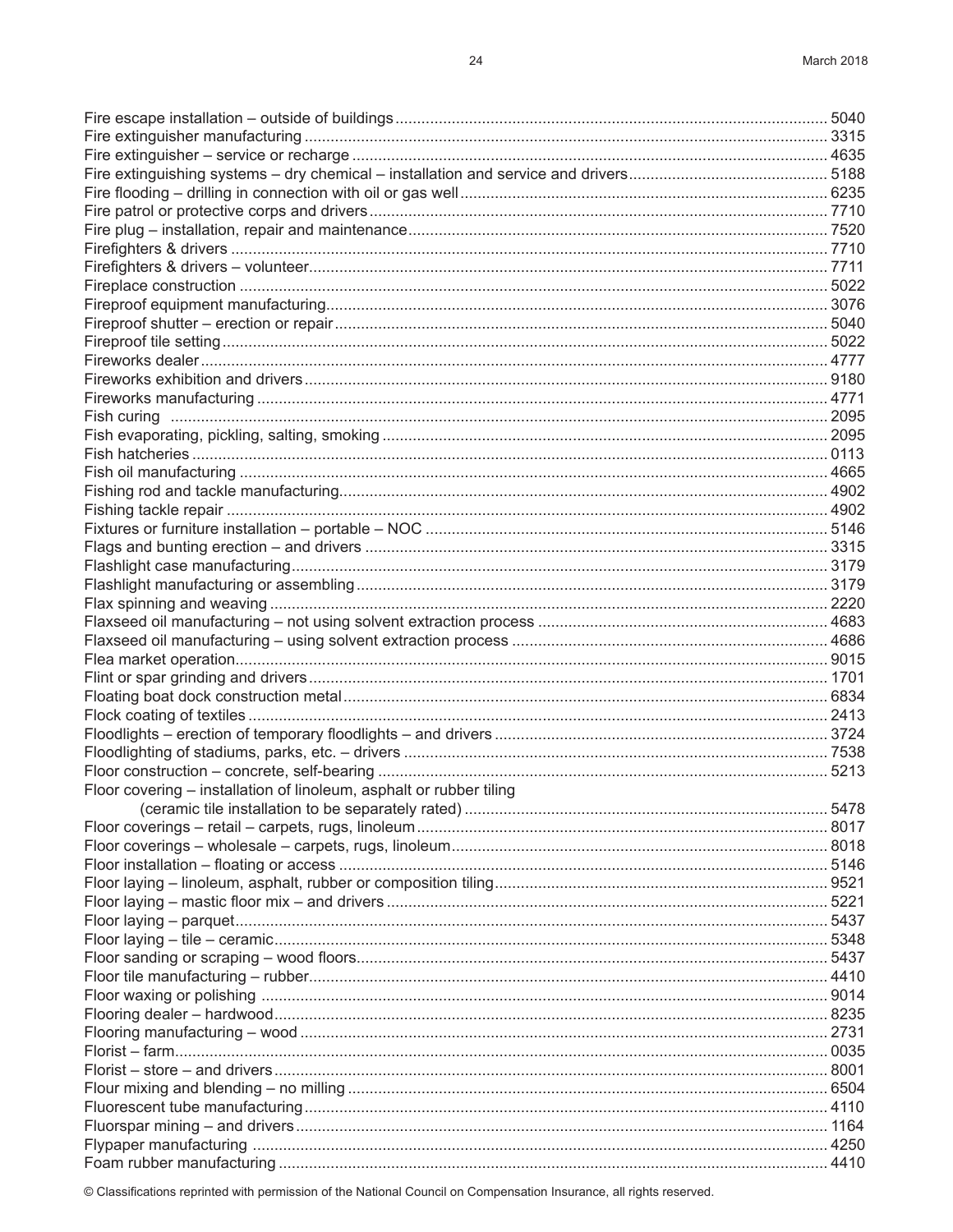| Classification | Code |
|---|---|
| Fire escape installation – outside of buildings | 5040 |
| Fire extinguisher manufacturing | 3315 |
| Fire extinguisher – service or recharge | 4635 |
| Fire extinguishing systems – dry chemical – installation and service and drivers | 5188 |
| Fire flooding – drilling in connection with oil or gas well | 6235 |
| Fire patrol or protective corps and drivers | 7710 |
| Fire plug – installation, repair and maintenance | 7520 |
| Firefighters & drivers | 7710 |
| Firefighters & drivers – volunteer | 7711 |
| Fireplace construction | 5022 |
| Fireproof equipment manufacturing | 3076 |
| Fireproof shutter – erection or repair | 5040 |
| Fireproof tile setting | 5022 |
| Fireworks dealer | 4777 |
| Fireworks exhibition and drivers | 9180 |
| Fireworks manufacturing | 4771 |
| Fish curing | 2095 |
| Fish evaporating, pickling, salting, smoking | 2095 |
| Fish hatcheries | 0113 |
| Fish oil manufacturing | 4665 |
| Fishing rod and tackle manufacturing | 4902 |
| Fishing tackle repair | 4902 |
| Fixtures or furniture installation – portable – NOC | 5146 |
| Flags and bunting erection – and drivers | 3315 |
| Flashlight case manufacturing | 3179 |
| Flashlight manufacturing or assembling | 3179 |
| Flax spinning and weaving | 2220 |
| Flaxseed oil manufacturing – not using solvent extraction process | 4683 |
| Flaxseed oil manufacturing – using solvent extraction process | 4686 |
| Flea market operation | 9015 |
| Flint or spar grinding and drivers | 1701 |
| Floating boat dock construction metal | 6834 |
| Flock coating of textiles | 2413 |
| Floodlights – erection of temporary floodlights – and drivers | 3724 |
| Floodlighting of stadiums, parks, etc. – drivers | 7538 |
| Floor construction – concrete, self-bearing | 5213 |
| Floor covering – installation of linoleum, asphalt or rubber tiling (ceramic tile installation to be separately rated) | 5478 |
| Floor coverings – retail – carpets, rugs, linoleum | 8017 |
| Floor coverings – wholesale – carpets, rugs, linoleum | 8018 |
| Floor installation – floating or access | 5146 |
| Floor laying – linoleum, asphalt, rubber or composition tiling | 9521 |
| Floor laying – mastic floor mix – and drivers | 5221 |
| Floor laying – parquet | 5437 |
| Floor laying – tile – ceramic | 5348 |
| Floor sanding or scraping – wood floors | 5437 |
| Floor tile manufacturing – rubber | 4410 |
| Floor waxing or polishing | 9014 |
| Flooring dealer – hardwood | 8235 |
| Flooring manufacturing – wood | 2731 |
| Florist – farm | 0035 |
| Florist – store – and drivers | 8001 |
| Flour mixing and blending – no milling | 6504 |
| Fluorescent tube manufacturing | 4110 |
| Fluorspar mining – and drivers | 1164 |
| Flypaper manufacturing | 4250 |
| Foam rubber manufacturing | 4410 |

© Classifications reprinted with permission of the National Council on Compensation Insurance, all rights reserved.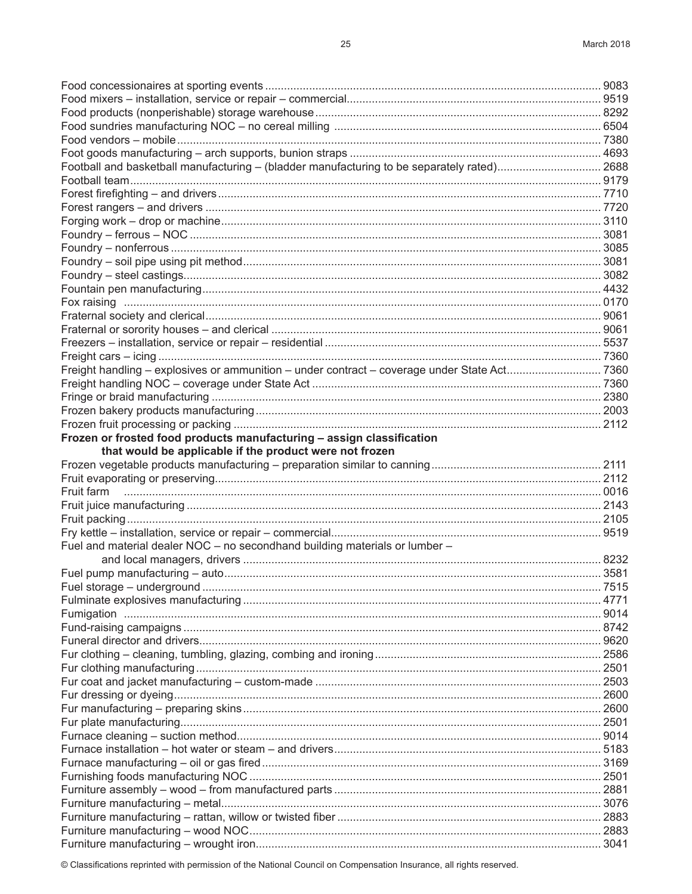| Classification | Code |
|---|---|
| Food concessionaires at sporting events | 9083 |
| Food mixers – installation, service or repair – commercial | 9519 |
| Food products (nonperishable) storage warehouse | 8292 |
| Food sundries manufacturing NOC – no cereal milling | 6504 |
| Food vendors – mobile | 7380 |
| Foot goods manufacturing – arch supports, bunion straps | 4693 |
| Football and basketball manufacturing – (bladder manufacturing to be separately rated) | 2688 |
| Football team | 9179 |
| Forest firefighting – and drivers | 7710 |
| Forest rangers – and drivers | 7720 |
| Forging work – drop or machine | 3110 |
| Foundry – ferrous – NOC | 3081 |
| Foundry – nonferrous | 3085 |
| Foundry – soil pipe using pit method | 3081 |
| Foundry – steel castings | 3082 |
| Fountain pen manufacturing | 4432 |
| Fox raising | 0170 |
| Fraternal society and clerical | 9061 |
| Fraternal or sorority houses – and clerical | 9061 |
| Freezers – installation, service or repair – residential | 5537 |
| Freight cars – icing | 7360 |
| Freight handling – explosives or ammunition – under contract – coverage under State Act | 7360 |
| Freight handling NOC – coverage under State Act | 7360 |
| Fringe or braid manufacturing | 2380 |
| Frozen bakery products manufacturing | 2003 |
| Frozen fruit processing or packing | 2112 |
| **Frozen or frosted food products manufacturing – assign classification that would be applicable if the product were not frozen** | |
| Frozen vegetable products manufacturing – preparation similar to canning | 2111 |
| Fruit evaporating or preserving | 2112 |
| Fruit farm | 0016 |
| Fruit juice manufacturing | 2143 |
| Fruit packing | 2105 |
| Fry kettle – installation, service or repair – commercial | 9519 |
| Fuel and material dealer NOC – no secondhand building materials or lumber – and local managers, drivers | 8232 |
| Fuel pump manufacturing – auto | 3581 |
| Fuel storage – underground | 7515 |
| Fulminate explosives manufacturing | 4771 |
| Fumigation | 9014 |
| Fund-raising campaigns | 8742 |
| Funeral director and drivers | 9620 |
| Fur clothing – cleaning, tumbling, glazing, combing and ironing | 2586 |
| Fur clothing manufacturing | 2501 |
| Fur coat and jacket manufacturing – custom-made | 2503 |
| Fur dressing or dyeing | 2600 |
| Fur manufacturing – preparing skins | 2600 |
| Fur plate manufacturing | 2501 |
| Furnace cleaning – suction method | 9014 |
| Furnace installation – hot water or steam – and drivers | 5183 |
| Furnace manufacturing – oil or gas fired | 3169 |
| Furnishing foods manufacturing NOC | 2501 |
| Furniture assembly – wood – from manufactured parts | 2881 |
| Furniture manufacturing – metal | 3076 |
| Furniture manufacturing – rattan, willow or twisted fiber | 2883 |
| Furniture manufacturing – wood NOC | 2883 |
| Furniture manufacturing – wrought iron | 3041 |

© Classifications reprinted with permission of the National Council on Compensation Insurance, all rights reserved.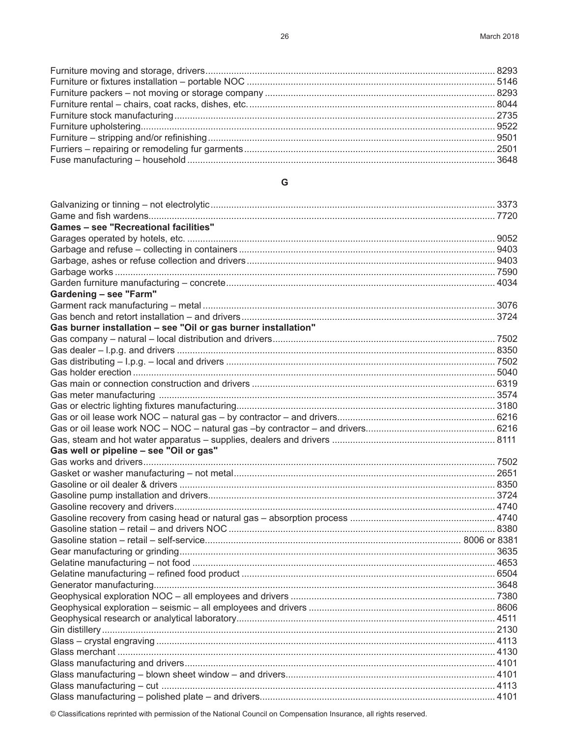Furniture moving and storage, drivers ........ 8293
Furniture or fixtures installation – portable NOC ........ 5146
Furniture packers – not moving or storage company ........ 8293
Furniture rental – chairs, coat racks, dishes, etc. ........ 8044
Furniture stock manufacturing ........ 2735
Furniture upholstering ........ 9522
Furniture – stripping and/or refinishing ........ 9501
Furriers – repairing or remodeling fur garments ........ 2501
Fuse manufacturing – household ........ 3648

## G

Galvanizing or tinning – not electrolytic ........ 3373
Game and fish wardens ........ 7720
**Games – see "Recreational facilities"**
Garages operated by hotels, etc. ........ 9052
Garbage and refuse – collecting in containers ........ 9403
Garbage, ashes or refuse collection and drivers ........ 9403
Garbage works ........ 7590
Garden furniture manufacturing – concrete ........ 4034
**Gardening – see "Farm"**
Garment rack manufacturing – metal ........ 3076
Gas bench and retort installation – and drivers ........ 3724
**Gas burner installation – see "Oil or gas burner installation"**
Gas company – natural – local distribution and drivers ........ 7502
Gas dealer – l.p.g. and drivers ........ 8350
Gas distributing – l.p.g. – local and drivers ........ 7502
Gas holder erection ........ 5040
Gas main or connection construction and drivers ........ 6319
Gas meter manufacturing ........ 3574
Gas or electric lighting fixtures manufacturing ........ 3180
Gas or oil lease work NOC – natural gas – by contractor – and drivers ........ 6216
Gas or oil lease work NOC – NOC – natural gas –by contractor – and drivers ........ 6216
Gas, steam and hot water apparatus – supplies, dealers and drivers ........ 8111
**Gas well or pipeline – see "Oil or gas"**
Gas works and drivers ........ 7502
Gasket or washer manufacturing – not metal ........ 2651
Gasoline or oil dealer & drivers ........ 8350
Gasoline pump installation and drivers ........ 3724
Gasoline recovery and drivers ........ 4740
Gasoline recovery from casing head or natural gas – absorption process ........ 4740
Gasoline station – retail – and drivers NOC ........ 8380
Gasoline station – retail – self-service ........ 8006 or 8381
Gear manufacturing or grinding ........ 3635
Gelatine manufacturing – not food ........ 4653
Gelatine manufacturing – refined food product ........ 6504
Generator manufacturing ........ 3648
Geophysical exploration NOC – all employees and drivers ........ 7380
Geophysical exploration – seismic – all employees and drivers ........ 8606
Geophysical research or analytical laboratory ........ 4511
Gin distillery ........ 2130
Glass – crystal engraving ........ 4113
Glass merchant ........ 4130
Glass manufacturing and drivers ........ 4101
Glass manufacturing – blown sheet window – and drivers ........ 4101
Glass manufacturing – cut ........ 4113
Glass manufacturing – polished plate – and drivers ........ 4101

© Classifications reprinted with permission of the National Council on Compensation Insurance, all rights reserved.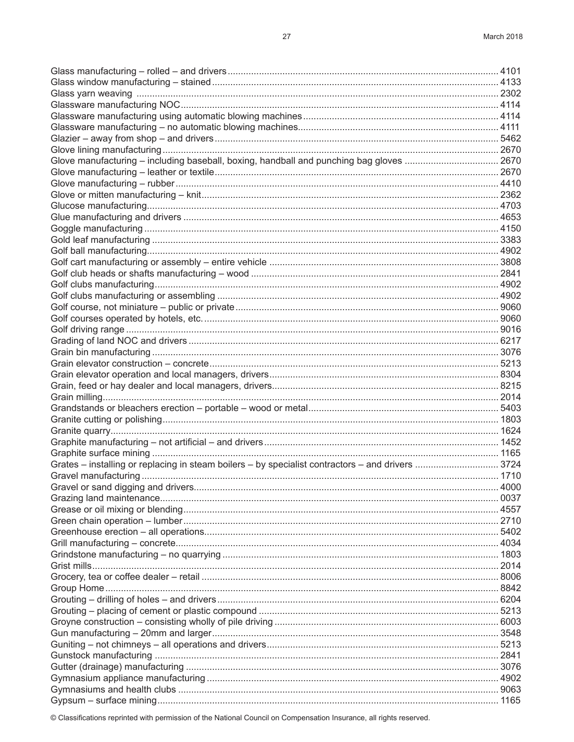| | |
|---|---|
| Glass manufacturing – rolled – and drivers | 4101 |
| Glass window manufacturing – stained | 4133 |
| Glass yarn weaving | 2302 |
| Glassware manufacturing NOC | 4114 |
| Glassware manufacturing using automatic blowing machines | 4114 |
| Glassware manufacturing – no automatic blowing machines | 4111 |
| Glazier – away from shop – and drivers | 5462 |
| Glove lining manufacturing | 2670 |
| Glove manufacturing – including baseball, boxing, handball and punching bag gloves | 2670 |
| Glove manufacturing – leather or textile | 2670 |
| Glove manufacturing – rubber | 4410 |
| Glove or mitten manufacturing – knit | 2362 |
| Glucose manufacturing | 4703 |
| Glue manufacturing and drivers | 4653 |
| Goggle manufacturing | 4150 |
| Gold leaf manufacturing | 3383 |
| Golf ball manufacturing | 4902 |
| Golf cart manufacturing or assembly – entire vehicle | 3808 |
| Golf club heads or shafts manufacturing – wood | 2841 |
| Golf clubs manufacturing | 4902 |
| Golf clubs manufacturing or assembling | 4902 |
| Golf course, not miniature – public or private | 9060 |
| Golf courses operated by hotels, etc. | 9060 |
| Golf driving range | 9016 |
| Grading of land NOC and drivers | 6217 |
| Grain bin manufacturing | 3076 |
| Grain elevator construction – concrete | 5213 |
| Grain elevator operation and local managers, drivers | 8304 |
| Grain, feed or hay dealer and local managers, drivers | 8215 |
| Grain milling | 2014 |
| Grandstands or bleachers erection – portable – wood or metal | 5403 |
| Granite cutting or polishing | 1803 |
| Granite quarry | 1624 |
| Graphite manufacturing – not artificial – and drivers | 1452 |
| Graphite surface mining | 1165 |
| Grates – installing or replacing in steam boilers – by specialist contractors – and drivers | 3724 |
| Gravel manufacturing | 1710 |
| Gravel or sand digging and drivers | 4000 |
| Grazing land maintenance | 0037 |
| Grease or oil mixing or blending | 4557 |
| Green chain operation – lumber | 2710 |
| Greenhouse erection – all operations | 5402 |
| Grill manufacturing – concrete | 4034 |
| Grindstone manufacturing – no quarrying | 1803 |
| Grist mills | 2014 |
| Grocery, tea or coffee dealer – retail | 8006 |
| Group Home | 8842 |
| Grouting – drilling of holes – and drivers | 6204 |
| Grouting – placing of cement or plastic compound | 5213 |
| Groyne construction – consisting wholly of pile driving | 6003 |
| Gun manufacturing – 20mm and larger | 3548 |
| Guniting – not chimneys – all operations and drivers | 5213 |
| Gunstock manufacturing | 2841 |
| Gutter (drainage) manufacturing | 3076 |
| Gymnasium appliance manufacturing | 4902 |
| Gymnasiums and health clubs | 9063 |
| Gypsum – surface mining | 1165 |

© Classifications reprinted with permission of the National Council on Compensation Insurance, all rights reserved.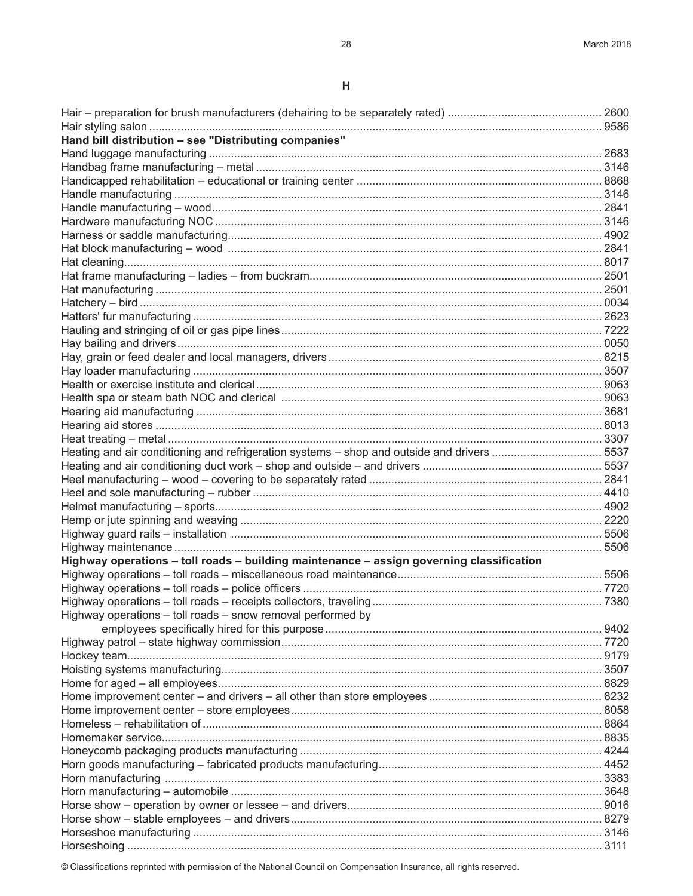## H

| Classification | Code |
|---|---|
| Hair – preparation for brush manufacturers (dehairing to be separately rated) | 2600 |
| Hair styling salon | 9586 |
| **Hand bill distribution – see "Distributing companies"** | |
| Hand luggage manufacturing | 2683 |
| Handbag frame manufacturing – metal | 3146 |
| Handicapped rehabilitation – educational or training center | 8868 |
| Handle manufacturing | 3146 |
| Handle manufacturing – wood | 2841 |
| Hardware manufacturing NOC | 3146 |
| Harness or saddle manufacturing | 4902 |
| Hat block manufacturing – wood | 2841 |
| Hat cleaning | 8017 |
| Hat frame manufacturing – ladies – from buckram | 2501 |
| Hat manufacturing | 2501 |
| Hatchery – bird | 0034 |
| Hatters' fur manufacturing | 2623 |
| Hauling and stringing of oil or gas pipe lines | 7222 |
| Hay bailing and drivers | 0050 |
| Hay, grain or feed dealer and local managers, drivers | 8215 |
| Hay loader manufacturing | 3507 |
| Health or exercise institute and clerical | 9063 |
| Health spa or steam bath NOC and clerical | 9063 |
| Hearing aid manufacturing | 3681 |
| Hearing aid stores | 8013 |
| Heat treating – metal | 3307 |
| Heating and air conditioning and refrigeration systems – shop and outside and drivers | 5537 |
| Heating and air conditioning duct work – shop and outside – and drivers | 5537 |
| Heel manufacturing – wood – covering to be separately rated | 2841 |
| Heel and sole manufacturing – rubber | 4410 |
| Helmet manufacturing – sports | 4902 |
| Hemp or jute spinning and weaving | 2220 |
| Highway guard rails – installation | 5506 |
| Highway maintenance | 5506 |
| **Highway operations – toll roads – building maintenance – assign governing classification** | |
| Highway operations – toll roads – miscellaneous road maintenance | 5506 |
| Highway operations – toll roads – police officers | 7720 |
| Highway operations – toll roads – receipts collectors, traveling | 7380 |
| Highway operations – toll roads – snow removal performed by employees specifically hired for this purpose | 9402 |
| Highway patrol – state highway commission | 7720 |
| Hockey team | 9179 |
| Hoisting systems manufacturing | 3507 |
| Home for aged – all employees | 8829 |
| Home improvement center – and drivers – all other than store employees | 8232 |
| Home improvement center – store employees | 8058 |
| Homeless – rehabilitation of | 8864 |
| Homemaker service | 8835 |
| Honeycomb packaging products manufacturing | 4244 |
| Horn goods manufacturing – fabricated products manufacturing | 4452 |
| Horn manufacturing | 3383 |
| Horn manufacturing – automobile | 3648 |
| Horse show – operation by owner or lessee – and drivers | 9016 |
| Horse show – stable employees – and drivers | 8279 |
| Horseshoe manufacturing | 3146 |
| Horseshoing | 3111 |

© Classifications reprinted with permission of the National Council on Compensation Insurance, all rights reserved.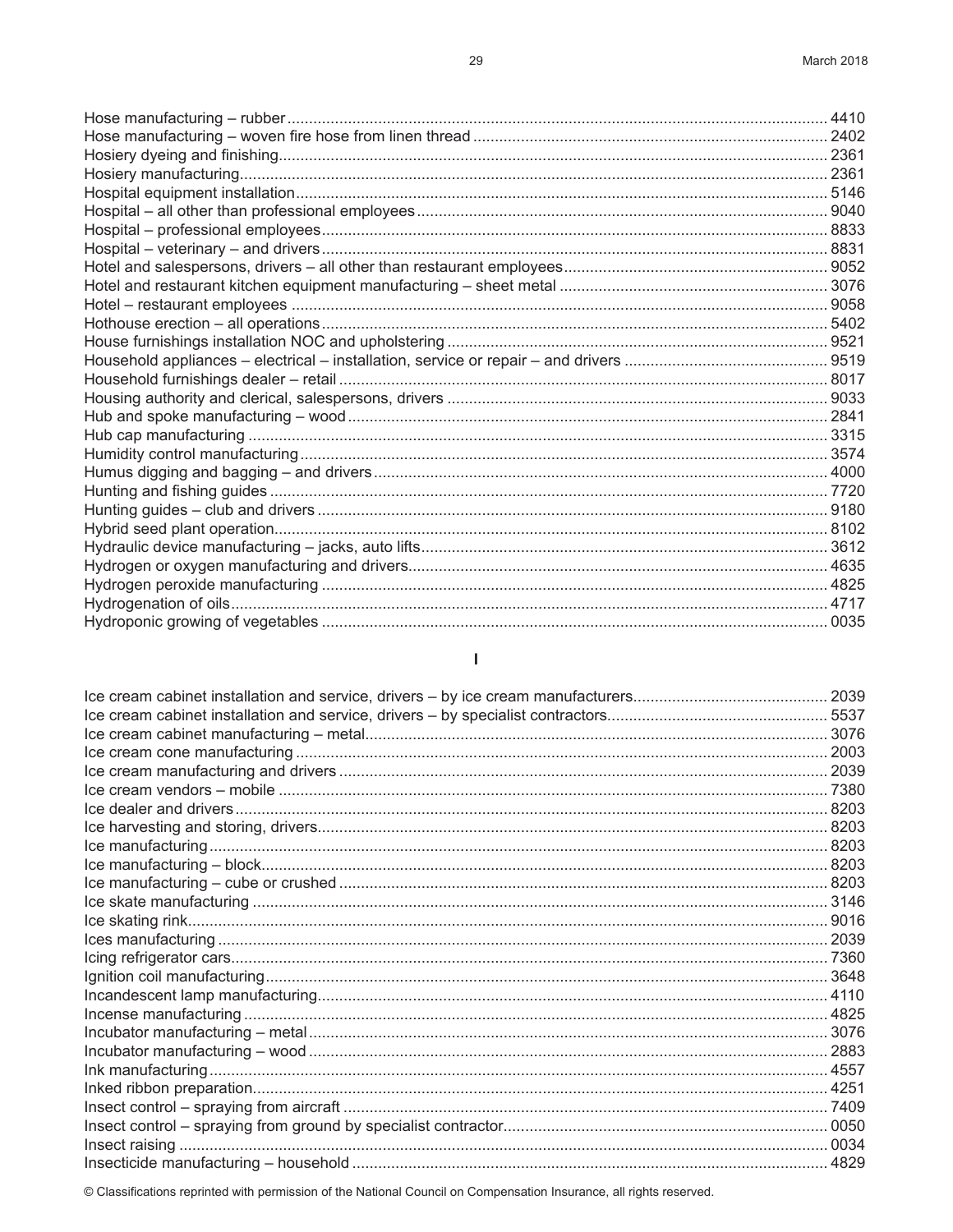| Classification | Code |
| --- | --- |
| Hose manufacturing – rubber | 4410 |
| Hose manufacturing – woven fire hose from linen thread | 2402 |
| Hosiery dyeing and finishing | 2361 |
| Hosiery manufacturing | 2361 |
| Hospital equipment installation | 5146 |
| Hospital – all other than professional employees | 9040 |
| Hospital – professional employees | 8833 |
| Hospital – veterinary – and drivers | 8831 |
| Hotel and salespersons, drivers – all other than restaurant employees | 9052 |
| Hotel and restaurant kitchen equipment manufacturing – sheet metal | 3076 |
| Hotel – restaurant employees | 9058 |
| Hothouse erection – all operations | 5402 |
| House furnishings installation NOC and upholstering | 9521 |
| Household appliances – electrical – installation, service or repair – and drivers | 9519 |
| Household furnishings dealer – retail | 8017 |
| Housing authority and clerical, salespersons, drivers | 9033 |
| Hub and spoke manufacturing – wood | 2841 |
| Hub cap manufacturing | 3315 |
| Humidity control manufacturing | 3574 |
| Humus digging and bagging – and drivers | 4000 |
| Hunting and fishing guides | 7720 |
| Hunting guides – club and drivers | 9180 |
| Hybrid seed plant operation | 8102 |
| Hydraulic device manufacturing – jacks, auto lifts | 3612 |
| Hydrogen or oxygen manufacturing and drivers | 4635 |
| Hydrogen peroxide manufacturing | 4825 |
| Hydrogenation of oils | 4717 |
| Hydroponic growing of vegetables | 0035 |

## I

| Classification | Code |
| --- | --- |
| Ice cream cabinet installation and service, drivers – by ice cream manufacturers | 2039 |
| Ice cream cabinet installation and service, drivers – by specialist contractors | 5537 |
| Ice cream cabinet manufacturing – metal | 3076 |
| Ice cream cone manufacturing | 2003 |
| Ice cream manufacturing and drivers | 2039 |
| Ice cream vendors – mobile | 7380 |
| Ice dealer and drivers | 8203 |
| Ice harvesting and storing, drivers | 8203 |
| Ice manufacturing | 8203 |
| Ice manufacturing – block | 8203 |
| Ice manufacturing – cube or crushed | 8203 |
| Ice skate manufacturing | 3146 |
| Ice skating rink | 9016 |
| Ices manufacturing | 2039 |
| Icing refrigerator cars | 7360 |
| Ignition coil manufacturing | 3648 |
| Incandescent lamp manufacturing | 4110 |
| Incense manufacturing | 4825 |
| Incubator manufacturing – metal | 3076 |
| Incubator manufacturing – wood | 2883 |
| Ink manufacturing | 4557 |
| Inked ribbon preparation | 4251 |
| Insect control – spraying from aircraft | 7409 |
| Insect control – spraying from ground by specialist contractor | 0050 |
| Insect raising | 0034 |
| Insecticide manufacturing – household | 4829 |

© Classifications reprinted with permission of the National Council on Compensation Insurance, all rights reserved.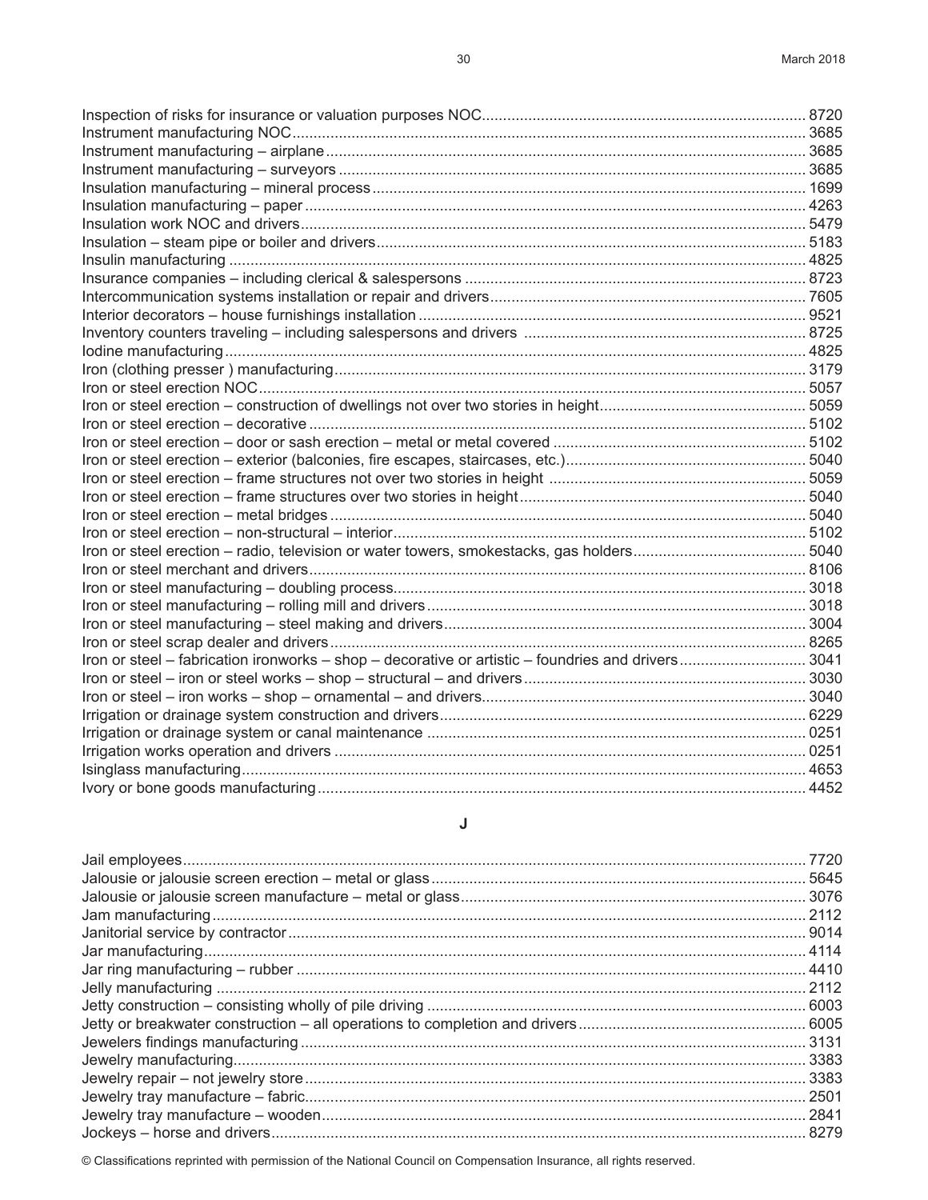| Classification | Code |
| --- | --- |
| Inspection of risks for insurance or valuation purposes NOC | 8720 |
| Instrument manufacturing NOC | 3685 |
| Instrument manufacturing – airplane | 3685 |
| Instrument manufacturing – surveyors | 3685 |
| Insulation manufacturing – mineral process | 1699 |
| Insulation manufacturing – paper | 4263 |
| Insulation work NOC and drivers | 5479 |
| Insulation – steam pipe or boiler and drivers | 5183 |
| Insulin manufacturing | 4825 |
| Insurance companies – including clerical & salespersons | 8723 |
| Intercommunication systems installation or repair and drivers | 7605 |
| Interior decorators – house furnishings installation | 9521 |
| Inventory counters traveling – including salespersons and drivers | 8725 |
| Iodine manufacturing | 4825 |
| Iron (clothing presser ) manufacturing | 3179 |
| Iron or steel erection NOC | 5057 |
| Iron or steel erection – construction of dwellings not over two stories in height | 5059 |
| Iron or steel erection – decorative | 5102 |
| Iron or steel erection – door or sash erection – metal or metal covered | 5102 |
| Iron or steel erection – exterior (balconies, fire escapes, staircases, etc.) | 5040 |
| Iron or steel erection – frame structures not over two stories in height | 5059 |
| Iron or steel erection – frame structures over two stories in height | 5040 |
| Iron or steel erection – metal bridges | 5040 |
| Iron or steel erection – non-structural – interior | 5102 |
| Iron or steel erection – radio, television or water towers, smokestacks, gas holders | 5040 |
| Iron or steel merchant and drivers | 8106 |
| Iron or steel manufacturing – doubling process | 3018 |
| Iron or steel manufacturing – rolling mill and drivers | 3018 |
| Iron or steel manufacturing – steel making and drivers | 3004 |
| Iron or steel scrap dealer and drivers | 8265 |
| Iron or steel – fabrication ironworks – shop – decorative or artistic – foundries and drivers | 3041 |
| Iron or steel – iron or steel works – shop – structural – and drivers | 3030 |
| Iron or steel – iron works – shop – ornamental – and drivers | 3040 |
| Irrigation or drainage system construction and drivers | 6229 |
| Irrigation or drainage system or canal maintenance | 0251 |
| Irrigation works operation and drivers | 0251 |
| Isinglass manufacturing | 4653 |
| Ivory or bone goods manufacturing | 4452 |

## J

| Classification | Code |
| --- | --- |
| Jail employees | 7720 |
| Jalousie or jalousie screen erection – metal or glass | 5645 |
| Jalousie or jalousie screen manufacture – metal or glass | 3076 |
| Jam manufacturing | 2112 |
| Janitorial service by contractor | 9014 |
| Jar manufacturing | 4114 |
| Jar ring manufacturing – rubber | 4410 |
| Jelly manufacturing | 2112 |
| Jetty construction – consisting wholly of pile driving | 6003 |
| Jetty or breakwater construction – all operations to completion and drivers | 6005 |
| Jewelers findings manufacturing | 3131 |
| Jewelry manufacturing | 3383 |
| Jewelry repair – not jewelry store | 3383 |
| Jewelry tray manufacture – fabric | 2501 |
| Jewelry tray manufacture – wooden | 2841 |
| Jockeys – horse and drivers | 8279 |

© Classifications reprinted with permission of the National Council on Compensation Insurance, all rights reserved.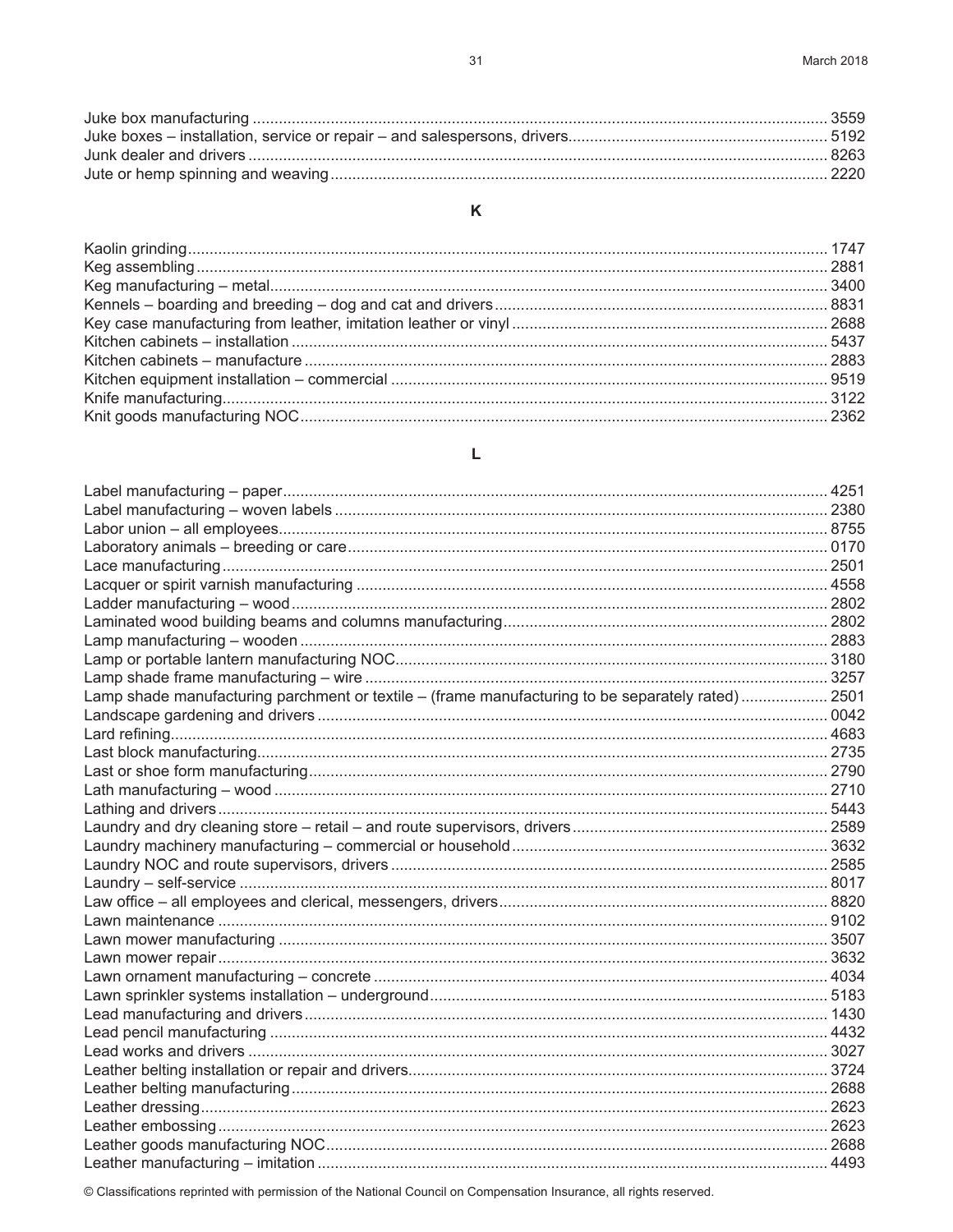Juke box manufacturing .... 3559
Juke boxes – installation, service or repair – and salespersons, drivers.... 5192
Junk dealer and drivers .... 8263
Jute or hemp spinning and weaving .... 2220

## K

Kaolin grinding.... 1747
Keg assembling.... 2881
Keg manufacturing – metal.... 3400
Kennels – boarding and breeding – dog and cat and drivers.... 8831
Key case manufacturing from leather, imitation leather or vinyl .... 2688
Kitchen cabinets – installation .... 5437
Kitchen cabinets – manufacture .... 2883
Kitchen equipment installation – commercial .... 9519
Knife manufacturing.... 3122
Knit goods manufacturing NOC.... 2362

## L

Label manufacturing – paper.... 4251
Label manufacturing – woven labels .... 2380
Labor union – all employees.... 8755
Laboratory animals – breeding or care.... 0170
Lace manufacturing.... 2501
Lacquer or spirit varnish manufacturing .... 4558
Ladder manufacturing – wood.... 2802
Laminated wood building beams and columns manufacturing.... 2802
Lamp manufacturing – wooden .... 2883
Lamp or portable lantern manufacturing NOC.... 3180
Lamp shade frame manufacturing – wire .... 3257
Lamp shade manufacturing parchment or textile – (frame manufacturing to be separately rated) .... 2501
Landscape gardening and drivers .... 0042
Lard refining.... 4683
Last block manufacturing.... 2735
Last or shoe form manufacturing.... 2790
Lath manufacturing – wood .... 2710
Lathing and drivers.... 5443
Laundry and dry cleaning store – retail – and route supervisors, drivers.... 2589
Laundry machinery manufacturing – commercial or household.... 3632
Laundry NOC and route supervisors, drivers .... 2585
Laundry – self-service .... 8017
Law office – all employees and clerical, messengers, drivers.... 8820
Lawn maintenance .... 9102
Lawn mower manufacturing .... 3507
Lawn mower repair.... 3632
Lawn ornament manufacturing – concrete .... 4034
Lawn sprinkler systems installation – underground.... 5183
Lead manufacturing and drivers.... 1430
Lead pencil manufacturing .... 4432
Lead works and drivers .... 3027
Leather belting installation or repair and drivers.... 3724
Leather belting manufacturing.... 2688
Leather dressing.... 2623
Leather embossing.... 2623
Leather goods manufacturing NOC.... 2688
Leather manufacturing – imitation .... 4493

© Classifications reprinted with permission of the National Council on Compensation Insurance, all rights reserved.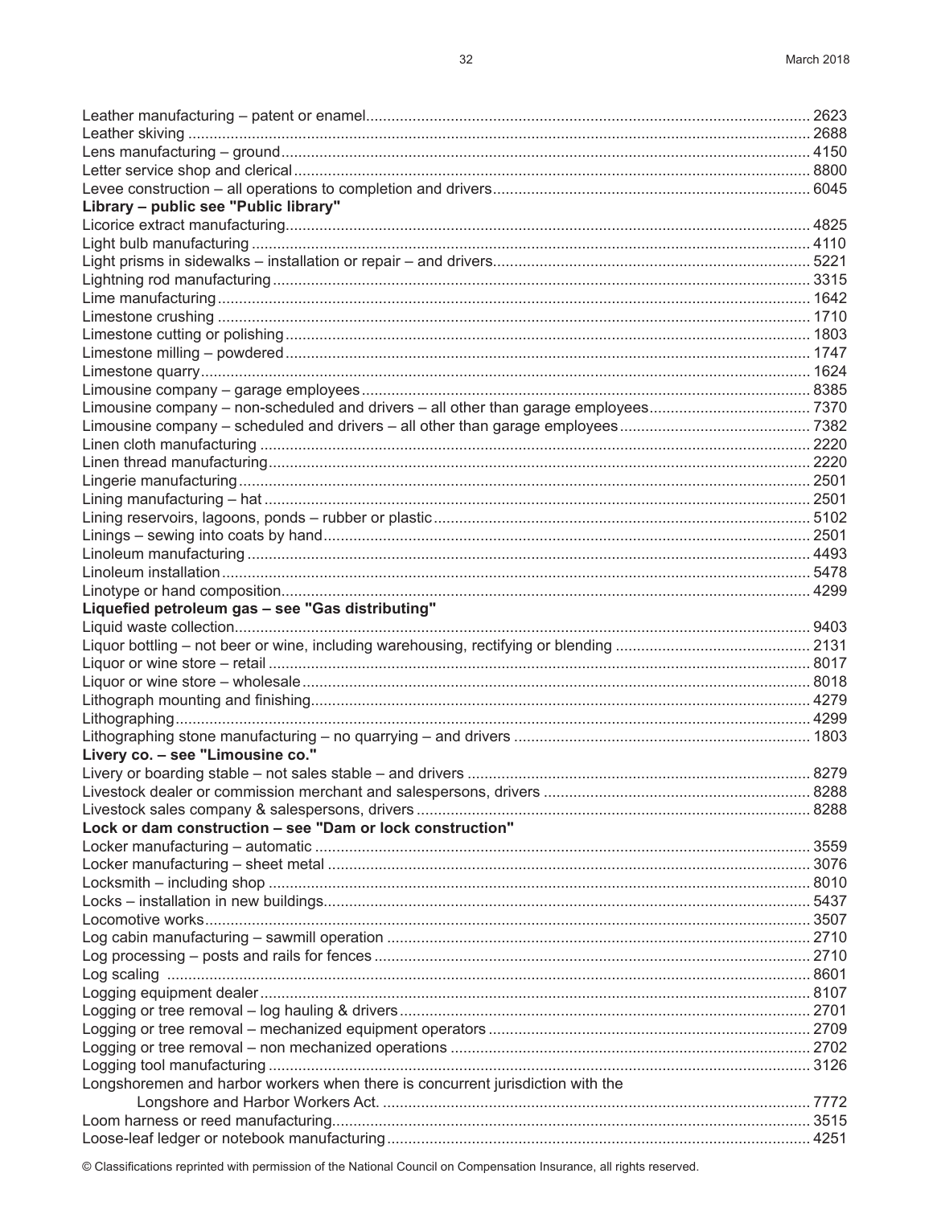Leather manufacturing – patent or enamel ........ 2623
Leather skiving ........ 2688
Lens manufacturing – ground ........ 4150
Letter service shop and clerical ........ 8800
Levee construction – all operations to completion and drivers ........ 6045
**Library – public see "Public library"**
Licorice extract manufacturing ........ 4825
Light bulb manufacturing ........ 4110
Light prisms in sidewalks – installation or repair – and drivers ........ 5221
Lightning rod manufacturing ........ 3315
Lime manufacturing ........ 1642
Limestone crushing ........ 1710
Limestone cutting or polishing ........ 1803
Limestone milling – powdered ........ 1747
Limestone quarry ........ 1624
Limousine company – garage employees ........ 8385
Limousine company – non-scheduled and drivers – all other than garage employees ........ 7370
Limousine company – scheduled and drivers – all other than garage employees ........ 7382
Linen cloth manufacturing ........ 2220
Linen thread manufacturing ........ 2220
Lingerie manufacturing ........ 2501
Lining manufacturing – hat ........ 2501
Lining reservoirs, lagoons, ponds – rubber or plastic ........ 5102
Linings – sewing into coats by hand ........ 2501
Linoleum manufacturing ........ 4493
Linoleum installation ........ 5478
Linotype or hand composition ........ 4299
**Liquefied petroleum gas – see "Gas distributing"**
Liquid waste collection ........ 9403
Liquor bottling – not beer or wine, including warehousing, rectifying or blending ........ 2131
Liquor or wine store – retail ........ 8017
Liquor or wine store – wholesale ........ 8018
Lithograph mounting and finishing ........ 4279
Lithographing ........ 4299
Lithographing stone manufacturing – no quarrying – and drivers ........ 1803
**Livery co. – see "Limousine co."**
Livery or boarding stable – not sales stable – and drivers ........ 8279
Livestock dealer or commission merchant and salespersons, drivers ........ 8288
Livestock sales company & salespersons, drivers ........ 8288
**Lock or dam construction – see "Dam or lock construction"**
Locker manufacturing – automatic ........ 3559
Locker manufacturing – sheet metal ........ 3076
Locksmith – including shop ........ 8010
Locks – installation in new buildings ........ 5437
Locomotive works ........ 3507
Log cabin manufacturing – sawmill operation ........ 2710
Log processing – posts and rails for fences ........ 2710
Log scaling ........ 8601
Logging equipment dealer ........ 8107
Logging or tree removal – log hauling & drivers ........ 2701
Logging or tree removal – mechanized equipment operators ........ 2709
Logging or tree removal – non mechanized operations ........ 2702
Logging tool manufacturing ........ 3126
Longshoremen and harbor workers when there is concurrent jurisdiction with the Longshore and Harbor Workers Act. ........ 7772
Loom harness or reed manufacturing ........ 3515
Loose-leaf ledger or notebook manufacturing ........ 4251

© Classifications reprinted with permission of the National Council on Compensation Insurance, all rights reserved.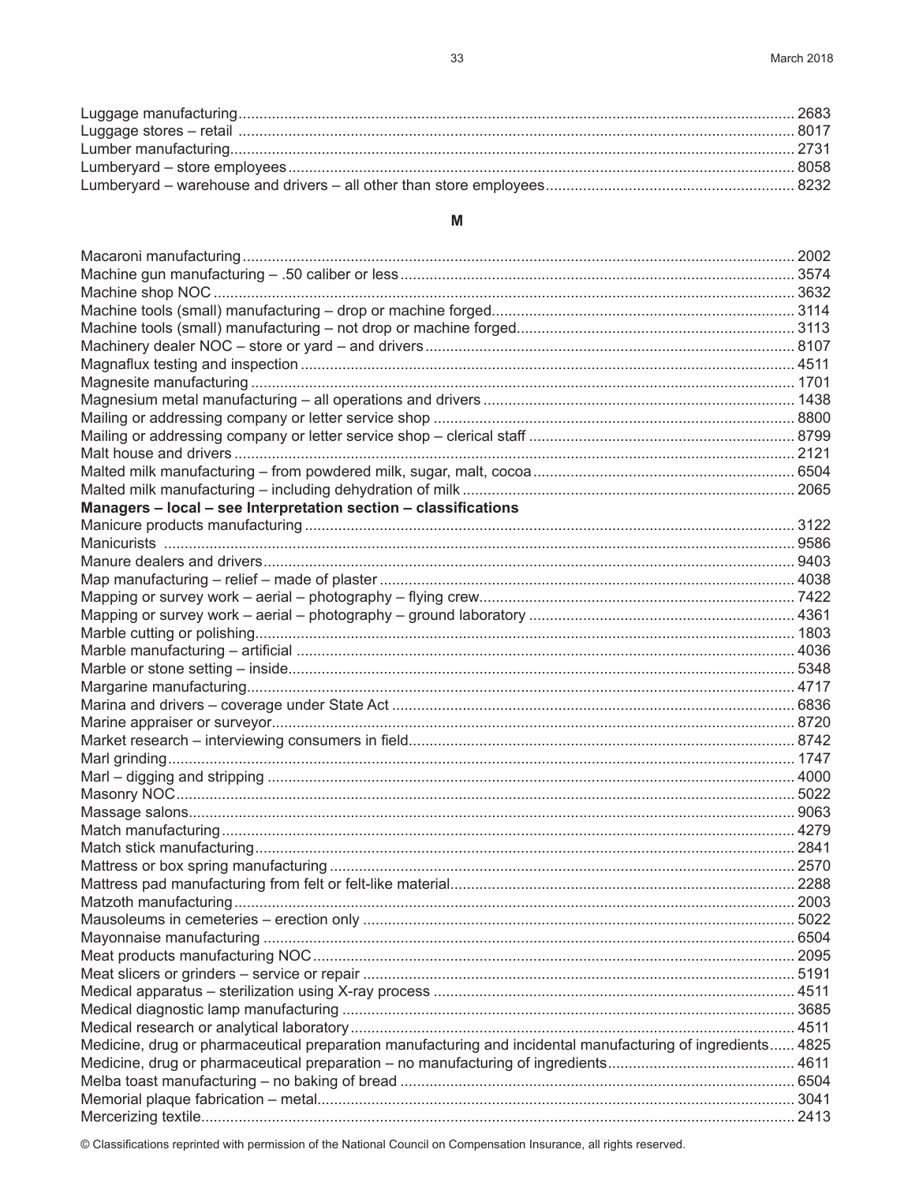Luggage manufacturing .......... 2683
Luggage stores – retail .......... 8017
Lumber manufacturing .......... 2731
Lumberyard – store employees .......... 8058
Lumberyard – warehouse and drivers – all other than store employees .......... 8232

## M

Macaroni manufacturing .......... 2002
Machine gun manufacturing – .50 caliber or less .......... 3574
Machine shop NOC .......... 3632
Machine tools (small) manufacturing – drop or machine forged .......... 3114
Machine tools (small) manufacturing – not drop or machine forged .......... 3113
Machinery dealer NOC – store or yard – and drivers .......... 8107
Magnaflux testing and inspection .......... 4511
Magnesite manufacturing .......... 1701
Magnesium metal manufacturing – all operations and drivers .......... 1438
Mailing or addressing company or letter service shop .......... 8800
Mailing or addressing company or letter service shop – clerical staff .......... 8799
Malt house and drivers .......... 2121
Malted milk manufacturing – from powdered milk, sugar, malt, cocoa .......... 6504
Malted milk manufacturing – including dehydration of milk .......... 2065
**Managers – local – see Interpretation section – classifications**
Manicure products manufacturing .......... 3122
Manicurists .......... 9586
Manure dealers and drivers .......... 9403
Map manufacturing – relief – made of plaster .......... 4038
Mapping or survey work – aerial – photography – flying crew .......... 7422
Mapping or survey work – aerial – photography – ground laboratory .......... 4361
Marble cutting or polishing .......... 1803
Marble manufacturing – artificial .......... 4036
Marble or stone setting – inside .......... 5348
Margarine manufacturing .......... 4717
Marina and drivers – coverage under State Act .......... 6836
Marine appraiser or surveyor .......... 8720
Market research – interviewing consumers in field .......... 8742
Marl grinding .......... 1747
Marl – digging and stripping .......... 4000
Masonry NOC .......... 5022
Massage salons .......... 9063
Match manufacturing .......... 4279
Match stick manufacturing .......... 2841
Mattress or box spring manufacturing .......... 2570
Mattress pad manufacturing from felt or felt-like material .......... 2288
Matzoth manufacturing .......... 2003
Mausoleums in cemeteries – erection only .......... 5022
Mayonnaise manufacturing .......... 6504
Meat products manufacturing NOC .......... 2095
Meat slicers or grinders – service or repair .......... 5191
Medical apparatus – sterilization using X-ray process .......... 4511
Medical diagnostic lamp manufacturing .......... 3685
Medical research or analytical laboratory .......... 4511
Medicine, drug or pharmaceutical preparation manufacturing and incidental manufacturing of ingredients .......... 4825
Medicine, drug or pharmaceutical preparation – no manufacturing of ingredients .......... 4611
Melba toast manufacturing – no baking of bread .......... 6504
Memorial plaque fabrication – metal .......... 3041
Mercerizing textile .......... 2413

© Classifications reprinted with permission of the National Council on Compensation Insurance, all rights reserved.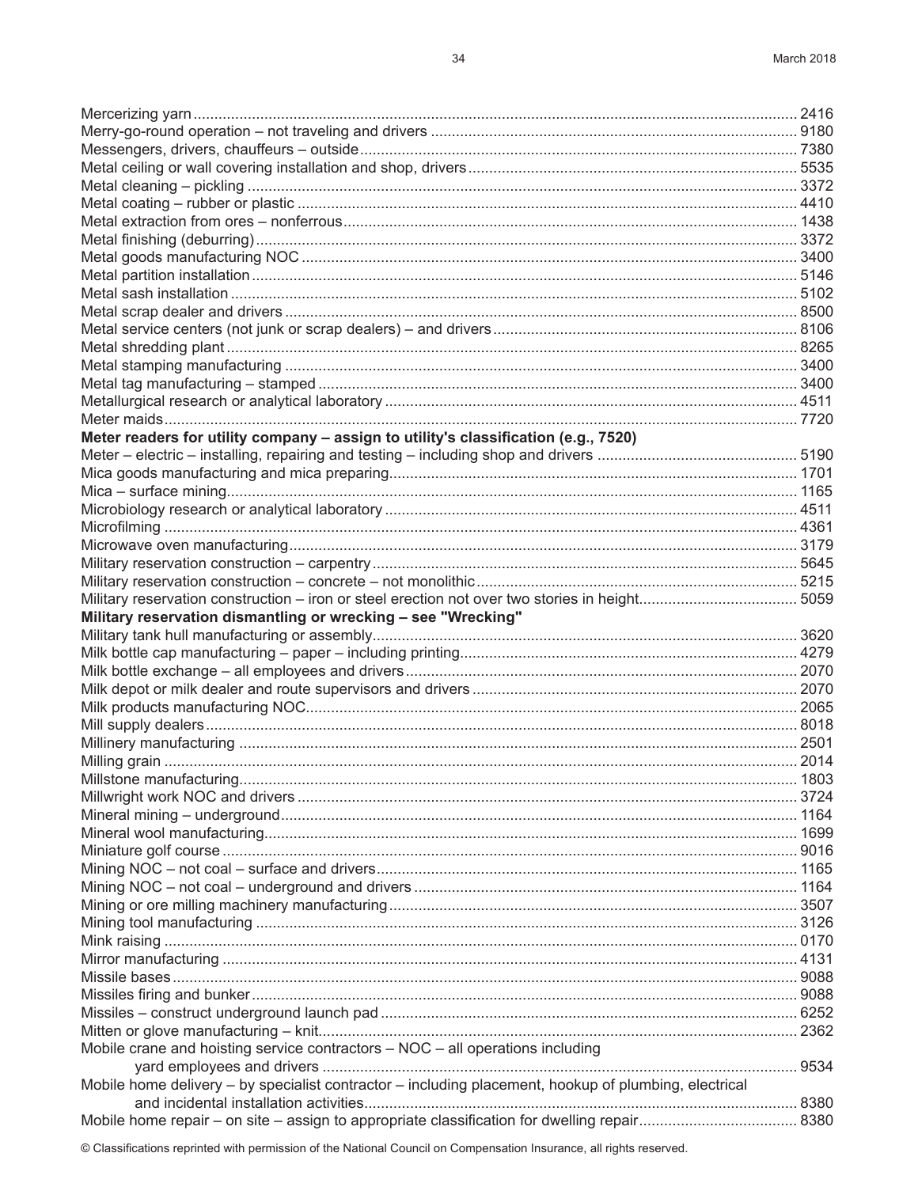Mercerizing yarn ..... 2416
Merry-go-round operation – not traveling and drivers ..... 9180
Messengers, drivers, chauffeurs – outside ..... 7380
Metal ceiling or wall covering installation and shop, drivers ..... 5535
Metal cleaning – pickling ..... 3372
Metal coating – rubber or plastic ..... 4410
Metal extraction from ores – nonferrous ..... 1438
Metal finishing (deburring) ..... 3372
Metal goods manufacturing NOC ..... 3400
Metal partition installation ..... 5146
Metal sash installation ..... 5102
Metal scrap dealer and drivers ..... 8500
Metal service centers (not junk or scrap dealers) – and drivers ..... 8106
Metal shredding plant ..... 8265
Metal stamping manufacturing ..... 3400
Metal tag manufacturing – stamped ..... 3400
Metallurgical research or analytical laboratory ..... 4511
Meter maids ..... 7720
**Meter readers for utility company – assign to utility's classification (e.g., 7520)**
Meter – electric – installing, repairing and testing – including shop and drivers ..... 5190
Mica goods manufacturing and mica preparing ..... 1701
Mica – surface mining ..... 1165
Microbiology research or analytical laboratory ..... 4511
Microfilming ..... 4361
Microwave oven manufacturing ..... 3179
Military reservation construction – carpentry ..... 5645
Military reservation construction – concrete – not monolithic ..... 5215
Military reservation construction – iron or steel erection not over two stories in height ..... 5059
**Military reservation dismantling or wrecking – see "Wrecking"**
Military tank hull manufacturing or assembly ..... 3620
Milk bottle cap manufacturing – paper – including printing ..... 4279
Milk bottle exchange – all employees and drivers ..... 2070
Milk depot or milk dealer and route supervisors and drivers ..... 2070
Milk products manufacturing NOC ..... 2065
Mill supply dealers ..... 8018
Millinery manufacturing ..... 2501
Milling grain ..... 2014
Millstone manufacturing ..... 1803
Millwright work NOC and drivers ..... 3724
Mineral mining – underground ..... 1164
Mineral wool manufacturing ..... 1699
Miniature golf course ..... 9016
Mining NOC – not coal – surface and drivers ..... 1165
Mining NOC – not coal – underground and drivers ..... 1164
Mining or ore milling machinery manufacturing ..... 3507
Mining tool manufacturing ..... 3126
Mink raising ..... 0170
Mirror manufacturing ..... 4131
Missile bases ..... 9088
Missiles firing and bunker ..... 9088
Missiles – construct underground launch pad ..... 6252
Mitten or glove manufacturing – knit ..... 2362
Mobile crane and hoisting service contractors – NOC – all operations including yard employees and drivers ..... 9534
Mobile home delivery – by specialist contractor – including placement, hookup of plumbing, electrical and incidental installation activities ..... 8380
Mobile home repair – on site – assign to appropriate classification for dwelling repair ..... 8380

© Classifications reprinted with permission of the National Council on Compensation Insurance, all rights reserved.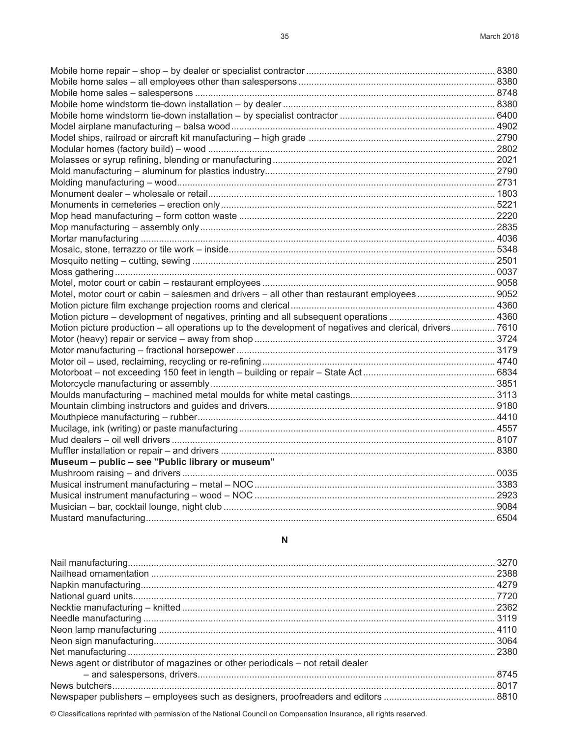Mobile home repair – shop – by dealer or specialist contractor ........................................................................ 8380
Mobile home sales – all employees other than salespersons ........................................................................... 8380
Mobile home sales – salespersons ................................................................................................................... 8748
Mobile home windstorm tie-down installation – by dealer ................................................................................. 8380
Mobile home windstorm tie-down installation – by specialist contractor ........................................................... 6400
Model airplane manufacturing – balsa wood .................................................................................................... 4902
Model ships, railroad or aircraft kit manufacturing – high grade ....................................................................... 2790
Modular homes (factory build) – wood ............................................................................................................. 2802
Molasses or syrup refining, blending or manufacturing ..................................................................................... 2021
Mold manufacturing – aluminum for plastics industry ........................................................................................ 2790
Molding manufacturing – wood ......................................................................................................................... 2731
Monument dealer – wholesale or retail ............................................................................................................. 1803
Monuments in cemeteries – erection only ......................................................................................................... 5221
Mop head manufacturing – form cotton waste .................................................................................................. 2220
Mop manufacturing – assembly only ................................................................................................................. 2835
Mortar manufacturing ........................................................................................................................................ 4036
Mosaic, stone, terrazzo or tile work – inside ...................................................................................................... 5348
Mosquito netting – cutting, sewing .................................................................................................................... 2501
Moss gathering .................................................................................................................................................. 0037
Motel, motor court or cabin – restaurant employees ......................................................................................... 9058
Motel, motor court or cabin – salesmen and drivers – all other than restaurant employees ............................. 9052
Motion picture film exchange projection rooms and clerical .............................................................................. 4360
Motion picture – development of negatives, printing and all subsequent operations ......................................... 4360
Motion picture production – all operations up to the development of negatives and clerical, drivers ................ 7610
Motor (heavy) repair or service – away from shop ............................................................................................ 3724
Motor manufacturing – fractional horsepower ................................................................................................... 3179
Motor oil – used, reclaiming, recycling or re-refining ......................................................................................... 4740
Motorboat – not exceeding 150 feet in length – building or repair – State Act ................................................... 6834
Motorcycle manufacturing or assembly ............................................................................................................. 3851
Moulds manufacturing – machined metal moulds for white metal castings ........................................................ 3113
Mountain climbing instructors and guides and drivers ....................................................................................... 9180
Mouthpiece manufacturing – rubber .................................................................................................................. 4410
Mucilage, ink (writing) or paste manufacturing .................................................................................................. 4557
Mud dealers – oil well drivers ............................................................................................................................ 8107
Muffler installation or repair – and drivers ......................................................................................................... 8380
**Museum – public – see "Public library or museum"**
Mushroom raising – and drivers ........................................................................................................................ 0035
Musical instrument manufacturing – metal – NOC ............................................................................................ 3383
Musical instrument manufacturing – wood – NOC ............................................................................................ 2923
Musician – bar, cocktail lounge, night club ........................................................................................................ 9084
Mustard manufacturing ..................................................................................................................................... 6504

## N

Nail manufacturing ............................................................................................................................................ 3270
Nailhead ornamentation .................................................................................................................................... 2388
Napkin manufacturing ........................................................................................................................................ 4279
National guard units ........................................................................................................................................... 7720
Necktie manufacturing – knitted ........................................................................................................................ 2362
Needle manufacturing ....................................................................................................................................... 3119
Neon lamp manufacturing ................................................................................................................................. 4110
Neon sign manufacturing ................................................................................................................................... 3064
Net manufacturing ............................................................................................................................................. 2380
News agent or distributor of magazines or other periodicals – not retail dealer
– and salespersons, drivers ............................................................................................................................... 8745
News butchers .................................................................................................................................................. 8017
Newspaper publishers – employees such as designers, proofreaders and editors ........................................... 8810

© Classifications reprinted with permission of the National Council on Compensation Insurance, all rights reserved.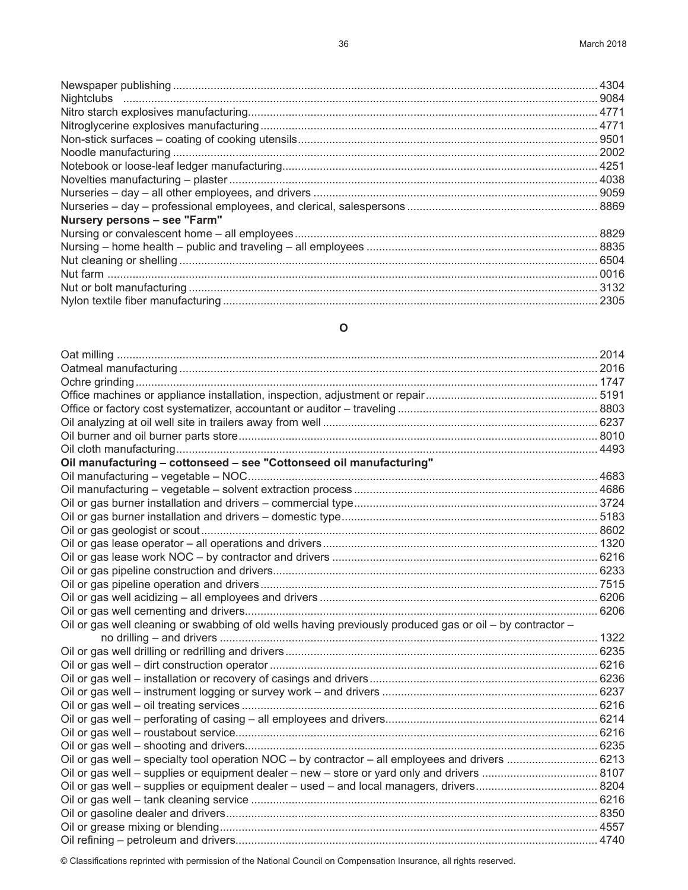Newspaper publishing ........................................................................................................................................ 4304
Nightclubs ........................................................................................................................................................ 9084
Nitro starch explosives manufacturing................................................................................................................ 4771
Nitroglycerine explosives manufacturing............................................................................................................. 4771
Non-stick surfaces – coating of cooking utensils................................................................................................ 9501
Noodle manufacturing ....................................................................................................................................... 2002
Notebook or loose-leaf ledger manufacturing..................................................................................................... 4251
Novelties manufacturing – plaster ...................................................................................................................... 4038
Nurseries – day – all other employees, and drivers ........................................................................................... 9059
Nurseries – day – professional employees, and clerical, salespersons ............................................................. 8869
**Nursery persons – see "Farm"**
Nursing or convalescent home – all employees ................................................................................................. 8829
Nursing – home health – public and traveling – all employees .......................................................................... 8835
Nut cleaning or shelling ..................................................................................................................................... 6504
Nut farm ............................................................................................................................................................ 0016
Nut or bolt manufacturing .................................................................................................................................. 3132
Nylon textile fiber manufacturing ....................................................................................................................... 2305

## O

Oat milling ......................................................................................................................................................... 2014
Oatmeal manufacturing ..................................................................................................................................... 2016
Ochre grinding ................................................................................................................................................... 1747
Office machines or appliance installation, inspection, adjustment or repair........................................................ 5191
Office or factory cost systematizer, accountant or auditor – traveling ................................................................ 8803
Oil analyzing at oil well site in trailers away from well ........................................................................................ 6237
Oil burner and oil burner parts store................................................................................................................... 8010
Oil cloth manufacturing...................................................................................................................................... 4493
**Oil manufacturing – cottonseed – see "Cottonseed oil manufacturing"**
Oil manufacturing – vegetable – NOC................................................................................................................ 4683
Oil manufacturing – vegetable – solvent extraction process .............................................................................. 4686
Oil or gas burner installation and drivers – commercial type.............................................................................. 3724
Oil or gas burner installation and drivers – domestic type.................................................................................. 5183
Oil or gas geologist or scout.............................................................................................................................. 8602
Oil or gas lease operator – all operations and drivers........................................................................................ 1320
Oil or gas lease work NOC – by contractor and drivers ..................................................................................... 6216
Oil or gas pipeline construction and drivers........................................................................................................ 6233
Oil or gas pipeline operation and drivers............................................................................................................ 7515
Oil or gas well acidizing – all employees and drivers ........................................................................................ 6206
Oil or gas well cementing and drivers................................................................................................................ 6206
Oil or gas well cleaning or swabbing of old wells having previously produced gas or oil – by contractor – no drilling – and drivers ........................................................................................................................ 1322
Oil or gas well drilling or redrilling and drivers.................................................................................................... 6235
Oil or gas well – dirt construction operator ........................................................................................................ 6216
Oil or gas well – installation or recovery of casings and drivers......................................................................... 6236
Oil or gas well – instrument logging or survey work – and drivers ..................................................................... 6237
Oil or gas well – oil treating services ................................................................................................................. 6216
Oil or gas well – perforating of casing – all employees and drivers.................................................................... 6214
Oil or gas well – roustabout service................................................................................................................... 6216
Oil or gas well – shooting and drivers................................................................................................................ 6235
Oil or gas well – specialty tool operation NOC – by contractor – all employees and drivers ............................. 6213
Oil or gas well – supplies or equipment dealer – new – store or yard only and drivers ..................................... 8107
Oil or gas well – supplies or equipment dealer – used – and local managers, drivers....................................... 8204
Oil or gas well – tank cleaning service .............................................................................................................. 6216
Oil or gasoline dealer and drivers...................................................................................................................... 8350
Oil or grease mixing or blending........................................................................................................................ 4557
Oil refining – petroleum and drivers................................................................................................................... 4740

© Classifications reprinted with permission of the National Council on Compensation Insurance, all rights reserved.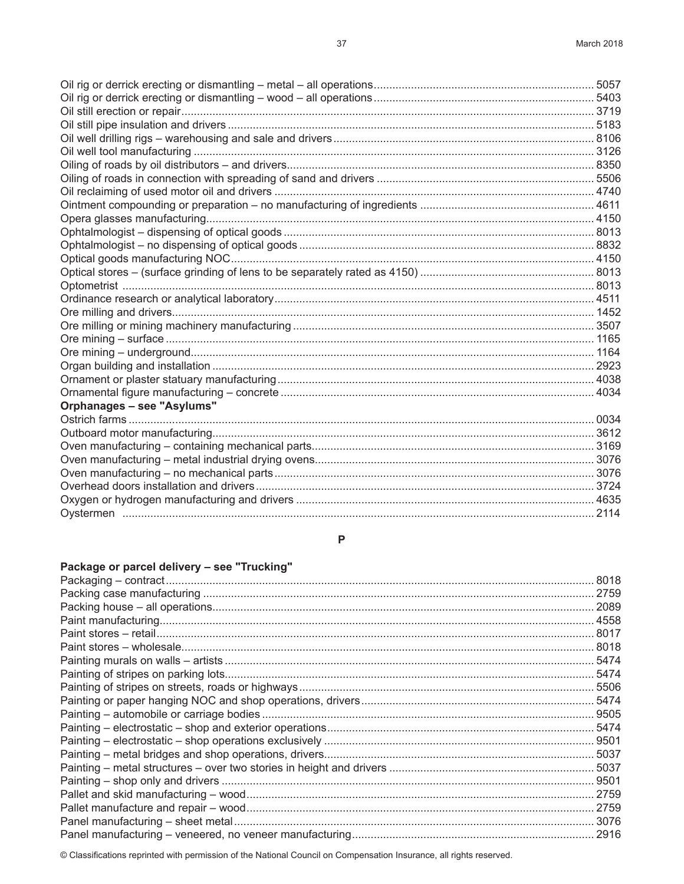Oil rig or derrick erecting or dismantling – metal – all operations........................................................................ 5057
Oil rig or derrick erecting or dismantling – wood – all operations.......................................................................... 5403
Oil still erection or repair.......................................................................................................................... 3719
Oil still pipe insulation and drivers ........................................................................................................... 5183
Oil well drilling rigs – warehousing and sale and drivers ................................................................................ 8106
Oil well tool manufacturing ........................................................................................................................ 3126
Oiling of roads by oil distributors – and drivers.............................................................................................. 8350
Oiling of roads in connection with spreading of sand and drivers ........................................................................ 5506
Oil reclaiming of used motor oil and drivers ................................................................................................ 4740
Ointment compounding or preparation – no manufacturing of ingredients ......................................................... 4611
Opera glasses manufacturing...................................................................................................................... 4150
Ophtalmologist – dispensing of optical goods ................................................................................................ 8013
Ophtalmologist – no dispensing of optical goods ............................................................................................ 8832
Optical goods manufacturing NOC................................................................................................................ 4150
Optical stores – (surface grinding of lens to be separately rated as 4150) ......................................................... 8013
Optometrist ............................................................................................................................................. 8013
Ordinance research or analytical laboratory.................................................................................................... 4511
Ore milling and drivers............................................................................................................................... 1452
Ore milling or mining machinery manufacturing ............................................................................................. 3507
Ore mining – surface .................................................................................................................................. 1165
Ore mining – underground............................................................................................................................ 1164
Organ building and installation ................................................................................................................... 2923
Ornament or plaster statuary manufacturing .................................................................................................. 4038
Ornamental figure manufacturing – concrete ................................................................................................. 4034

**Orphanages – see "Asylums"**

Ostrich farms ............................................................................................................................................ 0034
Outboard motor manufacturing...................................................................................................................... 3612
Oven manufacturing – containing mechanical parts.......................................................................................... 3169
Oven manufacturing – metal industrial drying ovens......................................................................................... 3076
Oven manufacturing – no mechanical parts..................................................................................................... 3076
Overhead doors installation and drivers ......................................................................................................... 3724
Oxygen or hydrogen manufacturing and drivers ............................................................................................. 4635
Oystermen ............................................................................................................................................... 2114

## P

**Package or parcel delivery – see "Trucking"**

Packaging – contract................................................................................................................................... 8018
Packing case manufacturing ......................................................................................................................... 2759
Packing house – all operations....................................................................................................................... 2089
Paint manufacturing..................................................................................................................................... 4558
Paint stores – retail...................................................................................................................................... 8017
Paint stores – wholesale................................................................................................................................ 8018
Painting murals on walls – artists ................................................................................................................. 5474
Painting of stripes on parking lots.................................................................................................................. 5474
Painting of stripes on streets, roads or highways .............................................................................................. 5506
Painting or paper hanging NOC and shop operations, drivers.............................................................................. 5474
Painting – automobile or carriage bodies ........................................................................................................ 9505
Painting – electrostatic – shop and exterior operations...................................................................................... 5474
Painting – electrostatic – shop operations exclusively ...................................................................................... 9501
Painting – metal bridges and shop operations, drivers....................................................................................... 5037
Painting – metal structures – over two stories in height and drivers ................................................................... 5037
Painting – shop only and drivers ................................................................................................................... 9501
Pallet and skid manufacturing – wood............................................................................................................. 2759
Pallet manufacture and repair – wood............................................................................................................. 2759
Panel manufacturing – sheet metal ................................................................................................................. 3076
Panel manufacturing – veneered, no veneer manufacturing................................................................................. 2916

© Classifications reprinted with permission of the National Council on Compensation Insurance, all rights reserved.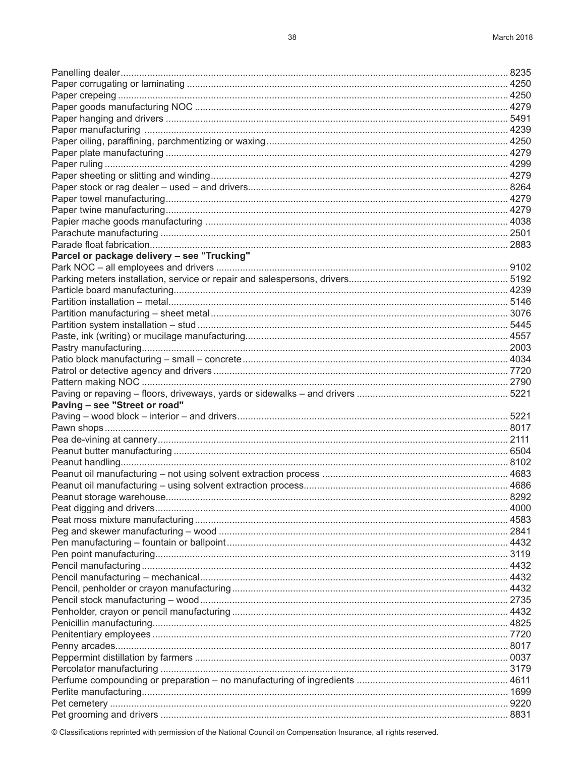Panelling dealer................................................................ 8235
Paper corrugating or laminating ................................................................ 4250
Paper crepeing ................................................................ 4250
Paper goods manufacturing NOC ................................................................ 4279
Paper hanging and drivers ................................................................ 5491
Paper manufacturing ................................................................ 4239
Paper oiling, paraffining, parchmentizing or waxing................................................................ 4250
Paper plate manufacturing ................................................................ 4279
Paper ruling ................................................................ 4299
Paper sheeting or slitting and winding................................................................ 4279
Paper stock or rag dealer – used – and drivers................................................................ 8264
Paper towel manufacturing................................................................ 4279
Paper twine manufacturing................................................................ 4279
Papier mache goods manufacturing ................................................................ 4038
Parachute manufacturing ................................................................ 2501
Parade float fabrication................................................................ 2883
**Parcel or package delivery – see "Trucking"**
Park NOC – all employees and drivers ................................................................ 9102
Parking meters installation, service or repair and salespersons, drivers................................................................ 5192
Particle board manufacturing................................................................ 4239
Partition installation – metal................................................................ 5146
Partition manufacturing – sheet metal................................................................ 3076
Partition system installation – stud ................................................................ 5445
Paste, ink (writing) or mucilage manufacturing................................................................ 4557
Pastry manufacturing................................................................ 2003
Patio block manufacturing – small – concrete................................................................ 4034
Patrol or detective agency and drivers ................................................................ 7720
Pattern making NOC ................................................................ 2790
Paving or repaving – floors, driveways, yards or sidewalks – and drivers ................................................................ 5221
**Paving – see "Street or road"**
Paving – wood block – interior – and drivers................................................................ 5221
Pawn shops................................................................ 8017
Pea de-vining at cannery................................................................ 2111
Peanut butter manufacturing ................................................................ 6504
Peanut handling................................................................ 8102
Peanut oil manufacturing – not using solvent extraction process ................................................................ 4683
Peanut oil manufacturing – using solvent extraction process................................................................ 4686
Peanut storage warehouse................................................................ 8292
Peat digging and drivers................................................................ 4000
Peat moss mixture manufacturing................................................................ 4583
Peg and skewer manufacturing – wood ................................................................ 2841
Pen manufacturing – fountain or ballpoint................................................................ 4432
Pen point manufacturing................................................................ 3119
Pencil manufacturing................................................................ 4432
Pencil manufacturing – mechanical................................................................ 4432
Pencil, penholder or crayon manufacturing................................................................ 4432
Pencil stock manufacturing – wood................................................................ 2735
Penholder, crayon or pencil manufacturing ................................................................ 4432
Penicillin manufacturing................................................................ 4825
Penitentiary employees ................................................................ 7720
Penny arcades................................................................ 8017
Peppermint distillation by farmers ................................................................ 0037
Percolator manufacturing ................................................................ 3179
Perfume compounding or preparation – no manufacturing of ingredients ................................................................ 4611
Perlite manufacturing................................................................ 1699
Pet cemetery ................................................................ 9220
Pet grooming and drivers ................................................................ 8831

© Classifications reprinted with permission of the National Council on Compensation Insurance, all rights reserved.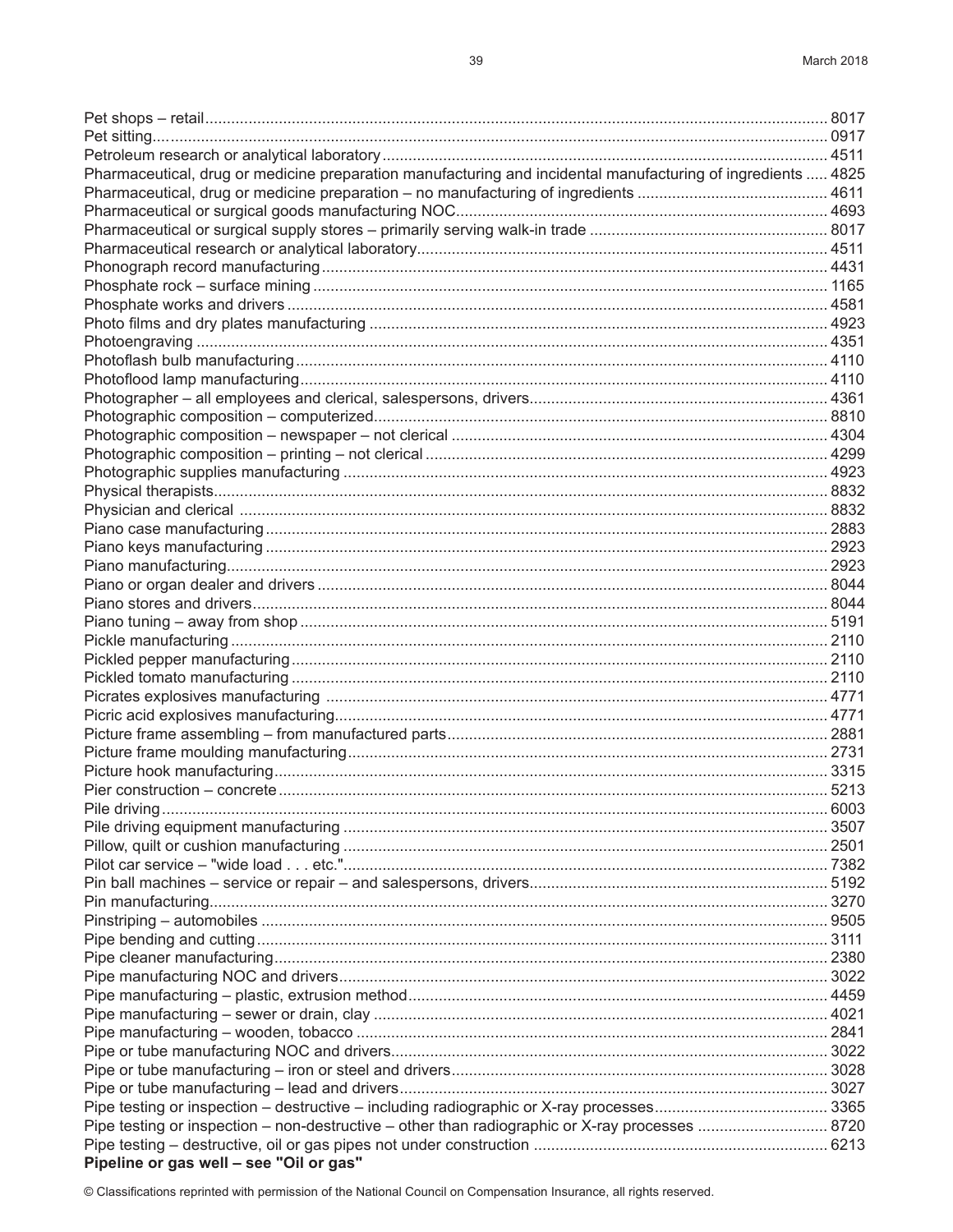Pet shops – retail .......... 8017
Pet sitting .......... 0917
Petroleum research or analytical laboratory .......... 4511
Pharmaceutical, drug or medicine preparation manufacturing and incidental manufacturing of ingredients .......... 4825
Pharmaceutical, drug or medicine preparation – no manufacturing of ingredients .......... 4611
Pharmaceutical or surgical goods manufacturing NOC .......... 4693
Pharmaceutical or surgical supply stores – primarily serving walk-in trade .......... 8017
Pharmaceutical research or analytical laboratory .......... 4511
Phonograph record manufacturing .......... 4431
Phosphate rock – surface mining .......... 1165
Phosphate works and drivers .......... 4581
Photo films and dry plates manufacturing .......... 4923
Photoengraving .......... 4351
Photoflash bulb manufacturing .......... 4110
Photoflood lamp manufacturing .......... 4110
Photographer – all employees and clerical, salespersons, drivers .......... 4361
Photographic composition – computerized .......... 8810
Photographic composition – newspaper – not clerical .......... 4304
Photographic composition – printing – not clerical .......... 4299
Photographic supplies manufacturing .......... 4923
Physical therapists .......... 8832
Physician and clerical .......... 8832
Piano case manufacturing .......... 2883
Piano keys manufacturing .......... 2923
Piano manufacturing .......... 2923
Piano or organ dealer and drivers .......... 8044
Piano stores and drivers .......... 8044
Piano tuning – away from shop .......... 5191
Pickle manufacturing .......... 2110
Pickled pepper manufacturing .......... 2110
Pickled tomato manufacturing .......... 2110
Picrates explosives manufacturing .......... 4771
Picric acid explosives manufacturing .......... 4771
Picture frame assembling – from manufactured parts .......... 2881
Picture frame moulding manufacturing .......... 2731
Picture hook manufacturing .......... 3315
Pier construction – concrete .......... 5213
Pile driving .......... 6003
Pile driving equipment manufacturing .......... 3507
Pillow, quilt or cushion manufacturing .......... 2501
Pilot car service – "wide load . . . etc." .......... 7382
Pin ball machines – service or repair – and salespersons, drivers .......... 5192
Pin manufacturing .......... 3270
Pinstriping – automobiles .......... 9505
Pipe bending and cutting .......... 3111
Pipe cleaner manufacturing .......... 2380
Pipe manufacturing NOC and drivers .......... 3022
Pipe manufacturing – plastic, extrusion method .......... 4459
Pipe manufacturing – sewer or drain, clay .......... 4021
Pipe manufacturing – wooden, tobacco .......... 2841
Pipe or tube manufacturing NOC and drivers .......... 3022
Pipe or tube manufacturing – iron or steel and drivers .......... 3028
Pipe or tube manufacturing – lead and drivers .......... 3027
Pipe testing or inspection – destructive – including radiographic or X-ray processes .......... 3365
Pipe testing or inspection – non-destructive – other than radiographic or X-ray processes .......... 8720
Pipe testing – destructive, oil or gas pipes not under construction .......... 6213
**Pipeline or gas well – see "Oil or gas"**

© Classifications reprinted with permission of the National Council on Compensation Insurance, all rights reserved.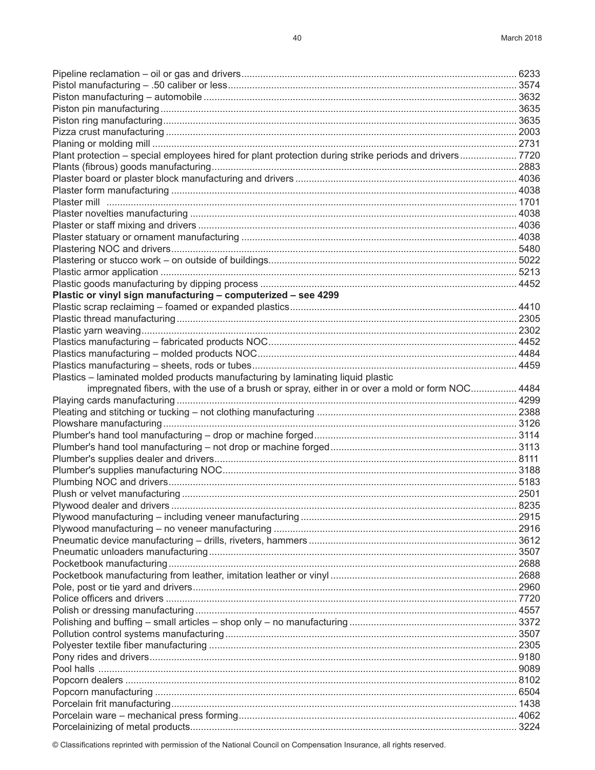| Description | Code |
|---|---|
| Pipeline reclamation – oil or gas and drivers | 6233 |
| Pistol manufacturing – .50 caliber or less | 3574 |
| Piston manufacturing – automobile | 3632 |
| Piston pin manufacturing | 3635 |
| Piston ring manufacturing | 3635 |
| Pizza crust manufacturing | 2003 |
| Planing or molding mill | 2731 |
| Plant protection – special employees hired for plant protection during strike periods and drivers | 7720 |
| Plants (fibrous) goods manufacturing | 2883 |
| Plaster board or plaster block manufacturing and drivers | 4036 |
| Plaster form manufacturing | 4038 |
| Plaster mill | 1701 |
| Plaster novelties manufacturing | 4038 |
| Plaster or staff mixing and drivers | 4036 |
| Plaster statuary or ornament manufacturing | 4038 |
| Plastering NOC and drivers | 5480 |
| Plastering or stucco work – on outside of buildings | 5022 |
| Plastic armor application | 5213 |
| Plastic goods manufacturing by dipping process | 4452 |
| **Plastic or vinyl sign manufacturing – computerized – see 4299** | |
| Plastic scrap reclaiming – foamed or expanded plastics | 4410 |
| Plastic thread manufacturing | 2305 |
| Plastic yarn weaving | 2302 |
| Plastics manufacturing – fabricated products NOC | 4452 |
| Plastics manufacturing – molded products NOC | 4484 |
| Plastics manufacturing – sheets, rods or tubes | 4459 |
| Plastics – laminated molded products manufacturing by laminating liquid plastic impregnated fibers, with the use of a brush or spray, either in or over a mold or form NOC | 4484 |
| Playing cards manufacturing | 4299 |
| Pleating and stitching or tucking – not clothing manufacturing | 2388 |
| Plowshare manufacturing | 3126 |
| Plumber's hand tool manufacturing – drop or machine forged | 3114 |
| Plumber's hand tool manufacturing – not drop or machine forged | 3113 |
| Plumber's supplies dealer and drivers | 8111 |
| Plumber's supplies manufacturing NOC | 3188 |
| Plumbing NOC and drivers | 5183 |
| Plush or velvet manufacturing | 2501 |
| Plywood dealer and drivers | 8235 |
| Plywood manufacturing – including veneer manufacturing | 2915 |
| Plywood manufacturing – no veneer manufacturing | 2916 |
| Pneumatic device manufacturing – drills, riveters, hammers | 3612 |
| Pneumatic unloaders manufacturing | 3507 |
| Pocketbook manufacturing | 2688 |
| Pocketbook manufacturing from leather, imitation leather or vinyl | 2688 |
| Pole, post or tie yard and drivers | 2960 |
| Police officers and drivers | 7720 |
| Polish or dressing manufacturing | 4557 |
| Polishing and buffing – small articles – shop only – no manufacturing | 3372 |
| Pollution control systems manufacturing | 3507 |
| Polyester textile fiber manufacturing | 2305 |
| Pony rides and drivers | 9180 |
| Pool halls | 9089 |
| Popcorn dealers | 8102 |
| Popcorn manufacturing | 6504 |
| Porcelain frit manufacturing | 1438 |
| Porcelain ware – mechanical press forming | 4062 |
| Porcelainizing of metal products | 3224 |

© Classifications reprinted with permission of the National Council on Compensation Insurance, all rights reserved.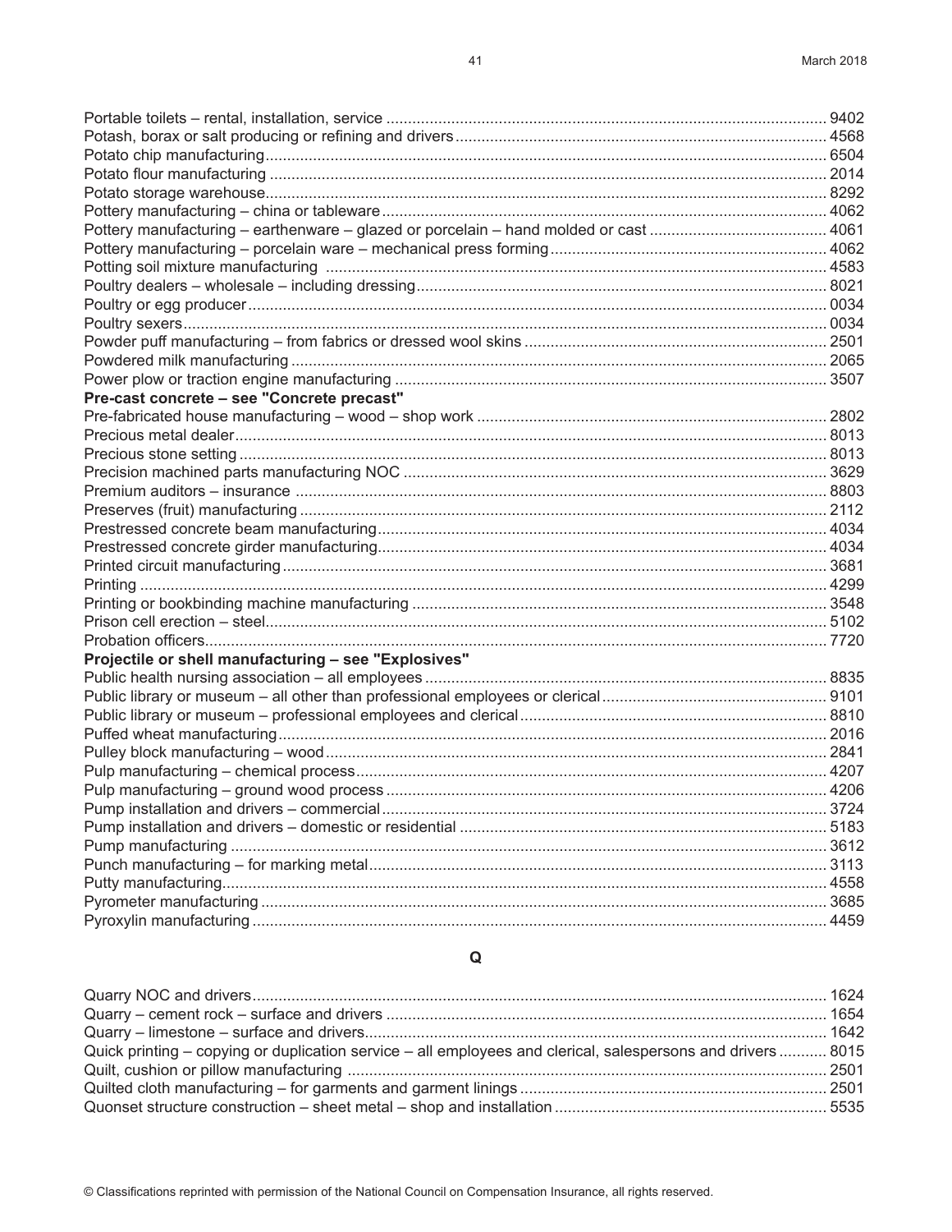Portable toilets – rental, installation, service ..... 9402
Potash, borax or salt producing or refining and drivers ..... 4568
Potato chip manufacturing ..... 6504
Potato flour manufacturing ..... 2014
Potato storage warehouse ..... 8292
Pottery manufacturing – china or tableware ..... 4062
Pottery manufacturing – earthenware – glazed or porcelain – hand molded or cast ..... 4061
Pottery manufacturing – porcelain ware – mechanical press forming ..... 4062
Potting soil mixture manufacturing ..... 4583
Poultry dealers – wholesale – including dressing ..... 8021
Poultry or egg producer ..... 0034
Poultry sexers ..... 0034
Powder puff manufacturing – from fabrics or dressed wool skins ..... 2501
Powdered milk manufacturing ..... 2065
Power plow or traction engine manufacturing ..... 3507
**Pre-cast concrete – see "Concrete precast"**
Pre-fabricated house manufacturing – wood – shop work ..... 2802
Precious metal dealer ..... 8013
Precious stone setting ..... 8013
Precision machined parts manufacturing NOC ..... 3629
Premium auditors – insurance ..... 8803
Preserves (fruit) manufacturing ..... 2112
Prestressed concrete beam manufacturing ..... 4034
Prestressed concrete girder manufacturing ..... 4034
Printed circuit manufacturing ..... 3681
Printing ..... 4299
Printing or bookbinding machine manufacturing ..... 3548
Prison cell erection – steel ..... 5102
Probation officers ..... 7720
**Projectile or shell manufacturing – see "Explosives"**
Public health nursing association – all employees ..... 8835
Public library or museum – all other than professional employees or clerical ..... 9101
Public library or museum – professional employees and clerical ..... 8810
Puffed wheat manufacturing ..... 2016
Pulley block manufacturing – wood ..... 2841
Pulp manufacturing – chemical process ..... 4207
Pulp manufacturing – ground wood process ..... 4206
Pump installation and drivers – commercial ..... 3724
Pump installation and drivers – domestic or residential ..... 5183
Pump manufacturing ..... 3612
Punch manufacturing – for marking metal ..... 3113
Putty manufacturing ..... 4558
Pyrometer manufacturing ..... 3685
Pyroxylin manufacturing ..... 4459

## Q

Quarry NOC and drivers ..... 1624
Quarry – cement rock – surface and drivers ..... 1654
Quarry – limestone – surface and drivers ..... 1642
Quick printing – copying or duplication service – all employees and clerical, salespersons and drivers ..... 8015
Quilt, cushion or pillow manufacturing ..... 2501
Quilted cloth manufacturing – for garments and garment linings ..... 2501
Quonset structure construction – sheet metal – shop and installation ..... 5535

© Classifications reprinted with permission of the National Council on Compensation Insurance, all rights reserved.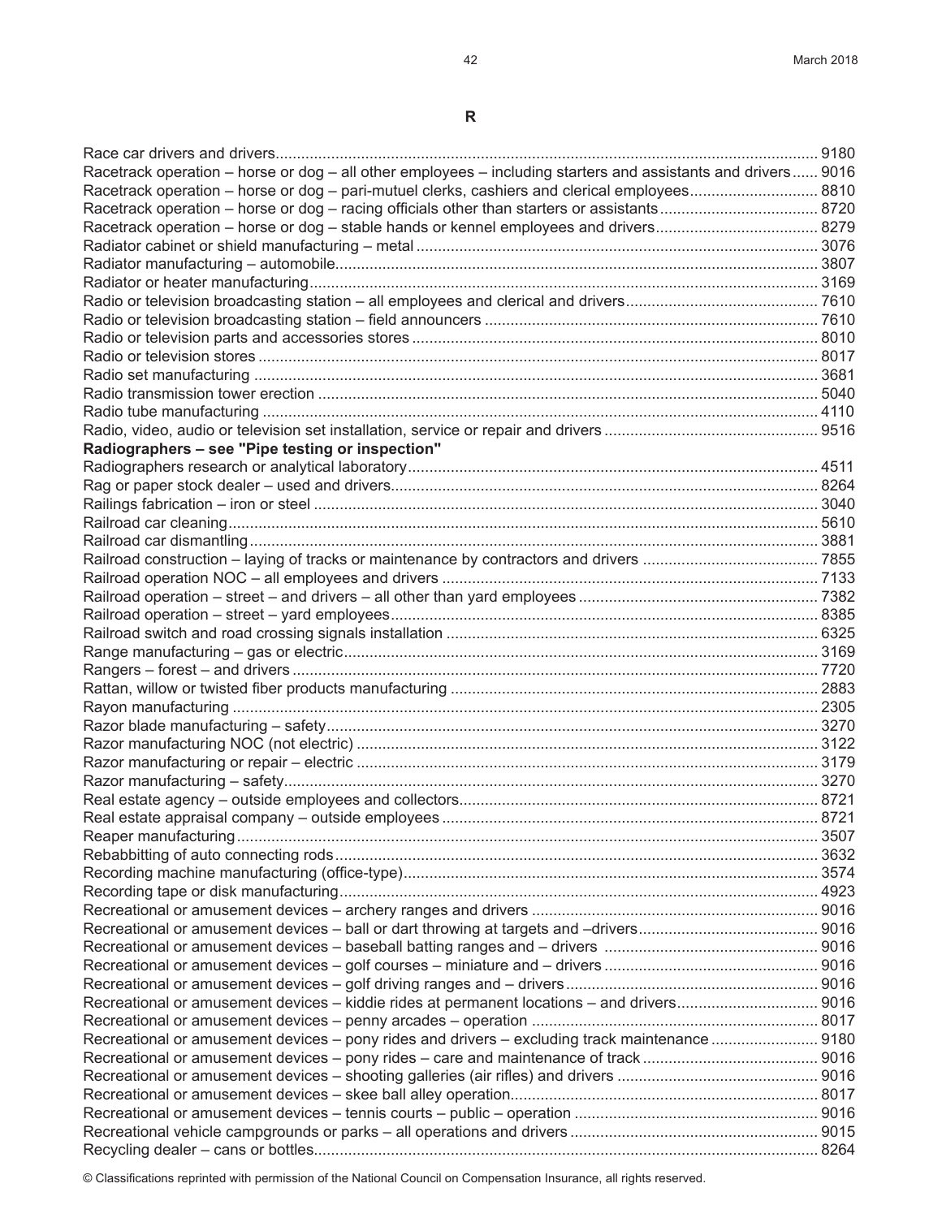# R

| Classification | Code |
|---|---|
| Race car drivers and drivers | 9180 |
| Racetrack operation – horse or dog – all other employees – including starters and assistants and drivers | 9016 |
| Racetrack operation – horse or dog – pari-mutuel clerks, cashiers and clerical employees | 8810 |
| Racetrack operation – horse or dog – racing officials other than starters or assistants | 8720 |
| Racetrack operation – horse or dog – stable hands or kennel employees and drivers | 8279 |
| Radiator cabinet or shield manufacturing – metal | 3076 |
| Radiator manufacturing – automobile | 3807 |
| Radiator or heater manufacturing | 3169 |
| Radio or television broadcasting station – all employees and clerical and drivers | 7610 |
| Radio or television broadcasting station – field announcers | 7610 |
| Radio or television parts and accessories stores | 8010 |
| Radio or television stores | 8017 |
| Radio set manufacturing | 3681 |
| Radio transmission tower erection | 5040 |
| Radio tube manufacturing | 4110 |
| Radio, video, audio or television set installation, service or repair and drivers | 9516 |
| **Radiographers – see "Pipe testing or inspection"** | |
| Radiographers research or analytical laboratory | 4511 |
| Rag or paper stock dealer – used and drivers | 8264 |
| Railings fabrication – iron or steel | 3040 |
| Railroad car cleaning | 5610 |
| Railroad car dismantling | 3881 |
| Railroad construction – laying of tracks or maintenance by contractors and drivers | 7855 |
| Railroad operation NOC – all employees and drivers | 7133 |
| Railroad operation – street – and drivers – all other than yard employees | 7382 |
| Railroad operation – street – yard employees | 8385 |
| Railroad switch and road crossing signals installation | 6325 |
| Range manufacturing – gas or electric | 3169 |
| Rangers – forest – and drivers | 7720 |
| Rattan, willow or twisted fiber products manufacturing | 2883 |
| Rayon manufacturing | 2305 |
| Razor blade manufacturing – safety | 3270 |
| Razor manufacturing NOC (not electric) | 3122 |
| Razor manufacturing or repair – electric | 3179 |
| Razor manufacturing – safety | 3270 |
| Real estate agency – outside employees and collectors | 8721 |
| Real estate appraisal company – outside employees | 8721 |
| Reaper manufacturing | 3507 |
| Rebabbitting of auto connecting rods | 3632 |
| Recording machine manufacturing (office-type) | 3574 |
| Recording tape or disk manufacturing | 4923 |
| Recreational or amusement devices – archery ranges and drivers | 9016 |
| Recreational or amusement devices – ball or dart throwing at targets and –drivers | 9016 |
| Recreational or amusement devices – baseball batting ranges and – drivers | 9016 |
| Recreational or amusement devices – golf courses – miniature and – drivers | 9016 |
| Recreational or amusement devices – golf driving ranges and – drivers | 9016 |
| Recreational or amusement devices – kiddie rides at permanent locations – and drivers | 9016 |
| Recreational or amusement devices – penny arcades – operation | 8017 |
| Recreational or amusement devices – pony rides and drivers – excluding track maintenance | 9180 |
| Recreational or amusement devices – pony rides – care and maintenance of track | 9016 |
| Recreational or amusement devices – shooting galleries (air rifles) and drivers | 9016 |
| Recreational or amusement devices – skee ball alley operation | 8017 |
| Recreational or amusement devices – tennis courts – public – operation | 9016 |
| Recreational vehicle campgrounds or parks – all operations and drivers | 9015 |
| Recycling dealer – cans or bottles | 8264 |

© Classifications reprinted with permission of the National Council on Compensation Insurance, all rights reserved.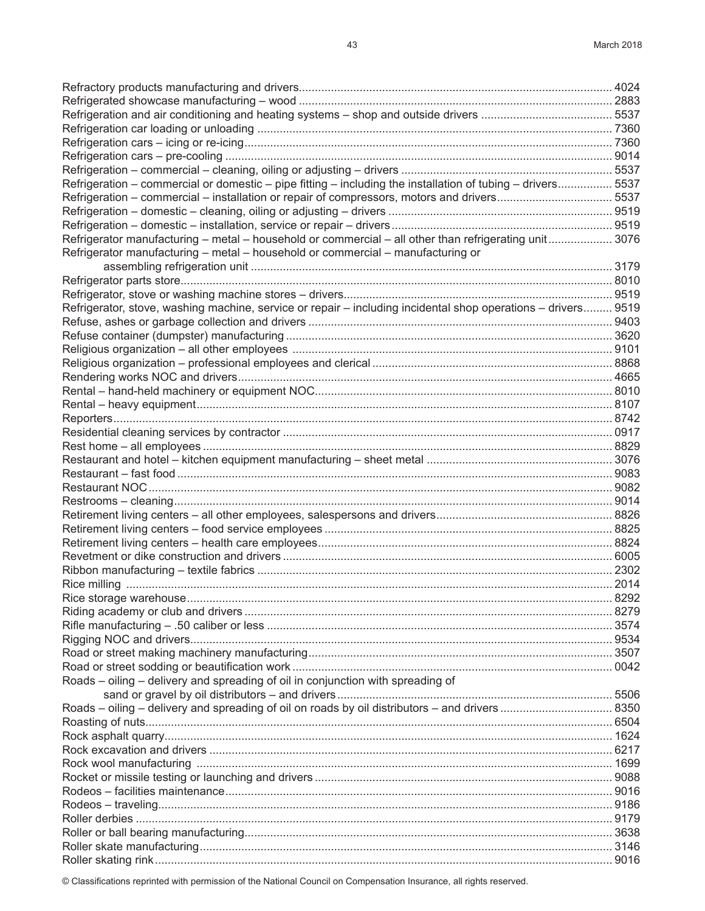| Classification | Code |
| --- | --- |
| Refractory products manufacturing and drivers | 4024 |
| Refrigerated showcase manufacturing – wood | 2883 |
| Refrigeration and air conditioning and heating systems – shop and outside drivers | 5537 |
| Refrigeration car loading or unloading | 7360 |
| Refrigeration cars – icing or re-icing | 7360 |
| Refrigeration cars – pre-cooling | 9014 |
| Refrigeration – commercial – cleaning, oiling or adjusting – drivers | 5537 |
| Refrigeration – commercial or domestic – pipe fitting – including the installation of tubing – drivers | 5537 |
| Refrigeration – commercial – installation or repair of compressors, motors and drivers | 5537 |
| Refrigeration – domestic – cleaning, oiling or adjusting – drivers | 9519 |
| Refrigeration – domestic – installation, service or repair – drivers | 9519 |
| Refrigerator manufacturing – metal – household or commercial – all other than refrigerating unit | 3076 |
| Refrigerator manufacturing – metal – household or commercial – manufacturing or assembling refrigeration unit | 3179 |
| Refrigerator parts store | 8010 |
| Refrigerator, stove or washing machine stores – drivers | 9519 |
| Refrigerator, stove, washing machine, service or repair – including incidental shop operations – drivers | 9519 |
| Refuse, ashes or garbage collection and drivers | 9403 |
| Refuse container (dumpster) manufacturing | 3620 |
| Religious organization – all other employees | 9101 |
| Religious organization – professional employees and clerical | 8868 |
| Rendering works NOC and drivers | 4665 |
| Rental – hand-held machinery or equipment NOC | 8010 |
| Rental – heavy equipment | 8107 |
| Reporters | 8742 |
| Residential cleaning services by contractor | 0917 |
| Rest home – all employees | 8829 |
| Restaurant and hotel – kitchen equipment manufacturing – sheet metal | 3076 |
| Restaurant – fast food | 9083 |
| Restaurant NOC | 9082 |
| Restrooms – cleaning | 9014 |
| Retirement living centers – all other employees, salespersons and drivers | 8826 |
| Retirement living centers – food service employees | 8825 |
| Retirement living centers – health care employees | 8824 |
| Revetment or dike construction and drivers | 6005 |
| Ribbon manufacturing – textile fabrics | 2302 |
| Rice milling | 2014 |
| Rice storage warehouse | 8292 |
| Riding academy or club and drivers | 8279 |
| Rifle manufacturing – .50 caliber or less | 3574 |
| Rigging NOC and drivers | 9534 |
| Road or street making machinery manufacturing | 3507 |
| Road or street sodding or beautification work | 0042 |
| Roads – oiling – delivery and spreading of oil in conjunction with spreading of sand or gravel by oil distributors – and drivers | 5506 |
| Roads – oiling – delivery and spreading of oil on roads by oil distributors – and drivers | 8350 |
| Roasting of nuts | 6504 |
| Rock asphalt quarry | 1624 |
| Rock excavation and drivers | 6217 |
| Rock wool manufacturing | 1699 |
| Rocket or missile testing or launching and drivers | 9088 |
| Rodeos – facilities maintenance | 9016 |
| Rodeos – traveling | 9186 |
| Roller derbies | 9179 |
| Roller or ball bearing manufacturing | 3638 |
| Roller skate manufacturing | 3146 |
| Roller skating rink | 9016 |

© Classifications reprinted with permission of the National Council on Compensation Insurance, all rights reserved.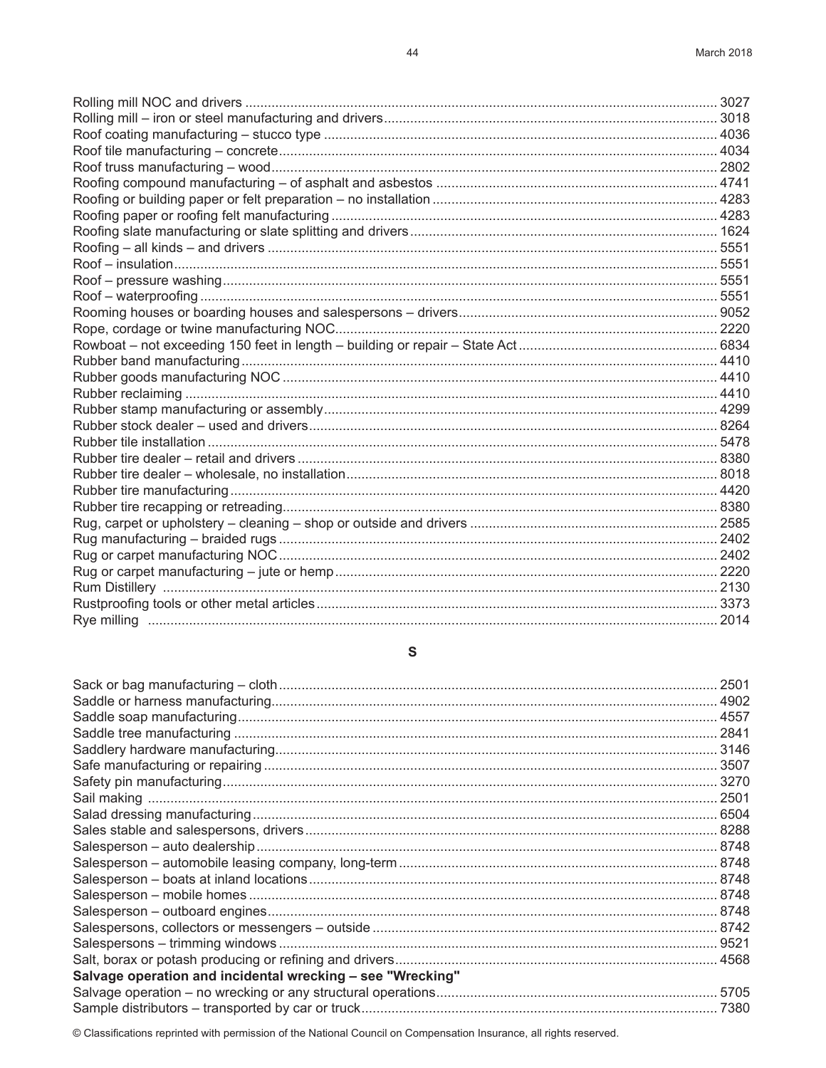| Description | Code |
|---|---|
| Rolling mill NOC and drivers | 3027 |
| Rolling mill – iron or steel manufacturing and drivers | 3018 |
| Roof coating manufacturing – stucco type | 4036 |
| Roof tile manufacturing – concrete | 4034 |
| Roof truss manufacturing – wood | 2802 |
| Roofing compound manufacturing – of asphalt and asbestos | 4741 |
| Roofing or building paper or felt preparation – no installation | 4283 |
| Roofing paper or roofing felt manufacturing | 4283 |
| Roofing slate manufacturing or slate splitting and drivers | 1624 |
| Roofing – all kinds – and drivers | 5551 |
| Roof – insulation | 5551 |
| Roof – pressure washing | 5551 |
| Roof – waterproofing | 5551 |
| Rooming houses or boarding houses and salespersons – drivers | 9052 |
| Rope, cordage or twine manufacturing NOC | 2220 |
| Rowboat – not exceeding 150 feet in length – building or repair – State Act | 6834 |
| Rubber band manufacturing | 4410 |
| Rubber goods manufacturing NOC | 4410 |
| Rubber reclaiming | 4410 |
| Rubber stamp manufacturing or assembly | 4299 |
| Rubber stock dealer – used and drivers | 8264 |
| Rubber tile installation | 5478 |
| Rubber tire dealer – retail and drivers | 8380 |
| Rubber tire dealer – wholesale, no installation | 8018 |
| Rubber tire manufacturing | 4420 |
| Rubber tire recapping or retreading | 8380 |
| Rug, carpet or upholstery – cleaning – shop or outside and drivers | 2585 |
| Rug manufacturing – braided rugs | 2402 |
| Rug or carpet manufacturing NOC | 2402 |
| Rug or carpet manufacturing – jute or hemp | 2220 |
| Rum Distillery | 2130 |
| Rustproofing tools or other metal articles | 3373 |
| Rye milling | 2014 |

## S

| Description | Code |
|---|---|
| Sack or bag manufacturing – cloth | 2501 |
| Saddle or harness manufacturing | 4902 |
| Saddle soap manufacturing | 4557 |
| Saddle tree manufacturing | 2841 |
| Saddlery hardware manufacturing | 3146 |
| Safe manufacturing or repairing | 3507 |
| Safety pin manufacturing | 3270 |
| Sail making | 2501 |
| Salad dressing manufacturing | 6504 |
| Sales stable and salespersons, drivers | 8288 |
| Salesperson – auto dealership | 8748 |
| Salesperson – automobile leasing company, long-term | 8748 |
| Salesperson – boats at inland locations | 8748 |
| Salesperson – mobile homes | 8748 |
| Salesperson – outboard engines | 8748 |
| Salespersons, collectors or messengers – outside | 8742 |
| Salespersons – trimming windows | 9521 |
| Salt, borax or potash producing or refining and drivers | 4568 |
| **Salvage operation and incidental wrecking – see "Wrecking"** | |
| Salvage operation – no wrecking or any structural operations | 5705 |
| Sample distributors – transported by car or truck | 7380 |

© Classifications reprinted with permission of the National Council on Compensation Insurance, all rights reserved.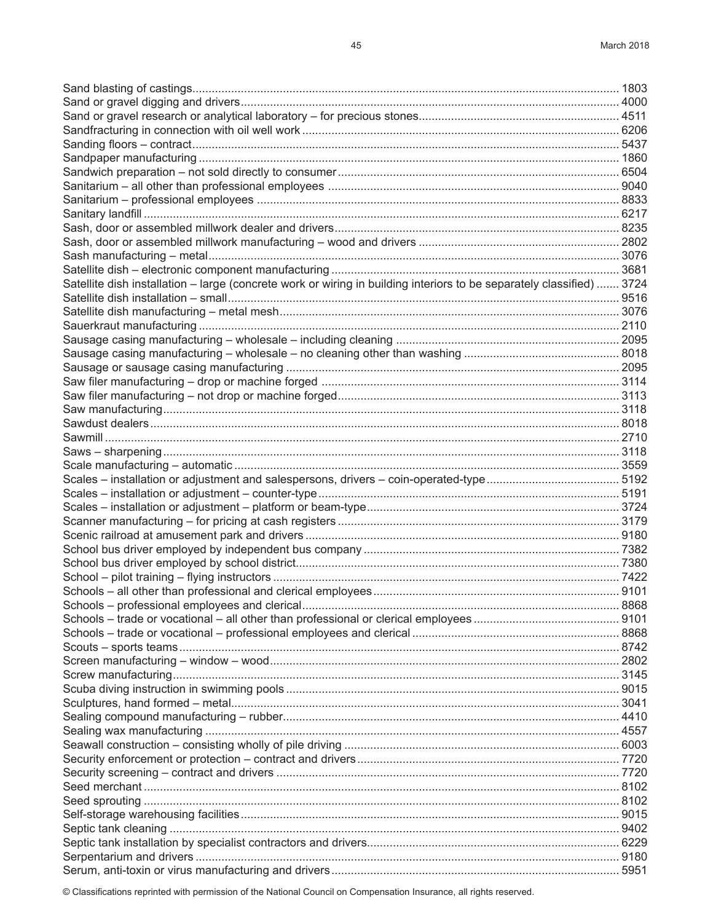Sand blasting of castings.......... 1803
Sand or gravel digging and drivers.......... 4000
Sand or gravel research or analytical laboratory – for precious stones.......... 4511
Sandfracturing in connection with oil well work.......... 6206
Sanding floors – contract.......... 5437
Sandpaper manufacturing.......... 1860
Sandwich preparation – not sold directly to consumer.......... 6504
Sanitarium – all other than professional employees.......... 9040
Sanitarium – professional employees.......... 8833
Sanitary landfill.......... 6217
Sash, door or assembled millwork dealer and drivers.......... 8235
Sash, door or assembled millwork manufacturing – wood and drivers.......... 2802
Sash manufacturing – metal.......... 3076
Satellite dish – electronic component manufacturing.......... 3681
Satellite dish installation – large (concrete work or wiring in building interiors to be separately classified).......... 3724
Satellite dish installation – small.......... 9516
Satellite dish manufacturing – metal mesh.......... 3076
Sauerkraut manufacturing.......... 2110
Sausage casing manufacturing – wholesale – including cleaning.......... 2095
Sausage casing manufacturing – wholesale – no cleaning other than washing.......... 8018
Sausage or sausage casing manufacturing.......... 2095
Saw filer manufacturing – drop or machine forged.......... 3114
Saw filer manufacturing – not drop or machine forged.......... 3113
Saw manufacturing.......... 3118
Sawdust dealers.......... 8018
Sawmill.......... 2710
Saws – sharpening.......... 3118
Scale manufacturing – automatic.......... 3559
Scales – installation or adjustment and salespersons, drivers – coin-operated-type.......... 5192
Scales – installation or adjustment – counter-type.......... 5191
Scales – installation or adjustment – platform or beam-type.......... 3724
Scanner manufacturing – for pricing at cash registers.......... 3179
Scenic railroad at amusement park and drivers.......... 9180
School bus driver employed by independent bus company.......... 7382
School bus driver employed by school district.......... 7380
School – pilot training – flying instructors.......... 7422
Schools – all other than professional and clerical employees.......... 9101
Schools – professional employees and clerical.......... 8868
Schools – trade or vocational – all other than professional or clerical employees.......... 9101
Schools – trade or vocational – professional employees and clerical.......... 8868
Scouts – sports teams.......... 8742
Screen manufacturing – window – wood.......... 2802
Screw manufacturing.......... 3145
Scuba diving instruction in swimming pools.......... 9015
Sculptures, hand formed – metal.......... 3041
Sealing compound manufacturing – rubber.......... 4410
Sealing wax manufacturing.......... 4557
Seawall construction – consisting wholly of pile driving.......... 6003
Security enforcement or protection – contract and drivers.......... 7720
Security screening – contract and drivers.......... 7720
Seed merchant.......... 8102
Seed sprouting.......... 8102
Self-storage warehousing facilities.......... 9015
Septic tank cleaning.......... 9402
Septic tank installation by specialist contractors and drivers.......... 6229
Serpentarium and drivers.......... 9180
Serum, anti-toxin or virus manufacturing and drivers.......... 5951

© Classifications reprinted with permission of the National Council on Compensation Insurance, all rights reserved.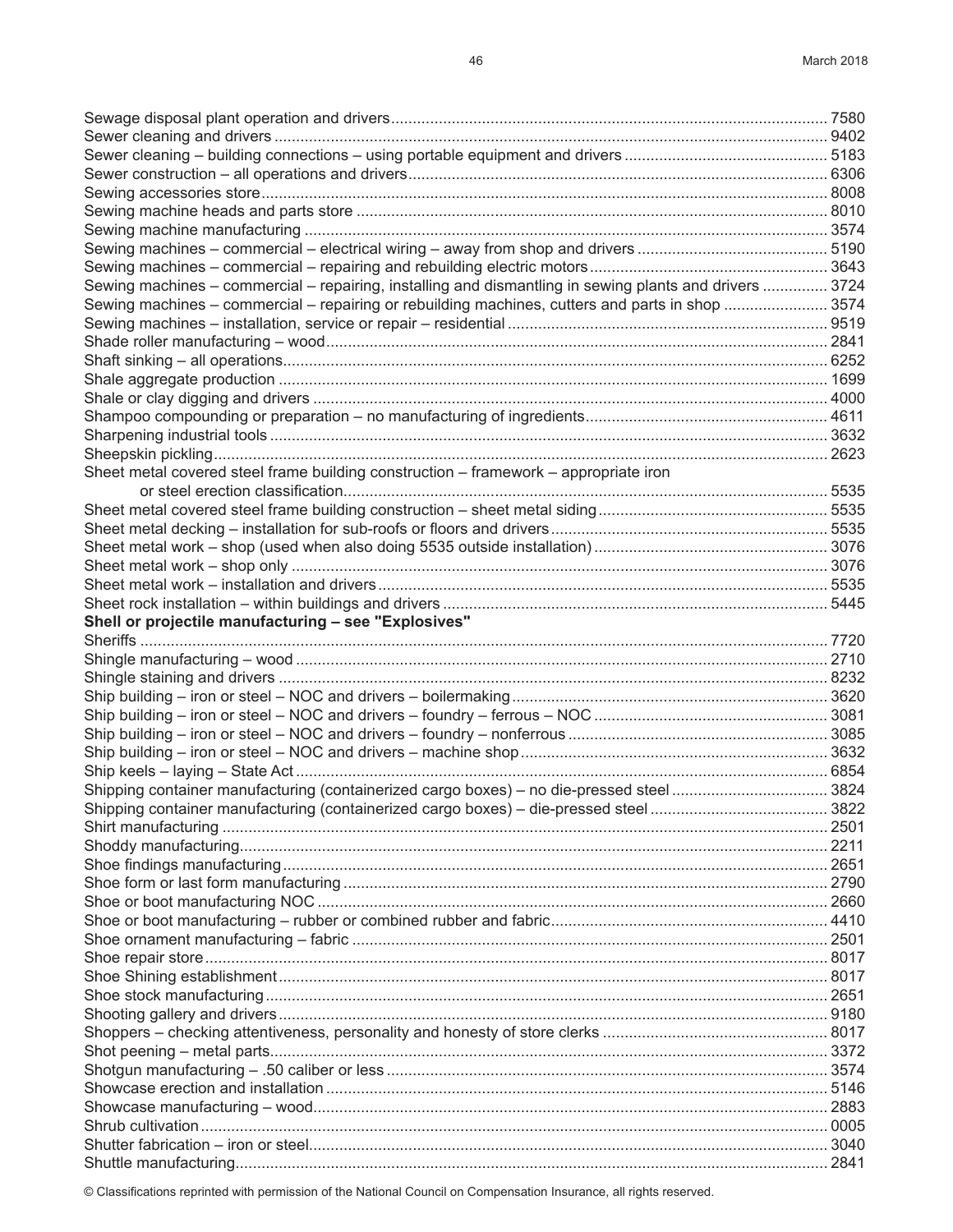Sewage disposal plant operation and drivers....................7580
Sewer cleaning and drivers....................9402
Sewer cleaning – building connections – using portable equipment and drivers....................5183
Sewer construction – all operations and drivers....................6306
Sewing accessories store....................8008
Sewing machine heads and parts store....................8010
Sewing machine manufacturing....................3574
Sewing machines – commercial – electrical wiring – away from shop and drivers....................5190
Sewing machines – commercial – repairing and rebuilding electric motors....................3643
Sewing machines – commercial – repairing, installing and dismantling in sewing plants and drivers....................3724
Sewing machines – commercial – repairing or rebuilding machines, cutters and parts in shop....................3574
Sewing machines – installation, service or repair – residential....................9519
Shade roller manufacturing – wood....................2841
Shaft sinking – all operations....................6252
Shale aggregate production....................1699
Shale or clay digging and drivers....................4000
Shampoo compounding or preparation – no manufacturing of ingredients....................4611
Sharpening industrial tools....................3632
Sheepskin pickling....................2623
Sheet metal covered steel frame building construction – framework – appropriate iron or steel erection classification....................5535
Sheet metal covered steel frame building construction – sheet metal siding....................5535
Sheet metal decking – installation for sub-roofs or floors and drivers....................5535
Sheet metal work – shop (used when also doing 5535 outside installation)....................3076
Sheet metal work – shop only....................3076
Sheet metal work – installation and drivers....................5535
Sheet rock installation – within buildings and drivers....................5445
**Shell or projectile manufacturing – see "Explosives"**
Sheriffs....................7720
Shingle manufacturing – wood....................2710
Shingle staining and drivers....................8232
Ship building – iron or steel – NOC and drivers – boilermaking....................3620
Ship building – iron or steel – NOC and drivers – foundry – ferrous – NOC....................3081
Ship building – iron or steel – NOC and drivers – foundry – nonferrous....................3085
Ship building – iron or steel – NOC and drivers – machine shop....................3632
Ship keels – laying – State Act....................6854
Shipping container manufacturing (containerized cargo boxes) – no die-pressed steel....................3824
Shipping container manufacturing (containerized cargo boxes) – die-pressed steel....................3822
Shirt manufacturing....................2501
Shoddy manufacturing....................2211
Shoe findings manufacturing....................2651
Shoe form or last form manufacturing....................2790
Shoe or boot manufacturing NOC....................2660
Shoe or boot manufacturing – rubber or combined rubber and fabric....................4410
Shoe ornament manufacturing – fabric....................2501
Shoe repair store....................8017
Shoe Shining establishment....................8017
Shoe stock manufacturing....................2651
Shooting gallery and drivers....................9180
Shoppers – checking attentiveness, personality and honesty of store clerks....................8017
Shot peening – metal parts....................3372
Shotgun manufacturing – .50 caliber or less....................3574
Showcase erection and installation....................5146
Showcase manufacturing – wood....................2883
Shrub cultivation....................0005
Shutter fabrication – iron or steel....................3040
Shuttle manufacturing....................2841

© Classifications reprinted with permission of the National Council on Compensation Insurance, all rights reserved.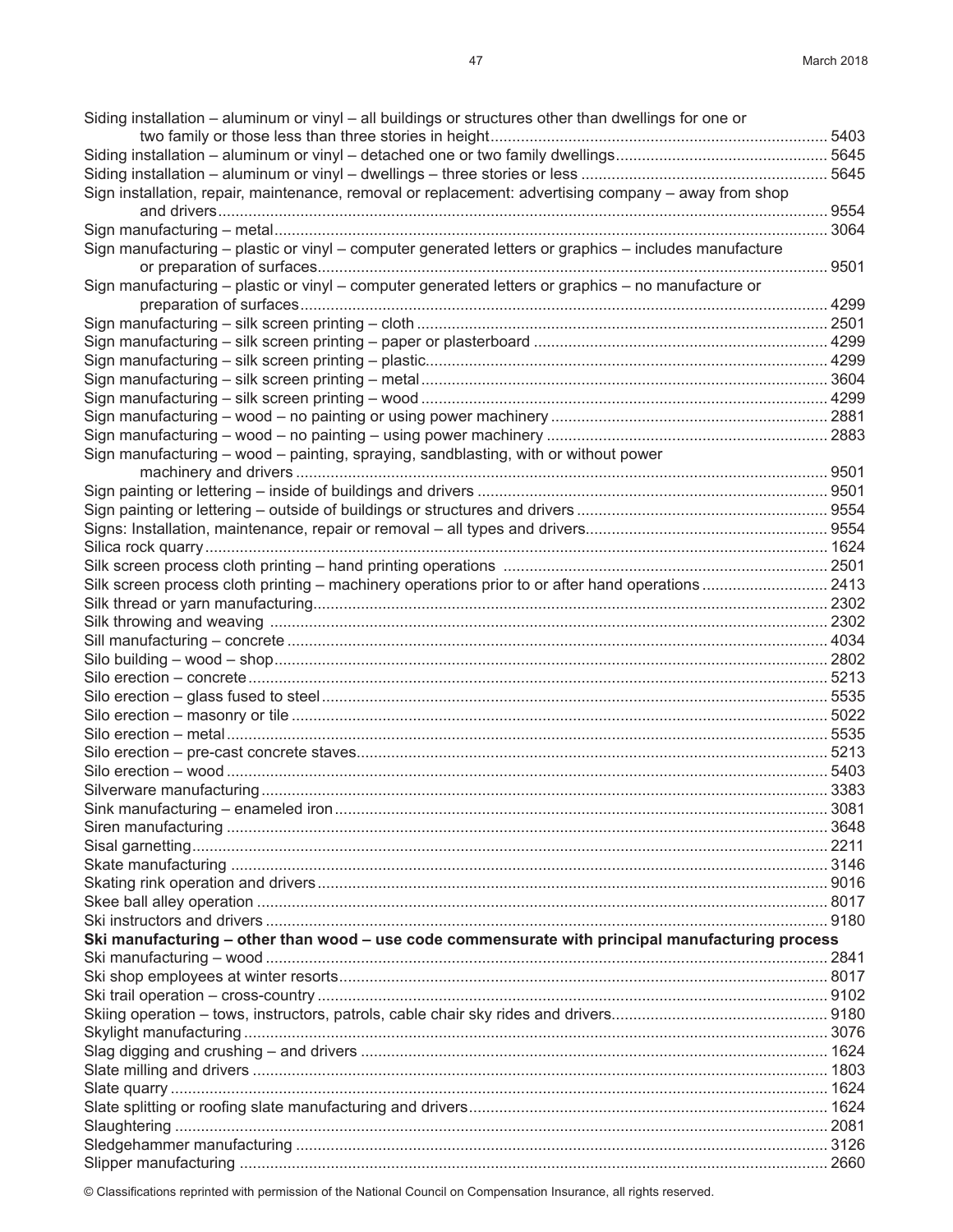Siding installation – aluminum or vinyl – all buildings or structures other than dwellings for one or two family or those less than three stories in height............................................................................. 5403
Siding installation – aluminum or vinyl – detached one or two family dwellings................................................ 5645
Siding installation – aluminum or vinyl – dwellings – three stories or less ........................................................ 5645
Sign installation, repair, maintenance, removal or replacement: advertising company – away from shop and drivers.......................................................................................................................................... 9554
Sign manufacturing – metal................................................................................................................................ 3064
Sign manufacturing – plastic or vinyl – computer generated letters or graphics – includes manufacture or preparation of surfaces.................................................................................................................... 9501
Sign manufacturing – plastic or vinyl – computer generated letters or graphics – no manufacture or preparation of surfaces....................................................................................................................... 4299
Sign manufacturing – silk screen printing – cloth ............................................................................................. 2501
Sign manufacturing – silk screen printing – paper or plasterboard ................................................................... 4299
Sign manufacturing – silk screen printing – plastic............................................................................................ 4299
Sign manufacturing – silk screen printing – metal ............................................................................................. 3604
Sign manufacturing – silk screen printing – wood ............................................................................................. 4299
Sign manufacturing – wood – no painting or using power machinery ............................................................... 2881
Sign manufacturing – wood – no painting – using power machinery ................................................................ 2883
Sign manufacturing – wood – painting, spraying, sandblasting, with or without power machinery and drivers ......................................................................................................................... 9501
Sign painting or lettering – inside of buildings and drivers ................................................................................ 9501
Sign painting or lettering – outside of buildings or structures and drivers ......................................................... 9554
Signs: Installation, maintenance, repair or removal – all types and drivers....................................................... 9554
Silica rock quarry ............................................................................................................................................... 1624
Silk screen process cloth printing – hand printing operations .......................................................................... 2501
Silk screen process cloth printing – machinery operations prior to or after hand operations ............................ 2413
Silk thread or yarn manufacturing...................................................................................................................... 2302
Silk throwing and weaving ................................................................................................................................ 2302
Sill manufacturing – concrete ............................................................................................................................ 4034
Silo building – wood – shop............................................................................................................................... 2802
Silo erection – concrete ..................................................................................................................................... 5213
Silo erection – glass fused to steel .................................................................................................................... 5535
Silo erection – masonry or tile ........................................................................................................................... 5022
Silo erection – metal .......................................................................................................................................... 5535
Silo erection – pre-cast concrete staves............................................................................................................ 5213
Silo erection – wood .......................................................................................................................................... 5403
Silverware manufacturing .................................................................................................................................. 3383
Sink manufacturing – enameled iron ................................................................................................................. 3081
Siren manufacturing .......................................................................................................................................... 3648
Sisal garnetting.................................................................................................................................................. 2211
Skate manufacturing ......................................................................................................................................... 3146
Skating rink operation and drivers ..................................................................................................................... 9016
Skee ball alley operation ................................................................................................................................... 8017
Ski instructors and drivers ................................................................................................................................. 9180
**Ski manufacturing – other than wood – use code commensurate with principal manufacturing process**
Ski manufacturing – wood ................................................................................................................................. 2841
Ski shop employees at winter resorts................................................................................................................ 8017
Ski trail operation – cross-country ..................................................................................................................... 9102
Skiing operation – tows, instructors, patrols, cable chair sky rides and drivers.................................................. 9180
Skylight manufacturing ...................................................................................................................................... 3076
Slag digging and crushing – and drivers ........................................................................................................... 1624
Slate milling and drivers .................................................................................................................................... 1803
Slate quarry ...................................................................................................................................................... 1624
Slate splitting or roofing slate manufacturing and drivers.................................................................................. 1624
Slaughtering ..................................................................................................................................................... 2081
Sledgehammer manufacturing .......................................................................................................................... 3126
Slipper manufacturing ....................................................................................................................................... 2660

© Classifications reprinted with permission of the National Council on Compensation Insurance, all rights reserved.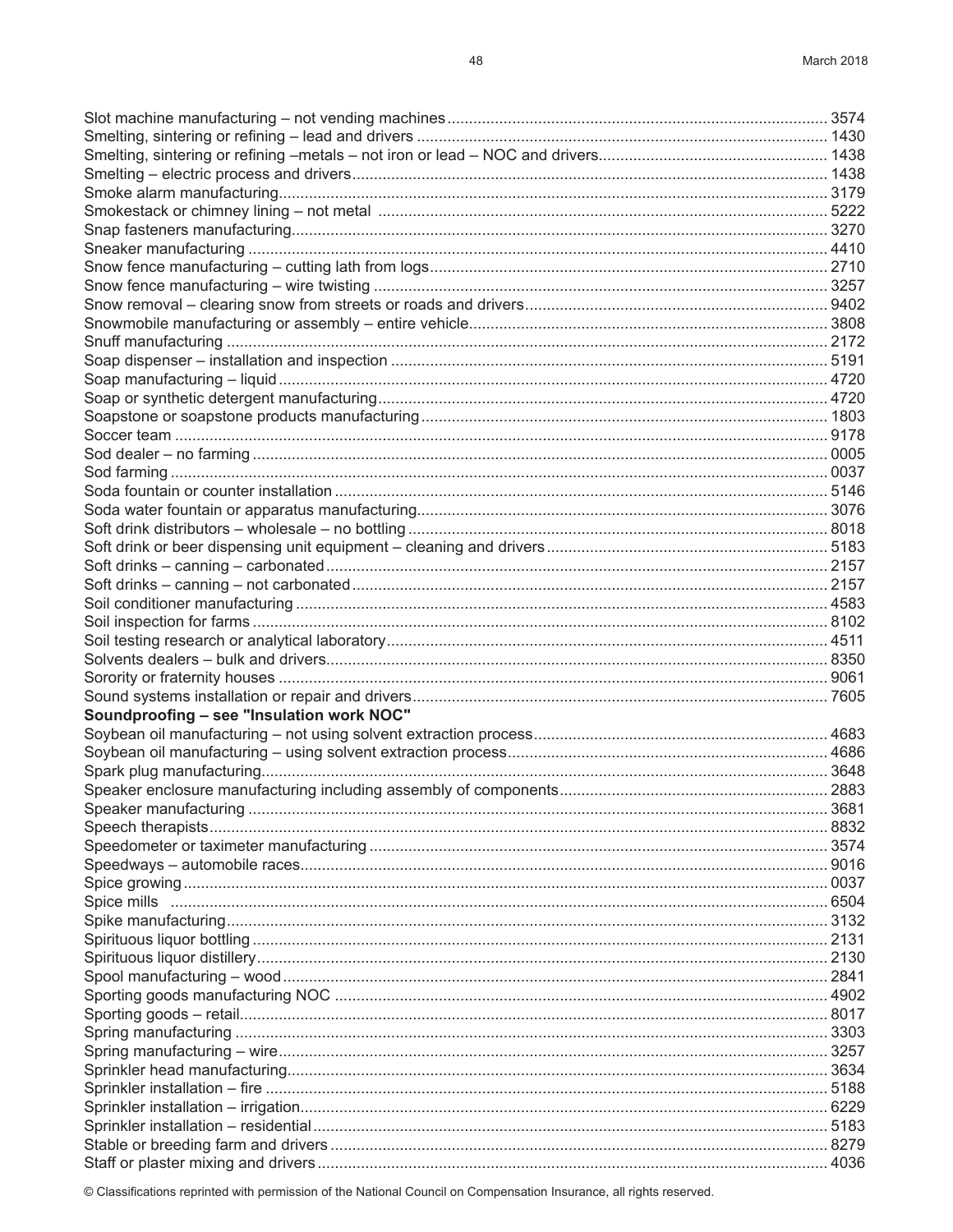Slot machine manufacturing – not vending machines ............ 3574
Smelting, sintering or refining – lead and drivers ............ 1430
Smelting, sintering or refining –metals – not iron or lead – NOC and drivers ............ 1438
Smelting – electric process and drivers ............ 1438
Smoke alarm manufacturing ............ 3179
Smokestack or chimney lining – not metal ............ 5222
Snap fasteners manufacturing ............ 3270
Sneaker manufacturing ............ 4410
Snow fence manufacturing – cutting lath from logs ............ 2710
Snow fence manufacturing – wire twisting ............ 3257
Snow removal – clearing snow from streets or roads and drivers ............ 9402
Snowmobile manufacturing or assembly – entire vehicle ............ 3808
Snuff manufacturing ............ 2172
Soap dispenser – installation and inspection ............ 5191
Soap manufacturing – liquid ............ 4720
Soap or synthetic detergent manufacturing ............ 4720
Soapstone or soapstone products manufacturing ............ 1803
Soccer team ............ 9178
Sod dealer – no farming ............ 0005
Sod farming ............ 0037
Soda fountain or counter installation ............ 5146
Soda water fountain or apparatus manufacturing ............ 3076
Soft drink distributors – wholesale – no bottling ............ 8018
Soft drink or beer dispensing unit equipment – cleaning and drivers ............ 5183
Soft drinks – canning – carbonated ............ 2157
Soft drinks – canning – not carbonated ............ 2157
Soil conditioner manufacturing ............ 4583
Soil inspection for farms ............ 8102
Soil testing research or analytical laboratory ............ 4511
Solvents dealers – bulk and drivers ............ 8350
Sorority or fraternity houses ............ 9061
Sound systems installation or repair and drivers ............ 7605
**Soundproofing – see "Insulation work NOC"**
Soybean oil manufacturing – not using solvent extraction process ............ 4683
Soybean oil manufacturing – using solvent extraction process ............ 4686
Spark plug manufacturing ............ 3648
Speaker enclosure manufacturing including assembly of components ............ 2883
Speaker manufacturing ............ 3681
Speech therapists ............ 8832
Speedometer or taximeter manufacturing ............ 3574
Speedways – automobile races ............ 9016
Spice growing ............ 0037
Spice mills ............ 6504
Spike manufacturing ............ 3132
Spirituous liquor bottling ............ 2131
Spirituous liquor distillery ............ 2130
Spool manufacturing – wood ............ 2841
Sporting goods manufacturing NOC ............ 4902
Sporting goods – retail ............ 8017
Spring manufacturing ............ 3303
Spring manufacturing – wire ............ 3257
Sprinkler head manufacturing ............ 3634
Sprinkler installation – fire ............ 5188
Sprinkler installation – irrigation ............ 6229
Sprinkler installation – residential ............ 5183
Stable or breeding farm and drivers ............ 8279
Staff or plaster mixing and drivers ............ 4036

© Classifications reprinted with permission of the National Council on Compensation Insurance, all rights reserved.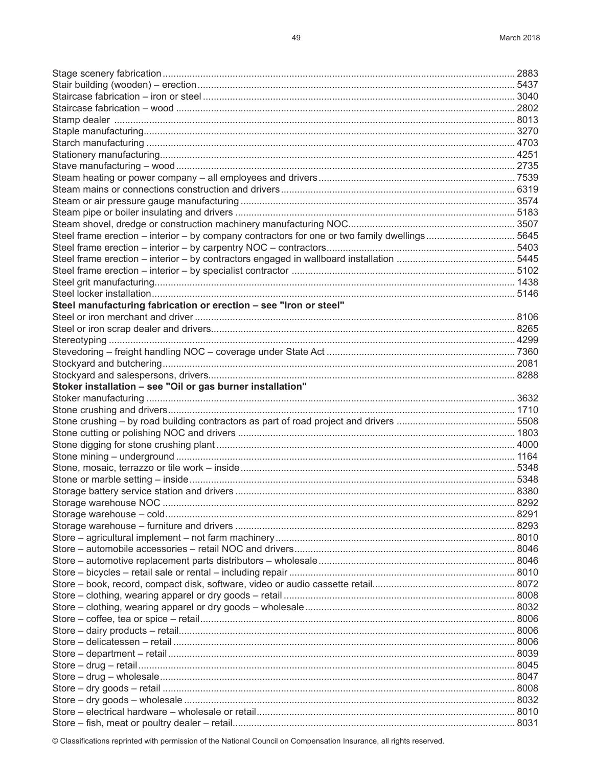| Classification | Code |
|---|---|
| Stage scenery fabrication | 2883 |
| Stair building (wooden) – erection | 5437 |
| Staircase fabrication – iron or steel | 3040 |
| Staircase fabrication – wood | 2802 |
| Stamp dealer | 8013 |
| Staple manufacturing | 3270 |
| Starch manufacturing | 4703 |
| Stationery manufacturing | 4251 |
| Stave manufacturing – wood | 2735 |
| Steam heating or power company – all employees and drivers | 7539 |
| Steam mains or connections construction and drivers | 6319 |
| Steam or air pressure gauge manufacturing | 3574 |
| Steam pipe or boiler insulating and drivers | 5183 |
| Steam shovel, dredge or construction machinery manufacturing NOC | 3507 |
| Steel frame erection – interior – by company contractors for one or two family dwellings | 5645 |
| Steel frame erection – interior – by carpentry NOC – contractors | 5403 |
| Steel frame erection – interior – by contractors engaged in wallboard installation | 5445 |
| Steel frame erection – interior – by specialist contractor | 5102 |
| Steel grit manufacturing | 1438 |
| Steel locker installation | 5146 |
| **Steel manufacturing fabrication or erection – see "Iron or steel"** | |
| Steel or iron merchant and driver | 8106 |
| Steel or iron scrap dealer and drivers | 8265 |
| Stereotyping | 4299 |
| Stevedoring – freight handling NOC – coverage under State Act | 7360 |
| Stockyard and butchering | 2081 |
| Stockyard and salespersons, drivers | 8288 |
| **Stoker installation – see "Oil or gas burner installation"** | |
| Stoker manufacturing | 3632 |
| Stone crushing and drivers | 1710 |
| Stone crushing – by road building contractors as part of road project and drivers | 5508 |
| Stone cutting or polishing NOC and drivers | 1803 |
| Stone digging for stone crushing plant | 4000 |
| Stone mining – underground | 1164 |
| Stone, mosaic, terrazzo or tile work – inside | 5348 |
| Stone or marble setting – inside | 5348 |
| Storage battery service station and drivers | 8380 |
| Storage warehouse NOC | 8292 |
| Storage warehouse – cold | 8291 |
| Storage warehouse – furniture and drivers | 8293 |
| Store – agricultural implement – not farm machinery | 8010 |
| Store – automobile accessories – retail NOC and drivers | 8046 |
| Store – automotive replacement parts distributors – wholesale | 8046 |
| Store – bicycles – retail sale or rental – including repair | 8010 |
| Store – book, record, compact disk, software, video or audio cassette retail | 8072 |
| Store – clothing, wearing apparel or dry goods – retail | 8008 |
| Store – clothing, wearing apparel or dry goods – wholesale | 8032 |
| Store – coffee, tea or spice – retail | 8006 |
| Store – dairy products – retail | 8006 |
| Store – delicatessen – retail | 8006 |
| Store – department – retail | 8039 |
| Store – drug – retail | 8045 |
| Store – drug – wholesale | 8047 |
| Store – dry goods – retail | 8008 |
| Store – dry goods – wholesale | 8032 |
| Store – electrical hardware – wholesale or retail | 8010 |
| Store – fish, meat or poultry dealer – retail | 8031 |

© Classifications reprinted with permission of the National Council on Compensation Insurance, all rights reserved.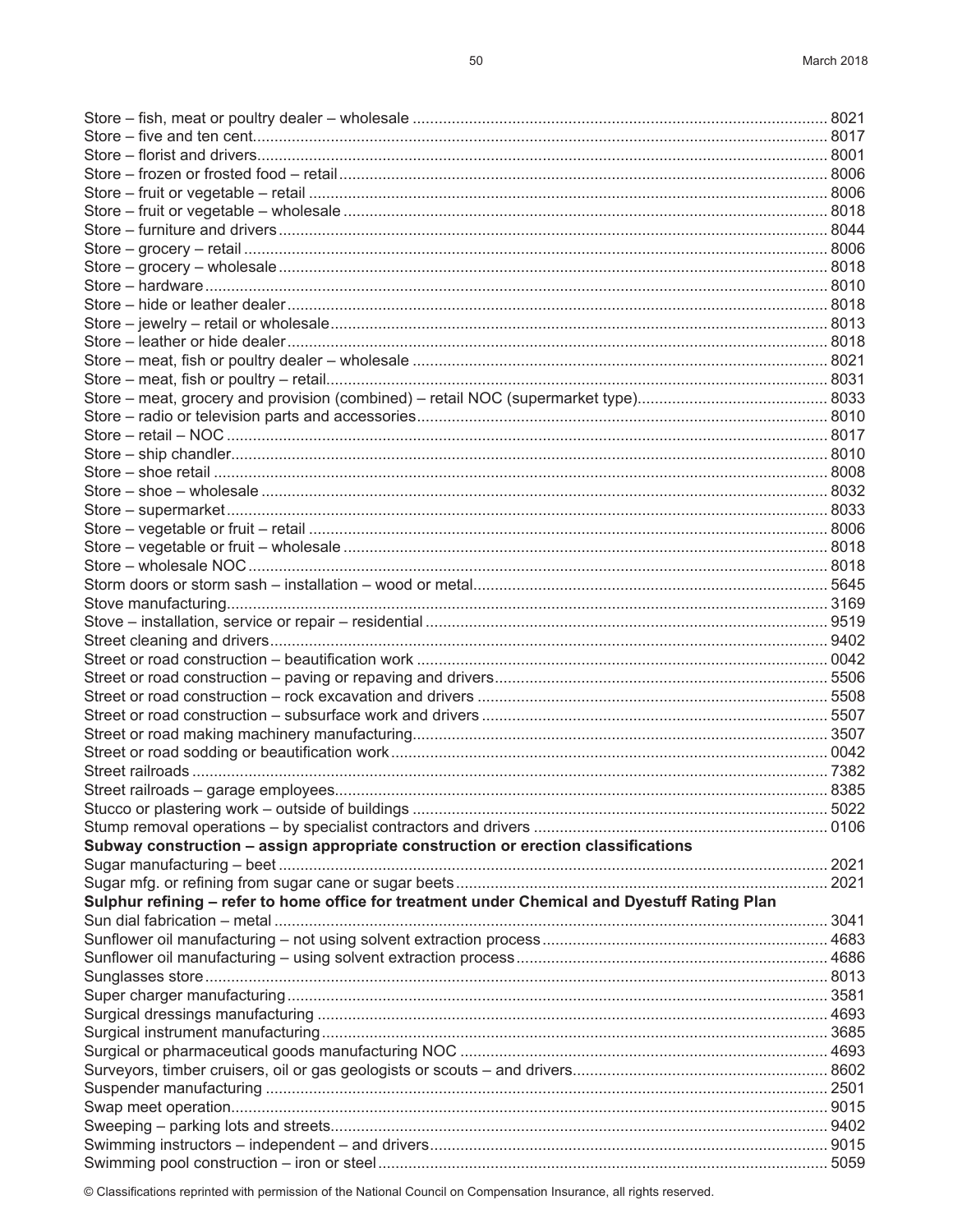| Classification | Code |
|---|---|
| Store – fish, meat or poultry dealer – wholesale | 8021 |
| Store – five and ten cent | 8017 |
| Store – florist and drivers | 8001 |
| Store – frozen or frosted food – retail | 8006 |
| Store – fruit or vegetable – retail | 8006 |
| Store – fruit or vegetable – wholesale | 8018 |
| Store – furniture and drivers | 8044 |
| Store – grocery – retail | 8006 |
| Store – grocery – wholesale | 8018 |
| Store – hardware | 8010 |
| Store – hide or leather dealer | 8018 |
| Store – jewelry – retail or wholesale | 8013 |
| Store – leather or hide dealer | 8018 |
| Store – meat, fish or poultry dealer – wholesale | 8021 |
| Store – meat, fish or poultry – retail | 8031 |
| Store – meat, grocery and provision (combined) – retail NOC (supermarket type) | 8033 |
| Store – radio or television parts and accessories | 8010 |
| Store – retail – NOC | 8017 |
| Store – ship chandler | 8010 |
| Store – shoe retail | 8008 |
| Store – shoe – wholesale | 8032 |
| Store – supermarket | 8033 |
| Store – vegetable or fruit – retail | 8006 |
| Store – vegetable or fruit – wholesale | 8018 |
| Store – wholesale NOC | 8018 |
| Storm doors or storm sash – installation – wood or metal | 5645 |
| Stove manufacturing | 3169 |
| Stove – installation, service or repair – residential | 9519 |
| Street cleaning and drivers | 9402 |
| Street or road construction – beautification work | 0042 |
| Street or road construction – paving or repaving and drivers | 5506 |
| Street or road construction – rock excavation and drivers | 5508 |
| Street or road construction – subsurface work and drivers | 5507 |
| Street or road making machinery manufacturing | 3507 |
| Street or road sodding or beautification work | 0042 |
| Street railroads | 7382 |
| Street railroads – garage employees | 8385 |
| Stucco or plastering work – outside of buildings | 5022 |
| Stump removal operations – by specialist contractors and drivers | 0106 |
| **Subway construction – assign appropriate construction or erection classifications** | |
| Sugar manufacturing – beet | 2021 |
| Sugar mfg. or refining from sugar cane or sugar beets | 2021 |
| **Sulphur refining – refer to home office for treatment under Chemical and Dyestuff Rating Plan** | |
| Sun dial fabrication – metal | 3041 |
| Sunflower oil manufacturing – not using solvent extraction process | 4683 |
| Sunflower oil manufacturing – using solvent extraction process | 4686 |
| Sunglasses store | 8013 |
| Super charger manufacturing | 3581 |
| Surgical dressings manufacturing | 4693 |
| Surgical instrument manufacturing | 3685 |
| Surgical or pharmaceutical goods manufacturing NOC | 4693 |
| Surveyors, timber cruisers, oil or gas geologists or scouts – and drivers | 8602 |
| Suspender manufacturing | 2501 |
| Swap meet operation | 9015 |
| Sweeping – parking lots and streets | 9402 |
| Swimming instructors – independent – and drivers | 9015 |
| Swimming pool construction – iron or steel | 5059 |

© Classifications reprinted with permission of the National Council on Compensation Insurance, all rights reserved.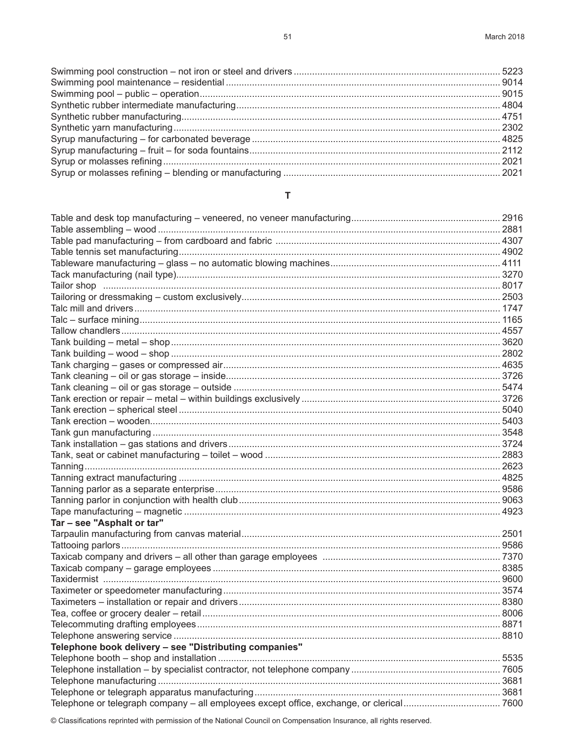| | |
|---|---|
| Swimming pool construction – not iron or steel and drivers | 5223 |
| Swimming pool maintenance – residential | 9014 |
| Swimming pool – public – operation | 9015 |
| Synthetic rubber intermediate manufacturing | 4804 |
| Synthetic rubber manufacturing | 4751 |
| Synthetic yarn manufacturing | 2302 |
| Syrup manufacturing – for carbonated beverage | 4825 |
| Syrup manufacturing – fruit – for soda fountains | 2112 |
| Syrup or molasses refining | 2021 |
| Syrup or molasses refining – blending or manufacturing | 2021 |

## T

| | |
|---|---|
| Table and desk top manufacturing – veneered, no veneer manufacturing | 2916 |
| Table assembling – wood | 2881 |
| Table pad manufacturing – from cardboard and fabric | 4307 |
| Table tennis set manufacturing | 4902 |
| Tableware manufacturing – glass – no automatic blowing machines | 4111 |
| Tack manufacturing (nail type) | 3270 |
| Tailor shop | 8017 |
| Tailoring or dressmaking – custom exclusively | 2503 |
| Talc mill and drivers | 1747 |
| Talc – surface mining | 1165 |
| Tallow chandlers | 4557 |
| Tank building – metal – shop | 3620 |
| Tank building – wood – shop | 2802 |
| Tank charging – gases or compressed air | 4635 |
| Tank cleaning – oil or gas storage – inside | 3726 |
| Tank cleaning – oil or gas storage – outside | 5474 |
| Tank erection or repair – metal – within buildings exclusively | 3726 |
| Tank erection – spherical steel | 5040 |
| Tank erection – wooden | 5403 |
| Tank gun manufacturing | 3548 |
| Tank installation – gas stations and drivers | 3724 |
| Tank, seat or cabinet manufacturing – toilet – wood | 2883 |
| Tanning | 2623 |
| Tanning extract manufacturing | 4825 |
| Tanning parlor as a separate enterprise | 9586 |
| Tanning parlor in conjunction with health club | 9063 |
| Tape manufacturing – magnetic | 4923 |
| **Tar – see "Asphalt or tar"** | |
| Tarpaulin manufacturing from canvas material | 2501 |
| Tattooing parlors | 9586 |
| Taxicab company and drivers – all other than garage employees | 7370 |
| Taxicab company – garage employees | 8385 |
| Taxidermist | 9600 |
| Taximeter or speedometer manufacturing | 3574 |
| Taximeters – installation or repair and drivers | 8380 |
| Tea, coffee or grocery dealer – retail | 8006 |
| Telecommuting drafting employees | 8871 |
| Telephone answering service | 8810 |
| **Telephone book delivery – see "Distributing companies"** | |
| Telephone booth – shop and installation | 5535 |
| Telephone installation – by specialist contractor, not telephone company | 7605 |
| Telephone manufacturing | 3681 |
| Telephone or telegraph apparatus manufacturing | 3681 |
| Telephone or telegraph company – all employees except office, exchange, or clerical | 7600 |

© Classifications reprinted with permission of the National Council on Compensation Insurance, all rights reserved.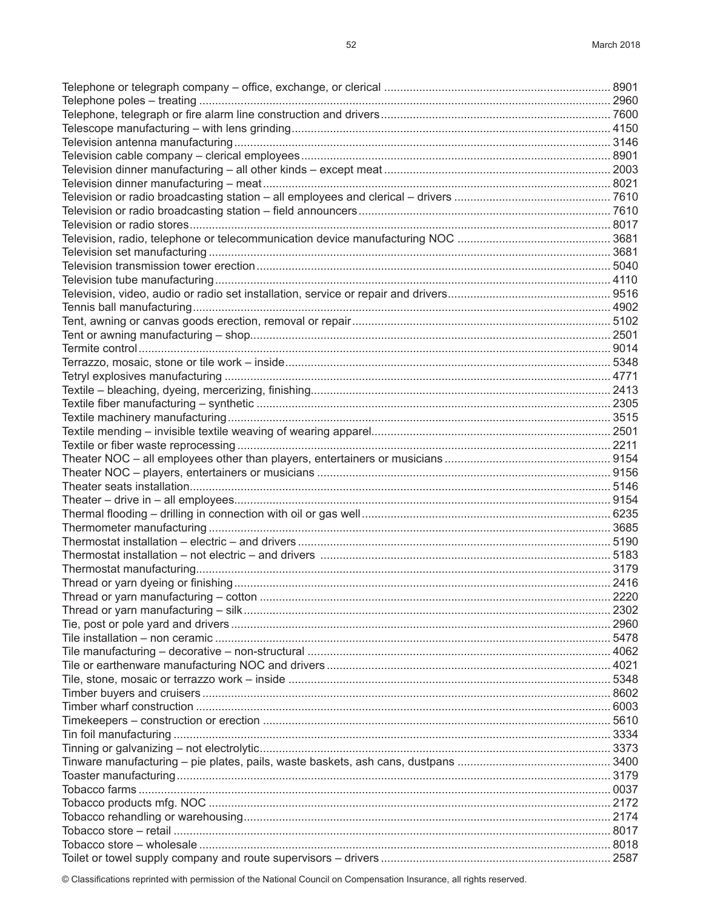| | |
|---|---|
| Telephone or telegraph company – office, exchange, or clerical | 8901 |
| Telephone poles – treating | 2960 |
| Telephone, telegraph or fire alarm line construction and drivers | 7600 |
| Telescope manufacturing – with lens grinding | 4150 |
| Television antenna manufacturing | 3146 |
| Television cable company – clerical employees | 8901 |
| Television dinner manufacturing – all other kinds – except meat | 2003 |
| Television dinner manufacturing – meat | 8021 |
| Television or radio broadcasting station – all employees and clerical – drivers | 7610 |
| Television or radio broadcasting station – field announcers | 7610 |
| Television or radio stores | 8017 |
| Television, radio, telephone or telecommunication device manufacturing NOC | 3681 |
| Television set manufacturing | 3681 |
| Television transmission tower erection | 5040 |
| Television tube manufacturing | 4110 |
| Television, video, audio or radio set installation, service or repair and drivers | 9516 |
| Tennis ball manufacturing | 4902 |
| Tent, awning or canvas goods erection, removal or repair | 5102 |
| Tent or awning manufacturing – shop | 2501 |
| Termite control | 9014 |
| Terrazzo, mosaic, stone or tile work – inside | 5348 |
| Tetryl explosives manufacturing | 4771 |
| Textile – bleaching, dyeing, mercerizing, finishing | 2413 |
| Textile fiber manufacturing – synthetic | 2305 |
| Textile machinery manufacturing | 3515 |
| Textile mending – invisible textile weaving of wearing apparel | 2501 |
| Textile or fiber waste reprocessing | 2211 |
| Theater NOC – all employees other than players, entertainers or musicians | 9154 |
| Theater NOC – players, entertainers or musicians | 9156 |
| Theater seats installation | 5146 |
| Theater – drive in – all employees | 9154 |
| Thermal flooding – drilling in connection with oil or gas well | 6235 |
| Thermometer manufacturing | 3685 |
| Thermostat installation – electric – and drivers | 5190 |
| Thermostat installation – not electric – and drivers | 5183 |
| Thermostat manufacturing | 3179 |
| Thread or yarn dyeing or finishing | 2416 |
| Thread or yarn manufacturing – cotton | 2220 |
| Thread or yarn manufacturing – silk | 2302 |
| Tie, post or pole yard and drivers | 2960 |
| Tile installation – non ceramic | 5478 |
| Tile manufacturing – decorative – non-structural | 4062 |
| Tile or earthenware manufacturing NOC and drivers | 4021 |
| Tile, stone, mosaic or terrazzo work – inside | 5348 |
| Timber buyers and cruisers | 8602 |
| Timber wharf construction | 6003 |
| Timekeepers – construction or erection | 5610 |
| Tin foil manufacturing | 3334 |
| Tinning or galvanizing – not electrolytic | 3373 |
| Tinware manufacturing – pie plates, pails, waste baskets, ash cans, dustpans | 3400 |
| Toaster manufacturing | 3179 |
| Tobacco farms | 0037 |
| Tobacco products mfg. NOC | 2172 |
| Tobacco rehandling or warehousing | 2174 |
| Tobacco store – retail | 8017 |
| Tobacco store – wholesale | 8018 |
| Toilet or towel supply company and route supervisors – drivers | 2587 |

© Classifications reprinted with permission of the National Council on Compensation Insurance, all rights reserved.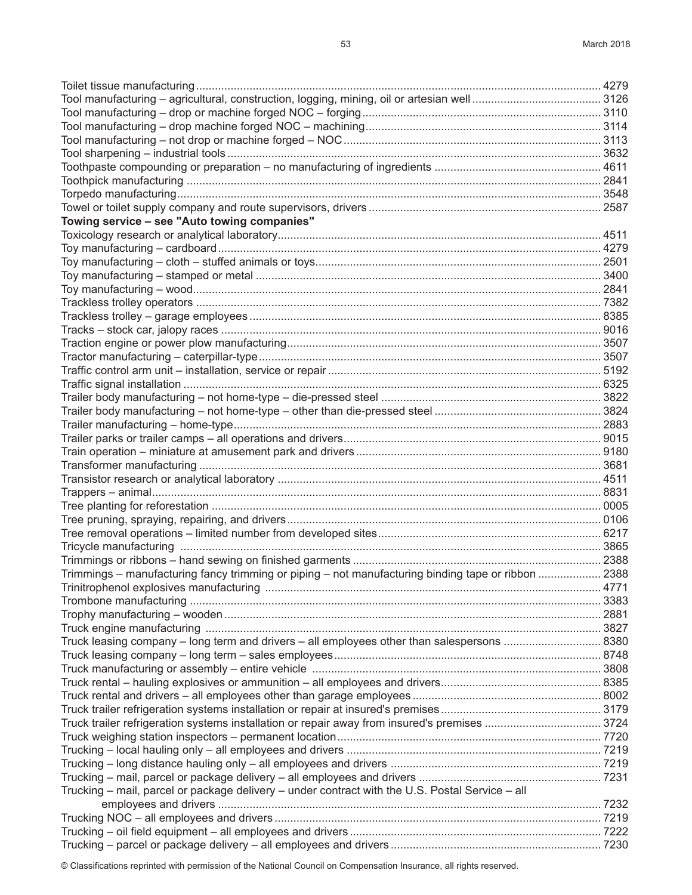Toilet tissue manufacturing ........ 4279
Tool manufacturing – agricultural, construction, logging, mining, oil or artesian well ........ 3126
Tool manufacturing – drop or machine forged NOC – forging ........ 3110
Tool manufacturing – drop machine forged NOC – machining ........ 3114
Tool manufacturing – not drop or machine forged – NOC ........ 3113
Tool sharpening – industrial tools ........ 3632
Toothpaste compounding or preparation – no manufacturing of ingredients ........ 4611
Toothpick manufacturing ........ 2841
Torpedo manufacturing ........ 3548
Towel or toilet supply company and route supervisors, drivers ........ 2587
**Towing service – see "Auto towing companies"**
Toxicology research or analytical laboratory ........ 4511
Toy manufacturing – cardboard ........ 4279
Toy manufacturing – cloth – stuffed animals or toys ........ 2501
Toy manufacturing – stamped or metal ........ 3400
Toy manufacturing – wood ........ 2841
Trackless trolley operators ........ 7382
Trackless trolley – garage employees ........ 8385
Tracks – stock car, jalopy races ........ 9016
Traction engine or power plow manufacturing ........ 3507
Tractor manufacturing – caterpillar-type ........ 3507
Traffic control arm unit – installation, service or repair ........ 5192
Traffic signal installation ........ 6325
Trailer body manufacturing – not home-type – die-pressed steel ........ 3822
Trailer body manufacturing – not home-type – other than die-pressed steel ........ 3824
Trailer manufacturing – home-type ........ 2883
Trailer parks or trailer camps – all operations and drivers ........ 9015
Train operation – miniature at amusement park and drivers ........ 9180
Transformer manufacturing ........ 3681
Transistor research or analytical laboratory ........ 4511
Trappers – animal ........ 8831
Tree planting for reforestation ........ 0005
Tree pruning, spraying, repairing, and drivers ........ 0106
Tree removal operations – limited number from developed sites ........ 6217
Tricycle manufacturing ........ 3865
Trimmings or ribbons – hand sewing on finished garments ........ 2388
Trimmings – manufacturing fancy trimming or piping – not manufacturing binding tape or ribbon ........ 2388
Trinitrophenol explosives manufacturing ........ 4771
Trombone manufacturing ........ 3383
Trophy manufacturing – wooden ........ 2881
Truck engine manufacturing ........ 3827
Truck leasing company – long term and drivers – all employees other than salespersons ........ 8380
Truck leasing company – long term – sales employees ........ 8748
Truck manufacturing or assembly – entire vehicle ........ 3808
Truck rental – hauling explosives or ammunition – all employees and drivers ........ 8385
Truck rental and drivers – all employees other than garage employees ........ 8002
Truck trailer refrigeration systems installation or repair at insured's premises ........ 3179
Truck trailer refrigeration systems installation or repair away from insured's premises ........ 3724
Truck weighing station inspectors – permanent location ........ 7720
Trucking – local hauling only – all employees and drivers ........ 7219
Trucking – long distance hauling only – all employees and drivers ........ 7219
Trucking – mail, parcel or package delivery – all employees and drivers ........ 7231
Trucking – mail, parcel or package delivery – under contract with the U.S. Postal Service – all employees and drivers ........ 7232
Trucking NOC – all employees and drivers ........ 7219
Trucking – oil field equipment – all employees and drivers ........ 7222
Trucking – parcel or package delivery – all employees and drivers ........ 7230

© Classifications reprinted with permission of the National Council on Compensation Insurance, all rights reserved.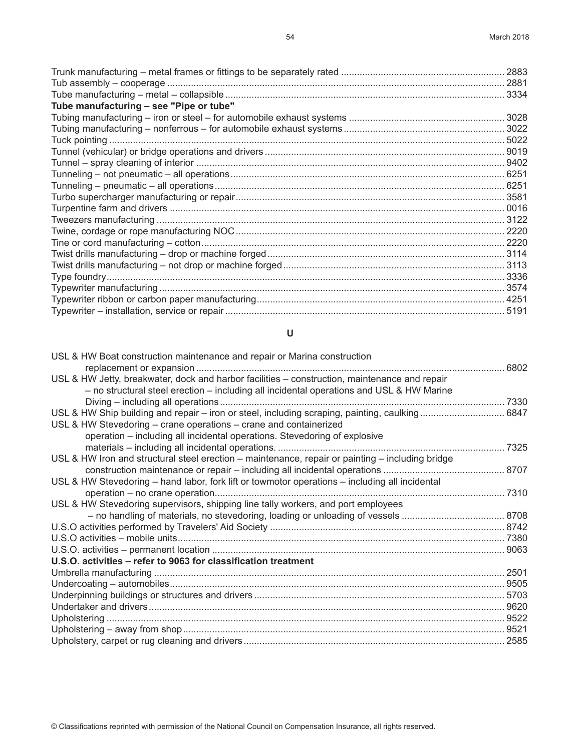Trunk manufacturing – metal frames or fittings to be separately rated .............................................................. 2883
Tub assembly – cooperage ............................................................................................................................... 2881
Tube manufacturing – metal – collapsible ......................................................................................................... 3334
**Tube manufacturing – see "Pipe or tube"**
Tubing manufacturing – iron or steel – for automobile exhaust systems ........................................................... 3028
Tubing manufacturing – nonferrous – for automobile exhaust systems ............................................................. 3022
Tuck pointing .................................................................................................................................................... 5022
Tunnel (vehicular) or bridge operations and drivers .......................................................................................... 9019
Tunnel – spray cleaning of interior .................................................................................................................... 9402
Tunneling – not pneumatic – all operations ....................................................................................................... 6251
Tunneling – pneumatic – all operations ............................................................................................................. 6251
Turbo supercharger manufacturing or repair ..................................................................................................... 3581
Turpentine farm and drivers .............................................................................................................................. 0016
Tweezers manufacturing ................................................................................................................................... 3122
Twine, cordage or rope manufacturing NOC ..................................................................................................... 2220
Tine or cord manufacturing – cotton .................................................................................................................. 2220
Twist drills manufacturing – drop or machine forged ......................................................................................... 3114
Twist drills manufacturing – not drop or machine forged ................................................................................... 3113
Type foundry ..................................................................................................................................................... 3336
Typewriter manufacturing .................................................................................................................................. 3574
Typewriter ribbon or carbon paper manufacturing ............................................................................................. 4251
Typewriter – installation, service or repair ......................................................................................................... 5191

## U

USL & HW Boat construction maintenance and repair or Marina construction
replacement or expansion .................................................................................................................... 6802
USL & HW Jetty, breakwater, dock and harbor facilities – construction, maintenance and repair
– no structural steel erection – including all incidental operations and USL & HW Marine
Diving – including all operations ............................................................................................................ 7330
USL & HW Ship building and repair – iron or steel, including scraping, painting, caulking ................................ 6847
USL & HW Stevedoring – crane operations – crane and containerized
operation – including all incidental operations. Stevedoring of explosive
materials – including all incidental operations. ...................................................................................... 7325
USL & HW Iron and structural steel erection – maintenance, repair or painting – including bridge
construction maintenance or repair – including all incidental operations .............................................. 8707
USL & HW Stevedoring – hand labor, fork lift or towmotor operations – including all incidental
operation – no crane operation ............................................................................................................. 7310
USL & HW Stevedoring supervisors, shipping line tally workers, and port employees
– no handling of materials, no stevedoring, loading or unloading of vessels ....................................... 8708
U.S.O activities performed by Travelers' Aid Society ......................................................................................... 8742
U.S.O activities – mobile units ........................................................................................................................... 7380
U.S.O. activities – permanent location .............................................................................................................. 9063
**U.S.O. activities – refer to 9063 for classification treatment**
Umbrella manufacturing .................................................................................................................................... 2501
Undercoating – automobiles .............................................................................................................................. 9505
Underpinning buildings or structures and drivers .............................................................................................. 5703
Undertaker and drivers ...................................................................................................................................... 9620
Upholstering ..................................................................................................................................................... 9522
Upholstering – away from shop ......................................................................................................................... 9521
Upholstery, carpet or rug cleaning and drivers .................................................................................................. 2585

© Classifications reprinted with permission of the National Council on Compensation Insurance, all rights reserved.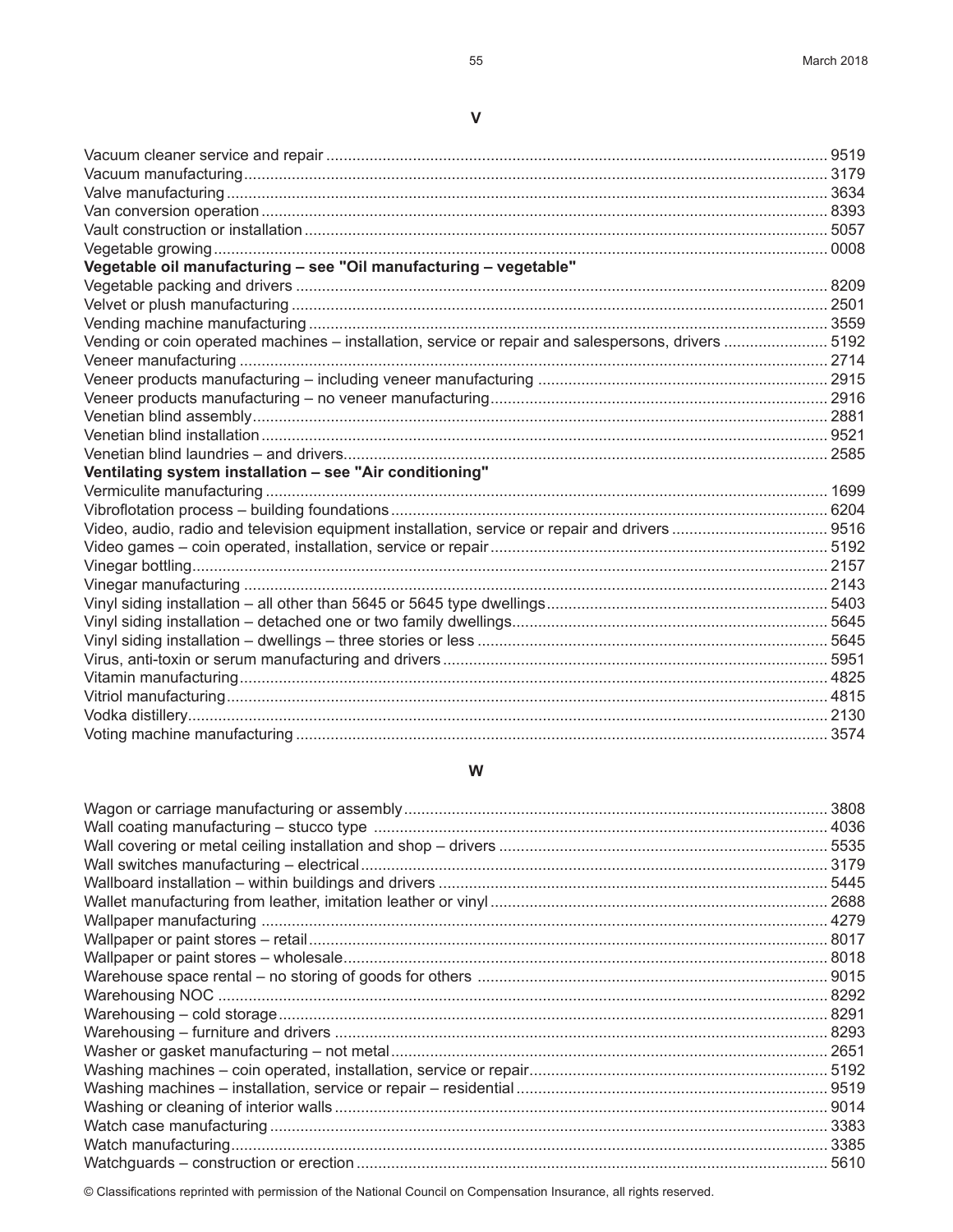## V

| | |
|---|---|
| Vacuum cleaner service and repair | 9519 |
| Vacuum manufacturing | 3179 |
| Valve manufacturing | 3634 |
| Van conversion operation | 8393 |
| Vault construction or installation | 5057 |
| Vegetable growing | 0008 |
| **Vegetable oil manufacturing – see "Oil manufacturing – vegetable"** | |
| Vegetable packing and drivers | 8209 |
| Velvet or plush manufacturing | 2501 |
| Vending machine manufacturing | 3559 |
| Vending or coin operated machines – installation, service or repair and salespersons, drivers | 5192 |
| Veneer manufacturing | 2714 |
| Veneer products manufacturing – including veneer manufacturing | 2915 |
| Veneer products manufacturing – no veneer manufacturing | 2916 |
| Venetian blind assembly | 2881 |
| Venetian blind installation | 9521 |
| Venetian blind laundries – and drivers | 2585 |
| **Ventilating system installation – see "Air conditioning"** | |
| Vermiculite manufacturing | 1699 |
| Vibroflotation process – building foundations | 6204 |
| Video, audio, radio and television equipment installation, service or repair and drivers | 9516 |
| Video games – coin operated, installation, service or repair | 5192 |
| Vinegar bottling | 2157 |
| Vinegar manufacturing | 2143 |
| Vinyl siding installation – all other than 5645 or 5645 type dwellings | 5403 |
| Vinyl siding installation – detached one or two family dwellings | 5645 |
| Vinyl siding installation – dwellings – three stories or less | 5645 |
| Virus, anti-toxin or serum manufacturing and drivers | 5951 |
| Vitamin manufacturing | 4825 |
| Vitriol manufacturing | 4815 |
| Vodka distillery | 2130 |
| Voting machine manufacturing | 3574 |

## W

| | |
|---|---|
| Wagon or carriage manufacturing or assembly | 3808 |
| Wall coating manufacturing – stucco type | 4036 |
| Wall covering or metal ceiling installation and shop – drivers | 5535 |
| Wall switches manufacturing – electrical | 3179 |
| Wallboard installation – within buildings and drivers | 5445 |
| Wallet manufacturing from leather, imitation leather or vinyl | 2688 |
| Wallpaper manufacturing | 4279 |
| Wallpaper or paint stores – retail | 8017 |
| Wallpaper or paint stores – wholesale | 8018 |
| Warehouse space rental – no storing of goods for others | 9015 |
| Warehousing NOC | 8292 |
| Warehousing – cold storage | 8291 |
| Warehousing – furniture and drivers | 8293 |
| Washer or gasket manufacturing – not metal | 2651 |
| Washing machines – coin operated, installation, service or repair | 5192 |
| Washing machines – installation, service or repair – residential | 9519 |
| Washing or cleaning of interior walls | 9014 |
| Watch case manufacturing | 3383 |
| Watch manufacturing | 3385 |
| Watchguards – construction or erection | 5610 |

© Classifications reprinted with permission of the National Council on Compensation Insurance, all rights reserved.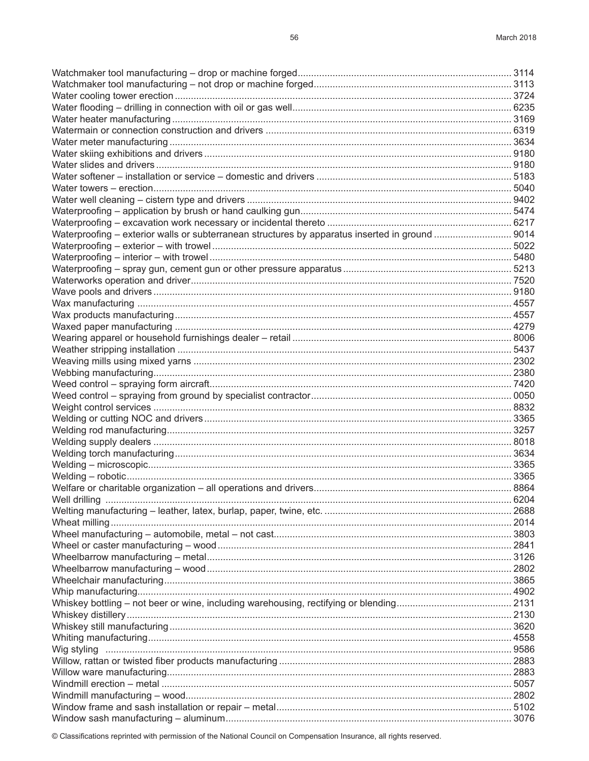Watchmaker tool manufacturing – drop or machine forged.............................................................................. 3114
Watchmaker tool manufacturing – not drop or machine forged........................................................................ 3113
Water cooling tower erection ............................................................................................................................ 3724
Water flooding – drilling in connection with oil or gas well................................................................................ 6235
Water heater manufacturing ............................................................................................................................. 3169
Watermain or connection construction and drivers .......................................................................................... 6319
Water meter manufacturing .............................................................................................................................. 3634
Water skiing exhibitions and drivers ................................................................................................................. 9180
Water slides and drivers ................................................................................................................................... 9180
Water softener – installation or service – domestic and drivers ........................................................................ 5183
Water towers – erection.................................................................................................................................... 5040
Water well cleaning – cistern type and drivers ................................................................................................. 9402
Waterproofing – application by brush or hand caulking gun............................................................................. 5474
Waterproofing – excavation work necessary or incidental thereto .................................................................... 6217
Waterproofing – exterior walls or subterranean structures by apparatus inserted in ground ............................ 9014
Waterproofing – exterior – with trowel .............................................................................................................. 5022
Waterproofing – interior – with trowel ............................................................................................................... 5480
Waterproofing – spray gun, cement gun or other pressure apparatus ............................................................. 5213
Waterworks operation and driver...................................................................................................................... 7520
Wave pools and drivers .................................................................................................................................... 9180
Wax manufacturing .......................................................................................................................................... 4557
Wax products manufacturing............................................................................................................................ 4557
Waxed paper manufacturing ............................................................................................................................ 4279
Wearing apparel or household furnishings dealer – retail ................................................................................ 8006
Weather stripping installation ........................................................................................................................... 5437
Weaving mills using mixed yarns ..................................................................................................................... 2302
Webbing manufacturing.................................................................................................................................... 2380
Weed control – spraying form aircraft............................................................................................................... 7420
Weed control – spraying from ground by specialist contractor.......................................................................... 0050
Weight control services .................................................................................................................................... 8832
Welding or cutting NOC and drivers ................................................................................................................. 3365
Welding rod manufacturing............................................................................................................................... 3257
Welding supply dealers .................................................................................................................................... 8018
Welding torch manufacturing............................................................................................................................ 3634
Welding – microscopic...................................................................................................................................... 3365
Welding – robotic.............................................................................................................................................. 3365
Welfare or charitable organization – all operations and drivers........................................................................ 8864
Well drilling ...................................................................................................................................................... 6204
Welting manufacturing – leather, latex, burlap, paper, twine, etc. ..................................................................... 2688
Wheat milling.................................................................................................................................................... 2014
Wheel manufacturing – automobile, metal – not cast....................................................................................... 3803
Wheel or caster manufacturing – wood ............................................................................................................ 2841
Wheelbarrow manufacturing – metal................................................................................................................ 3126
Wheelbarrow manufacturing – wood ................................................................................................................ 2802
Wheelchair manufacturing................................................................................................................................ 3865
Whip manufacturing.......................................................................................................................................... 4902
Whiskey bottling – not beer or wine, including warehousing, rectifying or blending.......................................... 2131
Whiskey distillery.............................................................................................................................................. 2130
Whiskey still manufacturing .............................................................................................................................. 3620
Whiting manufacturing...................................................................................................................................... 4558
Wig styling ....................................................................................................................................................... 9586
Willow, rattan or twisted fiber products manufacturing ...................................................................................... 2883
Willow ware manufacturing............................................................................................................................... 2883
Windmill erection – metal ................................................................................................................................. 5057
Windmill manufacturing – wood........................................................................................................................ 2802
Window frame and sash installation or repair – metal....................................................................................... 5102
Window sash manufacturing – aluminum......................................................................................................... 3076

© Classifications reprinted with permission of the National Council on Compensation Insurance, all rights reserved.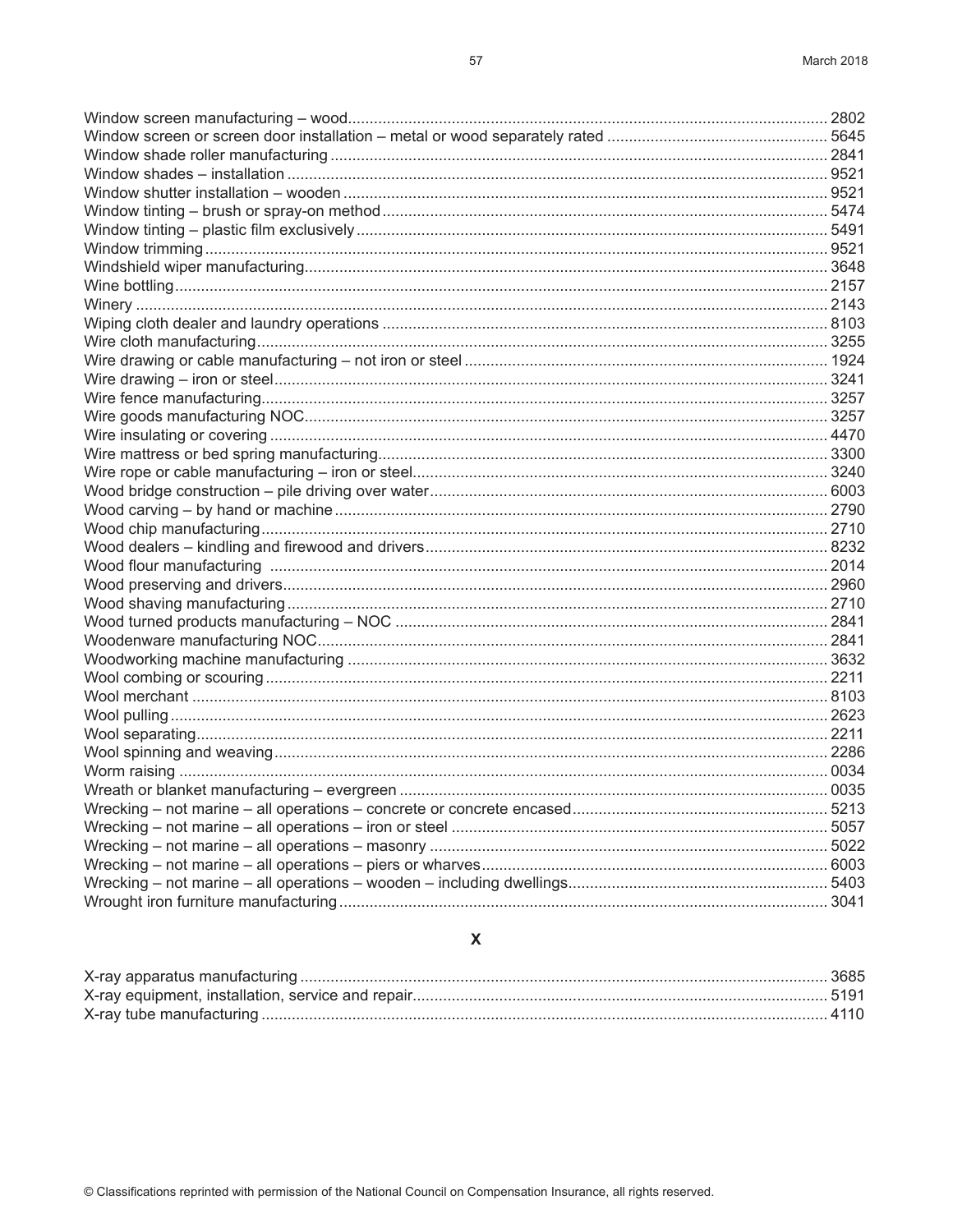Window screen manufacturing – wood.............................................................................................................. 2802
Window screen or screen door installation – metal or wood separately rated .................................................. 5645
Window shade roller manufacturing .................................................................................................................. 2841
Window shades – installation ............................................................................................................................ 9521
Window shutter installation – wooden ............................................................................................................... 9521
Window tinting – brush or spray-on method ...................................................................................................... 5474
Window tinting – plastic film exclusively ............................................................................................................ 5491
Window trimming .............................................................................................................................................. 9521
Windshield wiper manufacturing........................................................................................................................ 3648
Wine bottling..................................................................................................................................................... 2157
Winery .............................................................................................................................................................. 2143
Wiping cloth dealer and laundry operations ...................................................................................................... 8103
Wire cloth manufacturing................................................................................................................................... 3255
Wire drawing or cable manufacturing – not iron or steel ................................................................................... 1924
Wire drawing – iron or steel............................................................................................................................... 3241
Wire fence manufacturing.................................................................................................................................. 3257
Wire goods manufacturing NOC........................................................................................................................ 3257
Wire insulating or covering ............................................................................................................................... 4470
Wire mattress or bed spring manufacturing....................................................................................................... 3300
Wire rope or cable manufacturing – iron or steel............................................................................................... 3240
Wood bridge construction – pile driving over water........................................................................................... 6003
Wood carving – by hand or machine ................................................................................................................. 2790
Wood chip manufacturing.................................................................................................................................. 2710
Wood dealers – kindling and firewood and drivers............................................................................................ 8232
Wood flour manufacturing ............................................................................................................................... 2014
Wood preserving and drivers............................................................................................................................. 2960
Wood shaving manufacturing............................................................................................................................ 2710
Wood turned products manufacturing – NOC ................................................................................................... 2841
Woodenware manufacturing NOC..................................................................................................................... 2841
Woodworking machine manufacturing .............................................................................................................. 3632
Wool combing or scouring ................................................................................................................................. 2211
Wool merchant .................................................................................................................................................. 8103
Wool pulling ...................................................................................................................................................... 2623
Wool separating................................................................................................................................................ 2211
Wool spinning and weaving............................................................................................................................... 2286
Worm raising .................................................................................................................................................... 0034
Wreath or blanket manufacturing – evergreen .................................................................................................. 0035
Wrecking – not marine – all operations – concrete or concrete encased........................................................... 5213
Wrecking – not marine – all operations – iron or steel ...................................................................................... 5057
Wrecking – not marine – all operations – masonry ........................................................................................... 5022
Wrecking – not marine – all operations – piers or wharves................................................................................ 6003
Wrecking – not marine – all operations – wooden – including dwellings............................................................ 5403
Wrought iron furniture manufacturing ................................................................................................................ 3041

## X

X-ray apparatus manufacturing ......................................................................................................................... 3685
X-ray equipment, installation, service and repair............................................................................................... 5191
X-ray tube manufacturing .................................................................................................................................. 4110

© Classifications reprinted with permission of the National Council on Compensation Insurance, all rights reserved.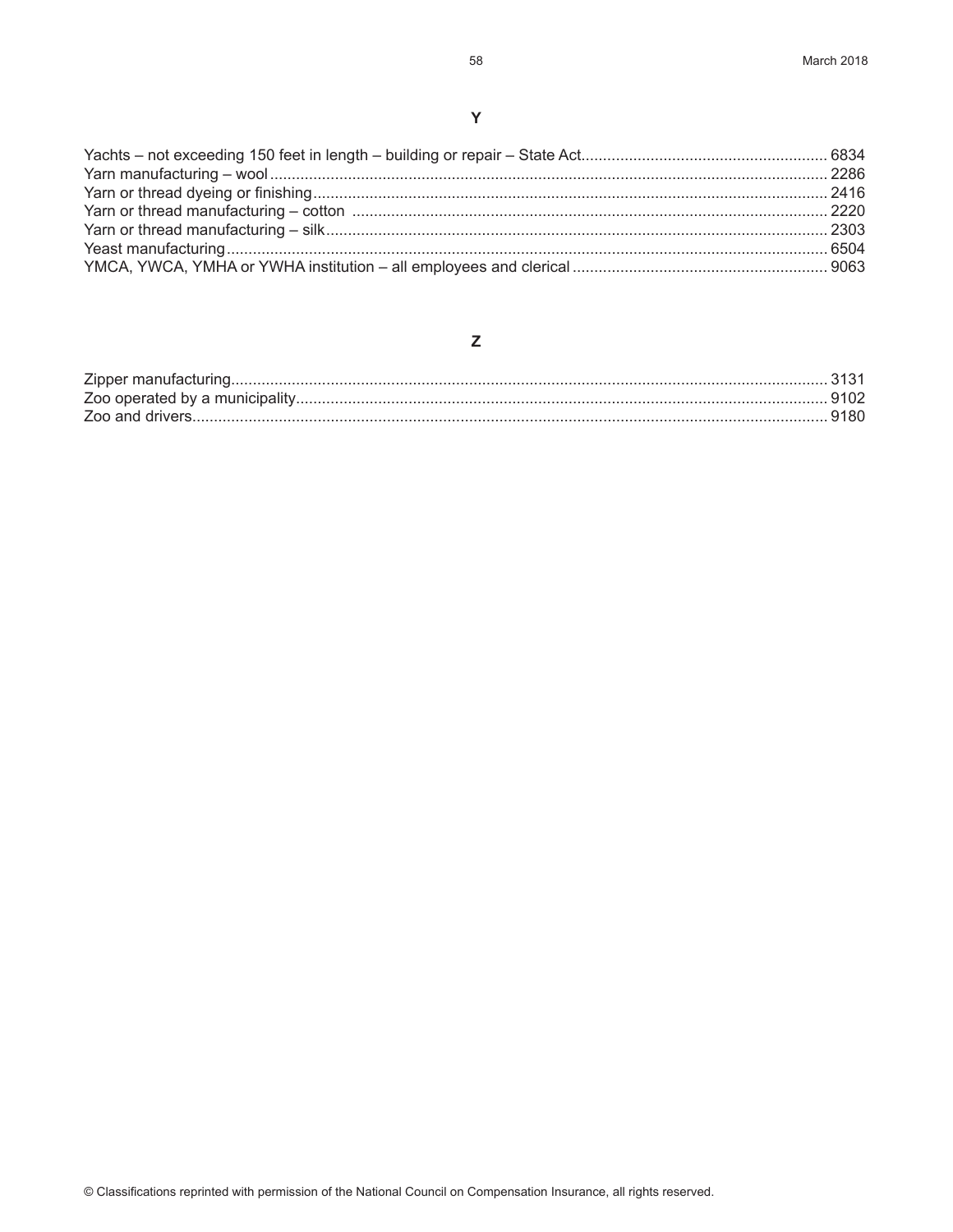## Y

Yachts – not exceeding 150 feet in length – building or repair – State Act........................................................ 6834
Yarn manufacturing – wool.................................................................................................................................. 2286
Yarn or thread dyeing or finishing....................................................................................................................... 2416
Yarn or thread manufacturing – cotton .............................................................................................................. 2220
Yarn or thread manufacturing – silk.................................................................................................................... 2303
Yeast manufacturing........................................................................................................................................... 6504
YMCA, YWCA, YMHA or YWHA institution – all employees and clerical ........................................................... 9063

## Z

Zipper manufacturing.......................................................................................................................................... 3131
Zoo operated by a municipality........................................................................................................................... 9102
Zoo and drivers.................................................................................................................................................. 9180

© Classifications reprinted with permission of the National Council on Compensation Insurance, all rights reserved.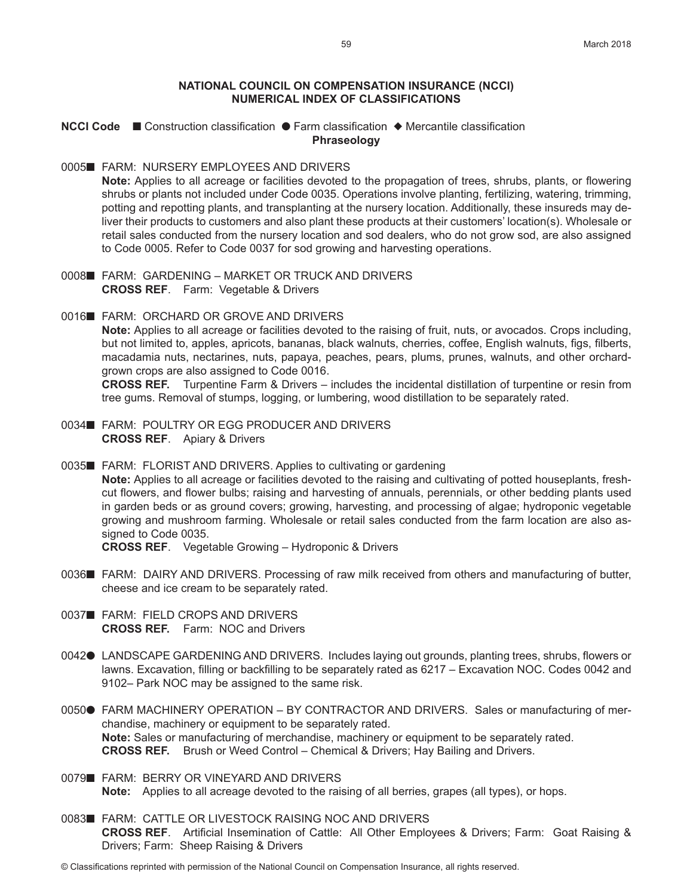## NATIONAL COUNCIL ON COMPENSATION INSURANCE (NCCI)
## NUMERICAL INDEX OF CLASSIFICATIONS

**NCCI Code** ■ Construction classification ● Farm classification ◆ Mercantile classification
**Phraseology**

0005■ FARM: NURSERY EMPLOYEES AND DRIVERS
**Note:** Applies to all acreage or facilities devoted to the propagation of trees, shrubs, plants, or flowering shrubs or plants not included under Code 0035. Operations involve planting, fertilizing, watering, trimming, potting and repotting plants, and transplanting at the nursery location. Additionally, these insureds may deliver their products to customers and also plant these products at their customers' location(s). Wholesale or retail sales conducted from the nursery location and sod dealers, who do not grow sod, are also assigned to Code 0005. Refer to Code 0037 for sod growing and harvesting operations.

0008■ FARM: GARDENING – MARKET OR TRUCK AND DRIVERS
**CROSS REF**. Farm: Vegetable & Drivers

0016■ FARM: ORCHARD OR GROVE AND DRIVERS
**Note:** Applies to all acreage or facilities devoted to the raising of fruit, nuts, or avocados. Crops including, but not limited to, apples, apricots, bananas, black walnuts, cherries, coffee, English walnuts, figs, filberts, macadamia nuts, nectarines, nuts, papaya, peaches, pears, plums, prunes, walnuts, and other orchard-grown crops are also assigned to Code 0016.
**CROSS REF.** Turpentine Farm & Drivers – includes the incidental distillation of turpentine or resin from tree gums. Removal of stumps, logging, or lumbering, wood distillation to be separately rated.

0034■ FARM: POULTRY OR EGG PRODUCER AND DRIVERS
**CROSS REF**. Apiary & Drivers

0035■ FARM: FLORIST AND DRIVERS. Applies to cultivating or gardening
**Note:** Applies to all acreage or facilities devoted to the raising and cultivating of potted houseplants, fresh-cut flowers, and flower bulbs; raising and harvesting of annuals, perennials, or other bedding plants used in garden beds or as ground covers; growing, harvesting, and processing of algae; hydroponic vegetable growing and mushroom farming. Wholesale or retail sales conducted from the farm location are also assigned to Code 0035.
**CROSS REF**. Vegetable Growing – Hydroponic & Drivers

0036■ FARM: DAIRY AND DRIVERS. Processing of raw milk received from others and manufacturing of butter, cheese and ice cream to be separately rated.

0037■ FARM: FIELD CROPS AND DRIVERS
**CROSS REF.** Farm: NOC and Drivers

0042● LANDSCAPE GARDENING AND DRIVERS. Includes laying out grounds, planting trees, shrubs, flowers or lawns. Excavation, filling or backfilling to be separately rated as 6217 – Excavation NOC. Codes 0042 and 9102– Park NOC may be assigned to the same risk.

0050● FARM MACHINERY OPERATION – BY CONTRACTOR AND DRIVERS. Sales or manufacturing of merchandise, machinery or equipment to be separately rated.
**Note:** Sales or manufacturing of merchandise, machinery or equipment to be separately rated.
**CROSS REF.** Brush or Weed Control – Chemical & Drivers; Hay Bailing and Drivers.

0079■ FARM: BERRY OR VINEYARD AND DRIVERS
**Note:** Applies to all acreage devoted to the raising of all berries, grapes (all types), or hops.

0083■ FARM: CATTLE OR LIVESTOCK RAISING NOC AND DRIVERS
**CROSS REF**. Artificial Insemination of Cattle: All Other Employees & Drivers; Farm: Goat Raising & Drivers; Farm: Sheep Raising & Drivers

© Classifications reprinted with permission of the National Council on Compensation Insurance, all rights reserved.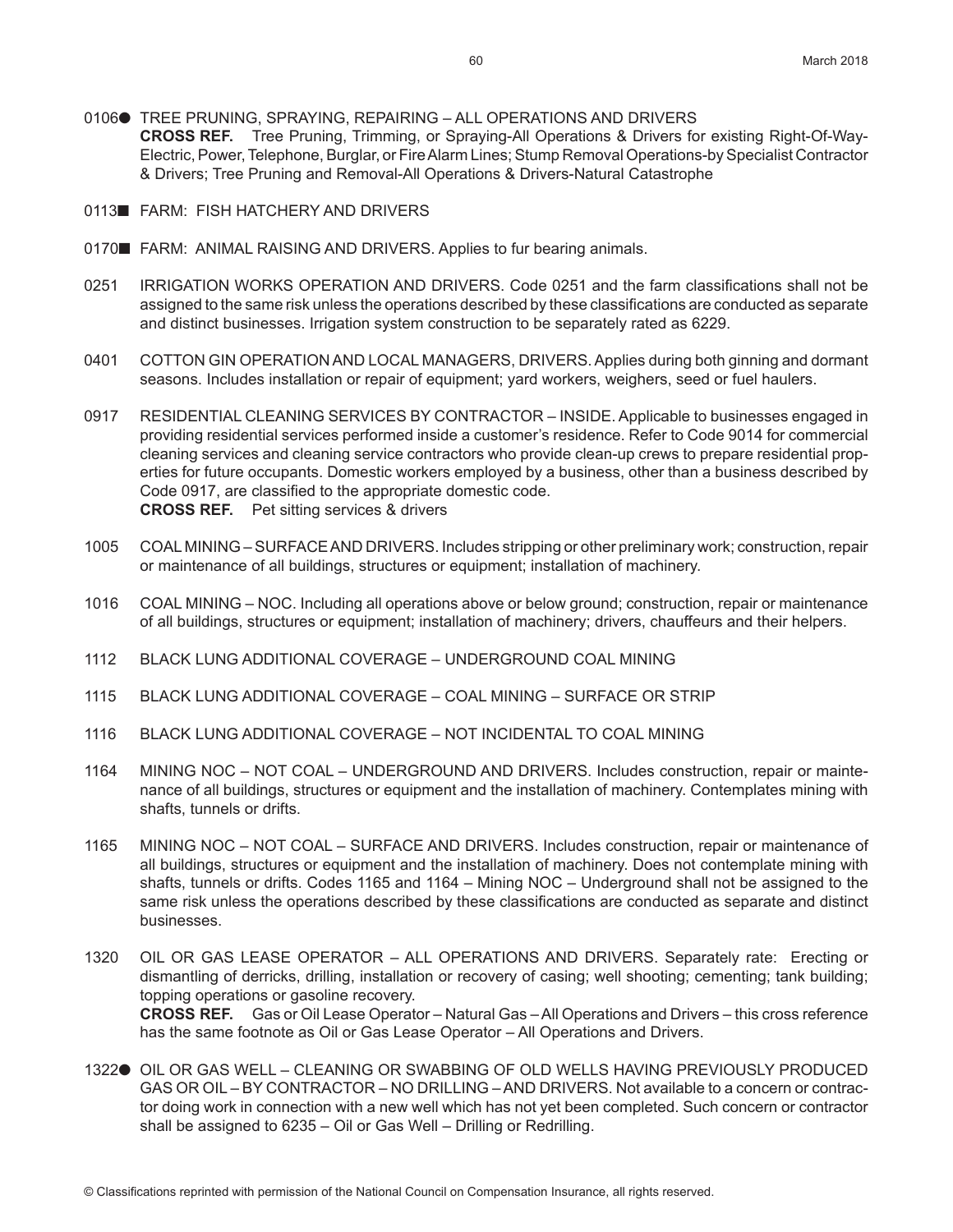0106● TREE PRUNING, SPRAYING, REPAIRING – ALL OPERATIONS AND DRIVERS
**CROSS REF.** Tree Pruning, Trimming, or Spraying-All Operations & Drivers for existing Right-Of-Way-Electric, Power, Telephone, Burglar, or Fire Alarm Lines; Stump Removal Operations-by Specialist Contractor & Drivers; Tree Pruning and Removal-All Operations & Drivers-Natural Catastrophe

0113■ FARM: FISH HATCHERY AND DRIVERS

0170■ FARM: ANIMAL RAISING AND DRIVERS. Applies to fur bearing animals.

0251 IRRIGATION WORKS OPERATION AND DRIVERS. Code 0251 and the farm classifications shall not be assigned to the same risk unless the operations described by these classifications are conducted as separate and distinct businesses. Irrigation system construction to be separately rated as 6229.

0401 COTTON GIN OPERATION AND LOCAL MANAGERS, DRIVERS. Applies during both ginning and dormant seasons. Includes installation or repair of equipment; yard workers, weighers, seed or fuel haulers.

0917 RESIDENTIAL CLEANING SERVICES BY CONTRACTOR – INSIDE. Applicable to businesses engaged in providing residential services performed inside a customer's residence. Refer to Code 9014 for commercial cleaning services and cleaning service contractors who provide clean-up crews to prepare residential properties for future occupants. Domestic workers employed by a business, other than a business described by Code 0917, are classified to the appropriate domestic code.
**CROSS REF.** Pet sitting services & drivers

1005 COAL MINING – SURFACE AND DRIVERS. Includes stripping or other preliminary work; construction, repair or maintenance of all buildings, structures or equipment; installation of machinery.

1016 COAL MINING – NOC. Including all operations above or below ground; construction, repair or maintenance of all buildings, structures or equipment; installation of machinery; drivers, chauffeurs and their helpers.

1112 BLACK LUNG ADDITIONAL COVERAGE – UNDERGROUND COAL MINING

1115 BLACK LUNG ADDITIONAL COVERAGE – COAL MINING – SURFACE OR STRIP

1116 BLACK LUNG ADDITIONAL COVERAGE – NOT INCIDENTAL TO COAL MINING

1164 MINING NOC – NOT COAL – UNDERGROUND AND DRIVERS. Includes construction, repair or maintenance of all buildings, structures or equipment and the installation of machinery. Contemplates mining with shafts, tunnels or drifts.

1165 MINING NOC – NOT COAL – SURFACE AND DRIVERS. Includes construction, repair or maintenance of all buildings, structures or equipment and the installation of machinery. Does not contemplate mining with shafts, tunnels or drifts. Codes 1165 and 1164 – Mining NOC – Underground shall not be assigned to the same risk unless the operations described by these classifications are conducted as separate and distinct businesses.

1320 OIL OR GAS LEASE OPERATOR – ALL OPERATIONS AND DRIVERS. Separately rate: Erecting or dismantling of derricks, drilling, installation or recovery of casing; well shooting; cementing; tank building; topping operations or gasoline recovery.
**CROSS REF.** Gas or Oil Lease Operator – Natural Gas – All Operations and Drivers – this cross reference has the same footnote as Oil or Gas Lease Operator – All Operations and Drivers.

1322● OIL OR GAS WELL – CLEANING OR SWABBING OF OLD WELLS HAVING PREVIOUSLY PRODUCED GAS OR OIL – BY CONTRACTOR – NO DRILLING – AND DRIVERS. Not available to a concern or contractor doing work in connection with a new well which has not yet been completed. Such concern or contractor shall be assigned to 6235 – Oil or Gas Well – Drilling or Redrilling.

© Classifications reprinted with permission of the National Council on Compensation Insurance, all rights reserved.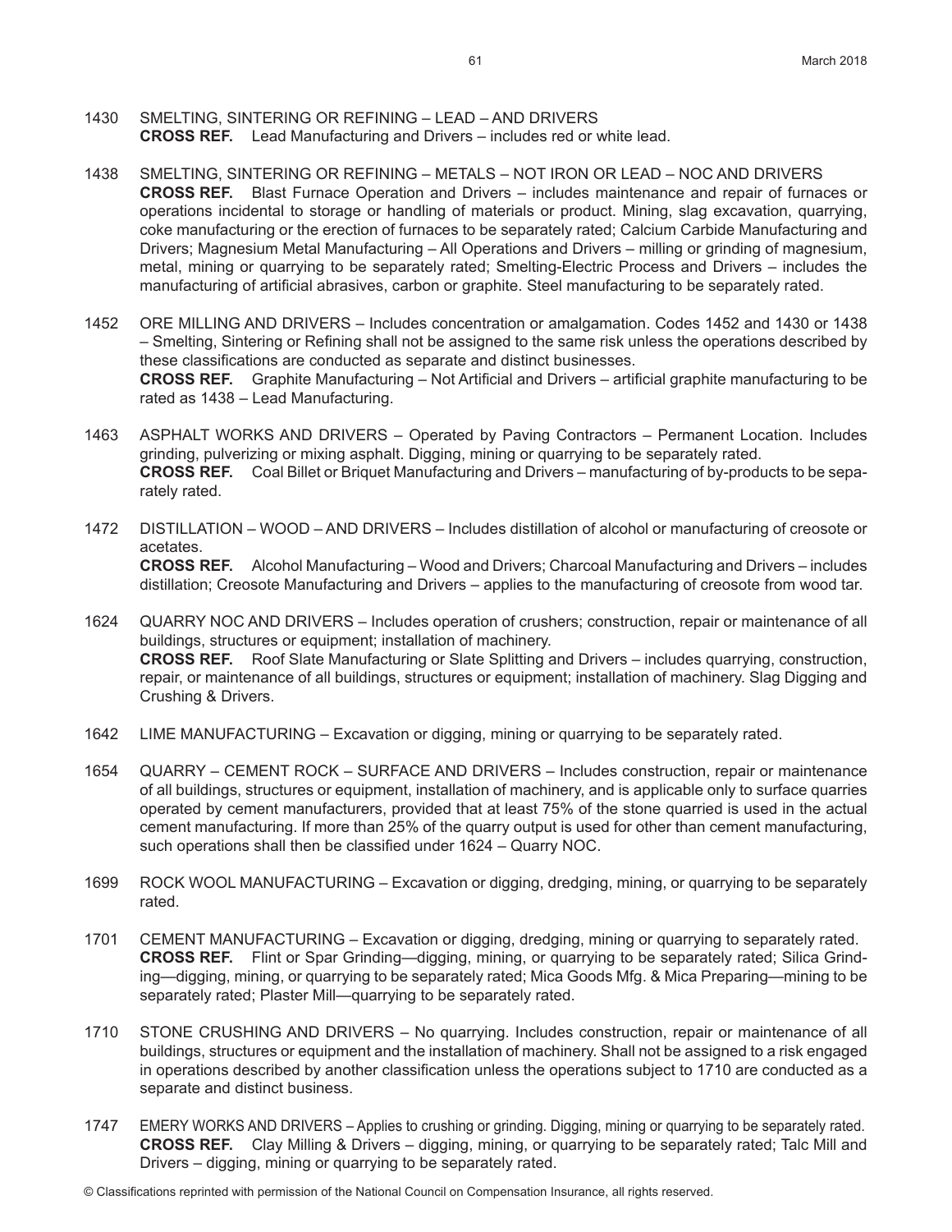1430 SMELTING, SINTERING OR REFINING – LEAD – AND DRIVERS
**CROSS REF.** Lead Manufacturing and Drivers – includes red or white lead.

1438 SMELTING, SINTERING OR REFINING – METALS – NOT IRON OR LEAD – NOC AND DRIVERS
**CROSS REF.** Blast Furnace Operation and Drivers – includes maintenance and repair of furnaces or operations incidental to storage or handling of materials or product. Mining, slag excavation, quarrying, coke manufacturing or the erection of furnaces to be separately rated; Calcium Carbide Manufacturing and Drivers; Magnesium Metal Manufacturing – All Operations and Drivers – milling or grinding of magnesium, metal, mining or quarrying to be separately rated; Smelting-Electric Process and Drivers – includes the manufacturing of artificial abrasives, carbon or graphite. Steel manufacturing to be separately rated.

1452 ORE MILLING AND DRIVERS – Includes concentration or amalgamation. Codes 1452 and 1430 or 1438 – Smelting, Sintering or Refining shall not be assigned to the same risk unless the operations described by these classifications are conducted as separate and distinct businesses.
**CROSS REF.** Graphite Manufacturing – Not Artificial and Drivers – artificial graphite manufacturing to be rated as 1438 – Lead Manufacturing.

1463 ASPHALT WORKS AND DRIVERS – Operated by Paving Contractors – Permanent Location. Includes grinding, pulverizing or mixing asphalt. Digging, mining or quarrying to be separately rated.
**CROSS REF.** Coal Billet or Briquet Manufacturing and Drivers – manufacturing of by-products to be separately rated.

1472 DISTILLATION – WOOD – AND DRIVERS – Includes distillation of alcohol or manufacturing of creosote or acetates.
**CROSS REF.** Alcohol Manufacturing – Wood and Drivers; Charcoal Manufacturing and Drivers – includes distillation; Creosote Manufacturing and Drivers – applies to the manufacturing of creosote from wood tar.

1624 QUARRY NOC AND DRIVERS – Includes operation of crushers; construction, repair or maintenance of all buildings, structures or equipment; installation of machinery.
**CROSS REF.** Roof Slate Manufacturing or Slate Splitting and Drivers – includes quarrying, construction, repair, or maintenance of all buildings, structures or equipment; installation of machinery. Slag Digging and Crushing & Drivers.

1642 LIME MANUFACTURING – Excavation or digging, mining or quarrying to be separately rated.

1654 QUARRY – CEMENT ROCK – SURFACE AND DRIVERS – Includes construction, repair or maintenance of all buildings, structures or equipment, installation of machinery, and is applicable only to surface quarries operated by cement manufacturers, provided that at least 75% of the stone quarried is used in the actual cement manufacturing. If more than 25% of the quarry output is used for other than cement manufacturing, such operations shall then be classified under 1624 – Quarry NOC.

1699 ROCK WOOL MANUFACTURING – Excavation or digging, dredging, mining, or quarrying to be separately rated.

1701 CEMENT MANUFACTURING – Excavation or digging, dredging, mining or quarrying to separately rated.
**CROSS REF.** Flint or Spar Grinding—digging, mining, or quarrying to be separately rated; Silica Grinding—digging, mining, or quarrying to be separately rated; Mica Goods Mfg. & Mica Preparing—mining to be separately rated; Plaster Mill—quarrying to be separately rated.

1710 STONE CRUSHING AND DRIVERS – No quarrying. Includes construction, repair or maintenance of all buildings, structures or equipment and the installation of machinery. Shall not be assigned to a risk engaged in operations described by another classification unless the operations subject to 1710 are conducted as a separate and distinct business.

1747 EMERY WORKS AND DRIVERS – Applies to crushing or grinding. Digging, mining or quarrying to be separately rated.
**CROSS REF.** Clay Milling & Drivers – digging, mining, or quarrying to be separately rated; Talc Mill and Drivers – digging, mining or quarrying to be separately rated.

© Classifications reprinted with permission of the National Council on Compensation Insurance, all rights reserved.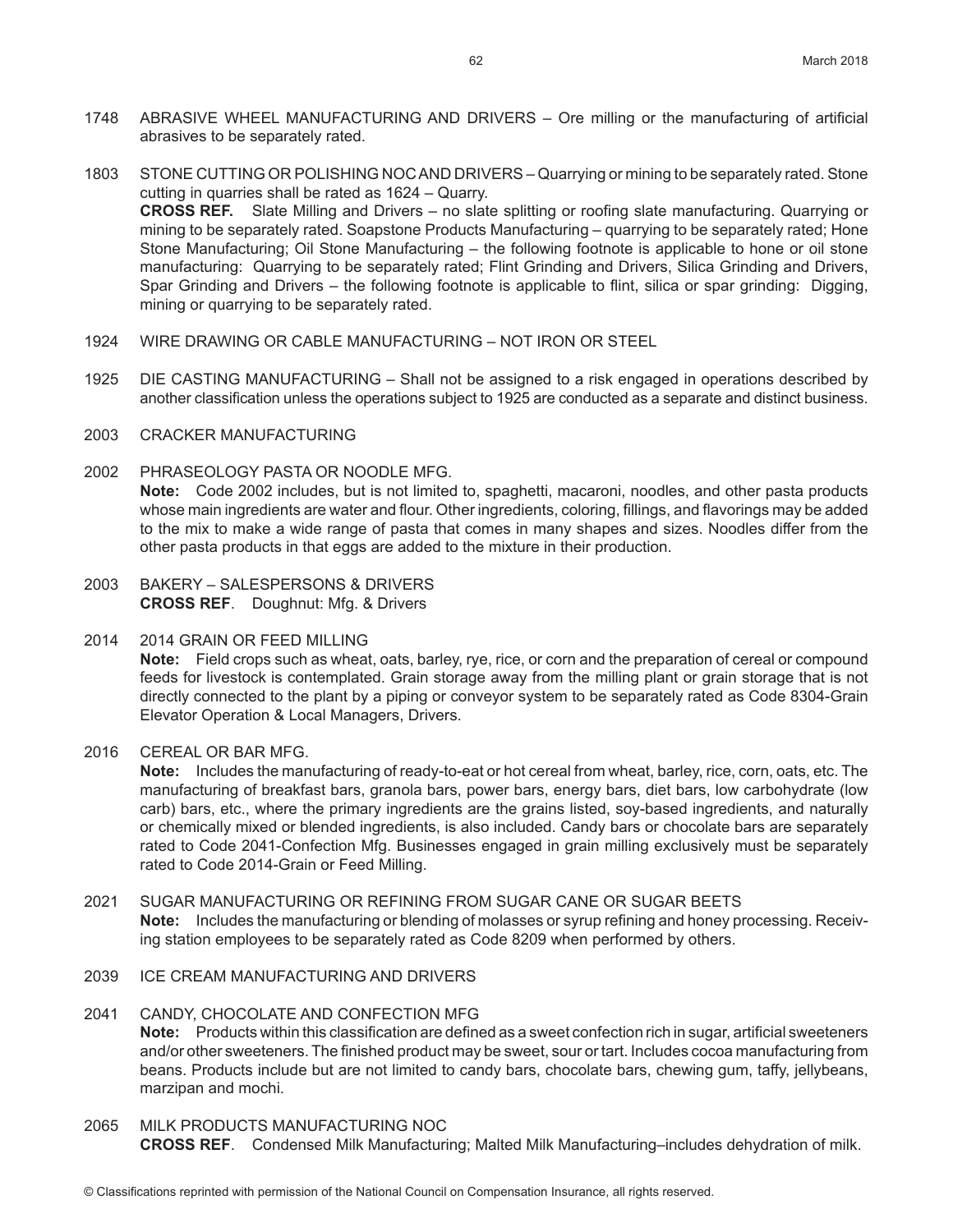1748 ABRASIVE WHEEL MANUFACTURING AND DRIVERS – Ore milling or the manufacturing of artificial abrasives to be separately rated.

1803 STONE CUTTING OR POLISHING NOC AND DRIVERS – Quarrying or mining to be separately rated. Stone cutting in quarries shall be rated as 1624 – Quarry.
**CROSS REF.** Slate Milling and Drivers – no slate splitting or roofing slate manufacturing. Quarrying or mining to be separately rated. Soapstone Products Manufacturing – quarrying to be separately rated; Hone Stone Manufacturing; Oil Stone Manufacturing – the following footnote is applicable to hone or oil stone manufacturing: Quarrying to be separately rated; Flint Grinding and Drivers, Silica Grinding and Drivers, Spar Grinding and Drivers – the following footnote is applicable to flint, silica or spar grinding: Digging, mining or quarrying to be separately rated.

1924 WIRE DRAWING OR CABLE MANUFACTURING – NOT IRON OR STEEL

1925 DIE CASTING MANUFACTURING – Shall not be assigned to a risk engaged in operations described by another classification unless the operations subject to 1925 are conducted as a separate and distinct business.

2003 CRACKER MANUFACTURING

2002 PHRASEOLOGY PASTA OR NOODLE MFG.
**Note:** Code 2002 includes, but is not limited to, spaghetti, macaroni, noodles, and other pasta products whose main ingredients are water and flour. Other ingredients, coloring, fillings, and flavorings may be added to the mix to make a wide range of pasta that comes in many shapes and sizes. Noodles differ from the other pasta products in that eggs are added to the mixture in their production.

2003 BAKERY – SALESPERSONS & DRIVERS
**CROSS REF**. Doughnut: Mfg. & Drivers

2014 2014 GRAIN OR FEED MILLING
**Note:** Field crops such as wheat, oats, barley, rye, rice, or corn and the preparation of cereal or compound feeds for livestock is contemplated. Grain storage away from the milling plant or grain storage that is not directly connected to the plant by a piping or conveyor system to be separately rated as Code 8304-Grain Elevator Operation & Local Managers, Drivers.

2016 CEREAL OR BAR MFG.
**Note:** Includes the manufacturing of ready-to-eat or hot cereal from wheat, barley, rice, corn, oats, etc. The manufacturing of breakfast bars, granola bars, power bars, energy bars, diet bars, low carbohydrate (low carb) bars, etc., where the primary ingredients are the grains listed, soy-based ingredients, and naturally or chemically mixed or blended ingredients, is also included. Candy bars or chocolate bars are separately rated to Code 2041-Confection Mfg. Businesses engaged in grain milling exclusively must be separately rated to Code 2014-Grain or Feed Milling.

2021 SUGAR MANUFACTURING OR REFINING FROM SUGAR CANE OR SUGAR BEETS
**Note:** Includes the manufacturing or blending of molasses or syrup refining and honey processing. Receiving station employees to be separately rated as Code 8209 when performed by others.

2039 ICE CREAM MANUFACTURING AND DRIVERS

2041 CANDY, CHOCOLATE AND CONFECTION MFG
**Note:** Products within this classification are defined as a sweet confection rich in sugar, artificial sweeteners and/or other sweeteners. The finished product may be sweet, sour or tart. Includes cocoa manufacturing from beans. Products include but are not limited to candy bars, chocolate bars, chewing gum, taffy, jellybeans, marzipan and mochi.

2065 MILK PRODUCTS MANUFACTURING NOC
**CROSS REF**. Condensed Milk Manufacturing; Malted Milk Manufacturing–includes dehydration of milk.

© Classifications reprinted with permission of the National Council on Compensation Insurance, all rights reserved.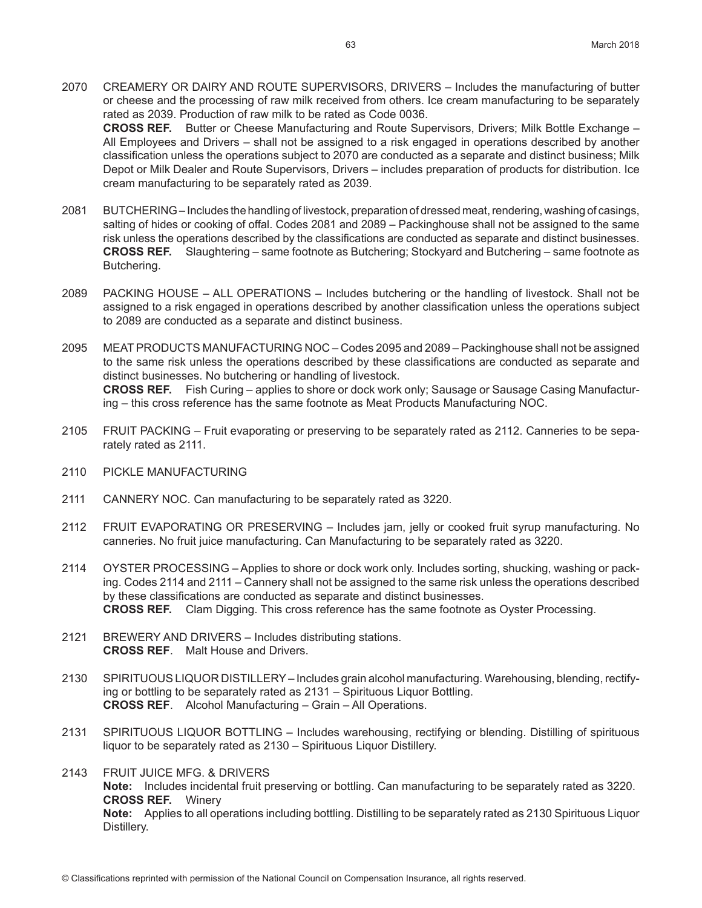2070 CREAMERY OR DAIRY AND ROUTE SUPERVISORS, DRIVERS – Includes the manufacturing of butter or cheese and the processing of raw milk received from others. Ice cream manufacturing to be separately rated as 2039. Production of raw milk to be rated as Code 0036.
**CROSS REF.** Butter or Cheese Manufacturing and Route Supervisors, Drivers; Milk Bottle Exchange – All Employees and Drivers – shall not be assigned to a risk engaged in operations described by another classification unless the operations subject to 2070 are conducted as a separate and distinct business; Milk Depot or Milk Dealer and Route Supervisors, Drivers – includes preparation of products for distribution. Ice cream manufacturing to be separately rated as 2039.

2081 BUTCHERING – Includes the handling of livestock, preparation of dressed meat, rendering, washing of casings, salting of hides or cooking of offal. Codes 2081 and 2089 – Packinghouse shall not be assigned to the same risk unless the operations described by the classifications are conducted as separate and distinct businesses.
**CROSS REF.** Slaughtering – same footnote as Butchering; Stockyard and Butchering – same footnote as Butchering.

2089 PACKING HOUSE – ALL OPERATIONS – Includes butchering or the handling of livestock. Shall not be assigned to a risk engaged in operations described by another classification unless the operations subject to 2089 are conducted as a separate and distinct business.

2095 MEAT PRODUCTS MANUFACTURING NOC – Codes 2095 and 2089 – Packinghouse shall not be assigned to the same risk unless the operations described by these classifications are conducted as separate and distinct businesses. No butchering or handling of livestock.
**CROSS REF.** Fish Curing – applies to shore or dock work only; Sausage or Sausage Casing Manufacturing – this cross reference has the same footnote as Meat Products Manufacturing NOC.

2105 FRUIT PACKING – Fruit evaporating or preserving to be separately rated as 2112. Canneries to be separately rated as 2111.

2110 PICKLE MANUFACTURING

2111 CANNERY NOC. Can manufacturing to be separately rated as 3220.

2112 FRUIT EVAPORATING OR PRESERVING – Includes jam, jelly or cooked fruit syrup manufacturing. No canneries. No fruit juice manufacturing. Can Manufacturing to be separately rated as 3220.

2114 OYSTER PROCESSING – Applies to shore or dock work only. Includes sorting, shucking, washing or packing. Codes 2114 and 2111 – Cannery shall not be assigned to the same risk unless the operations described by these classifications are conducted as separate and distinct businesses.
**CROSS REF.** Clam Digging. This cross reference has the same footnote as Oyster Processing.

2121 BREWERY AND DRIVERS – Includes distributing stations.
**CROSS REF**. Malt House and Drivers.

2130 SPIRITUOUS LIQUOR DISTILLERY – Includes grain alcohol manufacturing. Warehousing, blending, rectifying or bottling to be separately rated as 2131 – Spirituous Liquor Bottling.
**CROSS REF**. Alcohol Manufacturing – Grain – All Operations.

2131 SPIRITUOUS LIQUOR BOTTLING – Includes warehousing, rectifying or blending. Distilling of spirituous liquor to be separately rated as 2130 – Spirituous Liquor Distillery.

2143 FRUIT JUICE MFG. & DRIVERS
**Note:** Includes incidental fruit preserving or bottling. Can manufacturing to be separately rated as 3220.
**CROSS REF.** Winery
**Note:** Applies to all operations including bottling. Distilling to be separately rated as 2130 Spirituous Liquor Distillery.

© Classifications reprinted with permission of the National Council on Compensation Insurance, all rights reserved.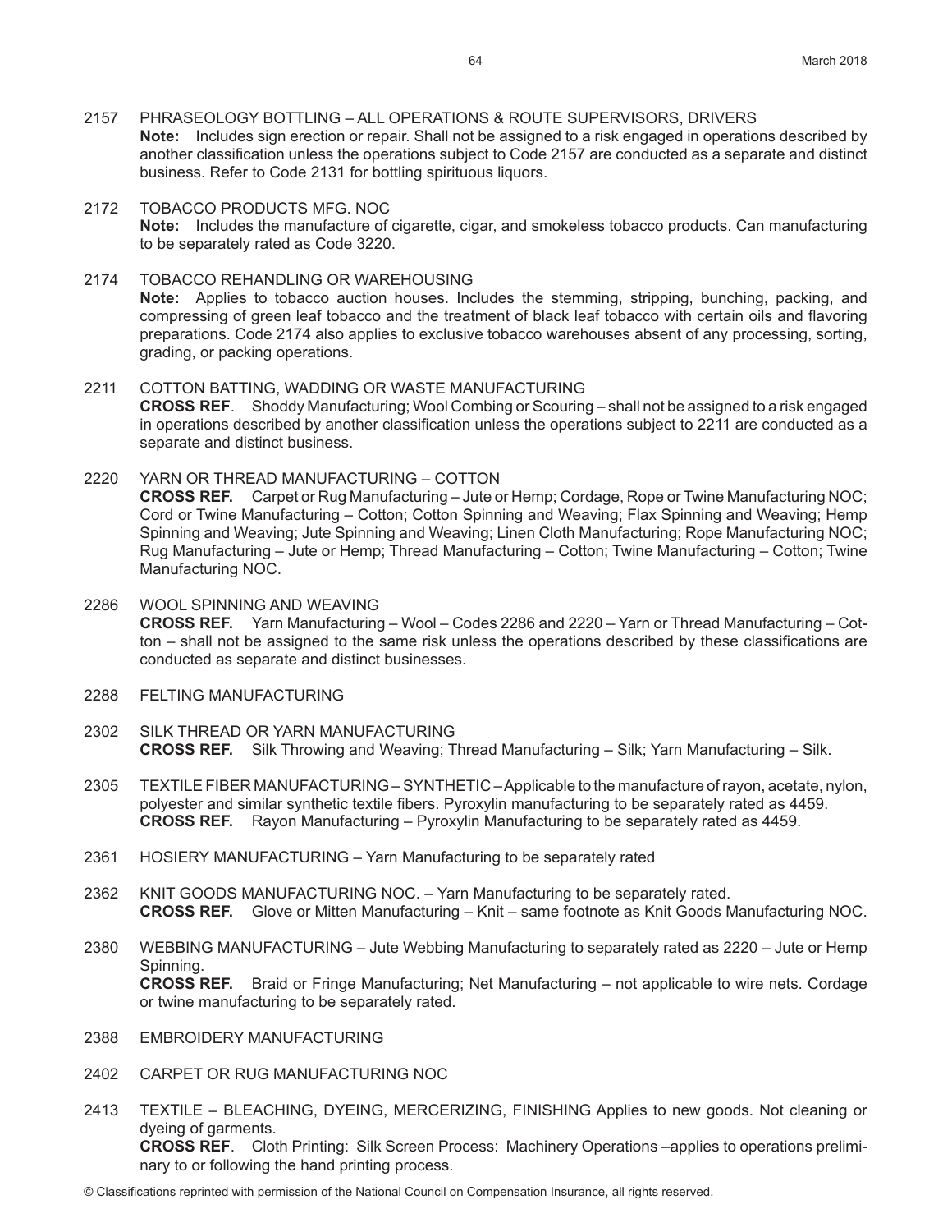2157 PHRASEOLOGY BOTTLING – ALL OPERATIONS & ROUTE SUPERVISORS, DRIVERS
**Note:** Includes sign erection or repair. Shall not be assigned to a risk engaged in operations described by another classification unless the operations subject to Code 2157 are conducted as a separate and distinct business. Refer to Code 2131 for bottling spirituous liquors.

2172 TOBACCO PRODUCTS MFG. NOC
**Note:** Includes the manufacture of cigarette, cigar, and smokeless tobacco products. Can manufacturing to be separately rated as Code 3220.

2174 TOBACCO REHANDLING OR WAREHOUSING
**Note:** Applies to tobacco auction houses. Includes the stemming, stripping, bunching, packing, and compressing of green leaf tobacco and the treatment of black leaf tobacco with certain oils and flavoring preparations. Code 2174 also applies to exclusive tobacco warehouses absent of any processing, sorting, grading, or packing operations.

2211 COTTON BATTING, WADDING OR WASTE MANUFACTURING
**CROSS REF**. Shoddy Manufacturing; Wool Combing or Scouring – shall not be assigned to a risk engaged in operations described by another classification unless the operations subject to 2211 are conducted as a separate and distinct business.

2220 YARN OR THREAD MANUFACTURING – COTTON
**CROSS REF.** Carpet or Rug Manufacturing – Jute or Hemp; Cordage, Rope or Twine Manufacturing NOC; Cord or Twine Manufacturing – Cotton; Cotton Spinning and Weaving; Flax Spinning and Weaving; Hemp Spinning and Weaving; Jute Spinning and Weaving; Linen Cloth Manufacturing; Rope Manufacturing NOC; Rug Manufacturing – Jute or Hemp; Thread Manufacturing – Cotton; Twine Manufacturing – Cotton; Twine Manufacturing NOC.

2286 WOOL SPINNING AND WEAVING
**CROSS REF.** Yarn Manufacturing – Wool – Codes 2286 and 2220 – Yarn or Thread Manufacturing – Cotton – shall not be assigned to the same risk unless the operations described by these classifications are conducted as separate and distinct businesses.

2288 FELTING MANUFACTURING

2302 SILK THREAD OR YARN MANUFACTURING
**CROSS REF.** Silk Throwing and Weaving; Thread Manufacturing – Silk; Yarn Manufacturing – Silk.

2305 TEXTILE FIBER MANUFACTURING – SYNTHETIC – Applicable to the manufacture of rayon, acetate, nylon, polyester and similar synthetic textile fibers. Pyroxylin manufacturing to be separately rated as 4459.
**CROSS REF.** Rayon Manufacturing – Pyroxylin Manufacturing to be separately rated as 4459.

2361 HOSIERY MANUFACTURING – Yarn Manufacturing to be separately rated

2362 KNIT GOODS MANUFACTURING NOC. – Yarn Manufacturing to be separately rated.
**CROSS REF.** Glove or Mitten Manufacturing – Knit – same footnote as Knit Goods Manufacturing NOC.

2380 WEBBING MANUFACTURING – Jute Webbing Manufacturing to separately rated as 2220 – Jute or Hemp Spinning.
**CROSS REF.** Braid or Fringe Manufacturing; Net Manufacturing – not applicable to wire nets. Cordage or twine manufacturing to be separately rated.

2388 EMBROIDERY MANUFACTURING

2402 CARPET OR RUG MANUFACTURING NOC

2413 TEXTILE – BLEACHING, DYEING, MERCERIZING, FINISHING Applies to new goods. Not cleaning or dyeing of garments.
**CROSS REF**. Cloth Printing: Silk Screen Process: Machinery Operations –applies to operations preliminary to or following the hand printing process.

© Classifications reprinted with permission of the National Council on Compensation Insurance, all rights reserved.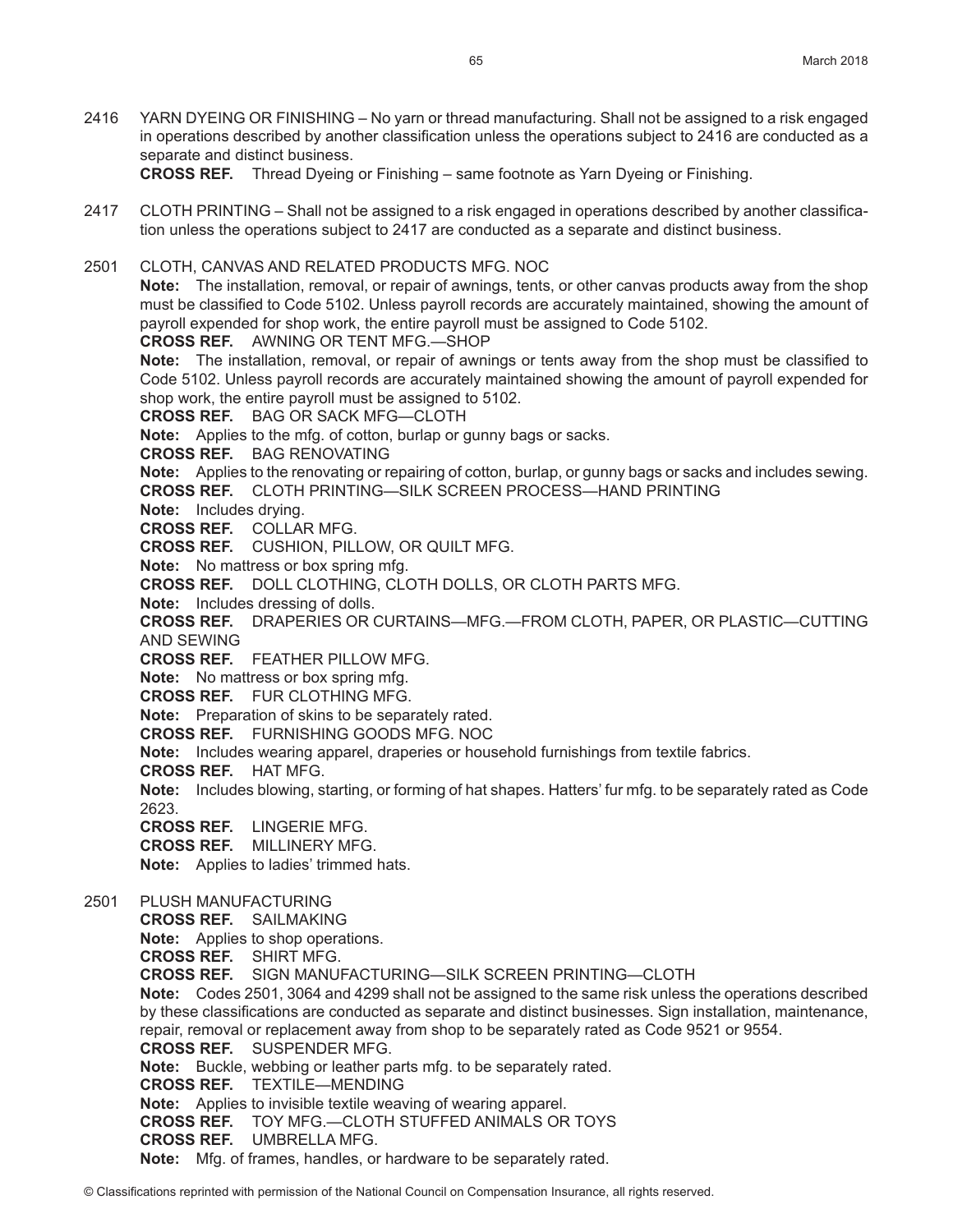2416 YARN DYEING OR FINISHING – No yarn or thread manufacturing. Shall not be assigned to a risk engaged in operations described by another classification unless the operations subject to 2416 are conducted as a separate and distinct business.

**CROSS REF.** Thread Dyeing or Finishing – same footnote as Yarn Dyeing or Finishing.

2417 CLOTH PRINTING – Shall not be assigned to a risk engaged in operations described by another classification unless the operations subject to 2417 are conducted as a separate and distinct business.

2501 CLOTH, CANVAS AND RELATED PRODUCTS MFG. NOC

**Note:** The installation, removal, or repair of awnings, tents, or other canvas products away from the shop must be classified to Code 5102. Unless payroll records are accurately maintained, showing the amount of payroll expended for shop work, the entire payroll must be assigned to Code 5102.

**CROSS REF.** AWNING OR TENT MFG.—SHOP

**Note:** The installation, removal, or repair of awnings or tents away from the shop must be classified to Code 5102. Unless payroll records are accurately maintained showing the amount of payroll expended for shop work, the entire payroll must be assigned to 5102.

**CROSS REF.** BAG OR SACK MFG—CLOTH

**Note:** Applies to the mfg. of cotton, burlap or gunny bags or sacks.

**CROSS REF.** BAG RENOVATING

**Note:** Applies to the renovating or repairing of cotton, burlap, or gunny bags or sacks and includes sewing.

**CROSS REF.** CLOTH PRINTING—SILK SCREEN PROCESS—HAND PRINTING

**Note:** Includes drying.

**CROSS REF.** COLLAR MFG.

**CROSS REF.** CUSHION, PILLOW, OR QUILT MFG.

**Note:** No mattress or box spring mfg.

**CROSS REF.** DOLL CLOTHING, CLOTH DOLLS, OR CLOTH PARTS MFG.

**Note:** Includes dressing of dolls.

**CROSS REF.** DRAPERIES OR CURTAINS—MFG.—FROM CLOTH, PAPER, OR PLASTIC—CUTTING AND SEWING

**CROSS REF.** FEATHER PILLOW MFG.

**Note:** No mattress or box spring mfg.

**CROSS REF.** FUR CLOTHING MFG.

**Note:** Preparation of skins to be separately rated.

**CROSS REF.** FURNISHING GOODS MFG. NOC

**Note:** Includes wearing apparel, draperies or household furnishings from textile fabrics.

**CROSS REF.** HAT MFG.

**Note:** Includes blowing, starting, or forming of hat shapes. Hatters' fur mfg. to be separately rated as Code 2623.

**CROSS REF.** LINGERIE MFG.

**CROSS REF.** MILLINERY MFG.

**Note:** Applies to ladies' trimmed hats.

2501 PLUSH MANUFACTURING

**CROSS REF.** SAILMAKING

**Note:** Applies to shop operations.

**CROSS REF.** SHIRT MFG.

**CROSS REF.** SIGN MANUFACTURING—SILK SCREEN PRINTING—CLOTH

**Note:** Codes 2501, 3064 and 4299 shall not be assigned to the same risk unless the operations described by these classifications are conducted as separate and distinct businesses. Sign installation, maintenance, repair, removal or replacement away from shop to be separately rated as Code 9521 or 9554.

**CROSS REF.** SUSPENDER MFG.

**Note:** Buckle, webbing or leather parts mfg. to be separately rated.

**CROSS REF.** TEXTILE—MENDING

**Note:** Applies to invisible textile weaving of wearing apparel.

**CROSS REF.** TOY MFG.—CLOTH STUFFED ANIMALS OR TOYS

**CROSS REF.** UMBRELLA MFG.

**Note:** Mfg. of frames, handles, or hardware to be separately rated.

© Classifications reprinted with permission of the National Council on Compensation Insurance, all rights reserved.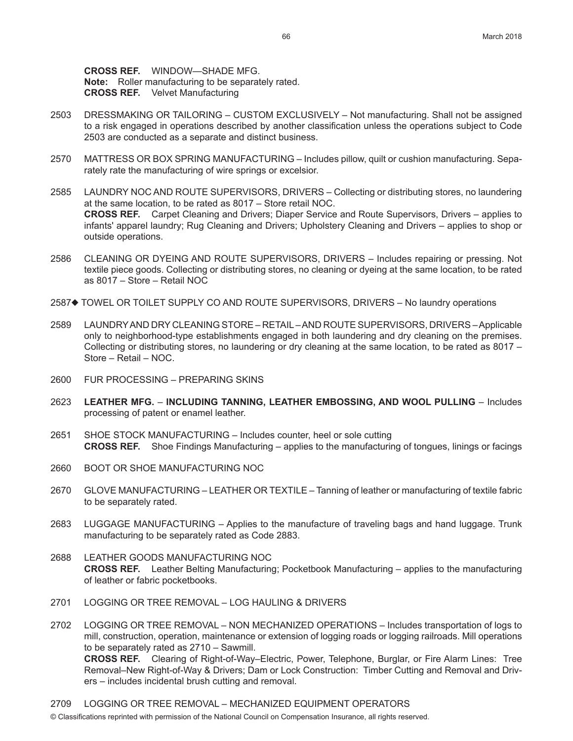**CROSS REF.** WINDOW—SHADE MFG.
**Note:** Roller manufacturing to be separately rated.
**CROSS REF.** Velvet Manufacturing

2503 DRESSMAKING OR TAILORING – CUSTOM EXCLUSIVELY – Not manufacturing. Shall not be assigned to a risk engaged in operations described by another classification unless the operations subject to Code 2503 are conducted as a separate and distinct business.

2570 MATTRESS OR BOX SPRING MANUFACTURING – Includes pillow, quilt or cushion manufacturing. Separately rate the manufacturing of wire springs or excelsior.

2585 LAUNDRY NOC AND ROUTE SUPERVISORS, DRIVERS – Collecting or distributing stores, no laundering at the same location, to be rated as 8017 – Store retail NOC.
**CROSS REF.** Carpet Cleaning and Drivers; Diaper Service and Route Supervisors, Drivers – applies to infants' apparel laundry; Rug Cleaning and Drivers; Upholstery Cleaning and Drivers – applies to shop or outside operations.

2586 CLEANING OR DYEING AND ROUTE SUPERVISORS, DRIVERS – Includes repairing or pressing. Not textile piece goods. Collecting or distributing stores, no cleaning or dyeing at the same location, to be rated as 8017 – Store – Retail NOC

2587◆ TOWEL OR TOILET SUPPLY CO AND ROUTE SUPERVISORS, DRIVERS – No laundry operations

2589 LAUNDRY AND DRY CLEANING STORE – RETAIL – AND ROUTE SUPERVISORS, DRIVERS – Applicable only to neighborhood-type establishments engaged in both laundering and dry cleaning on the premises. Collecting or distributing stores, no laundering or dry cleaning at the same location, to be rated as 8017 – Store – Retail – NOC.

2600 FUR PROCESSING – PREPARING SKINS

2623 **LEATHER MFG.** – **INCLUDING TANNING, LEATHER EMBOSSING, AND WOOL PULLING** – Includes processing of patent or enamel leather.

2651 SHOE STOCK MANUFACTURING – Includes counter, heel or sole cutting
**CROSS REF.** Shoe Findings Manufacturing – applies to the manufacturing of tongues, linings or facings

2660 BOOT OR SHOE MANUFACTURING NOC

2670 GLOVE MANUFACTURING – LEATHER OR TEXTILE – Tanning of leather or manufacturing of textile fabric to be separately rated.

2683 LUGGAGE MANUFACTURING – Applies to the manufacture of traveling bags and hand luggage. Trunk manufacturing to be separately rated as Code 2883.

2688 LEATHER GOODS MANUFACTURING NOC
**CROSS REF.** Leather Belting Manufacturing; Pocketbook Manufacturing – applies to the manufacturing of leather or fabric pocketbooks.

2701 LOGGING OR TREE REMOVAL – LOG HAULING & DRIVERS

2702 LOGGING OR TREE REMOVAL – NON MECHANIZED OPERATIONS – Includes transportation of logs to mill, construction, operation, maintenance or extension of logging roads or logging railroads. Mill operations to be separately rated as 2710 – Sawmill.
**CROSS REF.** Clearing of Right-of-Way–Electric, Power, Telephone, Burglar, or Fire Alarm Lines: Tree Removal–New Right-of-Way & Drivers; Dam or Lock Construction: Timber Cutting and Removal and Drivers – includes incidental brush cutting and removal.

2709 LOGGING OR TREE REMOVAL – MECHANIZED EQUIPMENT OPERATORS

© Classifications reprinted with permission of the National Council on Compensation Insurance, all rights reserved.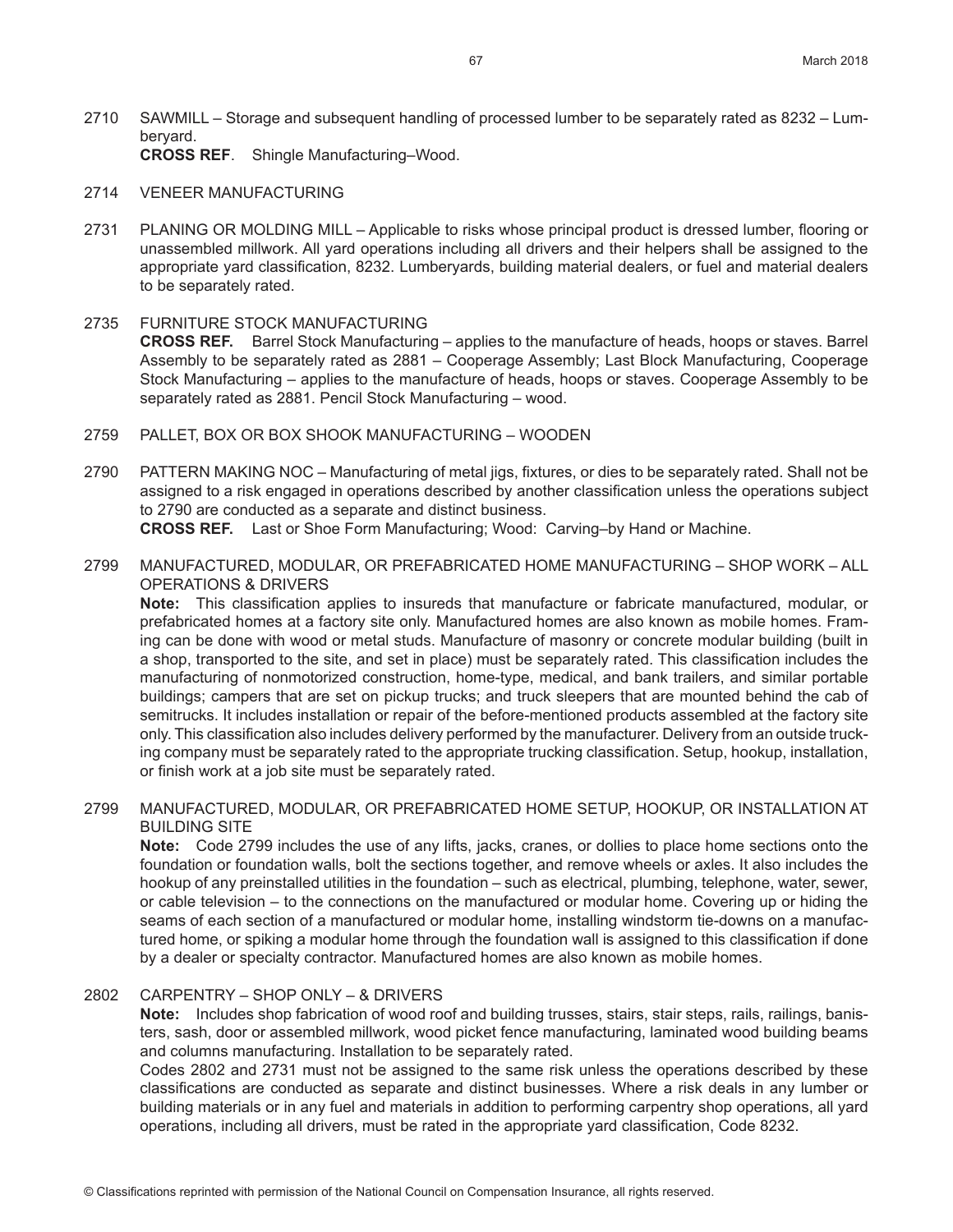2710 SAWMILL – Storage and subsequent handling of processed lumber to be separately rated as 8232 – Lumberyard.
**CROSS REF**. Shingle Manufacturing–Wood.

2714 VENEER MANUFACTURING

2731 PLANING OR MOLDING MILL – Applicable to risks whose principal product is dressed lumber, flooring or unassembled millwork. All yard operations including all drivers and their helpers shall be assigned to the appropriate yard classification, 8232. Lumberyards, building material dealers, or fuel and material dealers to be separately rated.

2735 FURNITURE STOCK MANUFACTURING
**CROSS REF.** Barrel Stock Manufacturing – applies to the manufacture of heads, hoops or staves. Barrel Assembly to be separately rated as 2881 – Cooperage Assembly; Last Block Manufacturing, Cooperage Stock Manufacturing – applies to the manufacture of heads, hoops or staves. Cooperage Assembly to be separately rated as 2881. Pencil Stock Manufacturing – wood.

2759 PALLET, BOX OR BOX SHOOK MANUFACTURING – WOODEN

2790 PATTERN MAKING NOC – Manufacturing of metal jigs, fixtures, or dies to be separately rated. Shall not be assigned to a risk engaged in operations described by another classification unless the operations subject to 2790 are conducted as a separate and distinct business.
**CROSS REF.** Last or Shoe Form Manufacturing; Wood: Carving–by Hand or Machine.

2799 MANUFACTURED, MODULAR, OR PREFABRICATED HOME MANUFACTURING – SHOP WORK – ALL OPERATIONS & DRIVERS
**Note:** This classification applies to insureds that manufacture or fabricate manufactured, modular, or prefabricated homes at a factory site only. Manufactured homes are also known as mobile homes. Framing can be done with wood or metal studs. Manufacture of masonry or concrete modular building (built in a shop, transported to the site, and set in place) must be separately rated. This classification includes the manufacturing of nonmotorized construction, home-type, medical, and bank trailers, and similar portable buildings; campers that are set on pickup trucks; and truck sleepers that are mounted behind the cab of semitrucks. It includes installation or repair of the before-mentioned products assembled at the factory site only. This classification also includes delivery performed by the manufacturer. Delivery from an outside trucking company must be separately rated to the appropriate trucking classification. Setup, hookup, installation, or finish work at a job site must be separately rated.

2799 MANUFACTURED, MODULAR, OR PREFABRICATED HOME SETUP, HOOKUP, OR INSTALLATION AT BUILDING SITE
**Note:** Code 2799 includes the use of any lifts, jacks, cranes, or dollies to place home sections onto the foundation or foundation walls, bolt the sections together, and remove wheels or axles. It also includes the hookup of any preinstalled utilities in the foundation – such as electrical, plumbing, telephone, water, sewer, or cable television – to the connections on the manufactured or modular home. Covering up or hiding the seams of each section of a manufactured or modular home, installing windstorm tie-downs on a manufactured home, or spiking a modular home through the foundation wall is assigned to this classification if done by a dealer or specialty contractor. Manufactured homes are also known as mobile homes.

2802 CARPENTRY – SHOP ONLY – & DRIVERS
**Note:** Includes shop fabrication of wood roof and building trusses, stairs, stair steps, rails, railings, banisters, sash, door or assembled millwork, wood picket fence manufacturing, laminated wood building beams and columns manufacturing. Installation to be separately rated.
Codes 2802 and 2731 must not be assigned to the same risk unless the operations described by these classifications are conducted as separate and distinct businesses. Where a risk deals in any lumber or building materials or in any fuel and materials in addition to performing carpentry shop operations, all yard operations, including all drivers, must be rated in the appropriate yard classification, Code 8232.

© Classifications reprinted with permission of the National Council on Compensation Insurance, all rights reserved.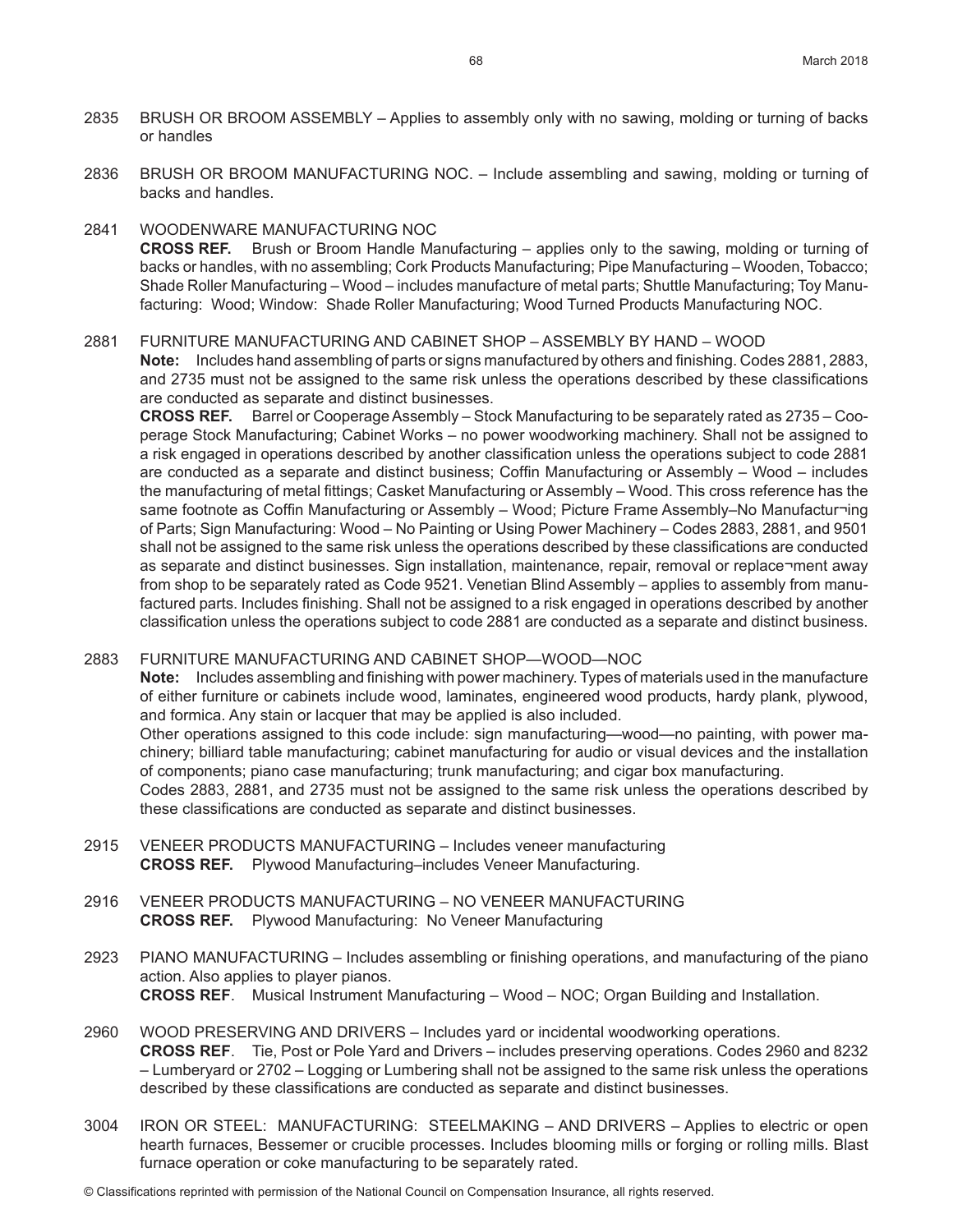2835 BRUSH OR BROOM ASSEMBLY – Applies to assembly only with no sawing, molding or turning of backs or handles

2836 BRUSH OR BROOM MANUFACTURING NOC. – Include assembling and sawing, molding or turning of backs and handles.

2841 WOODENWARE MANUFACTURING NOC
**CROSS REF.** Brush or Broom Handle Manufacturing – applies only to the sawing, molding or turning of backs or handles, with no assembling; Cork Products Manufacturing; Pipe Manufacturing – Wooden, Tobacco; Shade Roller Manufacturing – Wood – includes manufacture of metal parts; Shuttle Manufacturing; Toy Manufacturing: Wood; Window: Shade Roller Manufacturing; Wood Turned Products Manufacturing NOC.

2881 FURNITURE MANUFACTURING AND CABINET SHOP – ASSEMBLY BY HAND – WOOD
**Note:** Includes hand assembling of parts or signs manufactured by others and finishing. Codes 2881, 2883, and 2735 must not be assigned to the same risk unless the operations described by these classifications are conducted as separate and distinct businesses.
**CROSS REF.** Barrel or Cooperage Assembly – Stock Manufacturing to be separately rated as 2735 – Cooperage Stock Manufacturing; Cabinet Works – no power woodworking machinery. Shall not be assigned to a risk engaged in operations described by another classification unless the operations subject to code 2881 are conducted as a separate and distinct business; Coffin Manufacturing or Assembly – Wood – includes the manufacturing of metal fittings; Casket Manufacturing or Assembly – Wood. This cross reference has the same footnote as Coffin Manufacturing or Assembly – Wood; Picture Frame Assembly–No Manufactur¬ing of Parts; Sign Manufacturing: Wood – No Painting or Using Power Machinery – Codes 2883, 2881, and 9501 shall not be assigned to the same risk unless the operations described by these classifications are conducted as separate and distinct businesses. Sign installation, maintenance, repair, removal or replace¬ment away from shop to be separately rated as Code 9521. Venetian Blind Assembly – applies to assembly from manufactured parts. Includes finishing. Shall not be assigned to a risk engaged in operations described by another classification unless the operations subject to code 2881 are conducted as a separate and distinct business.

2883 FURNITURE MANUFACTURING AND CABINET SHOP—WOOD—NOC
**Note:** Includes assembling and finishing with power machinery. Types of materials used in the manufacture of either furniture or cabinets include wood, laminates, engineered wood products, hardy plank, plywood, and formica. Any stain or lacquer that may be applied is also included.
Other operations assigned to this code include: sign manufacturing—wood—no painting, with power machinery; billiard table manufacturing; cabinet manufacturing for audio or visual devices and the installation of components; piano case manufacturing; trunk manufacturing; and cigar box manufacturing.
Codes 2883, 2881, and 2735 must not be assigned to the same risk unless the operations described by these classifications are conducted as separate and distinct businesses.

2915 VENEER PRODUCTS MANUFACTURING – Includes veneer manufacturing
**CROSS REF.** Plywood Manufacturing–includes Veneer Manufacturing.

2916 VENEER PRODUCTS MANUFACTURING – NO VENEER MANUFACTURING
**CROSS REF.** Plywood Manufacturing: No Veneer Manufacturing

2923 PIANO MANUFACTURING – Includes assembling or finishing operations, and manufacturing of the piano action. Also applies to player pianos.
**CROSS REF**. Musical Instrument Manufacturing – Wood – NOC; Organ Building and Installation.

2960 WOOD PRESERVING AND DRIVERS – Includes yard or incidental woodworking operations.
**CROSS REF**. Tie, Post or Pole Yard and Drivers – includes preserving operations. Codes 2960 and 8232 – Lumberyard or 2702 – Logging or Lumbering shall not be assigned to the same risk unless the operations described by these classifications are conducted as separate and distinct businesses.

3004 IRON OR STEEL: MANUFACTURING: STEELMAKING – AND DRIVERS – Applies to electric or open hearth furnaces, Bessemer or crucible processes. Includes blooming mills or forging or rolling mills. Blast furnace operation or coke manufacturing to be separately rated.

© Classifications reprinted with permission of the National Council on Compensation Insurance, all rights reserved.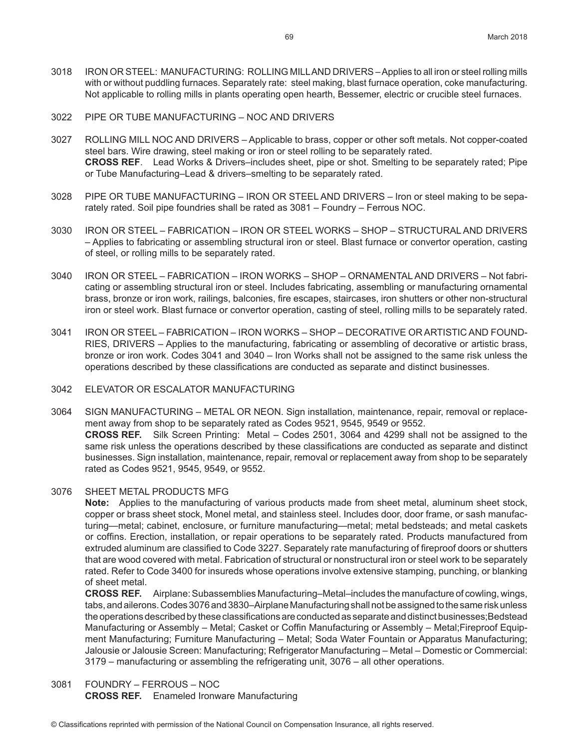3018 IRON OR STEEL: MANUFACTURING: ROLLING MILL AND DRIVERS – Applies to all iron or steel rolling mills with or without puddling furnaces. Separately rate: steel making, blast furnace operation, coke manufacturing. Not applicable to rolling mills in plants operating open hearth, Bessemer, electric or crucible steel furnaces.

3022 PIPE OR TUBE MANUFACTURING – NOC AND DRIVERS

3027 ROLLING MILL NOC AND DRIVERS – Applicable to brass, copper or other soft metals. Not copper-coated steel bars. Wire drawing, steel making or iron or steel rolling to be separately rated.
**CROSS REF**. Lead Works & Drivers–includes sheet, pipe or shot. Smelting to be separately rated; Pipe or Tube Manufacturing–Lead & drivers–smelting to be separately rated.

3028 PIPE OR TUBE MANUFACTURING – IRON OR STEEL AND DRIVERS – Iron or steel making to be separately rated. Soil pipe foundries shall be rated as 3081 – Foundry – Ferrous NOC.

3030 IRON OR STEEL – FABRICATION – IRON OR STEEL WORKS – SHOP – STRUCTURAL AND DRIVERS – Applies to fabricating or assembling structural iron or steel. Blast furnace or convertor operation, casting of steel, or rolling mills to be separately rated.

3040 IRON OR STEEL – FABRICATION – IRON WORKS – SHOP – ORNAMENTAL AND DRIVERS – Not fabricating or assembling structural iron or steel. Includes fabricating, assembling or manufacturing ornamental brass, bronze or iron work, railings, balconies, fire escapes, staircases, iron shutters or other non-structural iron or steel work. Blast furnace or convertor operation, casting of steel, rolling mills to be separately rated.

3041 IRON OR STEEL – FABRICATION – IRON WORKS – SHOP – DECORATIVE OR ARTISTIC AND FOUNDRIES, DRIVERS – Applies to the manufacturing, fabricating or assembling of decorative or artistic brass, bronze or iron work. Codes 3041 and 3040 – Iron Works shall not be assigned to the same risk unless the operations described by these classifications are conducted as separate and distinct businesses.

3042 ELEVATOR OR ESCALATOR MANUFACTURING

3064 SIGN MANUFACTURING – METAL OR NEON. Sign installation, maintenance, repair, removal or replacement away from shop to be separately rated as Codes 9521, 9545, 9549 or 9552.
**CROSS REF.** Silk Screen Printing: Metal – Codes 2501, 3064 and 4299 shall not be assigned to the same risk unless the operations described by these classifications are conducted as separate and distinct businesses. Sign installation, maintenance, repair, removal or replacement away from shop to be separately rated as Codes 9521, 9545, 9549, or 9552.

3076 SHEET METAL PRODUCTS MFG
**Note:** Applies to the manufacturing of various products made from sheet metal, aluminum sheet stock, copper or brass sheet stock, Monel metal, and stainless steel. Includes door, door frame, or sash manufacturing—metal; cabinet, enclosure, or furniture manufacturing—metal; metal bedsteads; and metal caskets or coffins. Erection, installation, or repair operations to be separately rated. Products manufactured from extruded aluminum are classified to Code 3227. Separately rate manufacturing of fireproof doors or shutters that are wood covered with metal. Fabrication of structural or nonstructural iron or steel work to be separately rated. Refer to Code 3400 for insureds whose operations involve extensive stamping, punching, or blanking of sheet metal.
**CROSS REF.** Airplane: Subassemblies Manufacturing–Metal–includes the manufacture of cowling, wings, tabs, and ailerons. Codes 3076 and 3830–Airplane Manufacturing shall not be assigned to the same risk unless the operations described by these classifications are conducted as separate and distinct businesses; Bedstead Manufacturing or Assembly – Metal; Casket or Coffin Manufacturing or Assembly – Metal; Fireproof Equipment Manufacturing; Furniture Manufacturing – Metal; Soda Water Fountain or Apparatus Manufacturing; Jalousie or Jalousie Screen: Manufacturing; Refrigerator Manufacturing – Metal – Domestic or Commercial: 3179 – manufacturing or assembling the refrigerating unit, 3076 – all other operations.

3081 FOUNDRY – FERROUS – NOC
**CROSS REF.** Enameled Ironware Manufacturing

© Classifications reprinted with permission of the National Council on Compensation Insurance, all rights reserved.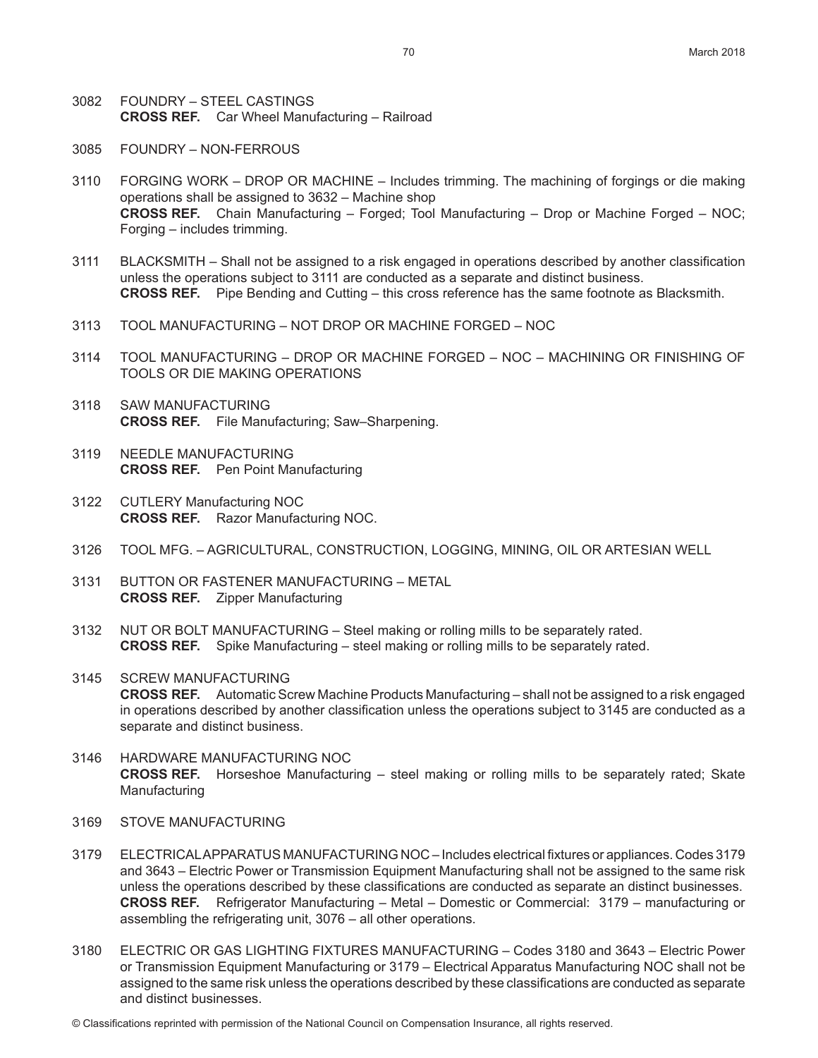3082 FOUNDRY – STEEL CASTINGS
**CROSS REF.** Car Wheel Manufacturing – Railroad

3085 FOUNDRY – NON-FERROUS

3110 FORGING WORK – DROP OR MACHINE – Includes trimming. The machining of forgings or die making operations shall be assigned to 3632 – Machine shop
**CROSS REF.** Chain Manufacturing – Forged; Tool Manufacturing – Drop or Machine Forged – NOC; Forging – includes trimming.

3111 BLACKSMITH – Shall not be assigned to a risk engaged in operations described by another classification unless the operations subject to 3111 are conducted as a separate and distinct business.
**CROSS REF.** Pipe Bending and Cutting – this cross reference has the same footnote as Blacksmith.

3113 TOOL MANUFACTURING – NOT DROP OR MACHINE FORGED – NOC

3114 TOOL MANUFACTURING – DROP OR MACHINE FORGED – NOC – MACHINING OR FINISHING OF TOOLS OR DIE MAKING OPERATIONS

3118 SAW MANUFACTURING
**CROSS REF.** File Manufacturing; Saw–Sharpening.

3119 NEEDLE MANUFACTURING
**CROSS REF.** Pen Point Manufacturing

3122 CUTLERY Manufacturing NOC
**CROSS REF.** Razor Manufacturing NOC.

3126 TOOL MFG. – AGRICULTURAL, CONSTRUCTION, LOGGING, MINING, OIL OR ARTESIAN WELL

3131 BUTTON OR FASTENER MANUFACTURING – METAL
**CROSS REF.** Zipper Manufacturing

3132 NUT OR BOLT MANUFACTURING – Steel making or rolling mills to be separately rated.
**CROSS REF.** Spike Manufacturing – steel making or rolling mills to be separately rated.

3145 SCREW MANUFACTURING
**CROSS REF.** Automatic Screw Machine Products Manufacturing – shall not be assigned to a risk engaged in operations described by another classification unless the operations subject to 3145 are conducted as a separate and distinct business.

3146 HARDWARE MANUFACTURING NOC
**CROSS REF.** Horseshoe Manufacturing – steel making or rolling mills to be separately rated; Skate Manufacturing

3169 STOVE MANUFACTURING

3179 ELECTRICAL APPARATUS MANUFACTURING NOC – Includes electrical fixtures or appliances. Codes 3179 and 3643 – Electric Power or Transmission Equipment Manufacturing shall not be assigned to the same risk unless the operations described by these classifications are conducted as separate an distinct businesses.
**CROSS REF.** Refrigerator Manufacturing – Metal – Domestic or Commercial: 3179 – manufacturing or assembling the refrigerating unit, 3076 – all other operations.

3180 ELECTRIC OR GAS LIGHTING FIXTURES MANUFACTURING – Codes 3180 and 3643 – Electric Power or Transmission Equipment Manufacturing or 3179 – Electrical Apparatus Manufacturing NOC shall not be assigned to the same risk unless the operations described by these classifications are conducted as separate and distinct businesses.

© Classifications reprinted with permission of the National Council on Compensation Insurance, all rights reserved.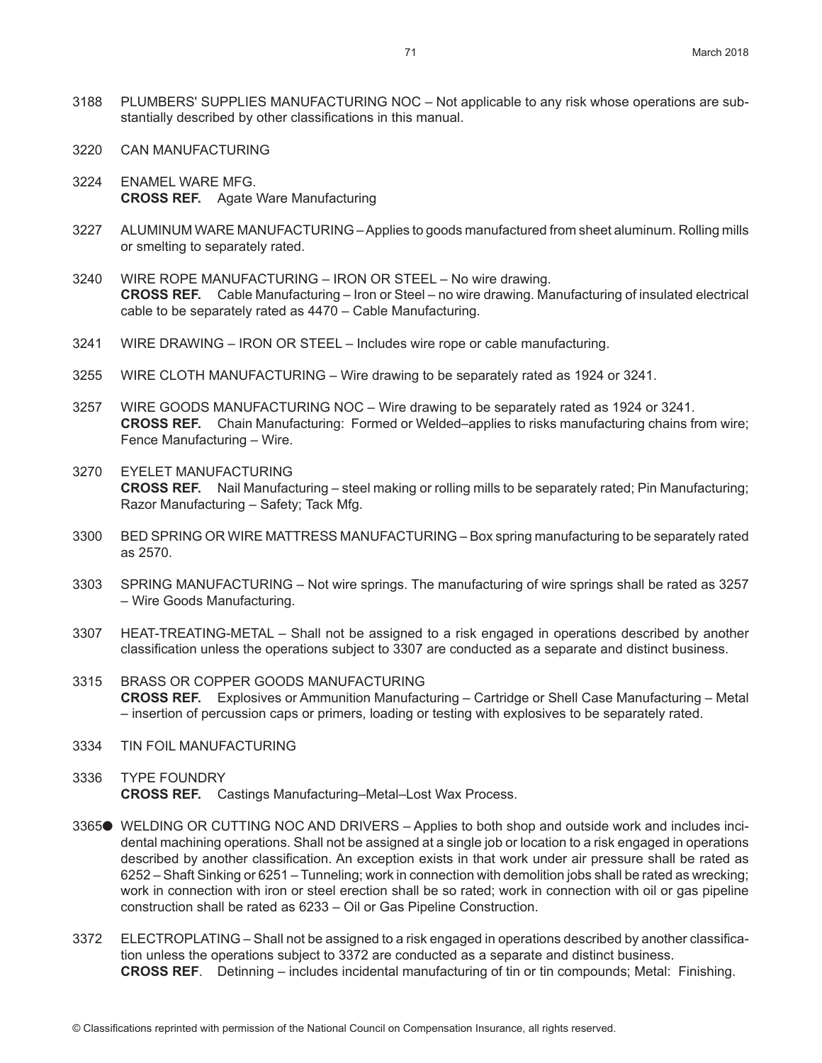3188 PLUMBERS' SUPPLIES MANUFACTURING NOC – Not applicable to any risk whose operations are substantially described by other classifications in this manual.

3220 CAN MANUFACTURING

3224 ENAMEL WARE MFG.
**CROSS REF.** Agate Ware Manufacturing

3227 ALUMINUM WARE MANUFACTURING – Applies to goods manufactured from sheet aluminum. Rolling mills or smelting to separately rated.

3240 WIRE ROPE MANUFACTURING – IRON OR STEEL – No wire drawing.
**CROSS REF.** Cable Manufacturing – Iron or Steel – no wire drawing. Manufacturing of insulated electrical cable to be separately rated as 4470 – Cable Manufacturing.

3241 WIRE DRAWING – IRON OR STEEL – Includes wire rope or cable manufacturing.

3255 WIRE CLOTH MANUFACTURING – Wire drawing to be separately rated as 1924 or 3241.

3257 WIRE GOODS MANUFACTURING NOC – Wire drawing to be separately rated as 1924 or 3241.
**CROSS REF.** Chain Manufacturing: Formed or Welded–applies to risks manufacturing chains from wire; Fence Manufacturing – Wire.

3270 EYELET MANUFACTURING
**CROSS REF.** Nail Manufacturing – steel making or rolling mills to be separately rated; Pin Manufacturing; Razor Manufacturing – Safety; Tack Mfg.

3300 BED SPRING OR WIRE MATTRESS MANUFACTURING – Box spring manufacturing to be separately rated as 2570.

3303 SPRING MANUFACTURING – Not wire springs. The manufacturing of wire springs shall be rated as 3257 – Wire Goods Manufacturing.

3307 HEAT-TREATING-METAL – Shall not be assigned to a risk engaged in operations described by another classification unless the operations subject to 3307 are conducted as a separate and distinct business.

3315 BRASS OR COPPER GOODS MANUFACTURING
**CROSS REF.** Explosives or Ammunition Manufacturing – Cartridge or Shell Case Manufacturing – Metal – insertion of percussion caps or primers, loading or testing with explosives to be separately rated.

3334 TIN FOIL MANUFACTURING

3336 TYPE FOUNDRY
**CROSS REF.** Castings Manufacturing–Metal–Lost Wax Process.

3365● WELDING OR CUTTING NOC AND DRIVERS – Applies to both shop and outside work and includes incidental machining operations. Shall not be assigned at a single job or location to a risk engaged in operations described by another classification. An exception exists in that work under air pressure shall be rated as 6252 – Shaft Sinking or 6251 – Tunneling; work in connection with demolition jobs shall be rated as wrecking; work in connection with iron or steel erection shall be so rated; work in connection with oil or gas pipeline construction shall be rated as 6233 – Oil or Gas Pipeline Construction.

3372 ELECTROPLATING – Shall not be assigned to a risk engaged in operations described by another classification unless the operations subject to 3372 are conducted as a separate and distinct business.
**CROSS REF**. Detinning – includes incidental manufacturing of tin or tin compounds; Metal: Finishing.

© Classifications reprinted with permission of the National Council on Compensation Insurance, all rights reserved.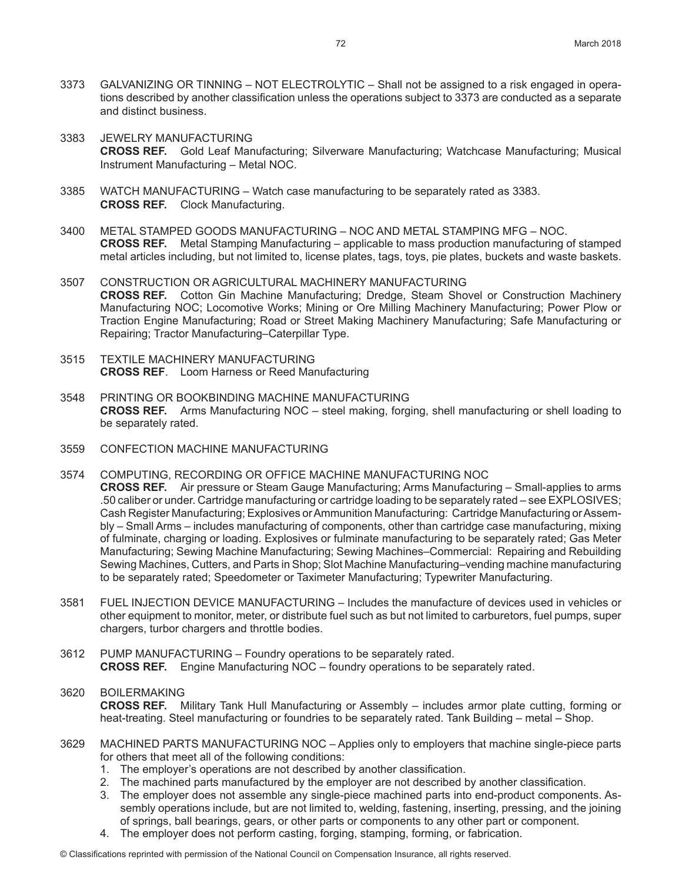3373 GALVANIZING OR TINNING – NOT ELECTROLYTIC – Shall not be assigned to a risk engaged in operations described by another classification unless the operations subject to 3373 are conducted as a separate and distinct business.

3383 JEWELRY MANUFACTURING
**CROSS REF.** Gold Leaf Manufacturing; Silverware Manufacturing; Watchcase Manufacturing; Musical Instrument Manufacturing – Metal NOC.

3385 WATCH MANUFACTURING – Watch case manufacturing to be separately rated as 3383.
**CROSS REF.** Clock Manufacturing.

3400 METAL STAMPED GOODS MANUFACTURING – NOC AND METAL STAMPING MFG – NOC.
**CROSS REF.** Metal Stamping Manufacturing – applicable to mass production manufacturing of stamped metal articles including, but not limited to, license plates, tags, toys, pie plates, buckets and waste baskets.

3507 CONSTRUCTION OR AGRICULTURAL MACHINERY MANUFACTURING
**CROSS REF.** Cotton Gin Machine Manufacturing; Dredge, Steam Shovel or Construction Machinery Manufacturing NOC; Locomotive Works; Mining or Ore Milling Machinery Manufacturing; Power Plow or Traction Engine Manufacturing; Road or Street Making Machinery Manufacturing; Safe Manufacturing or Repairing; Tractor Manufacturing–Caterpillar Type.

3515 TEXTILE MACHINERY MANUFACTURING
**CROSS REF**. Loom Harness or Reed Manufacturing

3548 PRINTING OR BOOKBINDING MACHINE MANUFACTURING
**CROSS REF.** Arms Manufacturing NOC – steel making, forging, shell manufacturing or shell loading to be separately rated.

3559 CONFECTION MACHINE MANUFACTURING

3574 COMPUTING, RECORDING OR OFFICE MACHINE MANUFACTURING NOC
**CROSS REF.** Air pressure or Steam Gauge Manufacturing; Arms Manufacturing – Small-applies to arms .50 caliber or under. Cartridge manufacturing or cartridge loading to be separately rated – see EXPLOSIVES; Cash Register Manufacturing; Explosives or Ammunition Manufacturing: Cartridge Manufacturing or Assembly – Small Arms – includes manufacturing of components, other than cartridge case manufacturing, mixing of fulminate, charging or loading. Explosives or fulminate manufacturing to be separately rated; Gas Meter Manufacturing; Sewing Machine Manufacturing; Sewing Machines–Commercial: Repairing and Rebuilding Sewing Machines, Cutters, and Parts in Shop; Slot Machine Manufacturing–vending machine manufacturing to be separately rated; Speedometer or Taximeter Manufacturing; Typewriter Manufacturing.

3581 FUEL INJECTION DEVICE MANUFACTURING – Includes the manufacture of devices used in vehicles or other equipment to monitor, meter, or distribute fuel such as but not limited to carburetors, fuel pumps, super chargers, turbor chargers and throttle bodies.

3612 PUMP MANUFACTURING – Foundry operations to be separately rated.
**CROSS REF.** Engine Manufacturing NOC – foundry operations to be separately rated.

3620 BOILERMAKING
**CROSS REF.** Military Tank Hull Manufacturing or Assembly – includes armor plate cutting, forming or heat-treating. Steel manufacturing or foundries to be separately rated. Tank Building – metal – Shop.

3629 MACHINED PARTS MANUFACTURING NOC – Applies only to employers that machine single-piece parts for others that meet all of the following conditions:

1. The employer's operations are not described by another classification.
2. The machined parts manufactured by the employer are not described by another classification.
3. The employer does not assemble any single-piece machined parts into end-product components. Assembly operations include, but are not limited to, welding, fastening, inserting, pressing, and the joining of springs, ball bearings, gears, or other parts or components to any other part or component.
4. The employer does not perform casting, forging, stamping, forming, or fabrication.

© Classifications reprinted with permission of the National Council on Compensation Insurance, all rights reserved.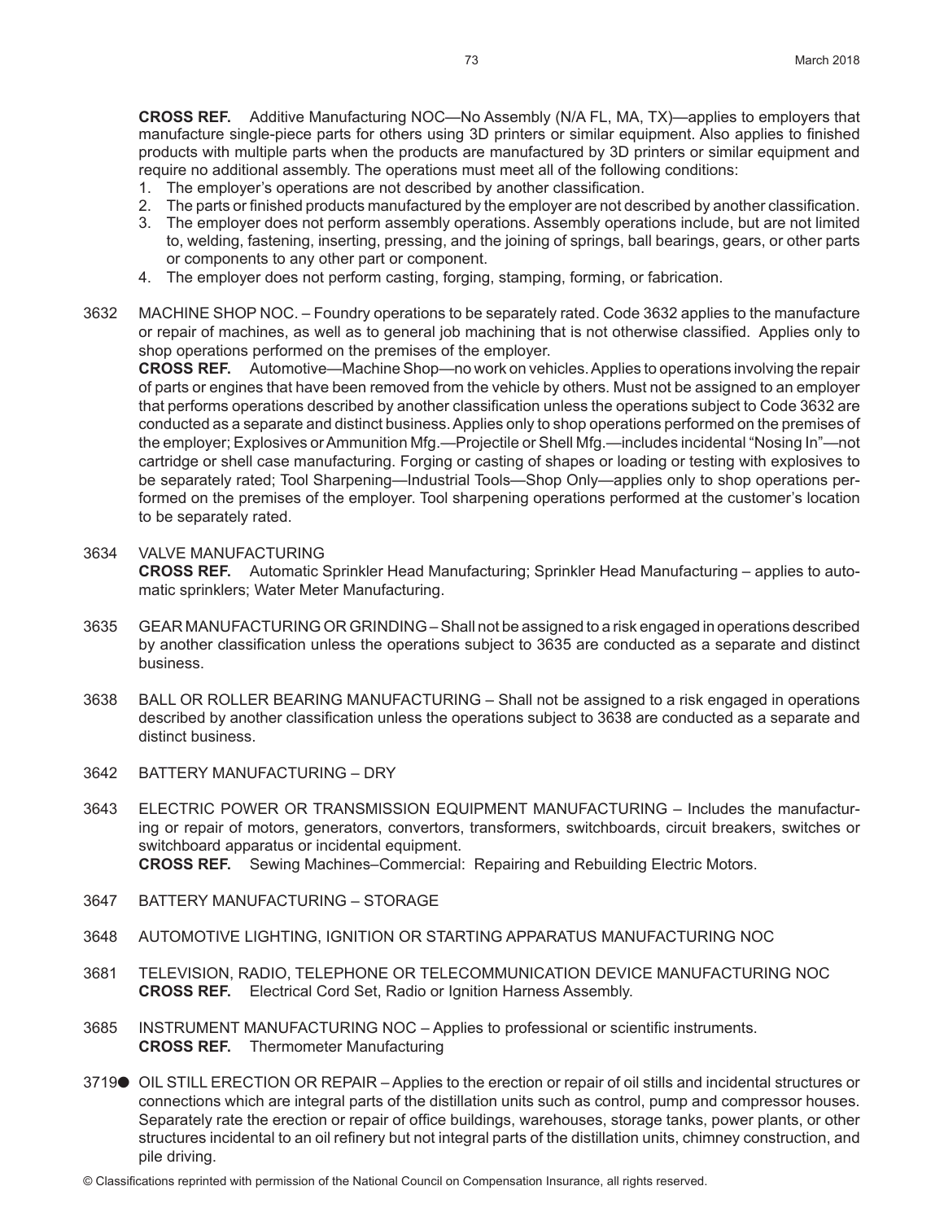**CROSS REF.** Additive Manufacturing NOC—No Assembly (N/A FL, MA, TX)—applies to employers that manufacture single-piece parts for others using 3D printers or similar equipment. Also applies to finished products with multiple parts when the products are manufactured by 3D printers or similar equipment and require no additional assembly. The operations must meet all of the following conditions:

1. The employer's operations are not described by another classification.
2. The parts or finished products manufactured by the employer are not described by another classification.
3. The employer does not perform assembly operations. Assembly operations include, but are not limited to, welding, fastening, inserting, pressing, and the joining of springs, ball bearings, gears, or other parts or components to any other part or component.
4. The employer does not perform casting, forging, stamping, forming, or fabrication.

3632 MACHINE SHOP NOC. – Foundry operations to be separately rated. Code 3632 applies to the manufacture or repair of machines, as well as to general job machining that is not otherwise classified. Applies only to shop operations performed on the premises of the employer.
**CROSS REF.** Automotive—Machine Shop—no work on vehicles. Applies to operations involving the repair of parts or engines that have been removed from the vehicle by others. Must not be assigned to an employer that performs operations described by another classification unless the operations subject to Code 3632 are conducted as a separate and distinct business. Applies only to shop operations performed on the premises of the employer; Explosives or Ammunition Mfg.—Projectile or Shell Mfg.—includes incidental "Nosing In"—not cartridge or shell case manufacturing. Forging or casting of shapes or loading or testing with explosives to be separately rated; Tool Sharpening—Industrial Tools—Shop Only—applies only to shop operations performed on the premises of the employer. Tool sharpening operations performed at the customer's location to be separately rated.

3634 VALVE MANUFACTURING
**CROSS REF.** Automatic Sprinkler Head Manufacturing; Sprinkler Head Manufacturing – applies to automatic sprinklers; Water Meter Manufacturing.

3635 GEAR MANUFACTURING OR GRINDING – Shall not be assigned to a risk engaged in operations described by another classification unless the operations subject to 3635 are conducted as a separate and distinct business.

3638 BALL OR ROLLER BEARING MANUFACTURING – Shall not be assigned to a risk engaged in operations described by another classification unless the operations subject to 3638 are conducted as a separate and distinct business.

3642 BATTERY MANUFACTURING – DRY

3643 ELECTRIC POWER OR TRANSMISSION EQUIPMENT MANUFACTURING – Includes the manufacturing or repair of motors, generators, convertors, transformers, switchboards, circuit breakers, switches or switchboard apparatus or incidental equipment.
**CROSS REF.** Sewing Machines–Commercial: Repairing and Rebuilding Electric Motors.

3647 BATTERY MANUFACTURING – STORAGE

3648 AUTOMOTIVE LIGHTING, IGNITION OR STARTING APPARATUS MANUFACTURING NOC

3681 TELEVISION, RADIO, TELEPHONE OR TELECOMMUNICATION DEVICE MANUFACTURING NOC
**CROSS REF.** Electrical Cord Set, Radio or Ignition Harness Assembly.

3685 INSTRUMENT MANUFACTURING NOC – Applies to professional or scientific instruments.
**CROSS REF.** Thermometer Manufacturing

3719● OIL STILL ERECTION OR REPAIR – Applies to the erection or repair of oil stills and incidental structures or connections which are integral parts of the distillation units such as control, pump and compressor houses. Separately rate the erection or repair of office buildings, warehouses, storage tanks, power plants, or other structures incidental to an oil refinery but not integral parts of the distillation units, chimney construction, and pile driving.

© Classifications reprinted with permission of the National Council on Compensation Insurance, all rights reserved.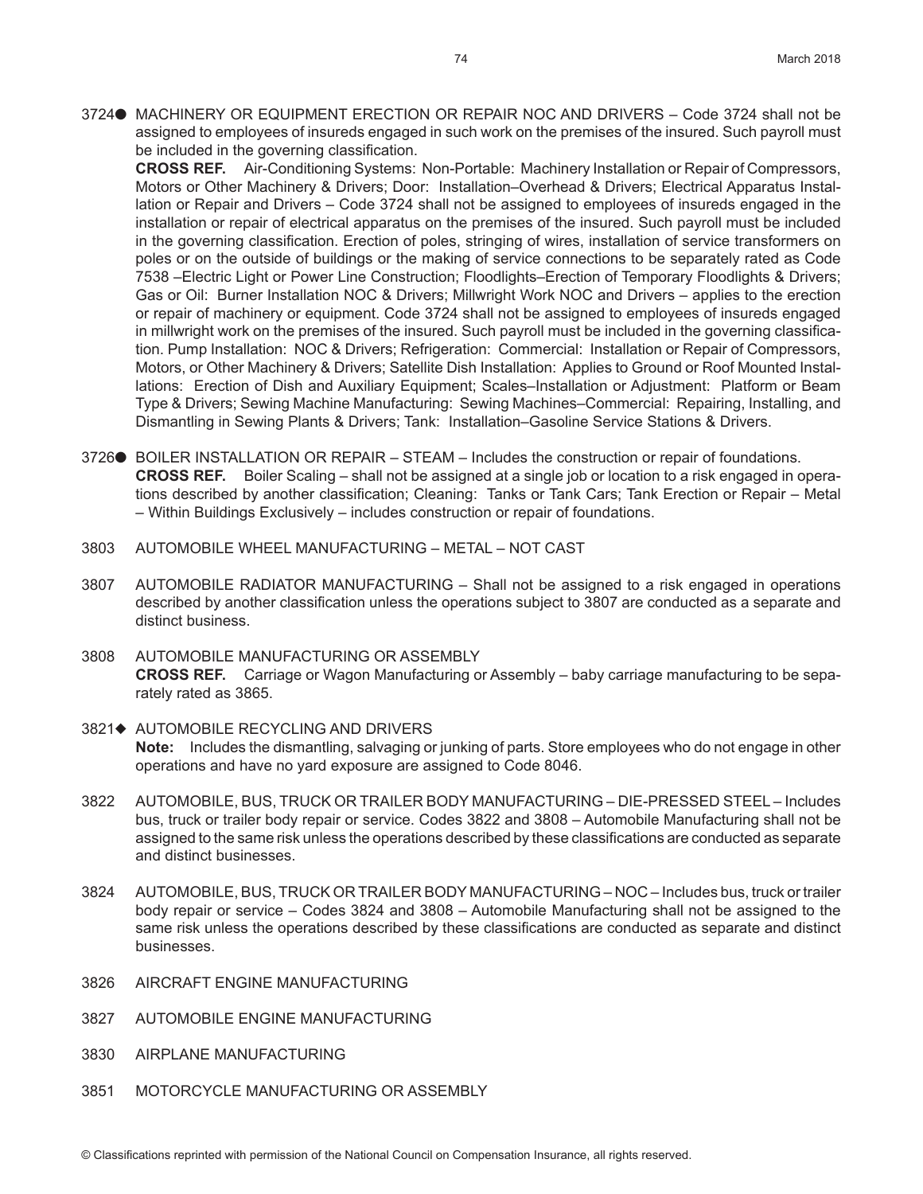3724● MACHINERY OR EQUIPMENT ERECTION OR REPAIR NOC AND DRIVERS – Code 3724 shall not be assigned to employees of insureds engaged in such work on the premises of the insured. Such payroll must be included in the governing classification.

**CROSS REF.** Air-Conditioning Systems: Non-Portable: Machinery Installation or Repair of Compressors, Motors or Other Machinery & Drivers; Door: Installation–Overhead & Drivers; Electrical Apparatus Installation or Repair and Drivers – Code 3724 shall not be assigned to employees of insureds engaged in the installation or repair of electrical apparatus on the premises of the insured. Such payroll must be included in the governing classification. Erection of poles, stringing of wires, installation of service transformers on poles or on the outside of buildings or the making of service connections to be separately rated as Code 7538 –Electric Light or Power Line Construction; Floodlights–Erection of Temporary Floodlights & Drivers; Gas or Oil: Burner Installation NOC & Drivers; Millwright Work NOC and Drivers – applies to the erection or repair of machinery or equipment. Code 3724 shall not be assigned to employees of insureds engaged in millwright work on the premises of the insured. Such payroll must be included in the governing classification. Pump Installation: NOC & Drivers; Refrigeration: Commercial: Installation or Repair of Compressors, Motors, or Other Machinery & Drivers; Satellite Dish Installation: Applies to Ground or Roof Mounted Installations: Erection of Dish and Auxiliary Equipment; Scales–Installation or Adjustment: Platform or Beam Type & Drivers; Sewing Machine Manufacturing: Sewing Machines–Commercial: Repairing, Installing, and Dismantling in Sewing Plants & Drivers; Tank: Installation–Gasoline Service Stations & Drivers.

3726● BOILER INSTALLATION OR REPAIR – STEAM – Includes the construction or repair of foundations.

**CROSS REF.** Boiler Scaling – shall not be assigned at a single job or location to a risk engaged in operations described by another classification; Cleaning: Tanks or Tank Cars; Tank Erection or Repair – Metal – Within Buildings Exclusively – includes construction or repair of foundations.

3803 AUTOMOBILE WHEEL MANUFACTURING – METAL – NOT CAST

3807 AUTOMOBILE RADIATOR MANUFACTURING – Shall not be assigned to a risk engaged in operations described by another classification unless the operations subject to 3807 are conducted as a separate and distinct business.

3808 AUTOMOBILE MANUFACTURING OR ASSEMBLY

**CROSS REF.** Carriage or Wagon Manufacturing or Assembly – baby carriage manufacturing to be separately rated as 3865.

3821◆ AUTOMOBILE RECYCLING AND DRIVERS

**Note:** Includes the dismantling, salvaging or junking of parts. Store employees who do not engage in other operations and have no yard exposure are assigned to Code 8046.

3822 AUTOMOBILE, BUS, TRUCK OR TRAILER BODY MANUFACTURING – DIE-PRESSED STEEL – Includes bus, truck or trailer body repair or service. Codes 3822 and 3808 – Automobile Manufacturing shall not be assigned to the same risk unless the operations described by these classifications are conducted as separate and distinct businesses.

3824 AUTOMOBILE, BUS, TRUCK OR TRAILER BODY MANUFACTURING – NOC – Includes bus, truck or trailer body repair or service – Codes 3824 and 3808 – Automobile Manufacturing shall not be assigned to the same risk unless the operations described by these classifications are conducted as separate and distinct businesses.

3826 AIRCRAFT ENGINE MANUFACTURING

3827 AUTOMOBILE ENGINE MANUFACTURING

3830 AIRPLANE MANUFACTURING

3851 MOTORCYCLE MANUFACTURING OR ASSEMBLY

© Classifications reprinted with permission of the National Council on Compensation Insurance, all rights reserved.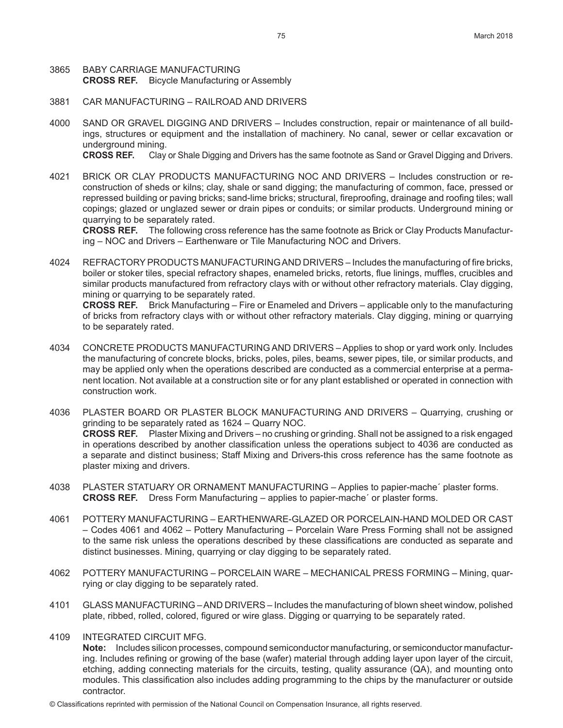3865 BABY CARRIAGE MANUFACTURING
**CROSS REF.** Bicycle Manufacturing or Assembly

3881 CAR MANUFACTURING – RAILROAD AND DRIVERS

4000 SAND OR GRAVEL DIGGING AND DRIVERS – Includes construction, repair or maintenance of all buildings, structures or equipment and the installation of machinery. No canal, sewer or cellar excavation or underground mining.
**CROSS REF.** Clay or Shale Digging and Drivers has the same footnote as Sand or Gravel Digging and Drivers.

4021 BRICK OR CLAY PRODUCTS MANUFACTURING NOC AND DRIVERS – Includes construction or reconstruction of sheds or kilns; clay, shale or sand digging; the manufacturing of common, face, pressed or repressed building or paving bricks; sand-lime bricks; structural, fireproofing, drainage and roofing tiles; wall copings; glazed or unglazed sewer or drain pipes or conduits; or similar products. Underground mining or quarrying to be separately rated.
**CROSS REF.** The following cross reference has the same footnote as Brick or Clay Products Manufacturing – NOC and Drivers – Earthenware or Tile Manufacturing NOC and Drivers.

4024 REFRACTORY PRODUCTS MANUFACTURING AND DRIVERS – Includes the manufacturing of fire bricks, boiler or stoker tiles, special refractory shapes, enameled bricks, retorts, flue linings, muffles, crucibles and similar products manufactured from refractory clays with or without other refractory materials. Clay digging, mining or quarrying to be separately rated.
**CROSS REF.** Brick Manufacturing – Fire or Enameled and Drivers – applicable only to the manufacturing of bricks from refractory clays with or without other refractory materials. Clay digging, mining or quarrying to be separately rated.

4034 CONCRETE PRODUCTS MANUFACTURING AND DRIVERS – Applies to shop or yard work only. Includes the manufacturing of concrete blocks, bricks, poles, piles, beams, sewer pipes, tile, or similar products, and may be applied only when the operations described are conducted as a commercial enterprise at a permanent location. Not available at a construction site or for any plant established or operated in connection with construction work.

4036 PLASTER BOARD OR PLASTER BLOCK MANUFACTURING AND DRIVERS – Quarrying, crushing or grinding to be separately rated as 1624 – Quarry NOC.
**CROSS REF.** Plaster Mixing and Drivers – no crushing or grinding. Shall not be assigned to a risk engaged in operations described by another classification unless the operations subject to 4036 are conducted as a separate and distinct business; Staff Mixing and Drivers-this cross reference has the same footnote as plaster mixing and drivers.

4038 PLASTER STATUARY OR ORNAMENT MANUFACTURING – Applies to papier-mache´ plaster forms.
**CROSS REF.** Dress Form Manufacturing – applies to papier-mache´ or plaster forms.

4061 POTTERY MANUFACTURING – EARTHENWARE-GLAZED OR PORCELAIN-HAND MOLDED OR CAST – Codes 4061 and 4062 – Pottery Manufacturing – Porcelain Ware Press Forming shall not be assigned to the same risk unless the operations described by these classifications are conducted as separate and distinct businesses. Mining, quarrying or clay digging to be separately rated.

4062 POTTERY MANUFACTURING – PORCELAIN WARE – MECHANICAL PRESS FORMING – Mining, quarrying or clay digging to be separately rated.

4101 GLASS MANUFACTURING – AND DRIVERS – Includes the manufacturing of blown sheet window, polished plate, ribbed, rolled, colored, figured or wire glass. Digging or quarrying to be separately rated.

4109 INTEGRATED CIRCUIT MFG.
**Note:** Includes silicon processes, compound semiconductor manufacturing, or semiconductor manufacturing. Includes refining or growing of the base (wafer) material through adding layer upon layer of the circuit, etching, adding connecting materials for the circuits, testing, quality assurance (QA), and mounting onto modules. This classification also includes adding programming to the chips by the manufacturer or outside contractor.

© Classifications reprinted with permission of the National Council on Compensation Insurance, all rights reserved.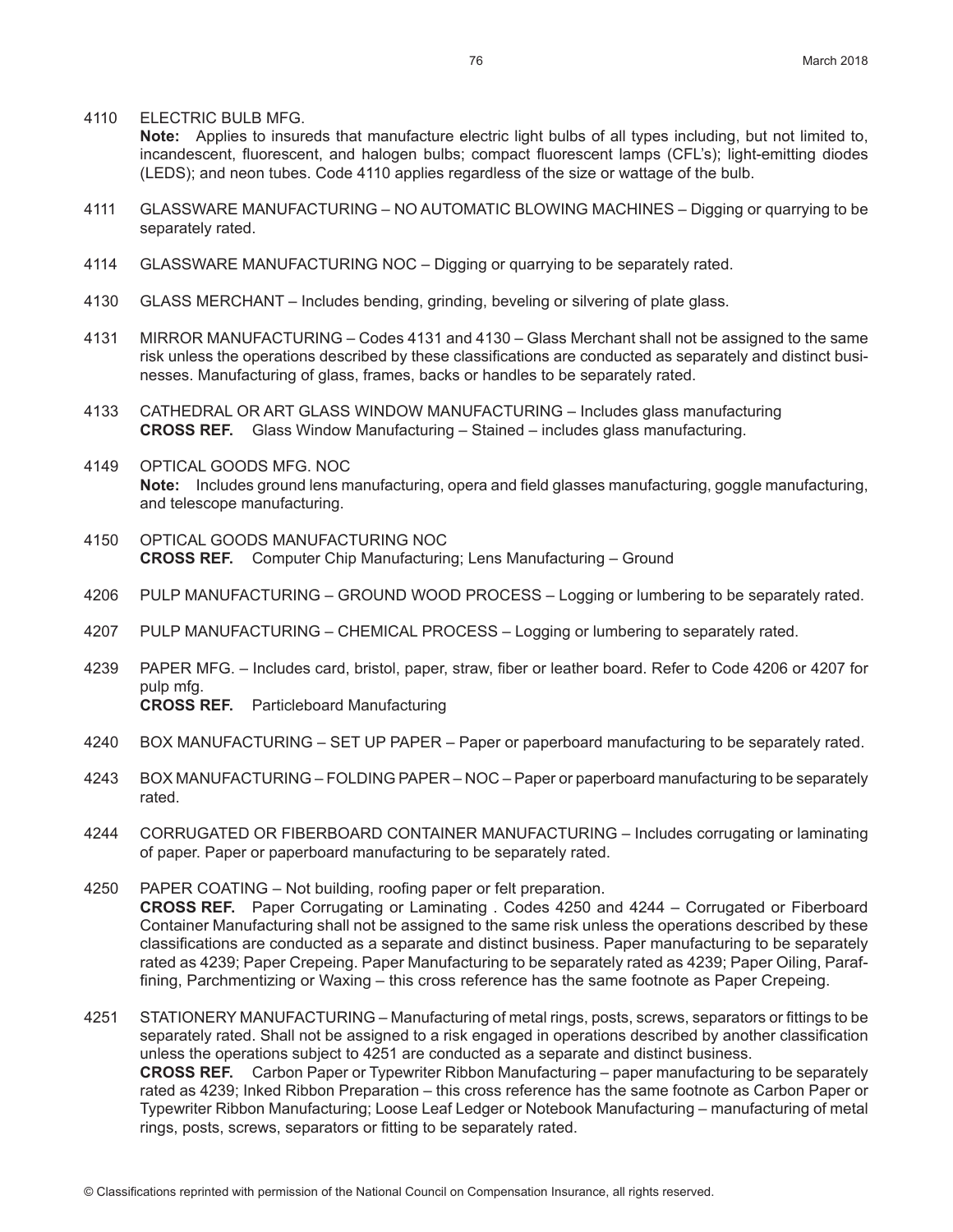4110 ELECTRIC BULB MFG.
**Note:** Applies to insureds that manufacture electric light bulbs of all types including, but not limited to, incandescent, fluorescent, and halogen bulbs; compact fluorescent lamps (CFL's); light-emitting diodes (LEDS); and neon tubes. Code 4110 applies regardless of the size or wattage of the bulb.

4111 GLASSWARE MANUFACTURING – NO AUTOMATIC BLOWING MACHINES – Digging or quarrying to be separately rated.

4114 GLASSWARE MANUFACTURING NOC – Digging or quarrying to be separately rated.

4130 GLASS MERCHANT – Includes bending, grinding, beveling or silvering of plate glass.

4131 MIRROR MANUFACTURING – Codes 4131 and 4130 – Glass Merchant shall not be assigned to the same risk unless the operations described by these classifications are conducted as separately and distinct businesses. Manufacturing of glass, frames, backs or handles to be separately rated.

4133 CATHEDRAL OR ART GLASS WINDOW MANUFACTURING – Includes glass manufacturing
**CROSS REF.** Glass Window Manufacturing – Stained – includes glass manufacturing.

4149 OPTICAL GOODS MFG. NOC
**Note:** Includes ground lens manufacturing, opera and field glasses manufacturing, goggle manufacturing, and telescope manufacturing.

4150 OPTICAL GOODS MANUFACTURING NOC
**CROSS REF.** Computer Chip Manufacturing; Lens Manufacturing – Ground

4206 PULP MANUFACTURING – GROUND WOOD PROCESS – Logging or lumbering to be separately rated.

4207 PULP MANUFACTURING – CHEMICAL PROCESS – Logging or lumbering to separately rated.

4239 PAPER MFG. – Includes card, bristol, paper, straw, fiber or leather board. Refer to Code 4206 or 4207 for pulp mfg.
**CROSS REF.** Particleboard Manufacturing

4240 BOX MANUFACTURING – SET UP PAPER – Paper or paperboard manufacturing to be separately rated.

4243 BOX MANUFACTURING – FOLDING PAPER – NOC – Paper or paperboard manufacturing to be separately rated.

4244 CORRUGATED OR FIBERBOARD CONTAINER MANUFACTURING – Includes corrugating or laminating of paper. Paper or paperboard manufacturing to be separately rated.

4250 PAPER COATING – Not building, roofing paper or felt preparation.
**CROSS REF.** Paper Corrugating or Laminating . Codes 4250 and 4244 – Corrugated or Fiberboard Container Manufacturing shall not be assigned to the same risk unless the operations described by these classifications are conducted as a separate and distinct business. Paper manufacturing to be separately rated as 4239; Paper Crepeing. Paper Manufacturing to be separately rated as 4239; Paper Oiling, Paraffining, Parchmentizing or Waxing – this cross reference has the same footnote as Paper Crepeing.

4251 STATIONERY MANUFACTURING – Manufacturing of metal rings, posts, screws, separators or fittings to be separately rated. Shall not be assigned to a risk engaged in operations described by another classification unless the operations subject to 4251 are conducted as a separate and distinct business.
**CROSS REF.** Carbon Paper or Typewriter Ribbon Manufacturing – paper manufacturing to be separately rated as 4239; Inked Ribbon Preparation – this cross reference has the same footnote as Carbon Paper or Typewriter Ribbon Manufacturing; Loose Leaf Ledger or Notebook Manufacturing – manufacturing of metal rings, posts, screws, separators or fitting to be separately rated.

© Classifications reprinted with permission of the National Council on Compensation Insurance, all rights reserved.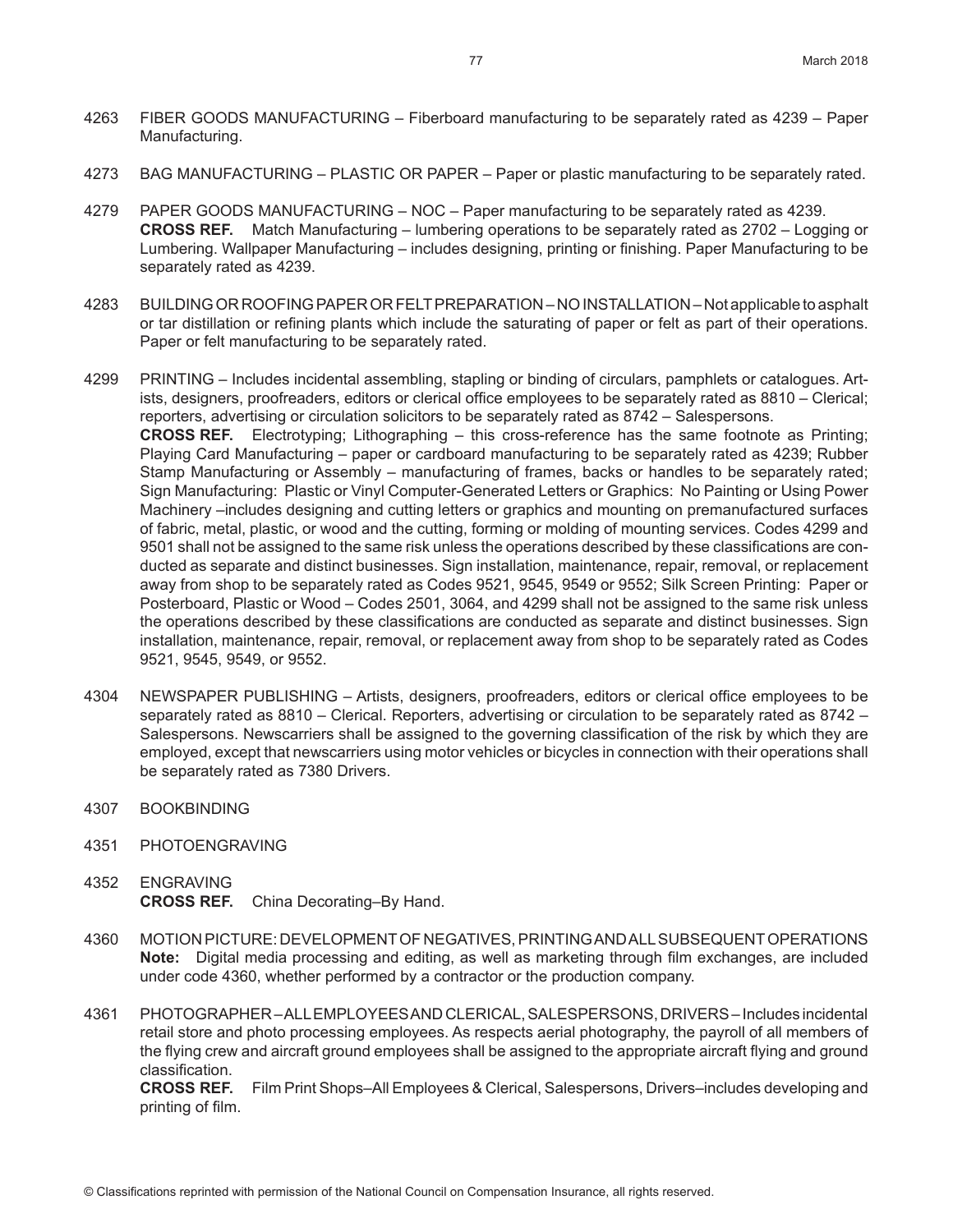4263 FIBER GOODS MANUFACTURING – Fiberboard manufacturing to be separately rated as 4239 – Paper Manufacturing.

4273 BAG MANUFACTURING – PLASTIC OR PAPER – Paper or plastic manufacturing to be separately rated.

4279 PAPER GOODS MANUFACTURING – NOC – Paper manufacturing to be separately rated as 4239.
**CROSS REF.** Match Manufacturing – lumbering operations to be separately rated as 2702 – Logging or Lumbering. Wallpaper Manufacturing – includes designing, printing or finishing. Paper Manufacturing to be separately rated as 4239.

4283 BUILDING OR ROOFING PAPER OR FELT PREPARATION – NO INSTALLATION – Not applicable to asphalt or tar distillation or refining plants which include the saturating of paper or felt as part of their operations. Paper or felt manufacturing to be separately rated.

4299 PRINTING – Includes incidental assembling, stapling or binding of circulars, pamphlets or catalogues. Artists, designers, proofreaders, editors or clerical office employees to be separately rated as 8810 – Clerical; reporters, advertising or circulation solicitors to be separately rated as 8742 – Salespersons.
**CROSS REF.** Electrotyping; Lithographing – this cross-reference has the same footnote as Printing; Playing Card Manufacturing – paper or cardboard manufacturing to be separately rated as 4239; Rubber Stamp Manufacturing or Assembly – manufacturing of frames, backs or handles to be separately rated; Sign Manufacturing: Plastic or Vinyl Computer-Generated Letters or Graphics: No Painting or Using Power Machinery –includes designing and cutting letters or graphics and mounting on premanufactured surfaces of fabric, metal, plastic, or wood and the cutting, forming or molding of mounting services. Codes 4299 and 9501 shall not be assigned to the same risk unless the operations described by these classifications are conducted as separate and distinct businesses. Sign installation, maintenance, repair, removal, or replacement away from shop to be separately rated as Codes 9521, 9545, 9549 or 9552; Silk Screen Printing: Paper or Posterboard, Plastic or Wood – Codes 2501, 3064, and 4299 shall not be assigned to the same risk unless the operations described by these classifications are conducted as separate and distinct businesses. Sign installation, maintenance, repair, removal, or replacement away from shop to be separately rated as Codes 9521, 9545, 9549, or 9552.

4304 NEWSPAPER PUBLISHING – Artists, designers, proofreaders, editors or clerical office employees to be separately rated as 8810 – Clerical. Reporters, advertising or circulation to be separately rated as 8742 – Salespersons. Newscarriers shall be assigned to the governing classification of the risk by which they are employed, except that newscarriers using motor vehicles or bicycles in connection with their operations shall be separately rated as 7380 Drivers.

4307 BOOKBINDING

4351 PHOTOENGRAVING

4352 ENGRAVING
**CROSS REF.** China Decorating–By Hand.

4360 MOTION PICTURE: DEVELOPMENT OF NEGATIVES, PRINTING AND ALL SUBSEQUENT OPERATIONS
**Note:** Digital media processing and editing, as well as marketing through film exchanges, are included under code 4360, whether performed by a contractor or the production company.

4361 PHOTOGRAPHER – ALL EMPLOYEES AND CLERICAL, SALESPERSONS, DRIVERS – Includes incidental retail store and photo processing employees. As respects aerial photography, the payroll of all members of the flying crew and aircraft ground employees shall be assigned to the appropriate aircraft flying and ground classification.
**CROSS REF.** Film Print Shops–All Employees & Clerical, Salespersons, Drivers–includes developing and printing of film.

© Classifications reprinted with permission of the National Council on Compensation Insurance, all rights reserved.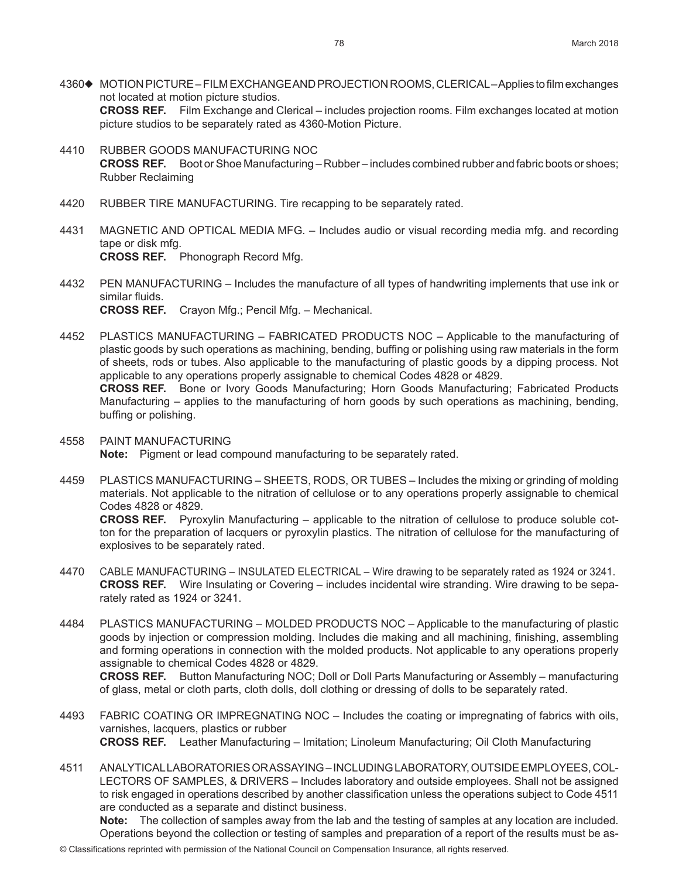4360◆ MOTION PICTURE – FILM EXCHANGE AND PROJECTION ROOMS, CLERICAL – Applies to film exchanges not located at motion picture studios.
**CROSS REF.** Film Exchange and Clerical – includes projection rooms. Film exchanges located at motion picture studios to be separately rated as 4360-Motion Picture.

4410 RUBBER GOODS MANUFACTURING NOC
**CROSS REF.** Boot or Shoe Manufacturing – Rubber – includes combined rubber and fabric boots or shoes; Rubber Reclaiming

4420 RUBBER TIRE MANUFACTURING. Tire recapping to be separately rated.

4431 MAGNETIC AND OPTICAL MEDIA MFG. – Includes audio or visual recording media mfg. and recording tape or disk mfg.
**CROSS REF.** Phonograph Record Mfg.

4432 PEN MANUFACTURING – Includes the manufacture of all types of handwriting implements that use ink or similar fluids.
**CROSS REF.** Crayon Mfg.; Pencil Mfg. – Mechanical.

4452 PLASTICS MANUFACTURING – FABRICATED PRODUCTS NOC – Applicable to the manufacturing of plastic goods by such operations as machining, bending, buffing or polishing using raw materials in the form of sheets, rods or tubes. Also applicable to the manufacturing of plastic goods by a dipping process. Not applicable to any operations properly assignable to chemical Codes 4828 or 4829.
**CROSS REF.** Bone or Ivory Goods Manufacturing; Horn Goods Manufacturing; Fabricated Products Manufacturing – applies to the manufacturing of horn goods by such operations as machining, bending, buffing or polishing.

4558 PAINT MANUFACTURING
**Note:** Pigment or lead compound manufacturing to be separately rated.

4459 PLASTICS MANUFACTURING – SHEETS, RODS, OR TUBES – Includes the mixing or grinding of molding materials. Not applicable to the nitration of cellulose or to any operations properly assignable to chemical Codes 4828 or 4829.
**CROSS REF.** Pyroxylin Manufacturing – applicable to the nitration of cellulose to produce soluble cotton for the preparation of lacquers or pyroxylin plastics. The nitration of cellulose for the manufacturing of explosives to be separately rated.

4470 CABLE MANUFACTURING – INSULATED ELECTRICAL – Wire drawing to be separately rated as 1924 or 3241.
**CROSS REF.** Wire Insulating or Covering – includes incidental wire stranding. Wire drawing to be separately rated as 1924 or 3241.

4484 PLASTICS MANUFACTURING – MOLDED PRODUCTS NOC – Applicable to the manufacturing of plastic goods by injection or compression molding. Includes die making and all machining, finishing, assembling and forming operations in connection with the molded products. Not applicable to any operations properly assignable to chemical Codes 4828 or 4829.
**CROSS REF.** Button Manufacturing NOC; Doll or Doll Parts Manufacturing or Assembly – manufacturing of glass, metal or cloth parts, cloth dolls, doll clothing or dressing of dolls to be separately rated.

4493 FABRIC COATING OR IMPREGNATING NOC – Includes the coating or impregnating of fabrics with oils, varnishes, lacquers, plastics or rubber
**CROSS REF.** Leather Manufacturing – Imitation; Linoleum Manufacturing; Oil Cloth Manufacturing

4511 ANALYTICAL LABORATORIES OR ASSAYING – INCLUDING LABORATORY, OUTSIDE EMPLOYEES, COLLECTORS OF SAMPLES, & DRIVERS – Includes laboratory and outside employees. Shall not be assigned to risk engaged in operations described by another classification unless the operations subject to Code 4511 are conducted as a separate and distinct business.
**Note:** The collection of samples away from the lab and the testing of samples at any location are included. Operations beyond the collection or testing of samples and preparation of a report of the results must be as-

© Classifications reprinted with permission of the National Council on Compensation Insurance, all rights reserved.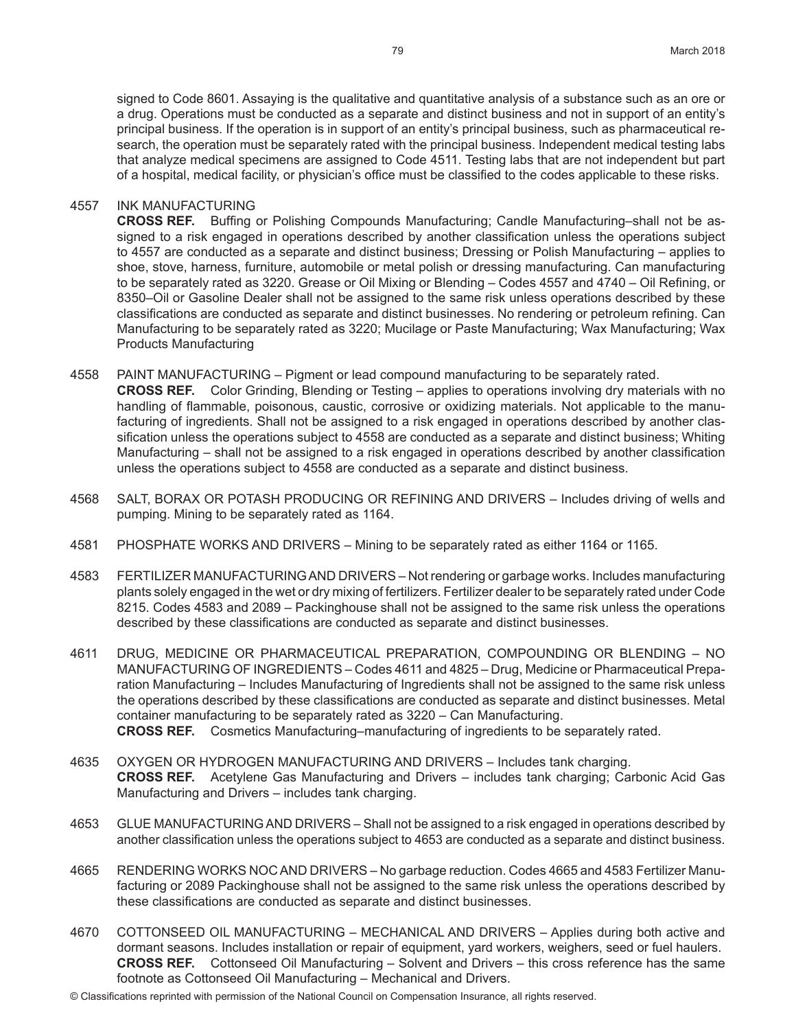signed to Code 8601. Assaying is the qualitative and quantitative analysis of a substance such as an ore or a drug. Operations must be conducted as a separate and distinct business and not in support of an entity's principal business. If the operation is in support of an entity's principal business, such as pharmaceutical research, the operation must be separately rated with the principal business. Independent medical testing labs that analyze medical specimens are assigned to Code 4511. Testing labs that are not independent but part of a hospital, medical facility, or physician's office must be classified to the codes applicable to these risks.

4557 INK MANUFACTURING
**CROSS REF.** Buffing or Polishing Compounds Manufacturing; Candle Manufacturing–shall not be assigned to a risk engaged in operations described by another classification unless the operations subject to 4557 are conducted as a separate and distinct business; Dressing or Polish Manufacturing – applies to shoe, stove, harness, furniture, automobile or metal polish or dressing manufacturing. Can manufacturing to be separately rated as 3220. Grease or Oil Mixing or Blending – Codes 4557 and 4740 – Oil Refining, or 8350–Oil or Gasoline Dealer shall not be assigned to the same risk unless operations described by these classifications are conducted as separate and distinct businesses. No rendering or petroleum refining. Can Manufacturing to be separately rated as 3220; Mucilage or Paste Manufacturing; Wax Manufacturing; Wax Products Manufacturing

4558 PAINT MANUFACTURING – Pigment or lead compound manufacturing to be separately rated.
**CROSS REF.** Color Grinding, Blending or Testing – applies to operations involving dry materials with no handling of flammable, poisonous, caustic, corrosive or oxidizing materials. Not applicable to the manufacturing of ingredients. Shall not be assigned to a risk engaged in operations described by another classification unless the operations subject to 4558 are conducted as a separate and distinct business; Whiting Manufacturing – shall not be assigned to a risk engaged in operations described by another classification unless the operations subject to 4558 are conducted as a separate and distinct business.

4568 SALT, BORAX OR POTASH PRODUCING OR REFINING AND DRIVERS – Includes driving of wells and pumping. Mining to be separately rated as 1164.

4581 PHOSPHATE WORKS AND DRIVERS – Mining to be separately rated as either 1164 or 1165.

4583 FERTILIZER MANUFACTURING AND DRIVERS – Not rendering or garbage works. Includes manufacturing plants solely engaged in the wet or dry mixing of fertilizers. Fertilizer dealer to be separately rated under Code 8215. Codes 4583 and 2089 – Packinghouse shall not be assigned to the same risk unless the operations described by these classifications are conducted as separate and distinct businesses.

4611 DRUG, MEDICINE OR PHARMACEUTICAL PREPARATION, COMPOUNDING OR BLENDING – NO MANUFACTURING OF INGREDIENTS – Codes 4611 and 4825 – Drug, Medicine or Pharmaceutical Preparation Manufacturing – Includes Manufacturing of Ingredients shall not be assigned to the same risk unless the operations described by these classifications are conducted as separate and distinct businesses. Metal container manufacturing to be separately rated as 3220 – Can Manufacturing.
**CROSS REF.** Cosmetics Manufacturing–manufacturing of ingredients to be separately rated.

4635 OXYGEN OR HYDROGEN MANUFACTURING AND DRIVERS – Includes tank charging.
**CROSS REF.** Acetylene Gas Manufacturing and Drivers – includes tank charging; Carbonic Acid Gas Manufacturing and Drivers – includes tank charging.

4653 GLUE MANUFACTURING AND DRIVERS – Shall not be assigned to a risk engaged in operations described by another classification unless the operations subject to 4653 are conducted as a separate and distinct business.

4665 RENDERING WORKS NOC AND DRIVERS – No garbage reduction. Codes 4665 and 4583 Fertilizer Manufacturing or 2089 Packinghouse shall not be assigned to the same risk unless the operations described by these classifications are conducted as separate and distinct businesses.

4670 COTTONSEED OIL MANUFACTURING – MECHANICAL AND DRIVERS – Applies during both active and dormant seasons. Includes installation or repair of equipment, yard workers, weighers, seed or fuel haulers.
**CROSS REF.** Cottonseed Oil Manufacturing – Solvent and Drivers – this cross reference has the same footnote as Cottonseed Oil Manufacturing – Mechanical and Drivers.

© Classifications reprinted with permission of the National Council on Compensation Insurance, all rights reserved.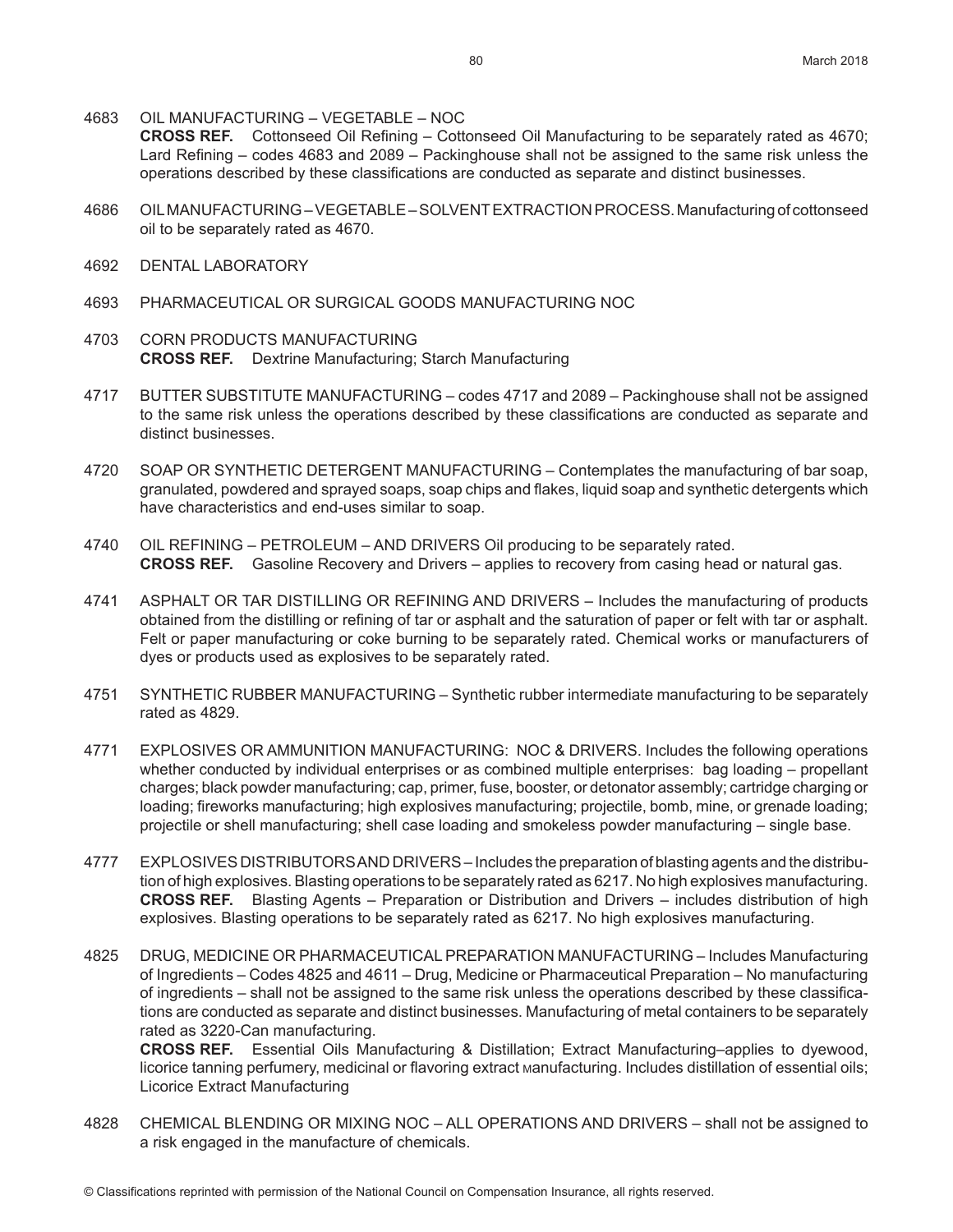4683 OIL MANUFACTURING – VEGETABLE – NOC
**CROSS REF.** Cottonseed Oil Refining – Cottonseed Oil Manufacturing to be separately rated as 4670; Lard Refining – codes 4683 and 2089 – Packinghouse shall not be assigned to the same risk unless the operations described by these classifications are conducted as separate and distinct businesses.

4686 OIL MANUFACTURING – VEGETABLE – SOLVENT EXTRACTION PROCESS. Manufacturing of cottonseed oil to be separately rated as 4670.

4692 DENTAL LABORATORY

4693 PHARMACEUTICAL OR SURGICAL GOODS MANUFACTURING NOC

4703 CORN PRODUCTS MANUFACTURING
**CROSS REF.** Dextrine Manufacturing; Starch Manufacturing

4717 BUTTER SUBSTITUTE MANUFACTURING – codes 4717 and 2089 – Packinghouse shall not be assigned to the same risk unless the operations described by these classifications are conducted as separate and distinct businesses.

4720 SOAP OR SYNTHETIC DETERGENT MANUFACTURING – Contemplates the manufacturing of bar soap, granulated, powdered and sprayed soaps, soap chips and flakes, liquid soap and synthetic detergents which have characteristics and end-uses similar to soap.

4740 OIL REFINING – PETROLEUM – AND DRIVERS Oil producing to be separately rated.
**CROSS REF.** Gasoline Recovery and Drivers – applies to recovery from casing head or natural gas.

4741 ASPHALT OR TAR DISTILLING OR REFINING AND DRIVERS – Includes the manufacturing of products obtained from the distilling or refining of tar or asphalt and the saturation of paper or felt with tar or asphalt. Felt or paper manufacturing or coke burning to be separately rated. Chemical works or manufacturers of dyes or products used as explosives to be separately rated.

4751 SYNTHETIC RUBBER MANUFACTURING – Synthetic rubber intermediate manufacturing to be separately rated as 4829.

4771 EXPLOSIVES OR AMMUNITION MANUFACTURING: NOC & DRIVERS. Includes the following operations whether conducted by individual enterprises or as combined multiple enterprises: bag loading – propellant charges; black powder manufacturing; cap, primer, fuse, booster, or detonator assembly; cartridge charging or loading; fireworks manufacturing; high explosives manufacturing; projectile, bomb, mine, or grenade loading; projectile or shell manufacturing; shell case loading and smokeless powder manufacturing – single base.

4777 EXPLOSIVES DISTRIBUTORS AND DRIVERS – Includes the preparation of blasting agents and the distribution of high explosives. Blasting operations to be separately rated as 6217. No high explosives manufacturing.
**CROSS REF.** Blasting Agents – Preparation or Distribution and Drivers – includes distribution of high explosives. Blasting operations to be separately rated as 6217. No high explosives manufacturing.

4825 DRUG, MEDICINE OR PHARMACEUTICAL PREPARATION MANUFACTURING – Includes Manufacturing of Ingredients – Codes 4825 and 4611 – Drug, Medicine or Pharmaceutical Preparation – No manufacturing of ingredients – shall not be assigned to the same risk unless the operations described by these classifications are conducted as separate and distinct businesses. Manufacturing of metal containers to be separately rated as 3220-Can manufacturing.
**CROSS REF.** Essential Oils Manufacturing & Distillation; Extract Manufacturing–applies to dyewood, licorice tanning perfumery, medicinal or flavoring extract manufacturing. Includes distillation of essential oils; Licorice Extract Manufacturing

4828 CHEMICAL BLENDING OR MIXING NOC – ALL OPERATIONS AND DRIVERS – shall not be assigned to a risk engaged in the manufacture of chemicals.

© Classifications reprinted with permission of the National Council on Compensation Insurance, all rights reserved.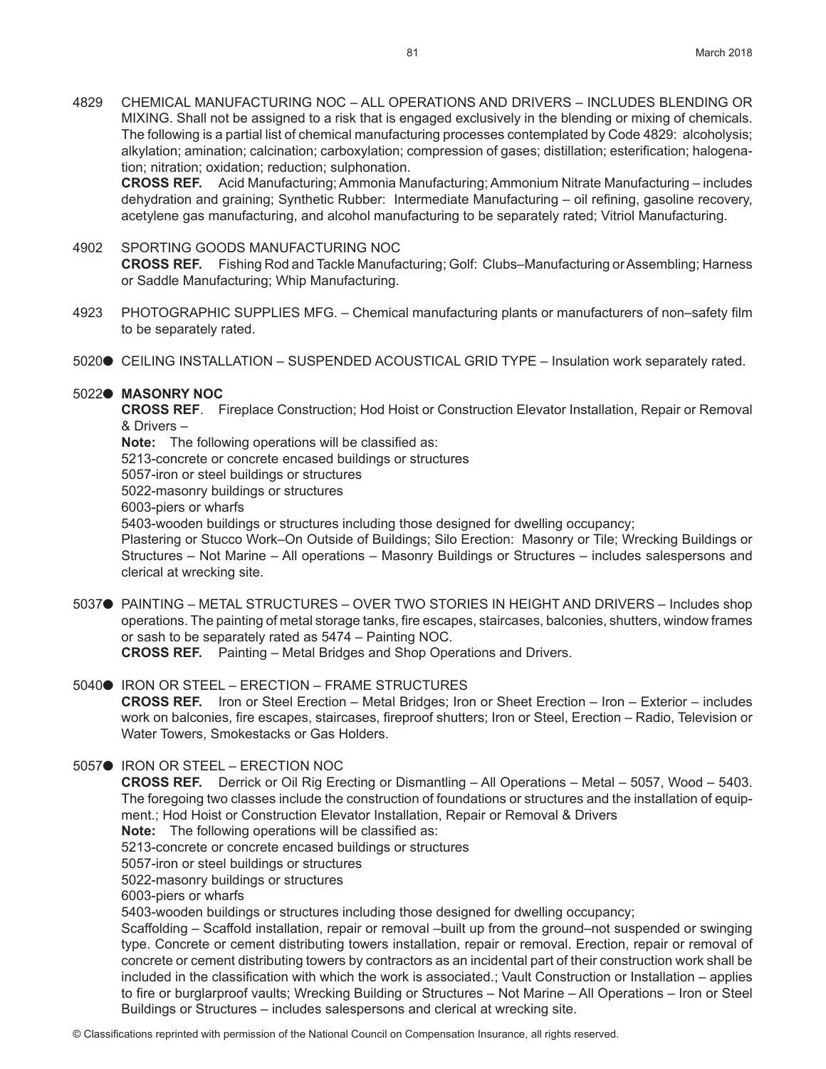4829 CHEMICAL MANUFACTURING NOC – ALL OPERATIONS AND DRIVERS – INCLUDES BLENDING OR MIXING. Shall not be assigned to a risk that is engaged exclusively in the blending or mixing of chemicals. The following is a partial list of chemical manufacturing processes contemplated by Code 4829: alcoholysis; alkylation; amination; calcination; carboxylation; compression of gases; distillation; esterification; halogenation; nitration; oxidation; reduction; sulphonation.
**CROSS REF.** Acid Manufacturing; Ammonia Manufacturing; Ammonium Nitrate Manufacturing – includes dehydration and graining; Synthetic Rubber: Intermediate Manufacturing – oil refining, gasoline recovery, acetylene gas manufacturing, and alcohol manufacturing to be separately rated; Vitriol Manufacturing.

4902 SPORTING GOODS MANUFACTURING NOC
**CROSS REF.** Fishing Rod and Tackle Manufacturing; Golf: Clubs–Manufacturing or Assembling; Harness or Saddle Manufacturing; Whip Manufacturing.

4923 PHOTOGRAPHIC SUPPLIES MFG. – Chemical manufacturing plants or manufacturers of non–safety film to be separately rated.

5020● CEILING INSTALLATION – SUSPENDED ACOUSTICAL GRID TYPE – Insulation work separately rated.

5022● **MASONRY NOC**
**CROSS REF**. Fireplace Construction; Hod Hoist or Construction Elevator Installation, Repair or Removal & Drivers –
**Note:** The following operations will be classified as:
5213-concrete or concrete encased buildings or structures
5057-iron or steel buildings or structures
5022-masonry buildings or structures
6003-piers or wharfs
5403-wooden buildings or structures including those designed for dwelling occupancy;
Plastering or Stucco Work–On Outside of Buildings; Silo Erection: Masonry or Tile; Wrecking Buildings or Structures – Not Marine – All operations – Masonry Buildings or Structures – includes salespersons and clerical at wrecking site.

5037● PAINTING – METAL STRUCTURES – OVER TWO STORIES IN HEIGHT AND DRIVERS – Includes shop operations. The painting of metal storage tanks, fire escapes, staircases, balconies, shutters, window frames or sash to be separately rated as 5474 – Painting NOC.
**CROSS REF.** Painting – Metal Bridges and Shop Operations and Drivers.

5040● IRON OR STEEL – ERECTION – FRAME STRUCTURES
**CROSS REF.** Iron or Steel Erection – Metal Bridges; Iron or Sheet Erection – Iron – Exterior – includes work on balconies, fire escapes, staircases, fireproof shutters; Iron or Steel, Erection – Radio, Television or Water Towers, Smokestacks or Gas Holders.

5057● IRON OR STEEL – ERECTION NOC
**CROSS REF.** Derrick or Oil Rig Erecting or Dismantling – All Operations – Metal – 5057, Wood – 5403. The foregoing two classes include the construction of foundations or structures and the installation of equipment.; Hod Hoist or Construction Elevator Installation, Repair or Removal & Drivers
**Note:** The following operations will be classified as:
5213-concrete or concrete encased buildings or structures
5057-iron or steel buildings or structures
5022-masonry buildings or structures
6003-piers or wharfs
5403-wooden buildings or structures including those designed for dwelling occupancy;
Scaffolding – Scaffold installation, repair or removal –built up from the ground–not suspended or swinging type. Concrete or cement distributing towers installation, repair or removal. Erection, repair or removal of concrete or cement distributing towers by contractors as an incidental part of their construction work shall be included in the classification with which the work is associated.; Vault Construction or Installation – applies to fire or burglarproof vaults; Wrecking Building or Structures – Not Marine – All Operations – Iron or Steel Buildings or Structures – includes salespersons and clerical at wrecking site.

© Classifications reprinted with permission of the National Council on Compensation Insurance, all rights reserved.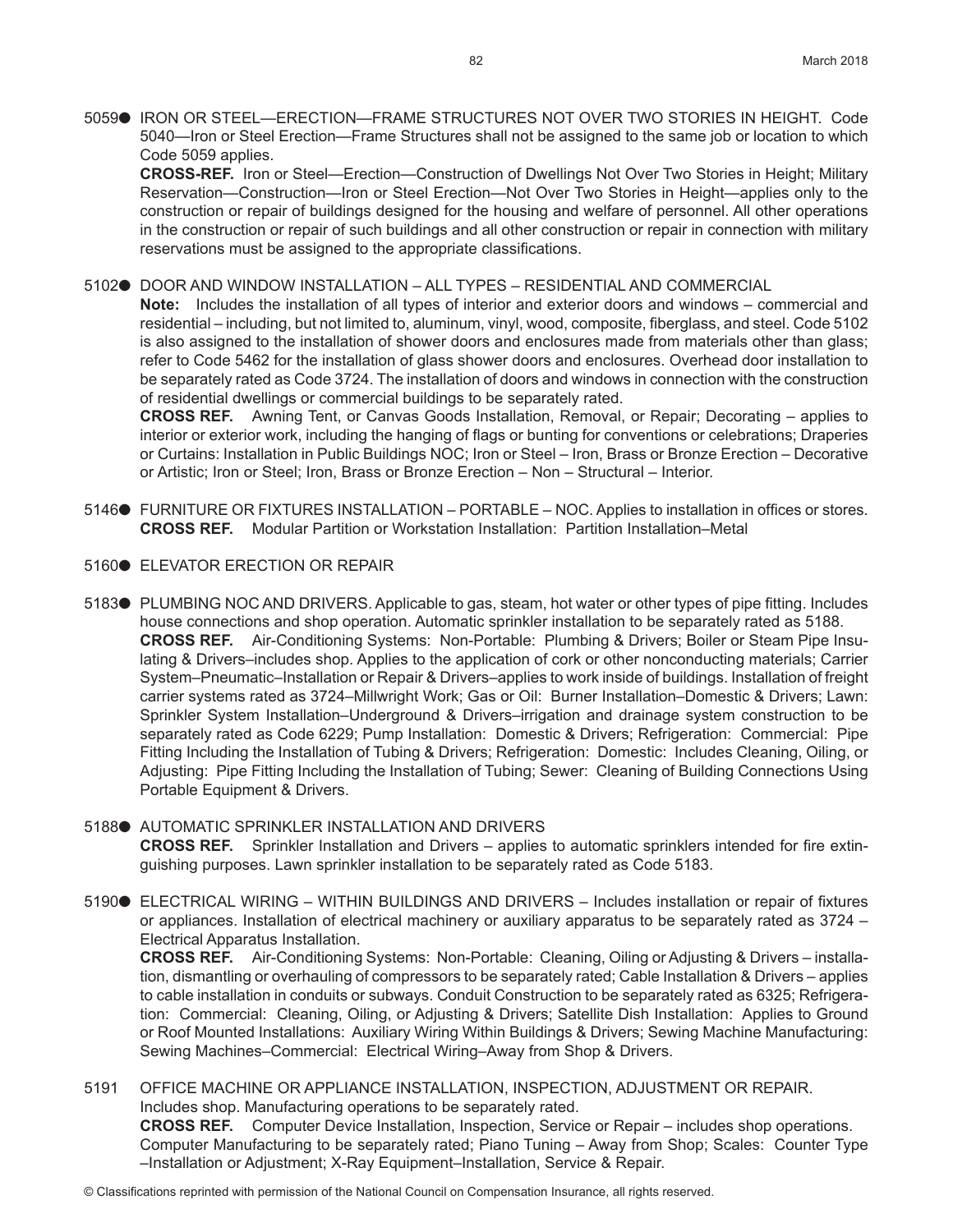5059● IRON OR STEEL—ERECTION—FRAME STRUCTURES NOT OVER TWO STORIES IN HEIGHT. Code 5040—Iron or Steel Erection—Frame Structures shall not be assigned to the same job or location to which Code 5059 applies.

**CROSS-REF.** Iron or Steel—Erection—Construction of Dwellings Not Over Two Stories in Height; Military Reservation—Construction—Iron or Steel Erection—Not Over Two Stories in Height—applies only to the construction or repair of buildings designed for the housing and welfare of personnel. All other operations in the construction or repair of such buildings and all other construction or repair in connection with military reservations must be assigned to the appropriate classifications.

5102● DOOR AND WINDOW INSTALLATION – ALL TYPES – RESIDENTIAL AND COMMERCIAL

**Note:** Includes the installation of all types of interior and exterior doors and windows – commercial and residential – including, but not limited to, aluminum, vinyl, wood, composite, fiberglass, and steel. Code 5102 is also assigned to the installation of shower doors and enclosures made from materials other than glass; refer to Code 5462 for the installation of glass shower doors and enclosures. Overhead door installation to be separately rated as Code 3724. The installation of doors and windows in connection with the construction of residential dwellings or commercial buildings to be separately rated.

**CROSS REF.** Awning Tent, or Canvas Goods Installation, Removal, or Repair; Decorating – applies to interior or exterior work, including the hanging of flags or bunting for conventions or celebrations; Draperies or Curtains: Installation in Public Buildings NOC; Iron or Steel – Iron, Brass or Bronze Erection – Decorative or Artistic; Iron or Steel; Iron, Brass or Bronze Erection – Non – Structural – Interior.

5146● FURNITURE OR FIXTURES INSTALLATION – PORTABLE – NOC. Applies to installation in offices or stores.

**CROSS REF.** Modular Partition or Workstation Installation: Partition Installation–Metal

5160● ELEVATOR ERECTION OR REPAIR

5183● PLUMBING NOC AND DRIVERS. Applicable to gas, steam, hot water or other types of pipe fitting. Includes house connections and shop operation. Automatic sprinkler installation to be separately rated as 5188.

**CROSS REF.** Air-Conditioning Systems: Non-Portable: Plumbing & Drivers; Boiler or Steam Pipe Insulating & Drivers–includes shop. Applies to the application of cork or other nonconducting materials; Carrier System–Pneumatic–Installation or Repair & Drivers–applies to work inside of buildings. Installation of freight carrier systems rated as 3724–Millwright Work; Gas or Oil: Burner Installation–Domestic & Drivers; Lawn: Sprinkler System Installation–Underground & Drivers–irrigation and drainage system construction to be separately rated as Code 6229; Pump Installation: Domestic & Drivers; Refrigeration: Commercial: Pipe Fitting Including the Installation of Tubing & Drivers; Refrigeration: Domestic: Includes Cleaning, Oiling, or Adjusting: Pipe Fitting Including the Installation of Tubing; Sewer: Cleaning of Building Connections Using Portable Equipment & Drivers.

5188● AUTOMATIC SPRINKLER INSTALLATION AND DRIVERS

**CROSS REF.** Sprinkler Installation and Drivers – applies to automatic sprinklers intended for fire extinguishing purposes. Lawn sprinkler installation to be separately rated as Code 5183.

5190● ELECTRICAL WIRING – WITHIN BUILDINGS AND DRIVERS – Includes installation or repair of fixtures or appliances. Installation of electrical machinery or auxiliary apparatus to be separately rated as 3724 – Electrical Apparatus Installation.

**CROSS REF.** Air-Conditioning Systems: Non-Portable: Cleaning, Oiling or Adjusting & Drivers – installation, dismantling or overhauling of compressors to be separately rated; Cable Installation & Drivers – applies to cable installation in conduits or subways. Conduit Construction to be separately rated as 6325; Refrigeration: Commercial: Cleaning, Oiling, or Adjusting & Drivers; Satellite Dish Installation: Applies to Ground or Roof Mounted Installations: Auxiliary Wiring Within Buildings & Drivers; Sewing Machine Manufacturing: Sewing Machines–Commercial: Electrical Wiring–Away from Shop & Drivers.

5191 OFFICE MACHINE OR APPLIANCE INSTALLATION, INSPECTION, ADJUSTMENT OR REPAIR. Includes shop. Manufacturing operations to be separately rated.

**CROSS REF.** Computer Device Installation, Inspection, Service or Repair – includes shop operations. Computer Manufacturing to be separately rated; Piano Tuning – Away from Shop; Scales: Counter Type –Installation or Adjustment; X-Ray Equipment–Installation, Service & Repair.

© Classifications reprinted with permission of the National Council on Compensation Insurance, all rights reserved.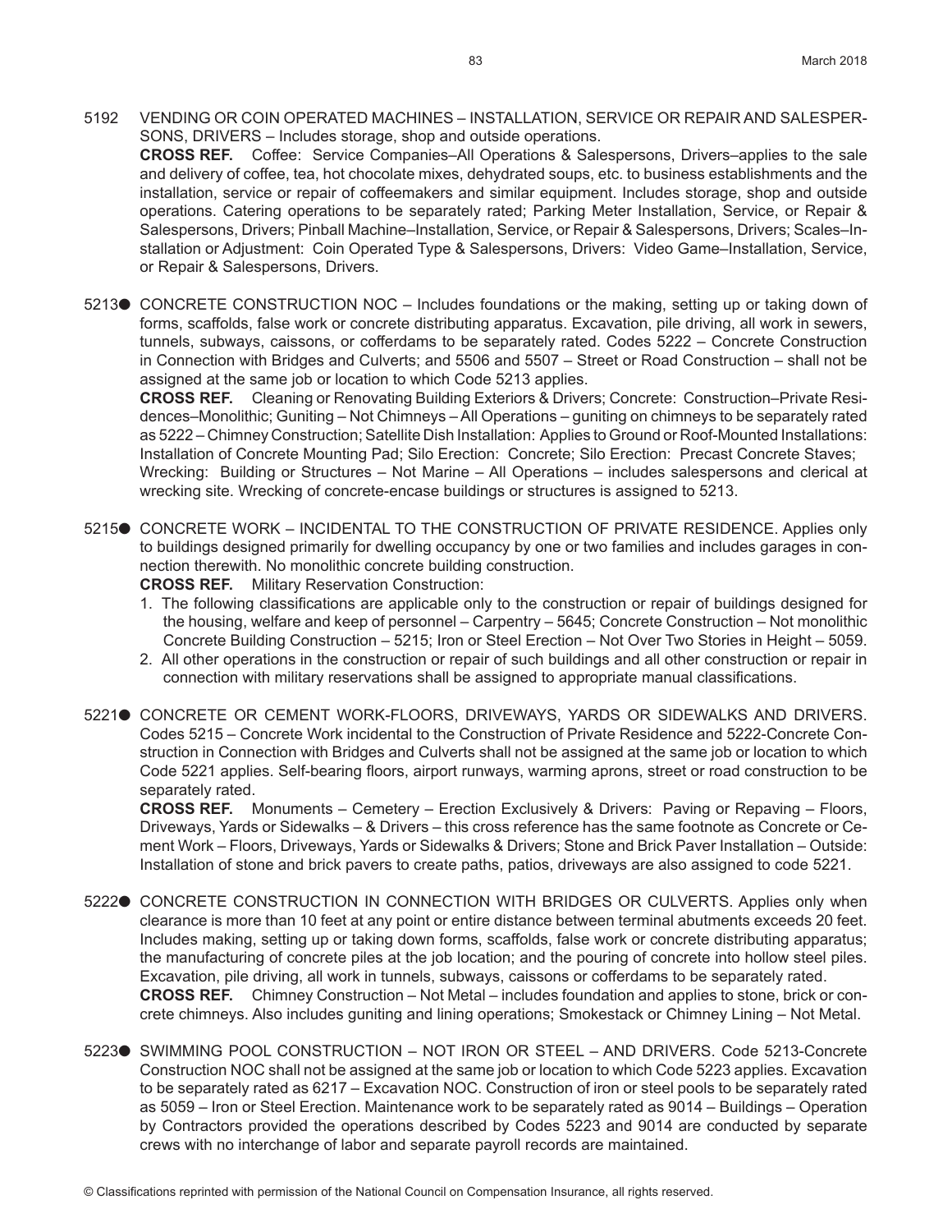5192 VENDING OR COIN OPERATED MACHINES – INSTALLATION, SERVICE OR REPAIR AND SALESPERSONS, DRIVERS – Includes storage, shop and outside operations.

**CROSS REF.** Coffee: Service Companies–All Operations & Salespersons, Drivers–applies to the sale and delivery of coffee, tea, hot chocolate mixes, dehydrated soups, etc. to business establishments and the installation, service or repair of coffeemakers and similar equipment. Includes storage, shop and outside operations. Catering operations to be separately rated; Parking Meter Installation, Service, or Repair & Salespersons, Drivers; Pinball Machine–Installation, Service, or Repair & Salespersons, Drivers; Scales–Installation or Adjustment: Coin Operated Type & Salespersons, Drivers: Video Game–Installation, Service, or Repair & Salespersons, Drivers.

5213● CONCRETE CONSTRUCTION NOC – Includes foundations or the making, setting up or taking down of forms, scaffolds, false work or concrete distributing apparatus. Excavation, pile driving, all work in sewers, tunnels, subways, caissons, or cofferdams to be separately rated. Codes 5222 – Concrete Construction in Connection with Bridges and Culverts; and 5506 and 5507 – Street or Road Construction – shall not be assigned at the same job or location to which Code 5213 applies.

**CROSS REF.** Cleaning or Renovating Building Exteriors & Drivers; Concrete: Construction–Private Residences–Monolithic; Guniting – Not Chimneys – All Operations – guniting on chimneys to be separately rated as 5222 – Chimney Construction; Satellite Dish Installation: Applies to Ground or Roof-Mounted Installations: Installation of Concrete Mounting Pad; Silo Erection: Concrete; Silo Erection: Precast Concrete Staves; Wrecking: Building or Structures – Not Marine – All Operations – includes salespersons and clerical at wrecking site. Wrecking of concrete-encase buildings or structures is assigned to 5213.

5215● CONCRETE WORK – INCIDENTAL TO THE CONSTRUCTION OF PRIVATE RESIDENCE. Applies only to buildings designed primarily for dwelling occupancy by one or two families and includes garages in connection therewith. No monolithic concrete building construction.

**CROSS REF.** Military Reservation Construction:

1. The following classifications are applicable only to the construction or repair of buildings designed for the housing, welfare and keep of personnel – Carpentry – 5645; Concrete Construction – Not monolithic Concrete Building Construction – 5215; Iron or Steel Erection – Not Over Two Stories in Height – 5059.
2. All other operations in the construction or repair of such buildings and all other construction or repair in connection with military reservations shall be assigned to appropriate manual classifications.

5221● CONCRETE OR CEMENT WORK-FLOORS, DRIVEWAYS, YARDS OR SIDEWALKS AND DRIVERS. Codes 5215 – Concrete Work incidental to the Construction of Private Residence and 5222-Concrete Construction in Connection with Bridges and Culverts shall not be assigned at the same job or location to which Code 5221 applies. Self-bearing floors, airport runways, warming aprons, street or road construction to be separately rated.

**CROSS REF.** Monuments – Cemetery – Erection Exclusively & Drivers: Paving or Repaving – Floors, Driveways, Yards or Sidewalks – & Drivers – this cross reference has the same footnote as Concrete or Cement Work – Floors, Driveways, Yards or Sidewalks & Drivers; Stone and Brick Paver Installation – Outside: Installation of stone and brick pavers to create paths, patios, driveways are also assigned to code 5221.

5222● CONCRETE CONSTRUCTION IN CONNECTION WITH BRIDGES OR CULVERTS. Applies only when clearance is more than 10 feet at any point or entire distance between terminal abutments exceeds 20 feet. Includes making, setting up or taking down forms, scaffolds, false work or concrete distributing apparatus; the manufacturing of concrete piles at the job location; and the pouring of concrete into hollow steel piles. Excavation, pile driving, all work in tunnels, subways, caissons or cofferdams to be separately rated.

**CROSS REF.** Chimney Construction – Not Metal – includes foundation and applies to stone, brick or concrete chimneys. Also includes guniting and lining operations; Smokestack or Chimney Lining – Not Metal.

5223● SWIMMING POOL CONSTRUCTION – NOT IRON OR STEEL – AND DRIVERS. Code 5213-Concrete Construction NOC shall not be assigned at the same job or location to which Code 5223 applies. Excavation to be separately rated as 6217 – Excavation NOC. Construction of iron or steel pools to be separately rated as 5059 – Iron or Steel Erection. Maintenance work to be separately rated as 9014 – Buildings – Operation by Contractors provided the operations described by Codes 5223 and 9014 are conducted by separate crews with no interchange of labor and separate payroll records are maintained.

© Classifications reprinted with permission of the National Council on Compensation Insurance, all rights reserved.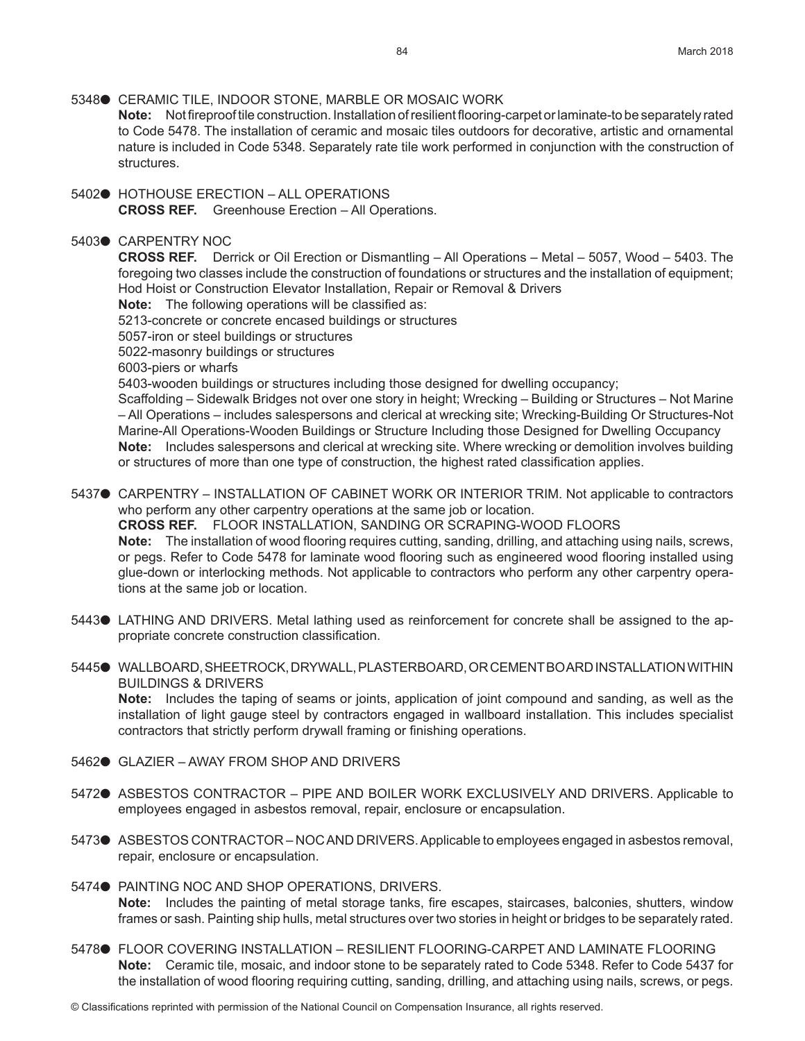5348● CERAMIC TILE, INDOOR STONE, MARBLE OR MOSAIC WORK

**Note:** Not fireproof tile construction. Installation of resilient flooring-carpet or laminate-to be separately rated to Code 5478. The installation of ceramic and mosaic tiles outdoors for decorative, artistic and ornamental nature is included in Code 5348. Separately rate tile work performed in conjunction with the construction of structures.

5402● HOTHOUSE ERECTION – ALL OPERATIONS

**CROSS REF.** Greenhouse Erection – All Operations.

5403● CARPENTRY NOC

**CROSS REF.** Derrick or Oil Erection or Dismantling – All Operations – Metal – 5057, Wood – 5403. The foregoing two classes include the construction of foundations or structures and the installation of equipment; Hod Hoist or Construction Elevator Installation, Repair or Removal & Drivers

**Note:** The following operations will be classified as:

5213-concrete or concrete encased buildings or structures

5057-iron or steel buildings or structures

5022-masonry buildings or structures

6003-piers or wharfs

5403-wooden buildings or structures including those designed for dwelling occupancy;

Scaffolding – Sidewalk Bridges not over one story in height; Wrecking – Building or Structures – Not Marine – All Operations – includes salespersons and clerical at wrecking site; Wrecking-Building Or Structures-Not Marine-All Operations-Wooden Buildings or Structure Including those Designed for Dwelling Occupancy

**Note:** Includes salespersons and clerical at wrecking site. Where wrecking or demolition involves building or structures of more than one type of construction, the highest rated classification applies.

5437● CARPENTRY – INSTALLATION OF CABINET WORK OR INTERIOR TRIM. Not applicable to contractors who perform any other carpentry operations at the same job or location.

**CROSS REF.** FLOOR INSTALLATION, SANDING OR SCRAPING-WOOD FLOORS

**Note:** The installation of wood flooring requires cutting, sanding, drilling, and attaching using nails, screws, or pegs. Refer to Code 5478 for laminate wood flooring such as engineered wood flooring installed using glue-down or interlocking methods. Not applicable to contractors who perform any other carpentry operations at the same job or location.

5443● LATHING AND DRIVERS. Metal lathing used as reinforcement for concrete shall be assigned to the appropriate concrete construction classification.

5445● WALLBOARD, SHEETROCK, DRYWALL, PLASTERBOARD, OR CEMENT BOARD INSTALLATION WITHIN BUILDINGS & DRIVERS

**Note:** Includes the taping of seams or joints, application of joint compound and sanding, as well as the installation of light gauge steel by contractors engaged in wallboard installation. This includes specialist contractors that strictly perform drywall framing or finishing operations.

5462● GLAZIER – AWAY FROM SHOP AND DRIVERS

5472● ASBESTOS CONTRACTOR – PIPE AND BOILER WORK EXCLUSIVELY AND DRIVERS. Applicable to employees engaged in asbestos removal, repair, enclosure or encapsulation.

5473● ASBESTOS CONTRACTOR – NOC AND DRIVERS. Applicable to employees engaged in asbestos removal, repair, enclosure or encapsulation.

5474● PAINTING NOC AND SHOP OPERATIONS, DRIVERS.

**Note:** Includes the painting of metal storage tanks, fire escapes, staircases, balconies, shutters, window frames or sash. Painting ship hulls, metal structures over two stories in height or bridges to be separately rated.

5478● FLOOR COVERING INSTALLATION – RESILIENT FLOORING-CARPET AND LAMINATE FLOORING

**Note:** Ceramic tile, mosaic, and indoor stone to be separately rated to Code 5348. Refer to Code 5437 for the installation of wood flooring requiring cutting, sanding, drilling, and attaching using nails, screws, or pegs.

© Classifications reprinted with permission of the National Council on Compensation Insurance, all rights reserved.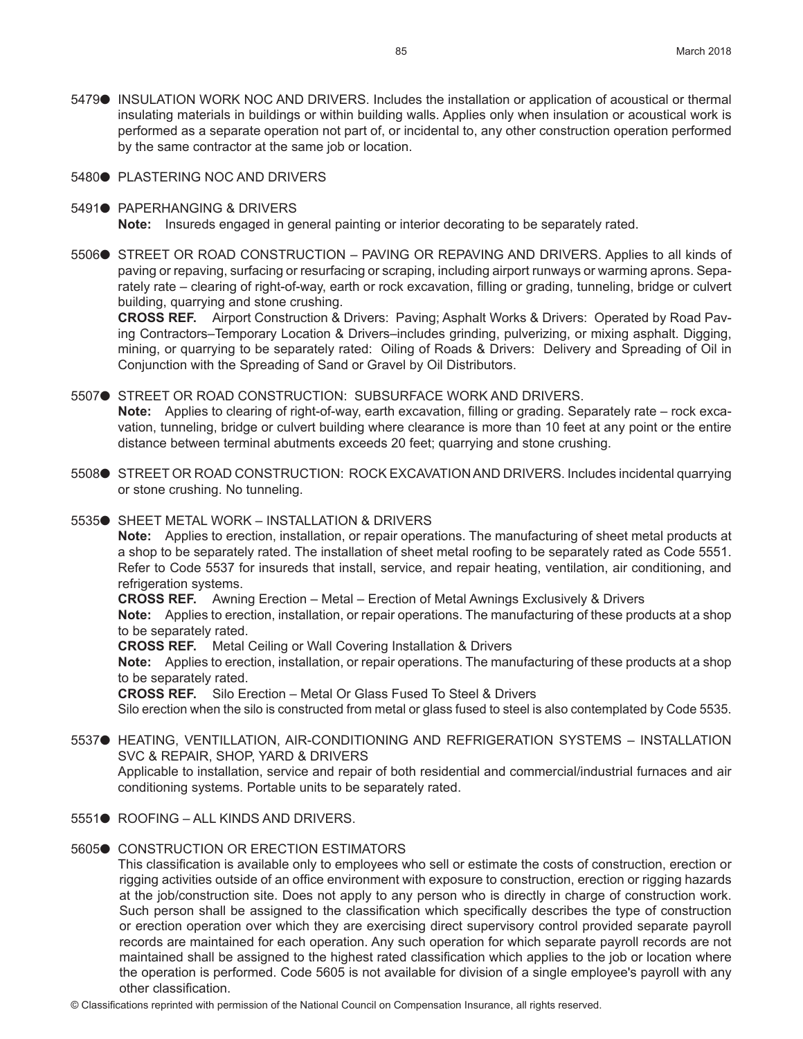5479● INSULATION WORK NOC AND DRIVERS. Includes the installation or application of acoustical or thermal insulating materials in buildings or within building walls. Applies only when insulation or acoustical work is performed as a separate operation not part of, or incidental to, any other construction operation performed by the same contractor at the same job or location.

5480● PLASTERING NOC AND DRIVERS

5491● PAPERHANGING & DRIVERS

**Note:** Insureds engaged in general painting or interior decorating to be separately rated.

5506● STREET OR ROAD CONSTRUCTION – PAVING OR REPAVING AND DRIVERS. Applies to all kinds of paving or repaving, surfacing or resurfacing or scraping, including airport runways or warming aprons. Separately rate – clearing of right-of-way, earth or rock excavation, filling or grading, tunneling, bridge or culvert building, quarrying and stone crushing.

**CROSS REF.** Airport Construction & Drivers: Paving; Asphalt Works & Drivers: Operated by Road Paving Contractors–Temporary Location & Drivers–includes grinding, pulverizing, or mixing asphalt. Digging, mining, or quarrying to be separately rated: Oiling of Roads & Drivers: Delivery and Spreading of Oil in Conjunction with the Spreading of Sand or Gravel by Oil Distributors.

5507● STREET OR ROAD CONSTRUCTION: SUBSURFACE WORK AND DRIVERS.

**Note:** Applies to clearing of right-of-way, earth excavation, filling or grading. Separately rate – rock excavation, tunneling, bridge or culvert building where clearance is more than 10 feet at any point or the entire distance between terminal abutments exceeds 20 feet; quarrying and stone crushing.

5508● STREET OR ROAD CONSTRUCTION: ROCK EXCAVATION AND DRIVERS. Includes incidental quarrying or stone crushing. No tunneling.

5535● SHEET METAL WORK – INSTALLATION & DRIVERS

**Note:** Applies to erection, installation, or repair operations. The manufacturing of sheet metal products at a shop to be separately rated. The installation of sheet metal roofing to be separately rated as Code 5551. Refer to Code 5537 for insureds that install, service, and repair heating, ventilation, air conditioning, and refrigeration systems.

**CROSS REF.** Awning Erection – Metal – Erection of Metal Awnings Exclusively & Drivers

**Note:** Applies to erection, installation, or repair operations. The manufacturing of these products at a shop to be separately rated.

**CROSS REF.** Metal Ceiling or Wall Covering Installation & Drivers

**Note:** Applies to erection, installation, or repair operations. The manufacturing of these products at a shop to be separately rated.

**CROSS REF.** Silo Erection – Metal Or Glass Fused To Steel & Drivers

Silo erection when the silo is constructed from metal or glass fused to steel is also contemplated by Code 5535.

5537● HEATING, VENTILLATION, AIR-CONDITIONING AND REFRIGERATION SYSTEMS – INSTALLATION SVC & REPAIR, SHOP, YARD & DRIVERS

Applicable to installation, service and repair of both residential and commercial/industrial furnaces and air conditioning systems. Portable units to be separately rated.

5551● ROOFING – ALL KINDS AND DRIVERS.

5605● CONSTRUCTION OR ERECTION ESTIMATORS

This classification is available only to employees who sell or estimate the costs of construction, erection or rigging activities outside of an office environment with exposure to construction, erection or rigging hazards at the job/construction site. Does not apply to any person who is directly in charge of construction work. Such person shall be assigned to the classification which specifically describes the type of construction or erection operation over which they are exercising direct supervisory control provided separate payroll records are maintained for each operation. Any such operation for which separate payroll records are not maintained shall be assigned to the highest rated classification which applies to the job or location where the operation is performed. Code 5605 is not available for division of a single employee's payroll with any other classification.

© Classifications reprinted with permission of the National Council on Compensation Insurance, all rights reserved.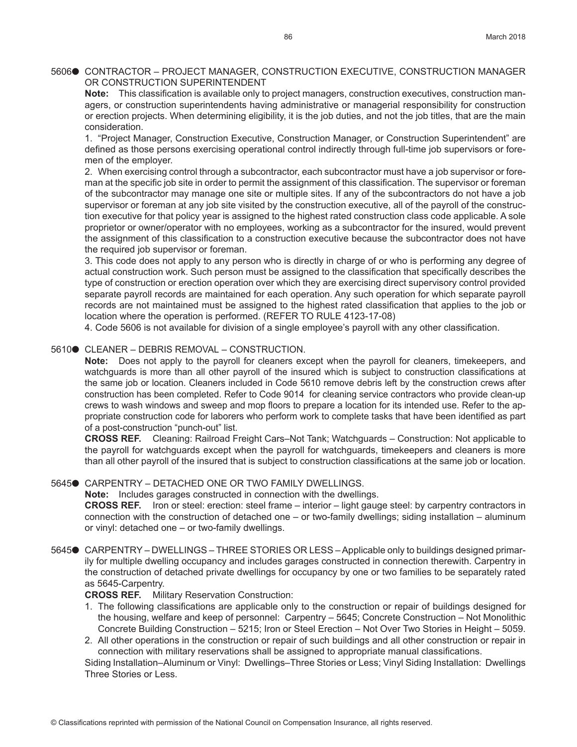5606● CONTRACTOR – PROJECT MANAGER, CONSTRUCTION EXECUTIVE, CONSTRUCTION MANAGER OR CONSTRUCTION SUPERINTENDENT

**Note:** This classification is available only to project managers, construction executives, construction managers, or construction superintendents having administrative or managerial responsibility for construction or erection projects. When determining eligibility, it is the job duties, and not the job titles, that are the main consideration.

1. "Project Manager, Construction Executive, Construction Manager, or Construction Superintendent" are defined as those persons exercising operational control indirectly through full-time job supervisors or foremen of the employer.

2. When exercising control through a subcontractor, each subcontractor must have a job supervisor or foreman at the specific job site in order to permit the assignment of this classification. The supervisor or foreman of the subcontractor may manage one site or multiple sites. If any of the subcontractors do not have a job supervisor or foreman at any job site visited by the construction executive, all of the payroll of the construction executive for that policy year is assigned to the highest rated construction class code applicable. A sole proprietor or owner/operator with no employees, working as a subcontractor for the insured, would prevent the assignment of this classification to a construction executive because the subcontractor does not have the required job supervisor or foreman.

3. This code does not apply to any person who is directly in charge of or who is performing any degree of actual construction work. Such person must be assigned to the classification that specifically describes the type of construction or erection operation over which they are exercising direct supervisory control provided separate payroll records are maintained for each operation. Any such operation for which separate payroll records are not maintained must be assigned to the highest rated classification that applies to the job or location where the operation is performed. (REFER TO RULE 4123-17-08)

4. Code 5606 is not available for division of a single employee's payroll with any other classification.

5610● CLEANER – DEBRIS REMOVAL – CONSTRUCTION.

**Note:** Does not apply to the payroll for cleaners except when the payroll for cleaners, timekeepers, and watchguards is more than all other payroll of the insured which is subject to construction classifications at the same job or location. Cleaners included in Code 5610 remove debris left by the construction crews after construction has been completed. Refer to Code 9014 for cleaning service contractors who provide clean-up crews to wash windows and sweep and mop floors to prepare a location for its intended use. Refer to the appropriate construction code for laborers who perform work to complete tasks that have been identified as part of a post-construction "punch-out" list.

**CROSS REF.** Cleaning: Railroad Freight Cars–Not Tank; Watchguards – Construction: Not applicable to the payroll for watchguards except when the payroll for watchguards, timekeepers and cleaners is more than all other payroll of the insured that is subject to construction classifications at the same job or location.

5645● CARPENTRY – DETACHED ONE OR TWO FAMILY DWELLINGS.

**Note:** Includes garages constructed in connection with the dwellings.

**CROSS REF.** Iron or steel: erection: steel frame – interior – light gauge steel: by carpentry contractors in connection with the construction of detached one – or two-family dwellings; siding installation – aluminum or vinyl: detached one – or two-family dwellings.

5645● CARPENTRY – DWELLINGS – THREE STORIES OR LESS – Applicable only to buildings designed primarily for multiple dwelling occupancy and includes garages constructed in connection therewith. Carpentry in the construction of detached private dwellings for occupancy by one or two families to be separately rated as 5645-Carpentry.

**CROSS REF.** Military Reservation Construction:

1. The following classifications are applicable only to the construction or repair of buildings designed for the housing, welfare and keep of personnel: Carpentry – 5645; Concrete Construction – Not Monolithic Concrete Building Construction – 5215; Iron or Steel Erection – Not Over Two Stories in Height – 5059.
2. All other operations in the construction or repair of such buildings and all other construction or repair in connection with military reservations shall be assigned to appropriate manual classifications.

Siding Installation–Aluminum or Vinyl: Dwellings–Three Stories or Less; Vinyl Siding Installation: Dwellings Three Stories or Less.

© Classifications reprinted with permission of the National Council on Compensation Insurance, all rights reserved.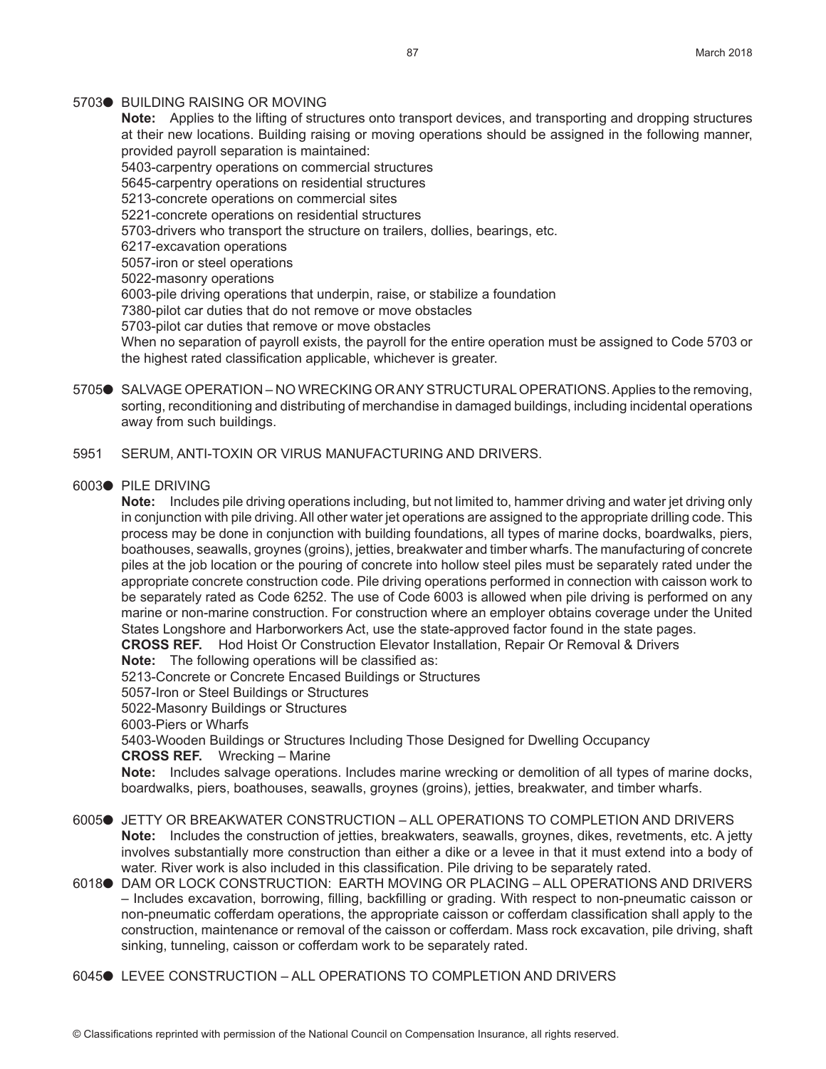5703● BUILDING RAISING OR MOVING

**Note:** Applies to the lifting of structures onto transport devices, and transporting and dropping structures at their new locations. Building raising or moving operations should be assigned in the following manner, provided payroll separation is maintained:

5403-carpentry operations on commercial structures
5645-carpentry operations on residential structures
5213-concrete operations on commercial sites
5221-concrete operations on residential structures
5703-drivers who transport the structure on trailers, dollies, bearings, etc.
6217-excavation operations
5057-iron or steel operations
5022-masonry operations
6003-pile driving operations that underpin, raise, or stabilize a foundation
7380-pilot car duties that do not remove or move obstacles
5703-pilot car duties that remove or move obstacles

When no separation of payroll exists, the payroll for the entire operation must be assigned to Code 5703 or the highest rated classification applicable, whichever is greater.

5705● SALVAGE OPERATION – NO WRECKING OR ANY STRUCTURAL OPERATIONS. Applies to the removing, sorting, reconditioning and distributing of merchandise in damaged buildings, including incidental operations away from such buildings.

5951 SERUM, ANTI-TOXIN OR VIRUS MANUFACTURING AND DRIVERS.

6003● PILE DRIVING

**Note:** Includes pile driving operations including, but not limited to, hammer driving and water jet driving only in conjunction with pile driving. All other water jet operations are assigned to the appropriate drilling code. This process may be done in conjunction with building foundations, all types of marine docks, boardwalks, piers, boathouses, seawalls, groynes (groins), jetties, breakwater and timber wharfs. The manufacturing of concrete piles at the job location or the pouring of concrete into hollow steel piles must be separately rated under the appropriate concrete construction code. Pile driving operations performed in connection with caisson work to be separately rated as Code 6252. The use of Code 6003 is allowed when pile driving is performed on any marine or non-marine construction. For construction where an employer obtains coverage under the United States Longshore and Harborworkers Act, use the state-approved factor found in the state pages.

**CROSS REF.** Hod Hoist Or Construction Elevator Installation, Repair Or Removal & Drivers

**Note:** The following operations will be classified as:

5213-Concrete or Concrete Encased Buildings or Structures
5057-Iron or Steel Buildings or Structures
5022-Masonry Buildings or Structures
6003-Piers or Wharfs
5403-Wooden Buildings or Structures Including Those Designed for Dwelling Occupancy

**CROSS REF.** Wrecking – Marine

**Note:** Includes salvage operations. Includes marine wrecking or demolition of all types of marine docks, boardwalks, piers, boathouses, seawalls, groynes (groins), jetties, breakwater, and timber wharfs.

6005● JETTY OR BREAKWATER CONSTRUCTION – ALL OPERATIONS TO COMPLETION AND DRIVERS

**Note:** Includes the construction of jetties, breakwaters, seawalls, groynes, dikes, revetments, etc. A jetty involves substantially more construction than either a dike or a levee in that it must extend into a body of water. River work is also included in this classification. Pile driving to be separately rated.

6018● DAM OR LOCK CONSTRUCTION: EARTH MOVING OR PLACING – ALL OPERATIONS AND DRIVERS – Includes excavation, borrowing, filling, backfilling or grading. With respect to non-pneumatic caisson or non-pneumatic cofferdam operations, the appropriate caisson or cofferdam classification shall apply to the construction, maintenance or removal of the caisson or cofferdam. Mass rock excavation, pile driving, shaft sinking, tunneling, caisson or cofferdam work to be separately rated.

6045● LEVEE CONSTRUCTION – ALL OPERATIONS TO COMPLETION AND DRIVERS

© Classifications reprinted with permission of the National Council on Compensation Insurance, all rights reserved.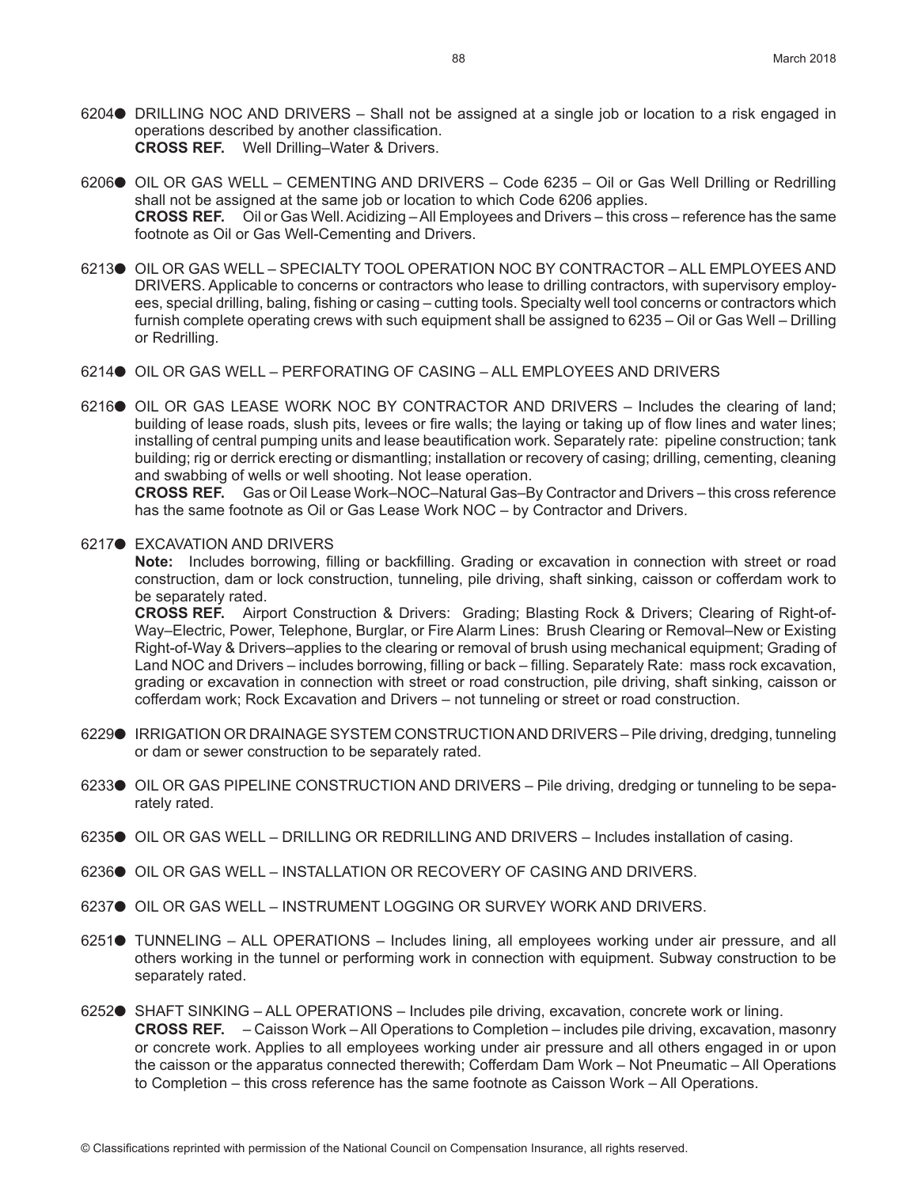6204● DRILLING NOC AND DRIVERS – Shall not be assigned at a single job or location to a risk engaged in operations described by another classification.
**CROSS REF.** Well Drilling–Water & Drivers.

6206● OIL OR GAS WELL – CEMENTING AND DRIVERS – Code 6235 – Oil or Gas Well Drilling or Redrilling shall not be assigned at the same job or location to which Code 6206 applies.
**CROSS REF.** Oil or Gas Well. Acidizing – All Employees and Drivers – this cross – reference has the same footnote as Oil or Gas Well-Cementing and Drivers.

6213● OIL OR GAS WELL – SPECIALTY TOOL OPERATION NOC BY CONTRACTOR – ALL EMPLOYEES AND DRIVERS. Applicable to concerns or contractors who lease to drilling contractors, with supervisory employees, special drilling, baling, fishing or casing – cutting tools. Specialty well tool concerns or contractors which furnish complete operating crews with such equipment shall be assigned to 6235 – Oil or Gas Well – Drilling or Redrilling.

6214● OIL OR GAS WELL – PERFORATING OF CASING – ALL EMPLOYEES AND DRIVERS

6216● OIL OR GAS LEASE WORK NOC BY CONTRACTOR AND DRIVERS – Includes the clearing of land; building of lease roads, slush pits, levees or fire walls; the laying or taking up of flow lines and water lines; installing of central pumping units and lease beautification work. Separately rate: pipeline construction; tank building; rig or derrick erecting or dismantling; installation or recovery of casing; drilling, cementing, cleaning and swabbing of wells or well shooting. Not lease operation.
**CROSS REF.** Gas or Oil Lease Work–NOC–Natural Gas–By Contractor and Drivers – this cross reference has the same footnote as Oil or Gas Lease Work NOC – by Contractor and Drivers.

6217● EXCAVATION AND DRIVERS
**Note:** Includes borrowing, filling or backfilling. Grading or excavation in connection with street or road construction, dam or lock construction, tunneling, pile driving, shaft sinking, caisson or cofferdam work to be separately rated.
**CROSS REF.** Airport Construction & Drivers: Grading; Blasting Rock & Drivers; Clearing of Right-of-Way–Electric, Power, Telephone, Burglar, or Fire Alarm Lines: Brush Clearing or Removal–New or Existing Right-of-Way & Drivers–applies to the clearing or removal of brush using mechanical equipment; Grading of Land NOC and Drivers – includes borrowing, filling or back – filling. Separately Rate: mass rock excavation, grading or excavation in connection with street or road construction, pile driving, shaft sinking, caisson or cofferdam work; Rock Excavation and Drivers – not tunneling or street or road construction.

6229● IRRIGATION OR DRAINAGE SYSTEM CONSTRUCTION AND DRIVERS – Pile driving, dredging, tunneling or dam or sewer construction to be separately rated.

6233● OIL OR GAS PIPELINE CONSTRUCTION AND DRIVERS – Pile driving, dredging or tunneling to be separately rated.

6235● OIL OR GAS WELL – DRILLING OR REDRILLING AND DRIVERS – Includes installation of casing.

6236● OIL OR GAS WELL – INSTALLATION OR RECOVERY OF CASING AND DRIVERS.

6237● OIL OR GAS WELL – INSTRUMENT LOGGING OR SURVEY WORK AND DRIVERS.

6251● TUNNELING – ALL OPERATIONS – Includes lining, all employees working under air pressure, and all others working in the tunnel or performing work in connection with equipment. Subway construction to be separately rated.

6252● SHAFT SINKING – ALL OPERATIONS – Includes pile driving, excavation, concrete work or lining.
**CROSS REF.** – Caisson Work – All Operations to Completion – includes pile driving, excavation, masonry or concrete work. Applies to all employees working under air pressure and all others engaged in or upon the caisson or the apparatus connected therewith; Cofferdam Dam Work – Not Pneumatic – All Operations to Completion – this cross reference has the same footnote as Caisson Work – All Operations.

© Classifications reprinted with permission of the National Council on Compensation Insurance, all rights reserved.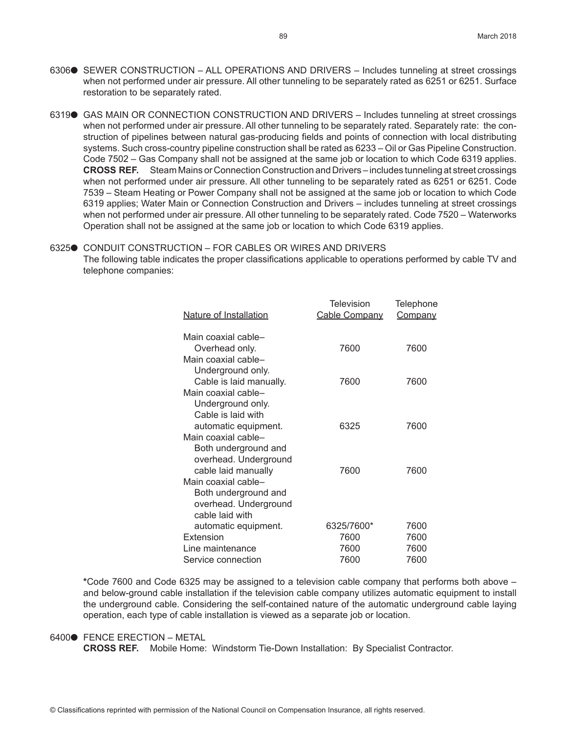6306● SEWER CONSTRUCTION – ALL OPERATIONS AND DRIVERS – Includes tunneling at street crossings when not performed under air pressure. All other tunneling to be separately rated as 6251 or 6251. Surface restoration to be separately rated.

6319● GAS MAIN OR CONNECTION CONSTRUCTION AND DRIVERS – Includes tunneling at street crossings when not performed under air pressure. All other tunneling to be separately rated. Separately rate: the construction of pipelines between natural gas-producing fields and points of connection with local distributing systems. Such cross-country pipeline construction shall be rated as 6233 – Oil or Gas Pipeline Construction. Code 7502 – Gas Company shall not be assigned at the same job or location to which Code 6319 applies.
**CROSS REF.** Steam Mains or Connection Construction and Drivers – includes tunneling at street crossings when not performed under air pressure. All other tunneling to be separately rated as 6251 or 6251. Code 7539 – Steam Heating or Power Company shall not be assigned at the same job or location to which Code 6319 applies; Water Main or Connection Construction and Drivers – includes tunneling at street crossings when not performed under air pressure. All other tunneling to be separately rated. Code 7520 – Waterworks Operation shall not be assigned at the same job or location to which Code 6319 applies.

6325● CONDUIT CONSTRUCTION – FOR CABLES OR WIRES AND DRIVERS
The following table indicates the proper classifications applicable to operations performed by cable TV and telephone companies:

| Nature of Installation | Television Cable Company | Telephone Company |
|---|---|---|
| Main coaxial cable– Overhead only. | 7600 | 7600 |
| Main coaxial cable– Underground only. Cable is laid manually. | 7600 | 7600 |
| Main coaxial cable– Underground only. Cable is laid with automatic equipment. | 6325 | 7600 |
| Main coaxial cable– Both underground and overhead. Underground cable laid manually | 7600 | 7600 |
| Main coaxial cable– Both underground and overhead. Underground cable laid with automatic equipment. | 6325/7600* | 7600 |
| Extension | 7600 | 7600 |
| Line maintenance | 7600 | 7600 |
| Service connection | 7600 | 7600 |

***Code 7600 and Code 6325 may be assigned to a television cable company that performs both above – and below-ground cable installation if the television cable company utilizes automatic equipment to install the underground cable. Considering the self-contained nature of the automatic underground cable laying operation, each type of cable installation is viewed as a separate job or location.

6400● FENCE ERECTION – METAL
**CROSS REF.** Mobile Home: Windstorm Tie-Down Installation: By Specialist Contractor.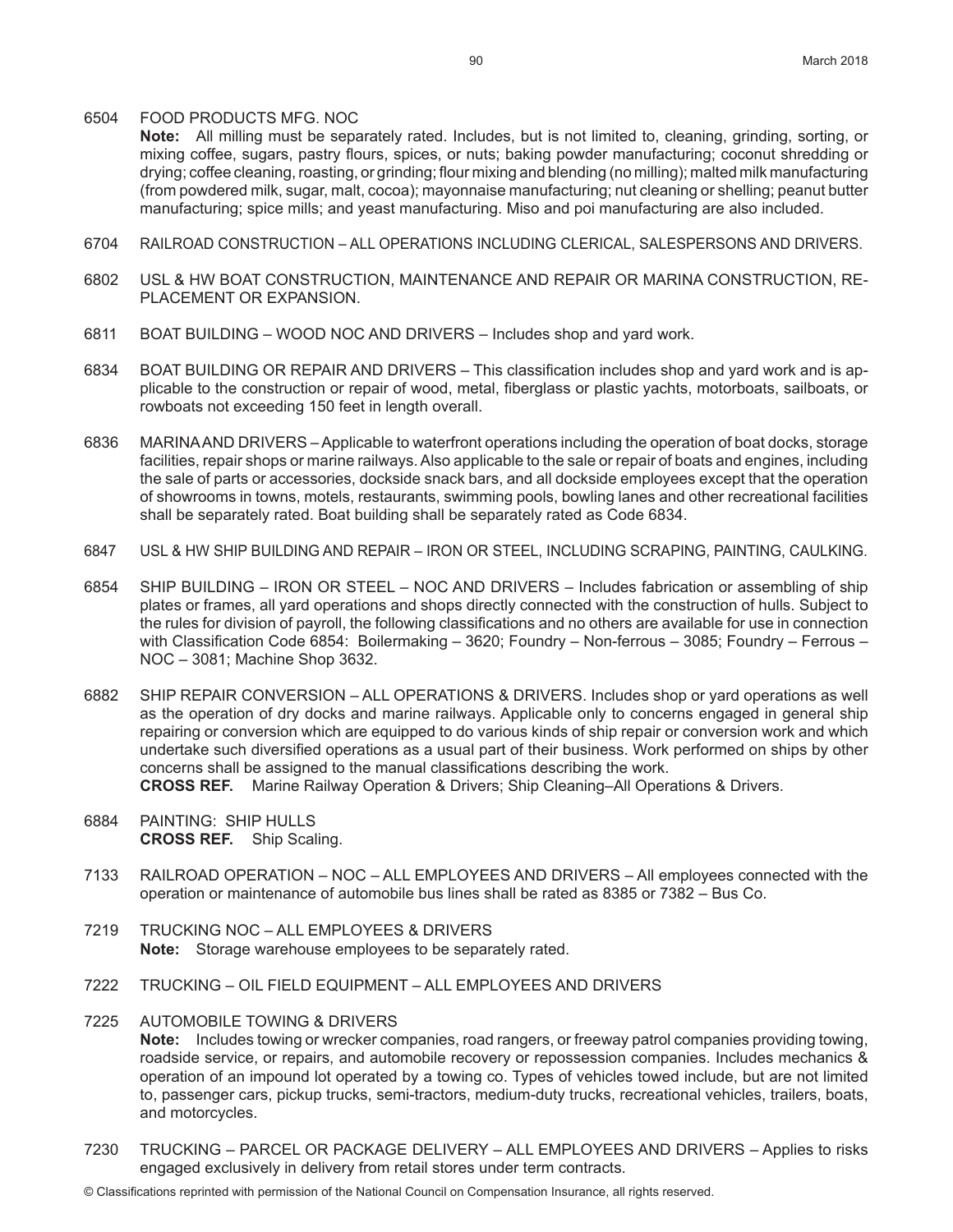6504 FOOD PRODUCTS MFG. NOC
**Note:** All milling must be separately rated. Includes, but is not limited to, cleaning, grinding, sorting, or mixing coffee, sugars, pastry flours, spices, or nuts; baking powder manufacturing; coconut shredding or drying; coffee cleaning, roasting, or grinding; flour mixing and blending (no milling); malted milk manufacturing (from powdered milk, sugar, malt, cocoa); mayonnaise manufacturing; nut cleaning or shelling; peanut butter manufacturing; spice mills; and yeast manufacturing. Miso and poi manufacturing are also included.

6704 RAILROAD CONSTRUCTION – ALL OPERATIONS INCLUDING CLERICAL, SALESPERSONS AND DRIVERS.

6802 USL & HW BOAT CONSTRUCTION, MAINTENANCE AND REPAIR OR MARINA CONSTRUCTION, REPLACEMENT OR EXPANSION.

6811 BOAT BUILDING – WOOD NOC AND DRIVERS – Includes shop and yard work.

6834 BOAT BUILDING OR REPAIR AND DRIVERS – This classification includes shop and yard work and is applicable to the construction or repair of wood, metal, fiberglass or plastic yachts, motorboats, sailboats, or rowboats not exceeding 150 feet in length overall.

6836 MARINA AND DRIVERS – Applicable to waterfront operations including the operation of boat docks, storage facilities, repair shops or marine railways. Also applicable to the sale or repair of boats and engines, including the sale of parts or accessories, dockside snack bars, and all dockside employees except that the operation of showrooms in towns, motels, restaurants, swimming pools, bowling lanes and other recreational facilities shall be separately rated. Boat building shall be separately rated as Code 6834.

6847 USL & HW SHIP BUILDING AND REPAIR – IRON OR STEEL, INCLUDING SCRAPING, PAINTING, CAULKING.

6854 SHIP BUILDING – IRON OR STEEL – NOC AND DRIVERS – Includes fabrication or assembling of ship plates or frames, all yard operations and shops directly connected with the construction of hulls. Subject to the rules for division of payroll, the following classifications and no others are available for use in connection with Classification Code 6854: Boilermaking – 3620; Foundry – Non-ferrous – 3085; Foundry – Ferrous – NOC – 3081; Machine Shop 3632.

6882 SHIP REPAIR CONVERSION – ALL OPERATIONS & DRIVERS. Includes shop or yard operations as well as the operation of dry docks and marine railways. Applicable only to concerns engaged in general ship repairing or conversion which are equipped to do various kinds of ship repair or conversion work and which undertake such diversified operations as a usual part of their business. Work performed on ships by other concerns shall be assigned to the manual classifications describing the work.
**CROSS REF.** Marine Railway Operation & Drivers; Ship Cleaning–All Operations & Drivers.

6884 PAINTING: SHIP HULLS
**CROSS REF.** Ship Scaling.

7133 RAILROAD OPERATION – NOC – ALL EMPLOYEES AND DRIVERS – All employees connected with the operation or maintenance of automobile bus lines shall be rated as 8385 or 7382 – Bus Co.

7219 TRUCKING NOC – ALL EMPLOYEES & DRIVERS
**Note:** Storage warehouse employees to be separately rated.

7222 TRUCKING – OIL FIELD EQUIPMENT – ALL EMPLOYEES AND DRIVERS

7225 AUTOMOBILE TOWING & DRIVERS
**Note:** Includes towing or wrecker companies, road rangers, or freeway patrol companies providing towing, roadside service, or repairs, and automobile recovery or repossession companies. Includes mechanics & operation of an impound lot operated by a towing co. Types of vehicles towed include, but are not limited to, passenger cars, pickup trucks, semi-tractors, medium-duty trucks, recreational vehicles, trailers, boats, and motorcycles.

7230 TRUCKING – PARCEL OR PACKAGE DELIVERY – ALL EMPLOYEES AND DRIVERS – Applies to risks engaged exclusively in delivery from retail stores under term contracts.

© Classifications reprinted with permission of the National Council on Compensation Insurance, all rights reserved.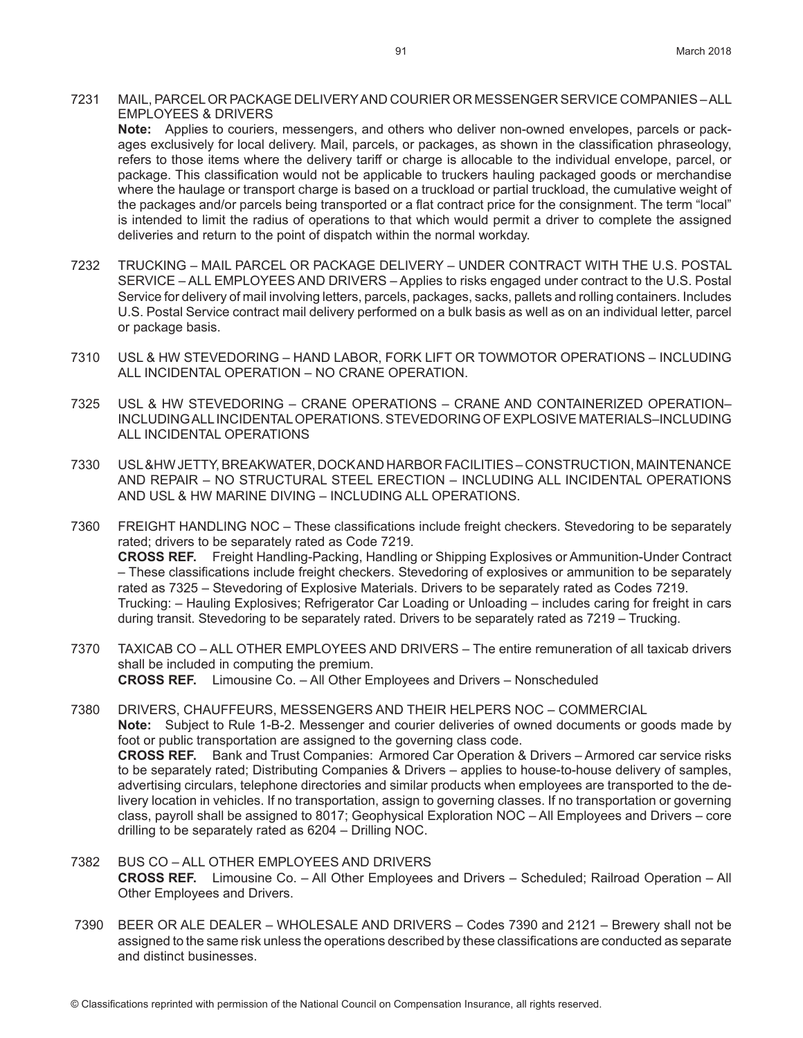7231 MAIL, PARCEL OR PACKAGE DELIVERY AND COURIER OR MESSENGER SERVICE COMPANIES – ALL EMPLOYEES & DRIVERS

**Note:** Applies to couriers, messengers, and others who deliver non-owned envelopes, parcels or packages exclusively for local delivery. Mail, parcels, or packages, as shown in the classification phraseology, refers to those items where the delivery tariff or charge is allocable to the individual envelope, parcel, or package. This classification would not be applicable to truckers hauling packaged goods or merchandise where the haulage or transport charge is based on a truckload or partial truckload, the cumulative weight of the packages and/or parcels being transported or a flat contract price for the consignment. The term "local" is intended to limit the radius of operations to that which would permit a driver to complete the assigned deliveries and return to the point of dispatch within the normal workday.

7232 TRUCKING – MAIL PARCEL OR PACKAGE DELIVERY – UNDER CONTRACT WITH THE U.S. POSTAL SERVICE – ALL EMPLOYEES AND DRIVERS – Applies to risks engaged under contract to the U.S. Postal Service for delivery of mail involving letters, parcels, packages, sacks, pallets and rolling containers. Includes U.S. Postal Service contract mail delivery performed on a bulk basis as well as on an individual letter, parcel or package basis.

7310 USL & HW STEVEDORING – HAND LABOR, FORK LIFT OR TOWMOTOR OPERATIONS – INCLUDING ALL INCIDENTAL OPERATION – NO CRANE OPERATION.

7325 USL & HW STEVEDORING – CRANE OPERATIONS – CRANE AND CONTAINERIZED OPERATION– INCLUDING ALL INCIDENTAL OPERATIONS. STEVEDORING OF EXPLOSIVE MATERIALS–INCLUDING ALL INCIDENTAL OPERATIONS

7330 USL&HW JETTY, BREAKWATER, DOCK AND HARBOR FACILITIES – CONSTRUCTION, MAINTENANCE AND REPAIR – NO STRUCTURAL STEEL ERECTION – INCLUDING ALL INCIDENTAL OPERATIONS AND USL & HW MARINE DIVING – INCLUDING ALL OPERATIONS.

7360 FREIGHT HANDLING NOC – These classifications include freight checkers. Stevedoring to be separately rated; drivers to be separately rated as Code 7219.

**CROSS REF.** Freight Handling-Packing, Handling or Shipping Explosives or Ammunition-Under Contract – These classifications include freight checkers. Stevedoring of explosives or ammunition to be separately rated as 7325 – Stevedoring of Explosive Materials. Drivers to be separately rated as Codes 7219. Trucking: – Hauling Explosives; Refrigerator Car Loading or Unloading – includes caring for freight in cars during transit. Stevedoring to be separately rated. Drivers to be separately rated as 7219 – Trucking.

7370 TAXICAB CO – ALL OTHER EMPLOYEES AND DRIVERS – The entire remuneration of all taxicab drivers shall be included in computing the premium.

**CROSS REF.** Limousine Co. – All Other Employees and Drivers – Nonscheduled

7380 DRIVERS, CHAUFFEURS, MESSENGERS AND THEIR HELPERS NOC – COMMERCIAL

**Note:** Subject to Rule 1-B-2. Messenger and courier deliveries of owned documents or goods made by foot or public transportation are assigned to the governing class code.

**CROSS REF.** Bank and Trust Companies: Armored Car Operation & Drivers – Armored car service risks to be separately rated; Distributing Companies & Drivers – applies to house-to-house delivery of samples, advertising circulars, telephone directories and similar products when employees are transported to the delivery location in vehicles. If no transportation, assign to governing classes. If no transportation or governing class, payroll shall be assigned to 8017; Geophysical Exploration NOC – All Employees and Drivers – core drilling to be separately rated as 6204 – Drilling NOC.

7382 BUS CO – ALL OTHER EMPLOYEES AND DRIVERS

**CROSS REF.** Limousine Co. – All Other Employees and Drivers – Scheduled; Railroad Operation – All Other Employees and Drivers.

7390 BEER OR ALE DEALER – WHOLESALE AND DRIVERS – Codes 7390 and 2121 – Brewery shall not be assigned to the same risk unless the operations described by these classifications are conducted as separate and distinct businesses.

© Classifications reprinted with permission of the National Council on Compensation Insurance, all rights reserved.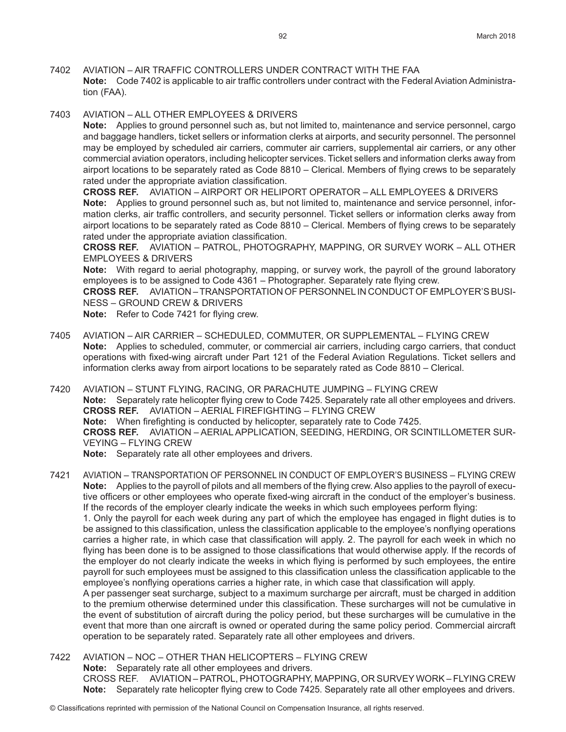7402 AVIATION – AIR TRAFFIC CONTROLLERS UNDER CONTRACT WITH THE FAA

**Note:** Code 7402 is applicable to air traffic controllers under contract with the Federal Aviation Administration (FAA).

7403 AVIATION – ALL OTHER EMPLOYEES & DRIVERS

**Note:** Applies to ground personnel such as, but not limited to, maintenance and service personnel, cargo and baggage handlers, ticket sellers or information clerks at airports, and security personnel. The personnel may be employed by scheduled air carriers, commuter air carriers, supplemental air carriers, or any other commercial aviation operators, including helicopter services. Ticket sellers and information clerks away from airport locations to be separately rated as Code 8810 – Clerical. Members of flying crews to be separately rated under the appropriate aviation classification.

**CROSS REF.** AVIATION – AIRPORT OR HELIPORT OPERATOR – ALL EMPLOYEES & DRIVERS

**Note:** Applies to ground personnel such as, but not limited to, maintenance and service personnel, information clerks, air traffic controllers, and security personnel. Ticket sellers or information clerks away from airport locations to be separately rated as Code 8810 – Clerical. Members of flying crews to be separately rated under the appropriate aviation classification.

**CROSS REF.** AVIATION – PATROL, PHOTOGRAPHY, MAPPING, OR SURVEY WORK – ALL OTHER EMPLOYEES & DRIVERS

**Note:** With regard to aerial photography, mapping, or survey work, the payroll of the ground laboratory employees is to be assigned to Code 4361 – Photographer. Separately rate flying crew.

**CROSS REF.** AVIATION – TRANSPORTATION OF PERSONNEL IN CONDUCT OF EMPLOYER'S BUSINESS – GROUND CREW & DRIVERS

**Note:** Refer to Code 7421 for flying crew.

7405 AVIATION – AIR CARRIER – SCHEDULED, COMMUTER, OR SUPPLEMENTAL – FLYING CREW

**Note:** Applies to scheduled, commuter, or commercial air carriers, including cargo carriers, that conduct operations with fixed-wing aircraft under Part 121 of the Federal Aviation Regulations. Ticket sellers and information clerks away from airport locations to be separately rated as Code 8810 – Clerical.

7420 AVIATION – STUNT FLYING, RACING, OR PARACHUTE JUMPING – FLYING CREW

**Note:** Separately rate helicopter flying crew to Code 7425. Separately rate all other employees and drivers.

**CROSS REF.** AVIATION – AERIAL FIREFIGHTING – FLYING CREW

**Note:** When firefighting is conducted by helicopter, separately rate to Code 7425.

**CROSS REF.** AVIATION – AERIAL APPLICATION, SEEDING, HERDING, OR SCINTILLOMETER SURVEYING – FLYING CREW

**Note:** Separately rate all other employees and drivers.

7421 AVIATION – TRANSPORTATION OF PERSONNEL IN CONDUCT OF EMPLOYER'S BUSINESS – FLYING CREW

**Note:** Applies to the payroll of pilots and all members of the flying crew. Also applies to the payroll of executive officers or other employees who operate fixed-wing aircraft in the conduct of the employer's business. If the records of the employer clearly indicate the weeks in which such employees perform flying:
1. Only the payroll for each week during any part of which the employee has engaged in flight duties is to be assigned to this classification, unless the classification applicable to the employee's nonflying operations carries a higher rate, in which case that classification will apply. 2. The payroll for each week in which no flying has been done is to be assigned to those classifications that would otherwise apply. If the records of the employer do not clearly indicate the weeks in which flying is performed by such employees, the entire payroll for such employees must be assigned to this classification unless the classification applicable to the employee's nonflying operations carries a higher rate, in which case that classification will apply.

A per passenger seat surcharge, subject to a maximum surcharge per aircraft, must be charged in addition to the premium otherwise determined under this classification. These surcharges will not be cumulative in the event of substitution of aircraft during the policy period, but these surcharges will be cumulative in the event that more than one aircraft is owned or operated during the same policy period. Commercial aircraft operation to be separately rated. Separately rate all other employees and drivers.

7422 AVIATION – NOC – OTHER THAN HELICOPTERS – FLYING CREW

**Note:** Separately rate all other employees and drivers.

CROSS REF. AVIATION – PATROL, PHOTOGRAPHY, MAPPING, OR SURVEY WORK – FLYING CREW

**Note:** Separately rate helicopter flying crew to Code 7425. Separately rate all other employees and drivers.

© Classifications reprinted with permission of the National Council on Compensation Insurance, all rights reserved.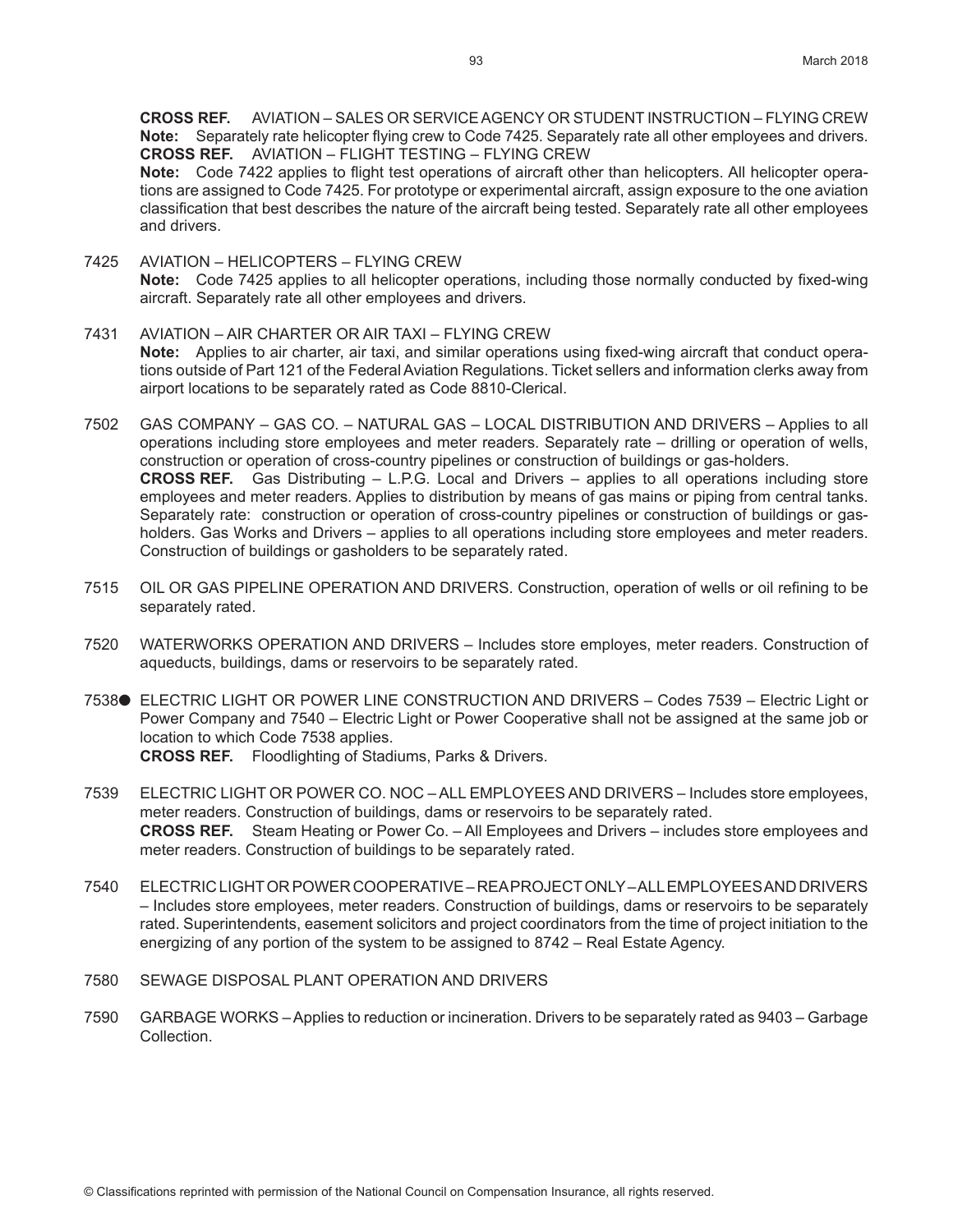**CROSS REF.** AVIATION – SALES OR SERVICE AGENCY OR STUDENT INSTRUCTION – FLYING CREW
**Note:** Separately rate helicopter flying crew to Code 7425. Separately rate all other employees and drivers.
**CROSS REF.** AVIATION – FLIGHT TESTING – FLYING CREW
**Note:** Code 7422 applies to flight test operations of aircraft other than helicopters. All helicopter operations are assigned to Code 7425. For prototype or experimental aircraft, assign exposure to the one aviation classification that best describes the nature of the aircraft being tested. Separately rate all other employees and drivers.

7425 AVIATION – HELICOPTERS – FLYING CREW
**Note:** Code 7425 applies to all helicopter operations, including those normally conducted by fixed-wing aircraft. Separately rate all other employees and drivers.

7431 AVIATION – AIR CHARTER OR AIR TAXI – FLYING CREW
**Note:** Applies to air charter, air taxi, and similar operations using fixed-wing aircraft that conduct operations outside of Part 121 of the Federal Aviation Regulations. Ticket sellers and information clerks away from airport locations to be separately rated as Code 8810-Clerical.

7502 GAS COMPANY – GAS CO. – NATURAL GAS – LOCAL DISTRIBUTION AND DRIVERS – Applies to all operations including store employees and meter readers. Separately rate – drilling or operation of wells, construction or operation of cross-country pipelines or construction of buildings or gas-holders.
**CROSS REF.** Gas Distributing – L.P.G. Local and Drivers – applies to all operations including store employees and meter readers. Applies to distribution by means of gas mains or piping from central tanks. Separately rate: construction or operation of cross-country pipelines or construction of buildings or gas-holders. Gas Works and Drivers – applies to all operations including store employees and meter readers. Construction of buildings or gasholders to be separately rated.

7515 OIL OR GAS PIPELINE OPERATION AND DRIVERS. Construction, operation of wells or oil refining to be separately rated.

7520 WATERWORKS OPERATION AND DRIVERS – Includes store employes, meter readers. Construction of aqueducts, buildings, dams or reservoirs to be separately rated.

7538● ELECTRIC LIGHT OR POWER LINE CONSTRUCTION AND DRIVERS – Codes 7539 – Electric Light or Power Company and 7540 – Electric Light or Power Cooperative shall not be assigned at the same job or location to which Code 7538 applies.
**CROSS REF.** Floodlighting of Stadiums, Parks & Drivers.

7539 ELECTRIC LIGHT OR POWER CO. NOC – ALL EMPLOYEES AND DRIVERS – Includes store employees, meter readers. Construction of buildings, dams or reservoirs to be separately rated.
**CROSS REF.** Steam Heating or Power Co. – All Employees and Drivers – includes store employees and meter readers. Construction of buildings to be separately rated.

7540 ELECTRIC LIGHT OR POWER COOPERATIVE – REA PROJECT ONLY – ALL EMPLOYEES AND DRIVERS – Includes store employees, meter readers. Construction of buildings, dams or reservoirs to be separately rated. Superintendents, easement solicitors and project coordinators from the time of project initiation to the energizing of any portion of the system to be assigned to 8742 – Real Estate Agency.

7580 SEWAGE DISPOSAL PLANT OPERATION AND DRIVERS

7590 GARBAGE WORKS – Applies to reduction or incineration. Drivers to be separately rated as 9403 – Garbage Collection.

© Classifications reprinted with permission of the National Council on Compensation Insurance, all rights reserved.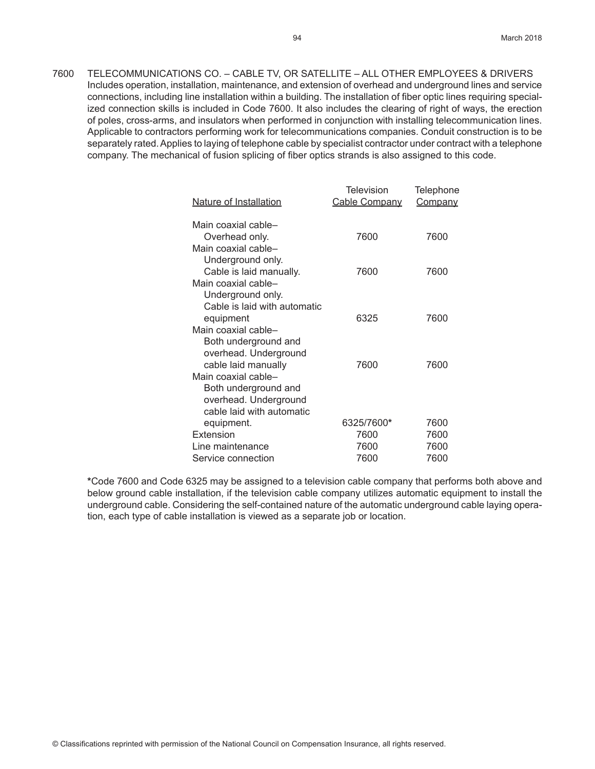7600 TELECOMMUNICATIONS CO. – CABLE TV, OR SATELLITE – ALL OTHER EMPLOYEES & DRIVERS

Includes operation, installation, maintenance, and extension of overhead and underground lines and service connections, including line installation within a building. The installation of fiber optic lines requiring specialized connection skills is included in Code 7600. It also includes the clearing of right of ways, the erection of poles, cross-arms, and insulators when performed in conjunction with installing telecommunication lines. Applicable to contractors performing work for telecommunications companies. Conduit construction is to be separately rated. Applies to laying of telephone cable by specialist contractor under contract with a telephone company. The mechanical of fusion splicing of fiber optics strands is also assigned to this code.

| Nature of Installation | Television Cable Company | Telephone Company |
|---|---|---|
| Main coaxial cable– Overhead only. | 7600 | 7600 |
| Main coaxial cable– Underground only. Cable is laid manually. | 7600 | 7600 |
| Main coaxial cable– Underground only. Cable is laid with automatic equipment | 6325 | 7600 |
| Main coaxial cable– Both underground and overhead. Underground cable laid manually | 7600 | 7600 |
| Main coaxial cable– Both underground and overhead. Underground cable laid with automatic equipment. | 6325/7600* | 7600 |
| Extension | 7600 | 7600 |
| Line maintenance | 7600 | 7600 |
| Service connection | 7600 | 7600 |

**\***Code 7600 and Code 6325 may be assigned to a television cable company that performs both above and below ground cable installation, if the television cable company utilizes automatic equipment to install the underground cable. Considering the self-contained nature of the automatic underground cable laying operation, each type of cable installation is viewed as a separate job or location.

© Classifications reprinted with permission of the National Council on Compensation Insurance, all rights reserved.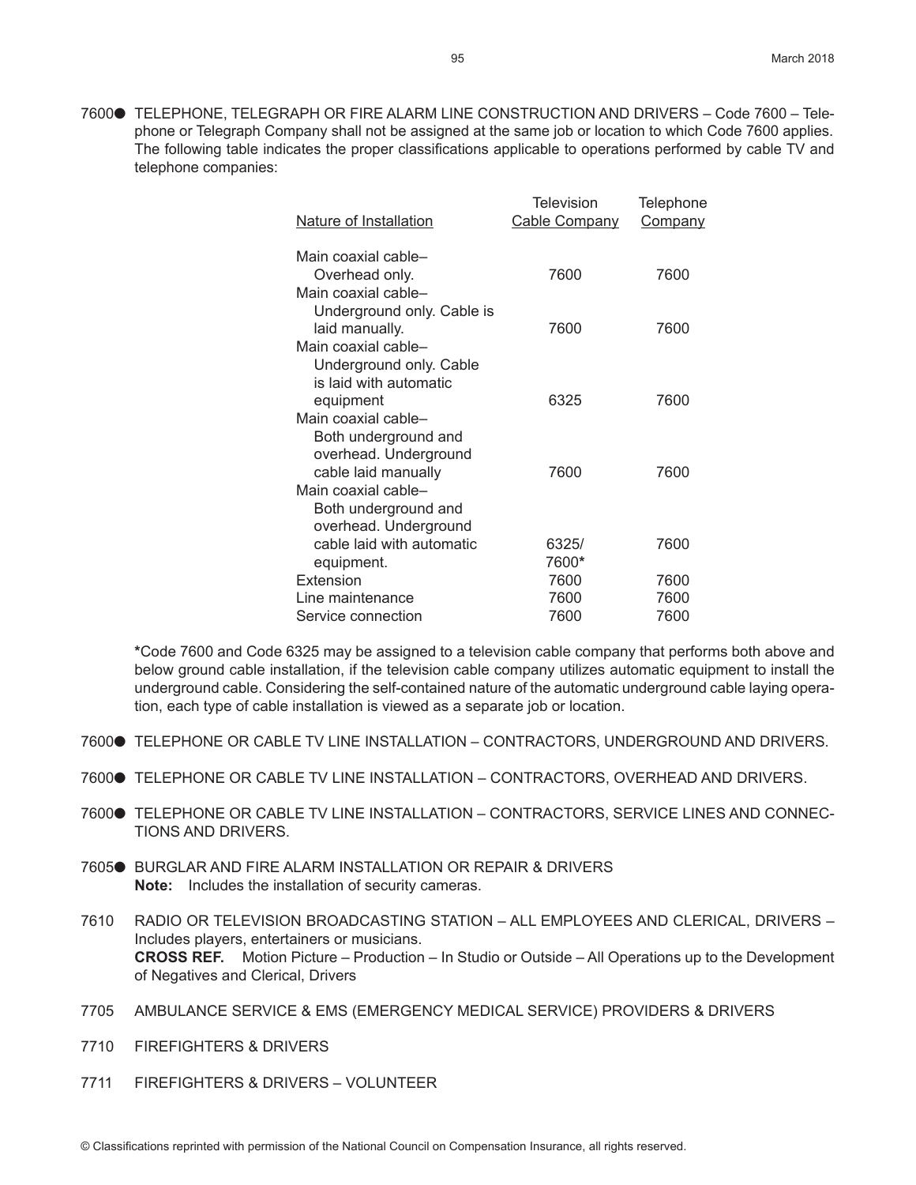7600● TELEPHONE, TELEGRAPH OR FIRE ALARM LINE CONSTRUCTION AND DRIVERS – Code 7600 – Telephone or Telegraph Company shall not be assigned at the same job or location to which Code 7600 applies. The following table indicates the proper classifications applicable to operations performed by cable TV and telephone companies:

| Nature of Installation | Television Cable Company | Telephone Company |
|---|---|---|
| Main coaxial cable– Overhead only. | 7600 | 7600 |
| Main coaxial cable– Underground only. Cable is laid manually. | 7600 | 7600 |
| Main coaxial cable– Underground only. Cable is laid with automatic equipment | 6325 | 7600 |
| Main coaxial cable– Both underground and overhead. Underground cable laid manually | 7600 | 7600 |
| Main coaxial cable– Both underground and overhead. Underground cable laid with automatic equipment. | 6325/ 7600* | 7600 |
| Extension | 7600 | 7600 |
| Line maintenance | 7600 | 7600 |
| Service connection | 7600 | 7600 |

**\***Code 7600 and Code 6325 may be assigned to a television cable company that performs both above and below ground cable installation, if the television cable company utilizes automatic equipment to install the underground cable. Considering the self-contained nature of the automatic underground cable laying operation, each type of cable installation is viewed as a separate job or location.

7600● TELEPHONE OR CABLE TV LINE INSTALLATION – CONTRACTORS, UNDERGROUND AND DRIVERS.

7600● TELEPHONE OR CABLE TV LINE INSTALLATION – CONTRACTORS, OVERHEAD AND DRIVERS.

7600● TELEPHONE OR CABLE TV LINE INSTALLATION – CONTRACTORS, SERVICE LINES AND CONNECTIONS AND DRIVERS.

7605● BURGLAR AND FIRE ALARM INSTALLATION OR REPAIR & DRIVERS
**Note:** Includes the installation of security cameras.

7610 RADIO OR TELEVISION BROADCASTING STATION – ALL EMPLOYEES AND CLERICAL, DRIVERS – Includes players, entertainers or musicians.
**CROSS REF.** Motion Picture – Production – In Studio or Outside – All Operations up to the Development of Negatives and Clerical, Drivers

7705 AMBULANCE SERVICE & EMS (EMERGENCY MEDICAL SERVICE) PROVIDERS & DRIVERS

7710 FIREFIGHTERS & DRIVERS

7711 FIREFIGHTERS & DRIVERS – VOLUNTEER

© Classifications reprinted with permission of the National Council on Compensation Insurance, all rights reserved.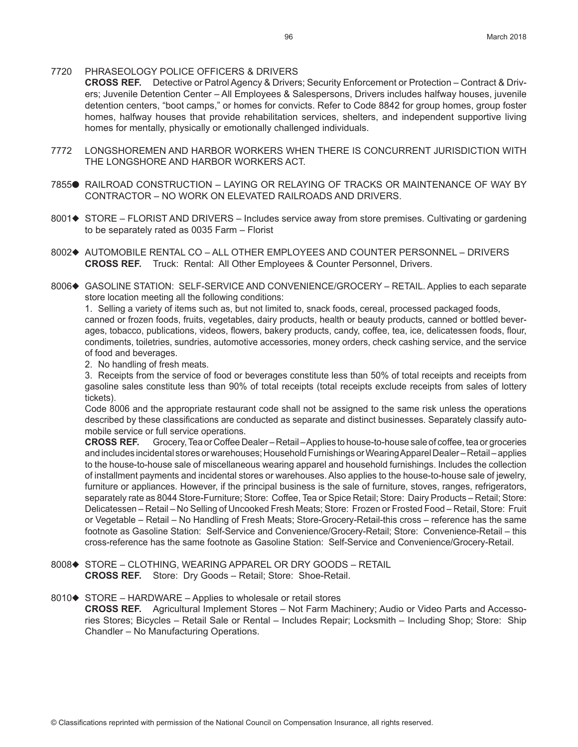7720 PHRASEOLOGY POLICE OFFICERS & DRIVERS
**CROSS REF.** Detective or Patrol Agency & Drivers; Security Enforcement or Protection – Contract & Drivers; Juvenile Detention Center – All Employees & Salespersons, Drivers includes halfway houses, juvenile detention centers, "boot camps," or homes for convicts. Refer to Code 8842 for group homes, group foster homes, halfway houses that provide rehabilitation services, shelters, and independent supportive living homes for mentally, physically or emotionally challenged individuals.

7772 LONGSHOREMEN AND HARBOR WORKERS WHEN THERE IS CONCURRENT JURISDICTION WITH THE LONGSHORE AND HARBOR WORKERS ACT.

7855● RAILROAD CONSTRUCTION – LAYING OR RELAYING OF TRACKS OR MAINTENANCE OF WAY BY CONTRACTOR – NO WORK ON ELEVATED RAILROADS AND DRIVERS.

8001◆ STORE – FLORIST AND DRIVERS – Includes service away from store premises. Cultivating or gardening to be separately rated as 0035 Farm – Florist

8002◆ AUTOMOBILE RENTAL CO – ALL OTHER EMPLOYEES AND COUNTER PERSONNEL – DRIVERS
**CROSS REF.** Truck: Rental: All Other Employees & Counter Personnel, Drivers.

8006◆ GASOLINE STATION: SELF-SERVICE AND CONVENIENCE/GROCERY – RETAIL. Applies to each separate store location meeting all the following conditions:

1. Selling a variety of items such as, but not limited to, snack foods, cereal, processed packaged foods, canned or frozen foods, fruits, vegetables, dairy products, health or beauty products, canned or bottled beverages, tobacco, publications, videos, flowers, bakery products, candy, coffee, tea, ice, delicatessen foods, flour, condiments, toiletries, sundries, automotive accessories, money orders, check cashing service, and the service of food and beverages.
2. No handling of fresh meats.
3. Receipts from the service of food or beverages constitute less than 50% of total receipts and receipts from gasoline sales constitute less than 90% of total receipts (total receipts exclude receipts from sales of lottery tickets).

Code 8006 and the appropriate restaurant code shall not be assigned to the same risk unless the operations described by these classifications are conducted as separate and distinct businesses. Separately classify automobile service or full service operations.

**CROSS REF.** Grocery, Tea or Coffee Dealer – Retail – Applies to house-to-house sale of coffee, tea or groceries and includes incidental stores or warehouses; Household Furnishings or Wearing Apparel Dealer – Retail – applies to the house-to-house sale of miscellaneous wearing apparel and household furnishings. Includes the collection of installment payments and incidental stores or warehouses. Also applies to the house-to-house sale of jewelry, furniture or appliances. However, if the principal business is the sale of furniture, stoves, ranges, refrigerators, separately rate as 8044 Store-Furniture; Store: Coffee, Tea or Spice Retail; Store: Dairy Products – Retail; Store: Delicatessen – Retail – No Selling of Uncooked Fresh Meats; Store: Frozen or Frosted Food – Retail, Store: Fruit or Vegetable – Retail – No Handling of Fresh Meats; Store-Grocery-Retail-this cross – reference has the same footnote as Gasoline Station: Self-Service and Convenience/Grocery-Retail; Store: Convenience-Retail – this cross-reference has the same footnote as Gasoline Station: Self-Service and Convenience/Grocery-Retail.

8008◆ STORE – CLOTHING, WEARING APPAREL OR DRY GOODS – RETAIL
**CROSS REF.** Store: Dry Goods – Retail; Store: Shoe-Retail.

8010◆ STORE – HARDWARE – Applies to wholesale or retail stores
**CROSS REF.** Agricultural Implement Stores – Not Farm Machinery; Audio or Video Parts and Accessories Stores; Bicycles – Retail Sale or Rental – Includes Repair; Locksmith – Including Shop; Store: Ship Chandler – No Manufacturing Operations.

© Classifications reprinted with permission of the National Council on Compensation Insurance, all rights reserved.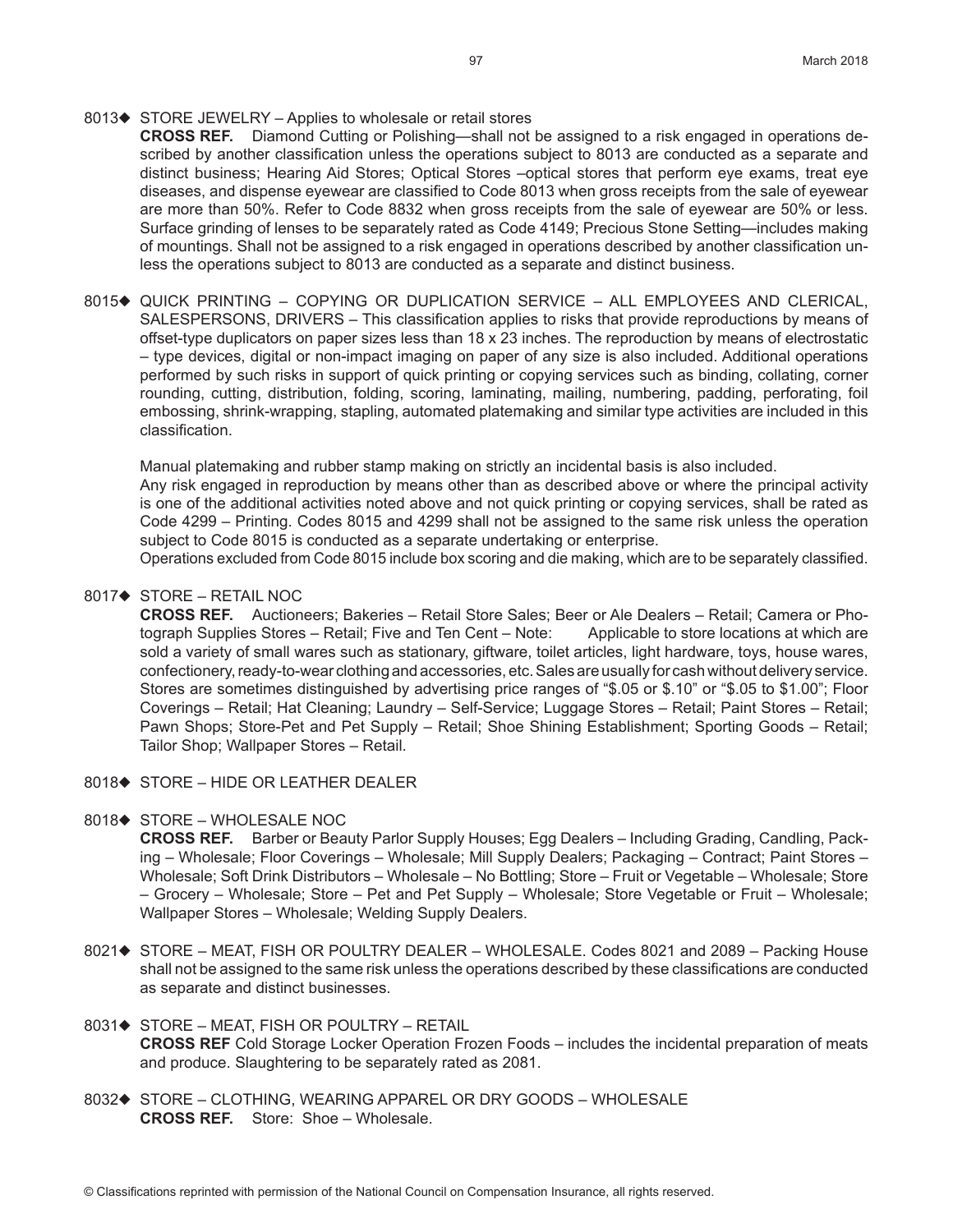8013◆ STORE JEWELRY – Applies to wholesale or retail stores

**CROSS REF.** Diamond Cutting or Polishing—shall not be assigned to a risk engaged in operations described by another classification unless the operations subject to 8013 are conducted as a separate and distinct business; Hearing Aid Stores; Optical Stores –optical stores that perform eye exams, treat eye diseases, and dispense eyewear are classified to Code 8013 when gross receipts from the sale of eyewear are more than 50%. Refer to Code 8832 when gross receipts from the sale of eyewear are 50% or less. Surface grinding of lenses to be separately rated as Code 4149; Precious Stone Setting—includes making of mountings. Shall not be assigned to a risk engaged in operations described by another classification unless the operations subject to 8013 are conducted as a separate and distinct business.

8015◆ QUICK PRINTING – COPYING OR DUPLICATION SERVICE – ALL EMPLOYEES AND CLERICAL, SALESPERSONS, DRIVERS – This classification applies to risks that provide reproductions by means of offset-type duplicators on paper sizes less than 18 x 23 inches. The reproduction by means of electrostatic – type devices, digital or non-impact imaging on paper of any size is also included. Additional operations performed by such risks in support of quick printing or copying services such as binding, collating, corner rounding, cutting, distribution, folding, scoring, laminating, mailing, numbering, padding, perforating, foil embossing, shrink-wrapping, stapling, automated platemaking and similar type activities are included in this classification.

Manual platemaking and rubber stamp making on strictly an incidental basis is also included.

Any risk engaged in reproduction by means other than as described above or where the principal activity is one of the additional activities noted above and not quick printing or copying services, shall be rated as Code 4299 – Printing. Codes 8015 and 4299 shall not be assigned to the same risk unless the operation subject to Code 8015 is conducted as a separate undertaking or enterprise.

Operations excluded from Code 8015 include box scoring and die making, which are to be separately classified.

8017◆ STORE – RETAIL NOC

**CROSS REF.** Auctioneers; Bakeries – Retail Store Sales; Beer or Ale Dealers – Retail; Camera or Photograph Supplies Stores – Retail; Five and Ten Cent – Note: Applicable to store locations at which are sold a variety of small wares such as stationary, giftware, toilet articles, light hardware, toys, house wares, confectionery, ready-to-wear clothing and accessories, etc. Sales are usually for cash without delivery service. Stores are sometimes distinguished by advertising price ranges of "$.05 or $.10" or "$.05 to $1.00"; Floor Coverings – Retail; Hat Cleaning; Laundry – Self-Service; Luggage Stores – Retail; Paint Stores – Retail; Pawn Shops; Store-Pet and Pet Supply – Retail; Shoe Shining Establishment; Sporting Goods – Retail; Tailor Shop; Wallpaper Stores – Retail.

8018◆ STORE – HIDE OR LEATHER DEALER

8018◆ STORE – WHOLESALE NOC

**CROSS REF.** Barber or Beauty Parlor Supply Houses; Egg Dealers – Including Grading, Candling, Packing – Wholesale; Floor Coverings – Wholesale; Mill Supply Dealers; Packaging – Contract; Paint Stores – Wholesale; Soft Drink Distributors – Wholesale – No Bottling; Store – Fruit or Vegetable – Wholesale; Store – Grocery – Wholesale; Store – Pet and Pet Supply – Wholesale; Store Vegetable or Fruit – Wholesale; Wallpaper Stores – Wholesale; Welding Supply Dealers.

8021◆ STORE – MEAT, FISH OR POULTRY DEALER – WHOLESALE. Codes 8021 and 2089 – Packing House shall not be assigned to the same risk unless the operations described by these classifications are conducted as separate and distinct businesses.

8031◆ STORE – MEAT, FISH OR POULTRY – RETAIL

**CROSS REF** Cold Storage Locker Operation Frozen Foods – includes the incidental preparation of meats and produce. Slaughtering to be separately rated as 2081.

8032◆ STORE – CLOTHING, WEARING APPAREL OR DRY GOODS – WHOLESALE

**CROSS REF.** Store: Shoe – Wholesale.

© Classifications reprinted with permission of the National Council on Compensation Insurance, all rights reserved.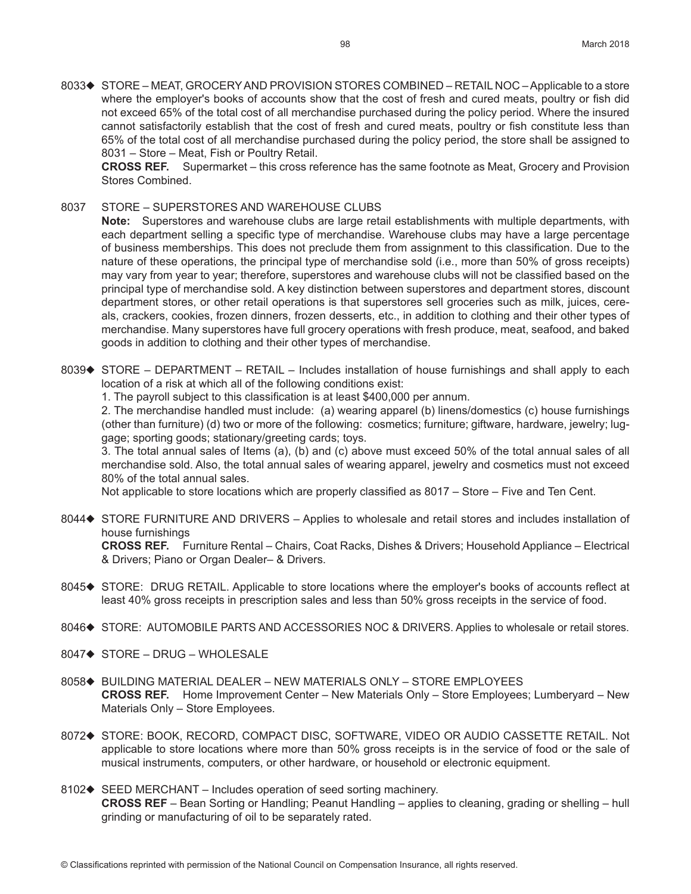8033◆ STORE – MEAT, GROCERY AND PROVISION STORES COMBINED – RETAIL NOC – Applicable to a store where the employer's books of accounts show that the cost of fresh and cured meats, poultry or fish did not exceed 65% of the total cost of all merchandise purchased during the policy period. Where the insured cannot satisfactorily establish that the cost of fresh and cured meats, poultry or fish constitute less than 65% of the total cost of all merchandise purchased during the policy period, the store shall be assigned to 8031 – Store – Meat, Fish or Poultry Retail.

**CROSS REF.** Supermarket – this cross reference has the same footnote as Meat, Grocery and Provision Stores Combined.

8037 STORE – SUPERSTORES AND WAREHOUSE CLUBS

**Note:** Superstores and warehouse clubs are large retail establishments with multiple departments, with each department selling a specific type of merchandise. Warehouse clubs may have a large percentage of business memberships. This does not preclude them from assignment to this classification. Due to the nature of these operations, the principal type of merchandise sold (i.e., more than 50% of gross receipts) may vary from year to year; therefore, superstores and warehouse clubs will not be classified based on the principal type of merchandise sold. A key distinction between superstores and department stores, discount department stores, or other retail operations is that superstores sell groceries such as milk, juices, cereals, crackers, cookies, frozen dinners, frozen desserts, etc., in addition to clothing and their other types of merchandise. Many superstores have full grocery operations with fresh produce, meat, seafood, and baked goods in addition to clothing and their other types of merchandise.

8039◆ STORE – DEPARTMENT – RETAIL – Includes installation of house furnishings and shall apply to each location of a risk at which all of the following conditions exist:

1. The payroll subject to this classification is at least $400,000 per annum.

2. The merchandise handled must include: (a) wearing apparel (b) linens/domestics (c) house furnishings (other than furniture) (d) two or more of the following: cosmetics; furniture; giftware, hardware, jewelry; luggage; sporting goods; stationary/greeting cards; toys.

3. The total annual sales of Items (a), (b) and (c) above must exceed 50% of the total annual sales of all merchandise sold. Also, the total annual sales of wearing apparel, jewelry and cosmetics must not exceed 80% of the total annual sales.

Not applicable to store locations which are properly classified as 8017 – Store – Five and Ten Cent.

8044◆ STORE FURNITURE AND DRIVERS – Applies to wholesale and retail stores and includes installation of house furnishings

**CROSS REF.** Furniture Rental – Chairs, Coat Racks, Dishes & Drivers; Household Appliance – Electrical & Drivers; Piano or Organ Dealer– & Drivers.

8045◆ STORE: DRUG RETAIL. Applicable to store locations where the employer's books of accounts reflect at least 40% gross receipts in prescription sales and less than 50% gross receipts in the service of food.

8046◆ STORE: AUTOMOBILE PARTS AND ACCESSORIES NOC & DRIVERS. Applies to wholesale or retail stores.

8047◆ STORE – DRUG – WHOLESALE

8058◆ BUILDING MATERIAL DEALER – NEW MATERIALS ONLY – STORE EMPLOYEES

**CROSS REF.** Home Improvement Center – New Materials Only – Store Employees; Lumberyard – New Materials Only – Store Employees.

8072◆ STORE: BOOK, RECORD, COMPACT DISC, SOFTWARE, VIDEO OR AUDIO CASSETTE RETAIL. Not applicable to store locations where more than 50% gross receipts is in the service of food or the sale of musical instruments, computers, or other hardware, or household or electronic equipment.

8102◆ SEED MERCHANT – Includes operation of seed sorting machinery.

**CROSS REF** – Bean Sorting or Handling; Peanut Handling – applies to cleaning, grading or shelling – hull grinding or manufacturing of oil to be separately rated.

© Classifications reprinted with permission of the National Council on Compensation Insurance, all rights reserved.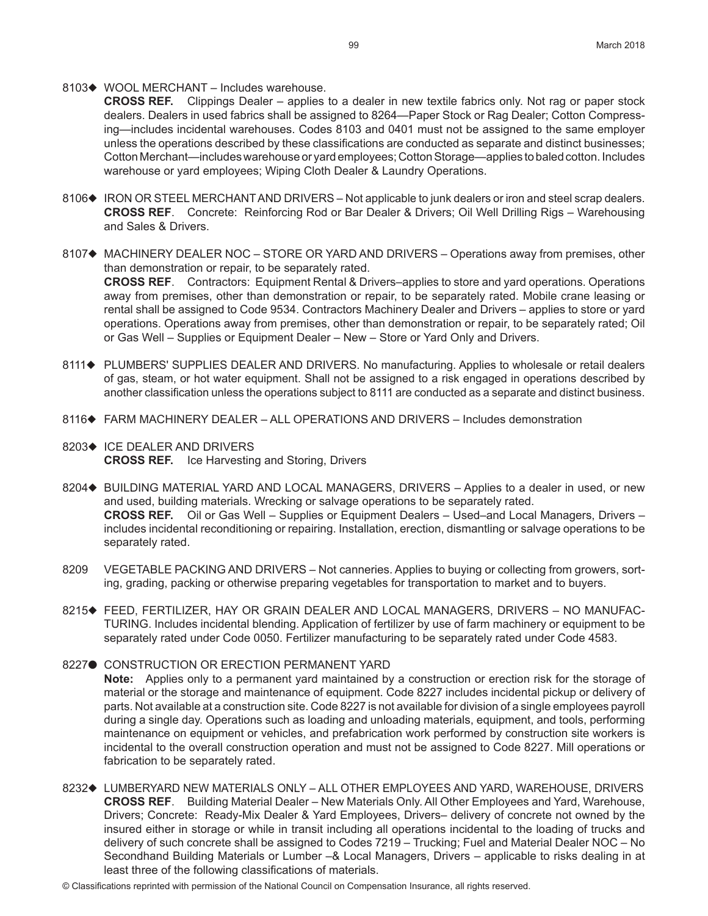8103◆ WOOL MERCHANT – Includes warehouse.
**CROSS REF.** Clippings Dealer – applies to a dealer in new textile fabrics only. Not rag or paper stock dealers. Dealers in used fabrics shall be assigned to 8264—Paper Stock or Rag Dealer; Cotton Compressing—includes incidental warehouses. Codes 8103 and 0401 must not be assigned to the same employer unless the operations described by these classifications are conducted as separate and distinct businesses; Cotton Merchant—includes warehouse or yard employees; Cotton Storage—applies to baled cotton. Includes warehouse or yard employees; Wiping Cloth Dealer & Laundry Operations.

8106◆ IRON OR STEEL MERCHANT AND DRIVERS – Not applicable to junk dealers or iron and steel scrap dealers.
**CROSS REF**. Concrete: Reinforcing Rod or Bar Dealer & Drivers; Oil Well Drilling Rigs – Warehousing and Sales & Drivers.

8107◆ MACHINERY DEALER NOC – STORE OR YARD AND DRIVERS – Operations away from premises, other than demonstration or repair, to be separately rated.
**CROSS REF**. Contractors: Equipment Rental & Drivers–applies to store and yard operations. Operations away from premises, other than demonstration or repair, to be separately rated. Mobile crane leasing or rental shall be assigned to Code 9534. Contractors Machinery Dealer and Drivers – applies to store or yard operations. Operations away from premises, other than demonstration or repair, to be separately rated; Oil or Gas Well – Supplies or Equipment Dealer – New – Store or Yard Only and Drivers.

8111◆ PLUMBERS' SUPPLIES DEALER AND DRIVERS. No manufacturing. Applies to wholesale or retail dealers of gas, steam, or hot water equipment. Shall not be assigned to a risk engaged in operations described by another classification unless the operations subject to 8111 are conducted as a separate and distinct business.

8116◆ FARM MACHINERY DEALER – ALL OPERATIONS AND DRIVERS – Includes demonstration

8203◆ ICE DEALER AND DRIVERS
**CROSS REF.** Ice Harvesting and Storing, Drivers

8204◆ BUILDING MATERIAL YARD AND LOCAL MANAGERS, DRIVERS – Applies to a dealer in used, or new and used, building materials. Wrecking or salvage operations to be separately rated.
**CROSS REF.** Oil or Gas Well – Supplies or Equipment Dealers – Used–and Local Managers, Drivers – includes incidental reconditioning or repairing. Installation, erection, dismantling or salvage operations to be separately rated.

8209 VEGETABLE PACKING AND DRIVERS – Not canneries. Applies to buying or collecting from growers, sorting, grading, packing or otherwise preparing vegetables for transportation to market and to buyers.

8215◆ FEED, FERTILIZER, HAY OR GRAIN DEALER AND LOCAL MANAGERS, DRIVERS – NO MANUFACTURING. Includes incidental blending. Application of fertilizer by use of farm machinery or equipment to be separately rated under Code 0050. Fertilizer manufacturing to be separately rated under Code 4583.

8227● CONSTRUCTION OR ERECTION PERMANENT YARD
**Note:** Applies only to a permanent yard maintained by a construction or erection risk for the storage of material or the storage and maintenance of equipment. Code 8227 includes incidental pickup or delivery of parts. Not available at a construction site. Code 8227 is not available for division of a single employees payroll during a single day. Operations such as loading and unloading materials, equipment, and tools, performing maintenance on equipment or vehicles, and prefabrication work performed by construction site workers is incidental to the overall construction operation and must not be assigned to Code 8227. Mill operations or fabrication to be separately rated.

8232◆ LUMBERYARD NEW MATERIALS ONLY – ALL OTHER EMPLOYEES AND YARD, WAREHOUSE, DRIVERS
**CROSS REF**. Building Material Dealer – New Materials Only. All Other Employees and Yard, Warehouse, Drivers; Concrete: Ready-Mix Dealer & Yard Employees, Drivers– delivery of concrete not owned by the insured either in storage or while in transit including all operations incidental to the loading of trucks and delivery of such concrete shall be assigned to Codes 7219 – Trucking; Fuel and Material Dealer NOC – No Secondhand Building Materials or Lumber –& Local Managers, Drivers – applicable to risks dealing in at least three of the following classifications of materials.

© Classifications reprinted with permission of the National Council on Compensation Insurance, all rights reserved.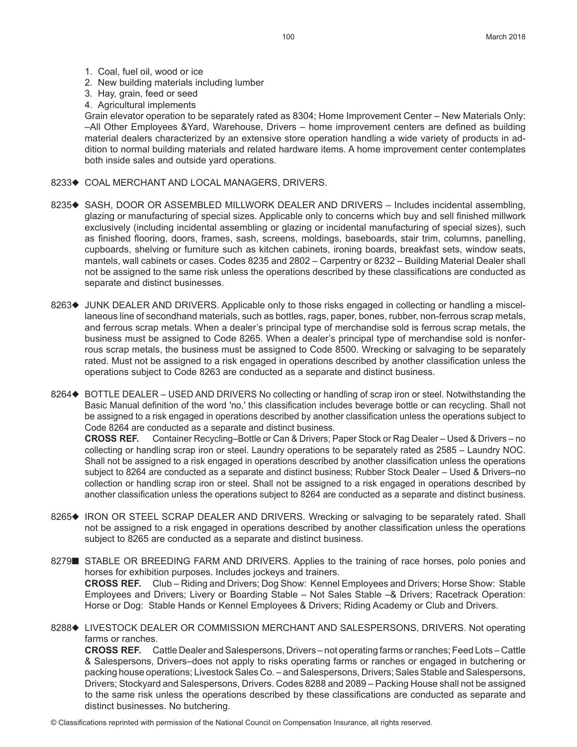1. Coal, fuel oil, wood or ice
2. New building materials including lumber
3. Hay, grain, feed or seed
4. Agricultural implements

Grain elevator operation to be separately rated as 8304; Home Improvement Center – New Materials Only: –All Other Employees &Yard, Warehouse, Drivers – home improvement centers are defined as building material dealers characterized by an extensive store operation handling a wide variety of products in addition to normal building materials and related hardware items. A home improvement center contemplates both inside sales and outside yard operations.

8233◆ COAL MERCHANT AND LOCAL MANAGERS, DRIVERS.

8235◆ SASH, DOOR OR ASSEMBLED MILLWORK DEALER AND DRIVERS – Includes incidental assembling, glazing or manufacturing of special sizes. Applicable only to concerns which buy and sell finished millwork exclusively (including incidental assembling or glazing or incidental manufacturing of special sizes), such as finished flooring, doors, frames, sash, screens, moldings, baseboards, stair trim, columns, panelling, cupboards, shelving or furniture such as kitchen cabinets, ironing boards, breakfast sets, window seats, mantels, wall cabinets or cases. Codes 8235 and 2802 – Carpentry or 8232 – Building Material Dealer shall not be assigned to the same risk unless the operations described by these classifications are conducted as separate and distinct businesses.

8263◆ JUNK DEALER AND DRIVERS. Applicable only to those risks engaged in collecting or handling a miscellaneous line of secondhand materials, such as bottles, rags, paper, bones, rubber, non-ferrous scrap metals, and ferrous scrap metals. When a dealer's principal type of merchandise sold is ferrous scrap metals, the business must be assigned to Code 8265. When a dealer's principal type of merchandise sold is nonferrous scrap metals, the business must be assigned to Code 8500. Wrecking or salvaging to be separately rated. Must not be assigned to a risk engaged in operations described by another classification unless the operations subject to Code 8263 are conducted as a separate and distinct business.

8264◆ BOTTLE DEALER – USED AND DRIVERS No collecting or handling of scrap iron or steel. Notwithstanding the Basic Manual definition of the word 'no,' this classification includes beverage bottle or can recycling. Shall not be assigned to a risk engaged in operations described by another classification unless the operations subject to Code 8264 are conducted as a separate and distinct business.

**CROSS REF.** Container Recycling–Bottle or Can & Drivers; Paper Stock or Rag Dealer – Used & Drivers – no collecting or handling scrap iron or steel. Laundry operations to be separately rated as 2585 – Laundry NOC. Shall not be assigned to a risk engaged in operations described by another classification unless the operations subject to 8264 are conducted as a separate and distinct business; Rubber Stock Dealer – Used & Drivers–no collection or handling scrap iron or steel. Shall not be assigned to a risk engaged in operations described by another classification unless the operations subject to 8264 are conducted as a separate and distinct business.

8265◆ IRON OR STEEL SCRAP DEALER AND DRIVERS. Wrecking or salvaging to be separately rated. Shall not be assigned to a risk engaged in operations described by another classification unless the operations subject to 8265 are conducted as a separate and distinct business.

8279■ STABLE OR BREEDING FARM AND DRIVERS. Applies to the training of race horses, polo ponies and horses for exhibition purposes. Includes jockeys and trainers.

**CROSS REF.** Club – Riding and Drivers; Dog Show: Kennel Employees and Drivers; Horse Show: Stable Employees and Drivers; Livery or Boarding Stable – Not Sales Stable –& Drivers; Racetrack Operation: Horse or Dog: Stable Hands or Kennel Employees & Drivers; Riding Academy or Club and Drivers.

8288◆ LIVESTOCK DEALER OR COMMISSION MERCHANT AND SALESPERSONS, DRIVERS. Not operating farms or ranches.

**CROSS REF.** Cattle Dealer and Salespersons, Drivers – not operating farms or ranches; Feed Lots – Cattle & Salespersons, Drivers–does not apply to risks operating farms or ranches or engaged in butchering or packing house operations; Livestock Sales Co. – and Salespersons, Drivers; Sales Stable and Salespersons, Drivers; Stockyard and Salespersons, Drivers. Codes 8288 and 2089 – Packing House shall not be assigned to the same risk unless the operations described by these classifications are conducted as separate and distinct businesses. No butchering.

© Classifications reprinted with permission of the National Council on Compensation Insurance, all rights reserved.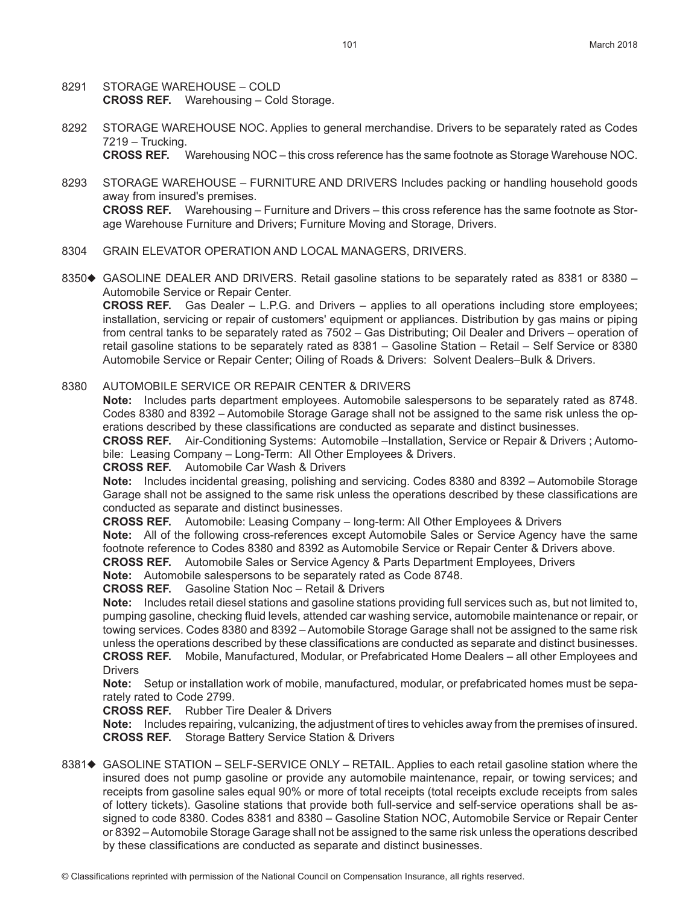8291 STORAGE WAREHOUSE – COLD
**CROSS REF.** Warehousing – Cold Storage.

8292 STORAGE WAREHOUSE NOC. Applies to general merchandise. Drivers to be separately rated as Codes 7219 – Trucking.
**CROSS REF.** Warehousing NOC – this cross reference has the same footnote as Storage Warehouse NOC.

8293 STORAGE WAREHOUSE – FURNITURE AND DRIVERS Includes packing or handling household goods away from insured's premises.
**CROSS REF.** Warehousing – Furniture and Drivers – this cross reference has the same footnote as Storage Warehouse Furniture and Drivers; Furniture Moving and Storage, Drivers.

8304 GRAIN ELEVATOR OPERATION AND LOCAL MANAGERS, DRIVERS.

8350◆ GASOLINE DEALER AND DRIVERS. Retail gasoline stations to be separately rated as 8381 or 8380 – Automobile Service or Repair Center.
**CROSS REF.** Gas Dealer – L.P.G. and Drivers – applies to all operations including store employees; installation, servicing or repair of customers' equipment or appliances. Distribution by gas mains or piping from central tanks to be separately rated as 7502 – Gas Distributing; Oil Dealer and Drivers – operation of retail gasoline stations to be separately rated as 8381 – Gasoline Station – Retail – Self Service or 8380 Automobile Service or Repair Center; Oiling of Roads & Drivers: Solvent Dealers–Bulk & Drivers.

8380 AUTOMOBILE SERVICE OR REPAIR CENTER & DRIVERS
**Note:** Includes parts department employees. Automobile salespersons to be separately rated as 8748. Codes 8380 and 8392 – Automobile Storage Garage shall not be assigned to the same risk unless the operations described by these classifications are conducted as separate and distinct businesses.
**CROSS REF.** Air-Conditioning Systems: Automobile –Installation, Service or Repair & Drivers ; Automobile: Leasing Company – Long-Term: All Other Employees & Drivers.
**CROSS REF.** Automobile Car Wash & Drivers
**Note:** Includes incidental greasing, polishing and servicing. Codes 8380 and 8392 – Automobile Storage Garage shall not be assigned to the same risk unless the operations described by these classifications are conducted as separate and distinct businesses.
**CROSS REF.** Automobile: Leasing Company – long-term: All Other Employees & Drivers
**Note:** All of the following cross-references except Automobile Sales or Service Agency have the same footnote reference to Codes 8380 and 8392 as Automobile Service or Repair Center & Drivers above.
**CROSS REF.** Automobile Sales or Service Agency & Parts Department Employees, Drivers
**Note:** Automobile salespersons to be separately rated as Code 8748.
**CROSS REF.** Gasoline Station Noc – Retail & Drivers
**Note:** Includes retail diesel stations and gasoline stations providing full services such as, but not limited to, pumping gasoline, checking fluid levels, attended car washing service, automobile maintenance or repair, or towing services. Codes 8380 and 8392 – Automobile Storage Garage shall not be assigned to the same risk unless the operations described by these classifications are conducted as separate and distinct businesses.
**CROSS REF.** Mobile, Manufactured, Modular, or Prefabricated Home Dealers – all other Employees and Drivers
**Note:** Setup or installation work of mobile, manufactured, modular, or prefabricated homes must be separately rated to Code 2799.
**CROSS REF.** Rubber Tire Dealer & Drivers
**Note:** Includes repairing, vulcanizing, the adjustment of tires to vehicles away from the premises of insured.
**CROSS REF.** Storage Battery Service Station & Drivers

8381◆ GASOLINE STATION – SELF-SERVICE ONLY – RETAIL. Applies to each retail gasoline station where the insured does not pump gasoline or provide any automobile maintenance, repair, or towing services; and receipts from gasoline sales equal 90% or more of total receipts (total receipts exclude receipts from sales of lottery tickets). Gasoline stations that provide both full-service and self-service operations shall be assigned to code 8380. Codes 8381 and 8380 – Gasoline Station NOC, Automobile Service or Repair Center or 8392 – Automobile Storage Garage shall not be assigned to the same risk unless the operations described by these classifications are conducted as separate and distinct businesses.

© Classifications reprinted with permission of the National Council on Compensation Insurance, all rights reserved.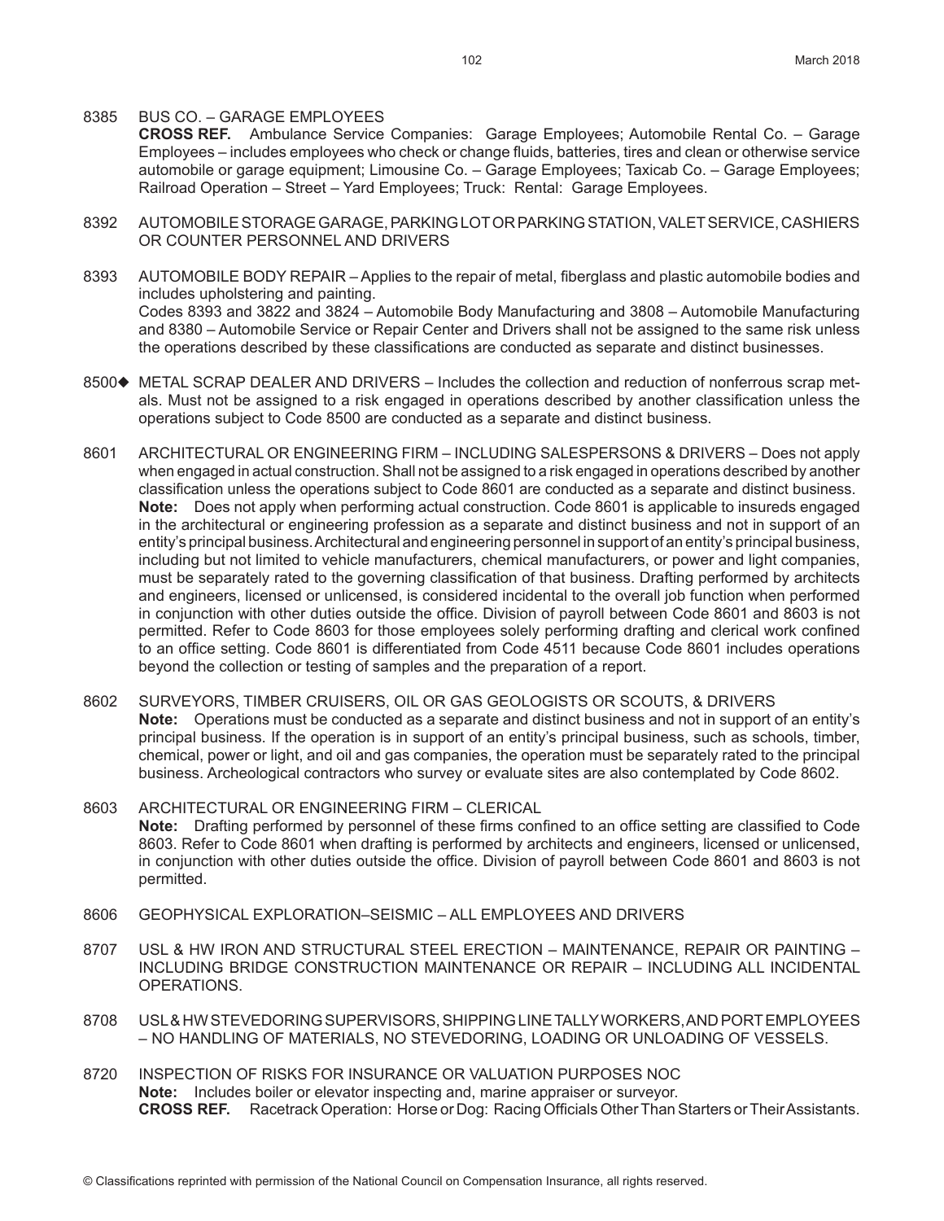8385 BUS CO. – GARAGE EMPLOYEES
**CROSS REF.** Ambulance Service Companies: Garage Employees; Automobile Rental Co. – Garage Employees – includes employees who check or change fluids, batteries, tires and clean or otherwise service automobile or garage equipment; Limousine Co. – Garage Employees; Taxicab Co. – Garage Employees; Railroad Operation – Street – Yard Employees; Truck: Rental: Garage Employees.

8392 AUTOMOBILE STORAGE GARAGE, PARKING LOT OR PARKING STATION, VALET SERVICE, CASHIERS OR COUNTER PERSONNEL AND DRIVERS

8393 AUTOMOBILE BODY REPAIR – Applies to the repair of metal, fiberglass and plastic automobile bodies and includes upholstering and painting.
Codes 8393 and 3822 and 3824 – Automobile Body Manufacturing and 3808 – Automobile Manufacturing and 8380 – Automobile Service or Repair Center and Drivers shall not be assigned to the same risk unless the operations described by these classifications are conducted as separate and distinct businesses.

8500◆ METAL SCRAP DEALER AND DRIVERS – Includes the collection and reduction of nonferrous scrap metals. Must not be assigned to a risk engaged in operations described by another classification unless the operations subject to Code 8500 are conducted as a separate and distinct business.

8601 ARCHITECTURAL OR ENGINEERING FIRM – INCLUDING SALESPERSONS & DRIVERS – Does not apply when engaged in actual construction. Shall not be assigned to a risk engaged in operations described by another classification unless the operations subject to Code 8601 are conducted as a separate and distinct business.
**Note:** Does not apply when performing actual construction. Code 8601 is applicable to insureds engaged in the architectural or engineering profession as a separate and distinct business and not in support of an entity's principal business. Architectural and engineering personnel in support of an entity's principal business, including but not limited to vehicle manufacturers, chemical manufacturers, or power and light companies, must be separately rated to the governing classification of that business. Drafting performed by architects and engineers, licensed or unlicensed, is considered incidental to the overall job function when performed in conjunction with other duties outside the office. Division of payroll between Code 8601 and 8603 is not permitted. Refer to Code 8603 for those employees solely performing drafting and clerical work confined to an office setting. Code 8601 is differentiated from Code 4511 because Code 8601 includes operations beyond the collection or testing of samples and the preparation of a report.

8602 SURVEYORS, TIMBER CRUISERS, OIL OR GAS GEOLOGISTS OR SCOUTS, & DRIVERS
**Note:** Operations must be conducted as a separate and distinct business and not in support of an entity's principal business. If the operation is in support of an entity's principal business, such as schools, timber, chemical, power or light, and oil and gas companies, the operation must be separately rated to the principal business. Archeological contractors who survey or evaluate sites are also contemplated by Code 8602.

8603 ARCHITECTURAL OR ENGINEERING FIRM – CLERICAL
**Note:** Drafting performed by personnel of these firms confined to an office setting are classified to Code 8603. Refer to Code 8601 when drafting is performed by architects and engineers, licensed or unlicensed, in conjunction with other duties outside the office. Division of payroll between Code 8601 and 8603 is not permitted.

8606 GEOPHYSICAL EXPLORATION–SEISMIC – ALL EMPLOYEES AND DRIVERS

8707 USL & HW IRON AND STRUCTURAL STEEL ERECTION – MAINTENANCE, REPAIR OR PAINTING – INCLUDING BRIDGE CONSTRUCTION MAINTENANCE OR REPAIR – INCLUDING ALL INCIDENTAL OPERATIONS.

8708 USL & HW STEVEDORING SUPERVISORS, SHIPPING LINE TALLY WORKERS, AND PORT EMPLOYEES – NO HANDLING OF MATERIALS, NO STEVEDORING, LOADING OR UNLOADING OF VESSELS.

8720 INSPECTION OF RISKS FOR INSURANCE OR VALUATION PURPOSES NOC
**Note:** Includes boiler or elevator inspecting and, marine appraiser or surveyor.
**CROSS REF.** Racetrack Operation: Horse or Dog: Racing Officials Other Than Starters or Their Assistants.

© Classifications reprinted with permission of the National Council on Compensation Insurance, all rights reserved.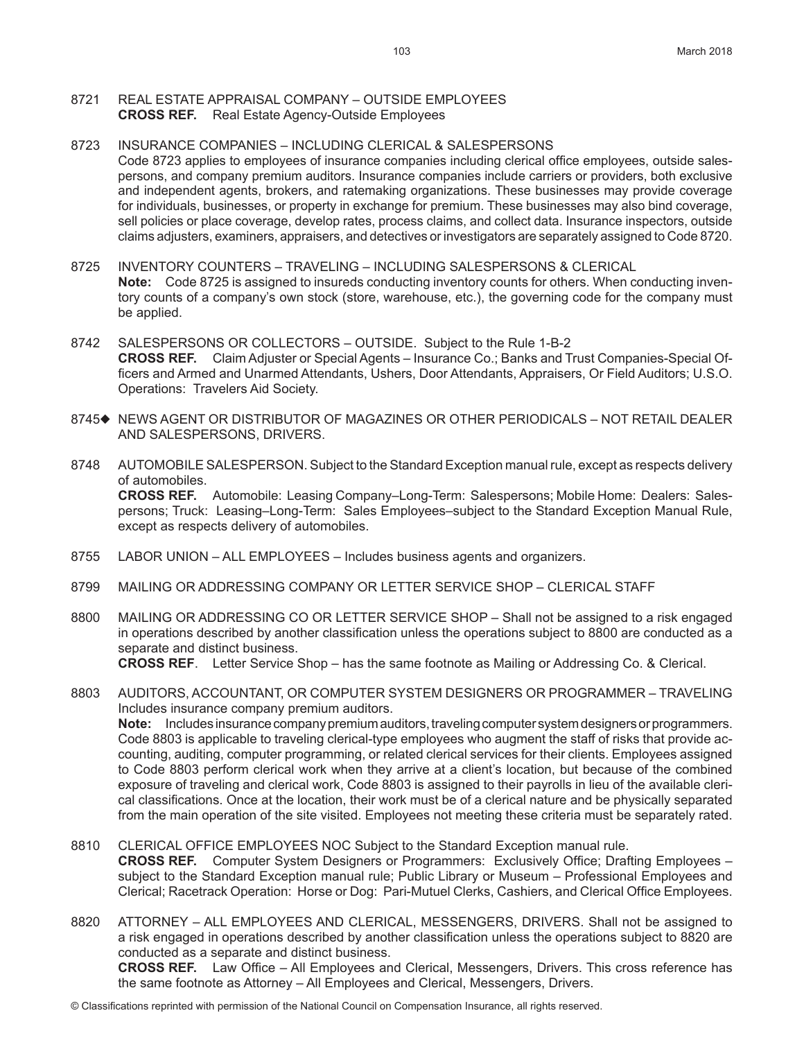8721 REAL ESTATE APPRAISAL COMPANY – OUTSIDE EMPLOYEES
**CROSS REF.** Real Estate Agency-Outside Employees

8723 INSURANCE COMPANIES – INCLUDING CLERICAL & SALESPERSONS
Code 8723 applies to employees of insurance companies including clerical office employees, outside salespersons, and company premium auditors. Insurance companies include carriers or providers, both exclusive and independent agents, brokers, and ratemaking organizations. These businesses may provide coverage for individuals, businesses, or property in exchange for premium. These businesses may also bind coverage, sell policies or place coverage, develop rates, process claims, and collect data. Insurance inspectors, outside claims adjusters, examiners, appraisers, and detectives or investigators are separately assigned to Code 8720.

8725 INVENTORY COUNTERS – TRAVELING – INCLUDING SALESPERSONS & CLERICAL
**Note:** Code 8725 is assigned to insureds conducting inventory counts for others. When conducting inventory counts of a company's own stock (store, warehouse, etc.), the governing code for the company must be applied.

8742 SALESPERSONS OR COLLECTORS – OUTSIDE. Subject to the Rule 1-B-2
**CROSS REF.** Claim Adjuster or Special Agents – Insurance Co.; Banks and Trust Companies-Special Officers and Armed and Unarmed Attendants, Ushers, Door Attendants, Appraisers, Or Field Auditors; U.S.O. Operations: Travelers Aid Society.

8745◆ NEWS AGENT OR DISTRIBUTOR OF MAGAZINES OR OTHER PERIODICALS – NOT RETAIL DEALER AND SALESPERSONS, DRIVERS.

8748 AUTOMOBILE SALESPERSON. Subject to the Standard Exception manual rule, except as respects delivery of automobiles.
**CROSS REF.** Automobile: Leasing Company–Long-Term: Salespersons; Mobile Home: Dealers: Salespersons; Truck: Leasing–Long-Term: Sales Employees–subject to the Standard Exception Manual Rule, except as respects delivery of automobiles.

8755 LABOR UNION – ALL EMPLOYEES – Includes business agents and organizers.

8799 MAILING OR ADDRESSING COMPANY OR LETTER SERVICE SHOP – CLERICAL STAFF

8800 MAILING OR ADDRESSING CO OR LETTER SERVICE SHOP – Shall not be assigned to a risk engaged in operations described by another classification unless the operations subject to 8800 are conducted as a separate and distinct business.
**CROSS REF**. Letter Service Shop – has the same footnote as Mailing or Addressing Co. & Clerical.

8803 AUDITORS, ACCOUNTANT, OR COMPUTER SYSTEM DESIGNERS OR PROGRAMMER – TRAVELING
Includes insurance company premium auditors.
**Note:** Includes insurance company premium auditors, traveling computer system designers or programmers. Code 8803 is applicable to traveling clerical-type employees who augment the staff of risks that provide accounting, auditing, computer programming, or related clerical services for their clients. Employees assigned to Code 8803 perform clerical work when they arrive at a client's location, but because of the combined exposure of traveling and clerical work, Code 8803 is assigned to their payrolls in lieu of the available clerical classifications. Once at the location, their work must be of a clerical nature and be physically separated from the main operation of the site visited. Employees not meeting these criteria must be separately rated.

8810 CLERICAL OFFICE EMPLOYEES NOC Subject to the Standard Exception manual rule.
**CROSS REF.** Computer System Designers or Programmers: Exclusively Office; Drafting Employees – subject to the Standard Exception manual rule; Public Library or Museum – Professional Employees and Clerical; Racetrack Operation: Horse or Dog: Pari-Mutuel Clerks, Cashiers, and Clerical Office Employees.

8820 ATTORNEY – ALL EMPLOYEES AND CLERICAL, MESSENGERS, DRIVERS. Shall not be assigned to a risk engaged in operations described by another classification unless the operations subject to 8820 are conducted as a separate and distinct business.
**CROSS REF.** Law Office – All Employees and Clerical, Messengers, Drivers. This cross reference has the same footnote as Attorney – All Employees and Clerical, Messengers, Drivers.

© Classifications reprinted with permission of the National Council on Compensation Insurance, all rights reserved.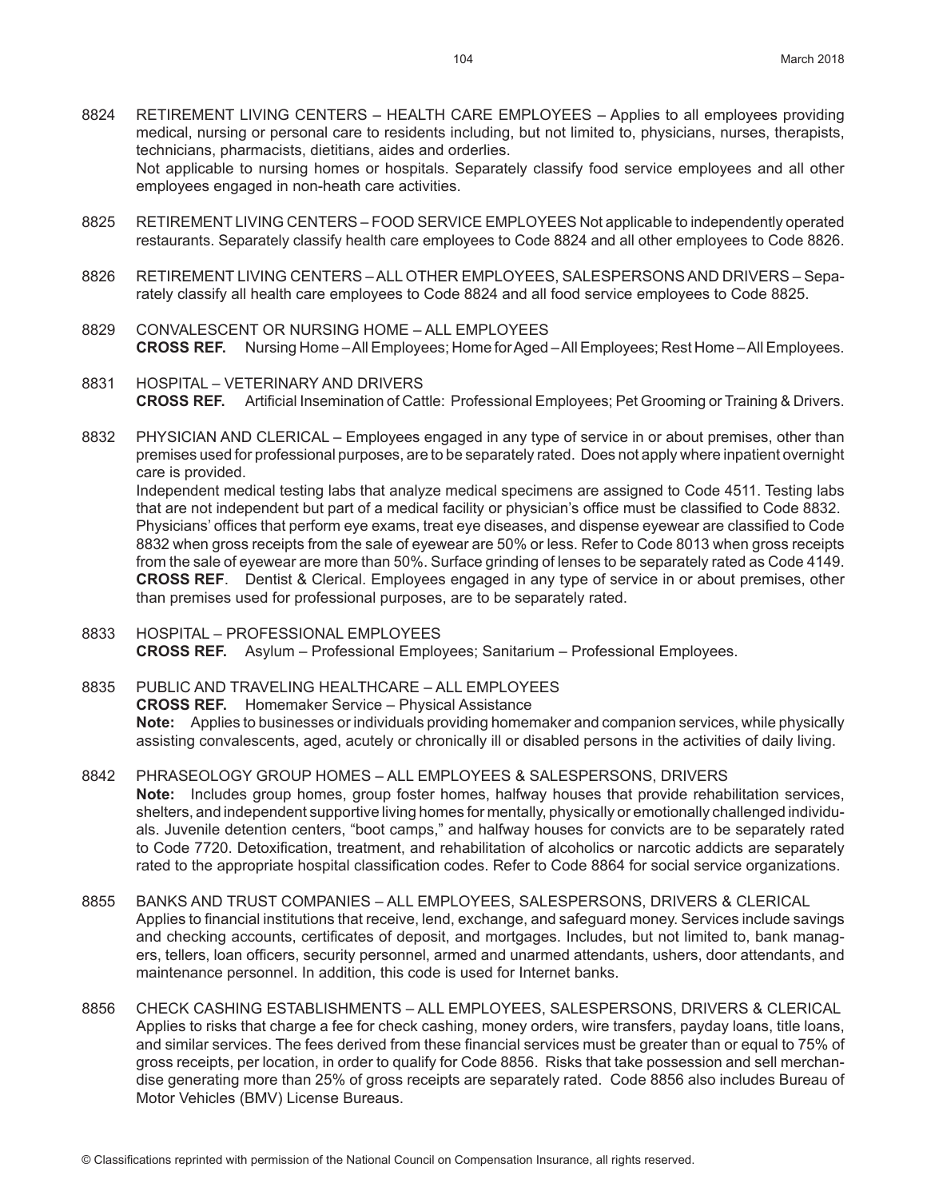8824 RETIREMENT LIVING CENTERS – HEALTH CARE EMPLOYEES – Applies to all employees providing medical, nursing or personal care to residents including, but not limited to, physicians, nurses, therapists, technicians, pharmacists, dietitians, aides and orderlies.
Not applicable to nursing homes or hospitals. Separately classify food service employees and all other employees engaged in non-heath care activities.

8825 RETIREMENT LIVING CENTERS – FOOD SERVICE EMPLOYEES Not applicable to independently operated restaurants. Separately classify health care employees to Code 8824 and all other employees to Code 8826.

8826 RETIREMENT LIVING CENTERS – ALL OTHER EMPLOYEES, SALESPERSONS AND DRIVERS – Separately classify all health care employees to Code 8824 and all food service employees to Code 8825.

8829 CONVALESCENT OR NURSING HOME – ALL EMPLOYEES
**CROSS REF.** Nursing Home – All Employees; Home for Aged – All Employees; Rest Home – All Employees.

8831 HOSPITAL – VETERINARY AND DRIVERS
**CROSS REF.** Artificial Insemination of Cattle: Professional Employees; Pet Grooming or Training & Drivers.

8832 PHYSICIAN AND CLERICAL – Employees engaged in any type of service in or about premises, other than premises used for professional purposes, are to be separately rated. Does not apply where inpatient overnight care is provided.
Independent medical testing labs that analyze medical specimens are assigned to Code 4511. Testing labs that are not independent but part of a medical facility or physician's office must be classified to Code 8832. Physicians' offices that perform eye exams, treat eye diseases, and dispense eyewear are classified to Code 8832 when gross receipts from the sale of eyewear are 50% or less. Refer to Code 8013 when gross receipts from the sale of eyewear are more than 50%. Surface grinding of lenses to be separately rated as Code 4149.
**CROSS REF**. Dentist & Clerical. Employees engaged in any type of service in or about premises, other than premises used for professional purposes, are to be separately rated.

8833 HOSPITAL – PROFESSIONAL EMPLOYEES
**CROSS REF.** Asylum – Professional Employees; Sanitarium – Professional Employees.

8835 PUBLIC AND TRAVELING HEALTHCARE – ALL EMPLOYEES
**CROSS REF.** Homemaker Service – Physical Assistance
**Note:** Applies to businesses or individuals providing homemaker and companion services, while physically assisting convalescents, aged, acutely or chronically ill or disabled persons in the activities of daily living.

8842 PHRASEOLOGY GROUP HOMES – ALL EMPLOYEES & SALESPERSONS, DRIVERS
**Note:** Includes group homes, group foster homes, halfway houses that provide rehabilitation services, shelters, and independent supportive living homes for mentally, physically or emotionally challenged individuals. Juvenile detention centers, "boot camps," and halfway houses for convicts are to be separately rated to Code 7720. Detoxification, treatment, and rehabilitation of alcoholics or narcotic addicts are separately rated to the appropriate hospital classification codes. Refer to Code 8864 for social service organizations.

8855 BANKS AND TRUST COMPANIES – ALL EMPLOYEES, SALESPERSONS, DRIVERS & CLERICAL
Applies to financial institutions that receive, lend, exchange, and safeguard money. Services include savings and checking accounts, certificates of deposit, and mortgages. Includes, but not limited to, bank managers, tellers, loan officers, security personnel, armed and unarmed attendants, ushers, door attendants, and maintenance personnel. In addition, this code is used for Internet banks.

8856 CHECK CASHING ESTABLISHMENTS – ALL EMPLOYEES, SALESPERSONS, DRIVERS & CLERICAL
Applies to risks that charge a fee for check cashing, money orders, wire transfers, payday loans, title loans, and similar services. The fees derived from these financial services must be greater than or equal to 75% of gross receipts, per location, in order to qualify for Code 8856. Risks that take possession and sell merchandise generating more than 25% of gross receipts are separately rated. Code 8856 also includes Bureau of Motor Vehicles (BMV) License Bureaus.

© Classifications reprinted with permission of the National Council on Compensation Insurance, all rights reserved.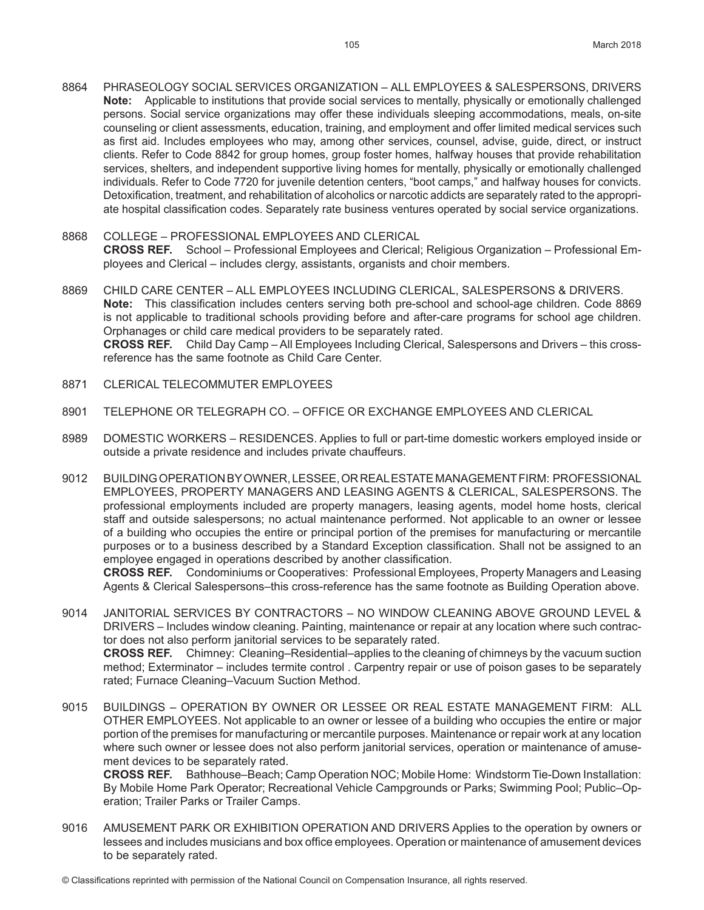8864 PHRASEOLOGY SOCIAL SERVICES ORGANIZATION – ALL EMPLOYEES & SALESPERSONS, DRIVERS
**Note:** Applicable to institutions that provide social services to mentally, physically or emotionally challenged persons. Social service organizations may offer these individuals sleeping accommodations, meals, on-site counseling or client assessments, education, training, and employment and offer limited medical services such as first aid. Includes employees who may, among other services, counsel, advise, guide, direct, or instruct clients. Refer to Code 8842 for group homes, group foster homes, halfway houses that provide rehabilitation services, shelters, and independent supportive living homes for mentally, physically or emotionally challenged individuals. Refer to Code 7720 for juvenile detention centers, "boot camps," and halfway houses for convicts. Detoxification, treatment, and rehabilitation of alcoholics or narcotic addicts are separately rated to the appropriate hospital classification codes. Separately rate business ventures operated by social service organizations.

8868 COLLEGE – PROFESSIONAL EMPLOYEES AND CLERICAL
**CROSS REF.** School – Professional Employees and Clerical; Religious Organization – Professional Employees and Clerical – includes clergy, assistants, organists and choir members.

8869 CHILD CARE CENTER – ALL EMPLOYEES INCLUDING CLERICAL, SALESPERSONS & DRIVERS.
**Note:** This classification includes centers serving both pre-school and school-age children. Code 8869 is not applicable to traditional schools providing before and after-care programs for school age children. Orphanages or child care medical providers to be separately rated.
**CROSS REF.** Child Day Camp – All Employees Including Clerical, Salespersons and Drivers – this cross-reference has the same footnote as Child Care Center.

8871 CLERICAL TELECOMMUTER EMPLOYEES

8901 TELEPHONE OR TELEGRAPH CO. – OFFICE OR EXCHANGE EMPLOYEES AND CLERICAL

8989 DOMESTIC WORKERS – RESIDENCES. Applies to full or part-time domestic workers employed inside or outside a private residence and includes private chauffeurs.

9012 BUILDING OPERATION BY OWNER, LESSEE, OR REAL ESTATE MANAGEMENT FIRM: PROFESSIONAL EMPLOYEES, PROPERTY MANAGERS AND LEASING AGENTS & CLERICAL, SALESPERSONS. The professional employments included are property managers, leasing agents, model home hosts, clerical staff and outside salespersons; no actual maintenance performed. Not applicable to an owner or lessee of a building who occupies the entire or principal portion of the premises for manufacturing or mercantile purposes or to a business described by a Standard Exception classification. Shall not be assigned to an employee engaged in operations described by another classification.
**CROSS REF.** Condominiums or Cooperatives: Professional Employees, Property Managers and Leasing Agents & Clerical Salespersons–this cross-reference has the same footnote as Building Operation above.

9014 JANITORIAL SERVICES BY CONTRACTORS – NO WINDOW CLEANING ABOVE GROUND LEVEL & DRIVERS – Includes window cleaning. Painting, maintenance or repair at any location where such contractor does not also perform janitorial services to be separately rated.
**CROSS REF.** Chimney: Cleaning–Residential–applies to the cleaning of chimneys by the vacuum suction method; Exterminator – includes termite control . Carpentry repair or use of poison gases to be separately rated; Furnace Cleaning–Vacuum Suction Method.

9015 BUILDINGS – OPERATION BY OWNER OR LESSEE OR REAL ESTATE MANAGEMENT FIRM: ALL OTHER EMPLOYEES. Not applicable to an owner or lessee of a building who occupies the entire or major portion of the premises for manufacturing or mercantile purposes. Maintenance or repair work at any location where such owner or lessee does not also perform janitorial services, operation or maintenance of amusement devices to be separately rated.
**CROSS REF.** Bathhouse–Beach; Camp Operation NOC; Mobile Home: Windstorm Tie-Down Installation: By Mobile Home Park Operator; Recreational Vehicle Campgrounds or Parks; Swimming Pool; Public–Operation; Trailer Parks or Trailer Camps.

9016 AMUSEMENT PARK OR EXHIBITION OPERATION AND DRIVERS Applies to the operation by owners or lessees and includes musicians and box office employees. Operation or maintenance of amusement devices to be separately rated.

© Classifications reprinted with permission of the National Council on Compensation Insurance, all rights reserved.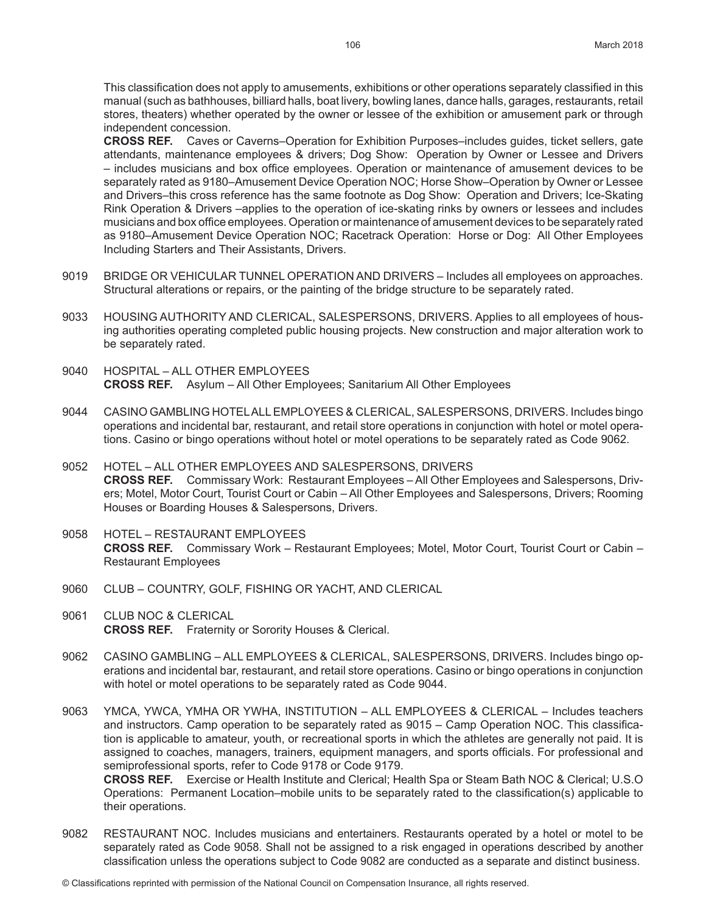This classification does not apply to amusements, exhibitions or other operations separately classified in this manual (such as bathhouses, billiard halls, boat livery, bowling lanes, dance halls, garages, restaurants, retail stores, theaters) whether operated by the owner or lessee of the exhibition or amusement park or through independent concession.

**CROSS REF.** Caves or Caverns–Operation for Exhibition Purposes–includes guides, ticket sellers, gate attendants, maintenance employees & drivers; Dog Show: Operation by Owner or Lessee and Drivers – includes musicians and box office employees. Operation or maintenance of amusement devices to be separately rated as 9180–Amusement Device Operation NOC; Horse Show–Operation by Owner or Lessee and Drivers–this cross reference has the same footnote as Dog Show: Operation and Drivers; Ice-Skating Rink Operation & Drivers –applies to the operation of ice-skating rinks by owners or lessees and includes musicians and box office employees. Operation or maintenance of amusement devices to be separately rated as 9180–Amusement Device Operation NOC; Racetrack Operation: Horse or Dog: All Other Employees Including Starters and Their Assistants, Drivers.

9019 BRIDGE OR VEHICULAR TUNNEL OPERATION AND DRIVERS – Includes all employees on approaches. Structural alterations or repairs, or the painting of the bridge structure to be separately rated.

9033 HOUSING AUTHORITY AND CLERICAL, SALESPERSONS, DRIVERS. Applies to all employees of housing authorities operating completed public housing projects. New construction and major alteration work to be separately rated.

9040 HOSPITAL – ALL OTHER EMPLOYEES
**CROSS REF.** Asylum – All Other Employees; Sanitarium All Other Employees

9044 CASINO GAMBLING HOTEL ALL EMPLOYEES & CLERICAL, SALESPERSONS, DRIVERS. Includes bingo operations and incidental bar, restaurant, and retail store operations in conjunction with hotel or motel operations. Casino or bingo operations without hotel or motel operations to be separately rated as Code 9062.

9052 HOTEL – ALL OTHER EMPLOYEES AND SALESPERSONS, DRIVERS
**CROSS REF.** Commissary Work: Restaurant Employees – All Other Employees and Salespersons, Drivers; Motel, Motor Court, Tourist Court or Cabin – All Other Employees and Salespersons, Drivers; Rooming Houses or Boarding Houses & Salespersons, Drivers.

9058 HOTEL – RESTAURANT EMPLOYEES
**CROSS REF.** Commissary Work – Restaurant Employees; Motel, Motor Court, Tourist Court or Cabin – Restaurant Employees

9060 CLUB – COUNTRY, GOLF, FISHING OR YACHT, AND CLERICAL

9061 CLUB NOC & CLERICAL
**CROSS REF.** Fraternity or Sorority Houses & Clerical.

9062 CASINO GAMBLING – ALL EMPLOYEES & CLERICAL, SALESPERSONS, DRIVERS. Includes bingo operations and incidental bar, restaurant, and retail store operations. Casino or bingo operations in conjunction with hotel or motel operations to be separately rated as Code 9044.

9063 YMCA, YWCA, YMHA OR YWHA, INSTITUTION – ALL EMPLOYEES & CLERICAL – Includes teachers and instructors. Camp operation to be separately rated as 9015 – Camp Operation NOC. This classification is applicable to amateur, youth, or recreational sports in which the athletes are generally not paid. It is assigned to coaches, managers, trainers, equipment managers, and sports officials. For professional and semiprofessional sports, refer to Code 9178 or Code 9179.
**CROSS REF.** Exercise or Health Institute and Clerical; Health Spa or Steam Bath NOC & Clerical; U.S.O Operations: Permanent Location–mobile units to be separately rated to the classification(s) applicable to their operations.

9082 RESTAURANT NOC. Includes musicians and entertainers. Restaurants operated by a hotel or motel to be separately rated as Code 9058. Shall not be assigned to a risk engaged in operations described by another classification unless the operations subject to Code 9082 are conducted as a separate and distinct business.

© Classifications reprinted with permission of the National Council on Compensation Insurance, all rights reserved.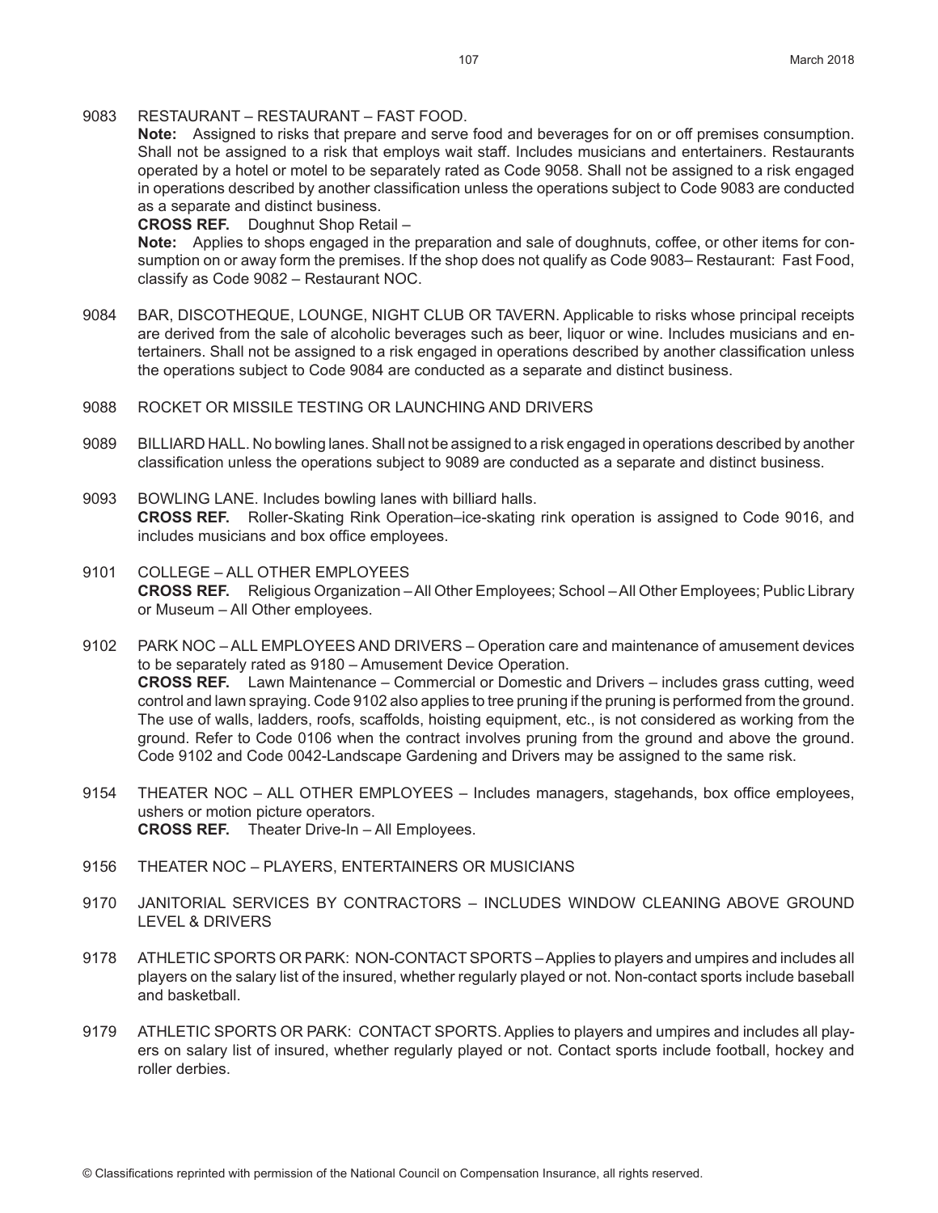9083 RESTAURANT – RESTAURANT – FAST FOOD.

**Note:** Assigned to risks that prepare and serve food and beverages for on or off premises consumption. Shall not be assigned to a risk that employs wait staff. Includes musicians and entertainers. Restaurants operated by a hotel or motel to be separately rated as Code 9058. Shall not be assigned to a risk engaged in operations described by another classification unless the operations subject to Code 9083 are conducted as a separate and distinct business.

**CROSS REF.** Doughnut Shop Retail –

**Note:** Applies to shops engaged in the preparation and sale of doughnuts, coffee, or other items for consumption on or away form the premises. If the shop does not qualify as Code 9083– Restaurant: Fast Food, classify as Code 9082 – Restaurant NOC.

9084 BAR, DISCOTHEQUE, LOUNGE, NIGHT CLUB OR TAVERN. Applicable to risks whose principal receipts are derived from the sale of alcoholic beverages such as beer, liquor or wine. Includes musicians and entertainers. Shall not be assigned to a risk engaged in operations described by another classification unless the operations subject to Code 9084 are conducted as a separate and distinct business.

9088 ROCKET OR MISSILE TESTING OR LAUNCHING AND DRIVERS

9089 BILLIARD HALL. No bowling lanes. Shall not be assigned to a risk engaged in operations described by another classification unless the operations subject to 9089 are conducted as a separate and distinct business.

9093 BOWLING LANE. Includes bowling lanes with billiard halls.

**CROSS REF.** Roller-Skating Rink Operation–ice-skating rink operation is assigned to Code 9016, and includes musicians and box office employees.

9101 COLLEGE – ALL OTHER EMPLOYEES

**CROSS REF.** Religious Organization – All Other Employees; School – All Other Employees; Public Library or Museum – All Other employees.

9102 PARK NOC – ALL EMPLOYEES AND DRIVERS – Operation care and maintenance of amusement devices to be separately rated as 9180 – Amusement Device Operation.

**CROSS REF.** Lawn Maintenance – Commercial or Domestic and Drivers – includes grass cutting, weed control and lawn spraying. Code 9102 also applies to tree pruning if the pruning is performed from the ground. The use of walls, ladders, roofs, scaffolds, hoisting equipment, etc., is not considered as working from the ground. Refer to Code 0106 when the contract involves pruning from the ground and above the ground. Code 9102 and Code 0042-Landscape Gardening and Drivers may be assigned to the same risk.

9154 THEATER NOC – ALL OTHER EMPLOYEES – Includes managers, stagehands, box office employees, ushers or motion picture operators.

**CROSS REF.** Theater Drive-In – All Employees.

9156 THEATER NOC – PLAYERS, ENTERTAINERS OR MUSICIANS

9170 JANITORIAL SERVICES BY CONTRACTORS – INCLUDES WINDOW CLEANING ABOVE GROUND LEVEL & DRIVERS

9178 ATHLETIC SPORTS OR PARK: NON-CONTACT SPORTS – Applies to players and umpires and includes all players on the salary list of the insured, whether regularly played or not. Non-contact sports include baseball and basketball.

9179 ATHLETIC SPORTS OR PARK: CONTACT SPORTS. Applies to players and umpires and includes all players on salary list of insured, whether regularly played or not. Contact sports include football, hockey and roller derbies.

© Classifications reprinted with permission of the National Council on Compensation Insurance, all rights reserved.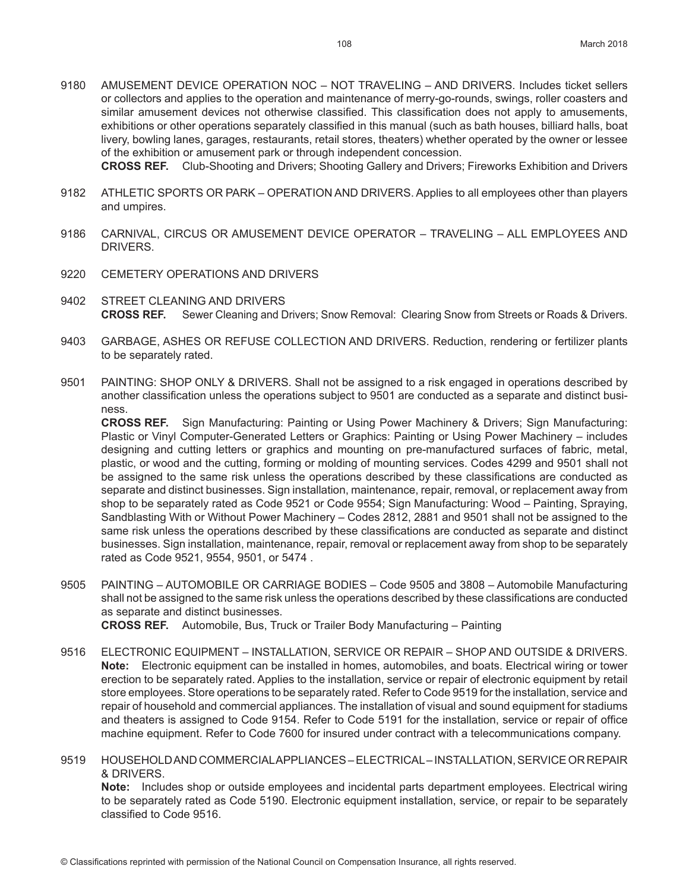9180 AMUSEMENT DEVICE OPERATION NOC – NOT TRAVELING – AND DRIVERS. Includes ticket sellers or collectors and applies to the operation and maintenance of merry-go-rounds, swings, roller coasters and similar amusement devices not otherwise classified. This classification does not apply to amusements, exhibitions or other operations separately classified in this manual (such as bath houses, billiard halls, boat livery, bowling lanes, garages, restaurants, retail stores, theaters) whether operated by the owner or lessee of the exhibition or amusement park or through independent concession.
**CROSS REF.** Club-Shooting and Drivers; Shooting Gallery and Drivers; Fireworks Exhibition and Drivers

9182 ATHLETIC SPORTS OR PARK – OPERATION AND DRIVERS. Applies to all employees other than players and umpires.

9186 CARNIVAL, CIRCUS OR AMUSEMENT DEVICE OPERATOR – TRAVELING – ALL EMPLOYEES AND DRIVERS.

9220 CEMETERY OPERATIONS AND DRIVERS

9402 STREET CLEANING AND DRIVERS
**CROSS REF.** Sewer Cleaning and Drivers; Snow Removal: Clearing Snow from Streets or Roads & Drivers.

9403 GARBAGE, ASHES OR REFUSE COLLECTION AND DRIVERS. Reduction, rendering or fertilizer plants to be separately rated.

9501 PAINTING: SHOP ONLY & DRIVERS. Shall not be assigned to a risk engaged in operations described by another classification unless the operations subject to 9501 are conducted as a separate and distinct business.
**CROSS REF.** Sign Manufacturing: Painting or Using Power Machinery & Drivers; Sign Manufacturing: Plastic or Vinyl Computer-Generated Letters or Graphics: Painting or Using Power Machinery – includes designing and cutting letters or graphics and mounting on pre-manufactured surfaces of fabric, metal, plastic, or wood and the cutting, forming or molding of mounting services. Codes 4299 and 9501 shall not be assigned to the same risk unless the operations described by these classifications are conducted as separate and distinct businesses. Sign installation, maintenance, repair, removal, or replacement away from shop to be separately rated as Code 9521 or Code 9554; Sign Manufacturing: Wood – Painting, Spraying, Sandblasting With or Without Power Machinery – Codes 2812, 2881 and 9501 shall not be assigned to the same risk unless the operations described by these classifications are conducted as separate and distinct businesses. Sign installation, maintenance, repair, removal or replacement away from shop to be separately rated as Code 9521, 9554, 9501, or 5474 .

9505 PAINTING – AUTOMOBILE OR CARRIAGE BODIES – Code 9505 and 3808 – Automobile Manufacturing shall not be assigned to the same risk unless the operations described by these classifications are conducted as separate and distinct businesses.
**CROSS REF.** Automobile, Bus, Truck or Trailer Body Manufacturing – Painting

9516 ELECTRONIC EQUIPMENT – INSTALLATION, SERVICE OR REPAIR – SHOP AND OUTSIDE & DRIVERS.
**Note:** Electronic equipment can be installed in homes, automobiles, and boats. Electrical wiring or tower erection to be separately rated. Applies to the installation, service or repair of electronic equipment by retail store employees. Store operations to be separately rated. Refer to Code 9519 for the installation, service and repair of household and commercial appliances. The installation of visual and sound equipment for stadiums and theaters is assigned to Code 9154. Refer to Code 5191 for the installation, service or repair of office machine equipment. Refer to Code 7600 for insured under contract with a telecommunications company.

9519 HOUSEHOLD AND COMMERCIAL APPLIANCES – ELECTRICAL – INSTALLATION, SERVICE OR REPAIR & DRIVERS.
**Note:** Includes shop or outside employees and incidental parts department employees. Electrical wiring to be separately rated as Code 5190. Electronic equipment installation, service, or repair to be separately classified to Code 9516.

© Classifications reprinted with permission of the National Council on Compensation Insurance, all rights reserved.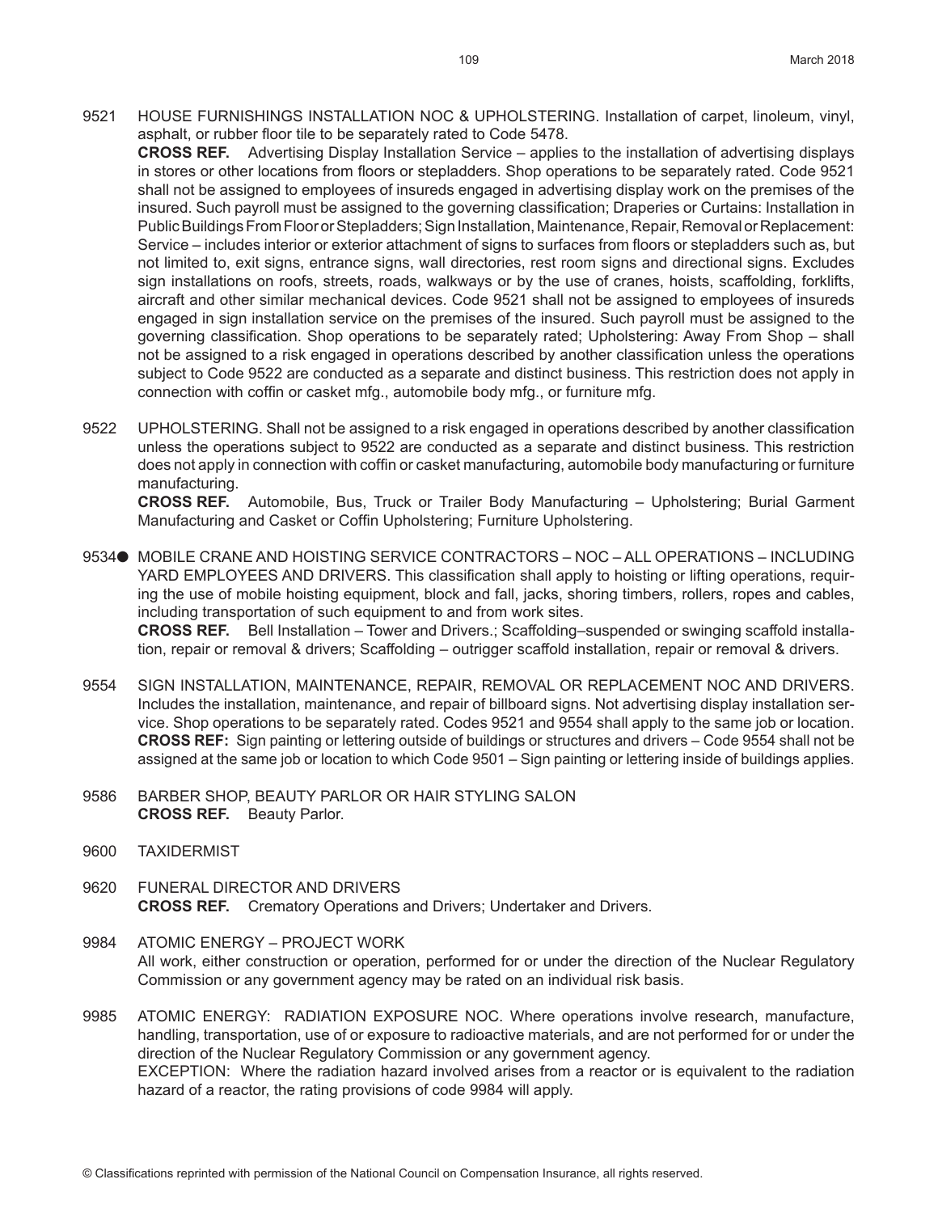9521 HOUSE FURNISHINGS INSTALLATION NOC & UPHOLSTERING. Installation of carpet, linoleum, vinyl, asphalt, or rubber floor tile to be separately rated to Code 5478.
**CROSS REF.** Advertising Display Installation Service – applies to the installation of advertising displays in stores or other locations from floors or stepladders. Shop operations to be separately rated. Code 9521 shall not be assigned to employees of insureds engaged in advertising display work on the premises of the insured. Such payroll must be assigned to the governing classification; Draperies or Curtains: Installation in Public Buildings From Floor or Stepladders; Sign Installation, Maintenance, Repair, Removal or Replacement: Service – includes interior or exterior attachment of signs to surfaces from floors or stepladders such as, but not limited to, exit signs, entrance signs, wall directories, rest room signs and directional signs. Excludes sign installations on roofs, streets, roads, walkways or by the use of cranes, hoists, scaffolding, forklifts, aircraft and other similar mechanical devices. Code 9521 shall not be assigned to employees of insureds engaged in sign installation service on the premises of the insured. Such payroll must be assigned to the governing classification. Shop operations to be separately rated; Upholstering: Away From Shop – shall not be assigned to a risk engaged in operations described by another classification unless the operations subject to Code 9522 are conducted as a separate and distinct business. This restriction does not apply in connection with coffin or casket mfg., automobile body mfg., or furniture mfg.

9522 UPHOLSTERING. Shall not be assigned to a risk engaged in operations described by another classification unless the operations subject to 9522 are conducted as a separate and distinct business. This restriction does not apply in connection with coffin or casket manufacturing, automobile body manufacturing or furniture manufacturing.
**CROSS REF.** Automobile, Bus, Truck or Trailer Body Manufacturing – Upholstering; Burial Garment Manufacturing and Casket or Coffin Upholstering; Furniture Upholstering.

9534● MOBILE CRANE AND HOISTING SERVICE CONTRACTORS – NOC – ALL OPERATIONS – INCLUDING YARD EMPLOYEES AND DRIVERS. This classification shall apply to hoisting or lifting operations, requiring the use of mobile hoisting equipment, block and fall, jacks, shoring timbers, rollers, ropes and cables, including transportation of such equipment to and from work sites.
**CROSS REF.** Bell Installation – Tower and Drivers.; Scaffolding–suspended or swinging scaffold installation, repair or removal & drivers; Scaffolding – outrigger scaffold installation, repair or removal & drivers.

9554 SIGN INSTALLATION, MAINTENANCE, REPAIR, REMOVAL OR REPLACEMENT NOC AND DRIVERS. Includes the installation, maintenance, and repair of billboard signs. Not advertising display installation service. Shop operations to be separately rated. Codes 9521 and 9554 shall apply to the same job or location.
**CROSS REF:** Sign painting or lettering outside of buildings or structures and drivers – Code 9554 shall not be assigned at the same job or location to which Code 9501 – Sign painting or lettering inside of buildings applies.

9586 BARBER SHOP, BEAUTY PARLOR OR HAIR STYLING SALON
**CROSS REF.** Beauty Parlor.

9600 TAXIDERMIST

9620 FUNERAL DIRECTOR AND DRIVERS
**CROSS REF.** Crematory Operations and Drivers; Undertaker and Drivers.

9984 ATOMIC ENERGY – PROJECT WORK
All work, either construction or operation, performed for or under the direction of the Nuclear Regulatory Commission or any government agency may be rated on an individual risk basis.

9985 ATOMIC ENERGY: RADIATION EXPOSURE NOC. Where operations involve research, manufacture, handling, transportation, use of or exposure to radioactive materials, and are not performed for or under the direction of the Nuclear Regulatory Commission or any government agency.
EXCEPTION: Where the radiation hazard involved arises from a reactor or is equivalent to the radiation hazard of a reactor, the rating provisions of code 9984 will apply.

© Classifications reprinted with permission of the National Council on Compensation Insurance, all rights reserved.